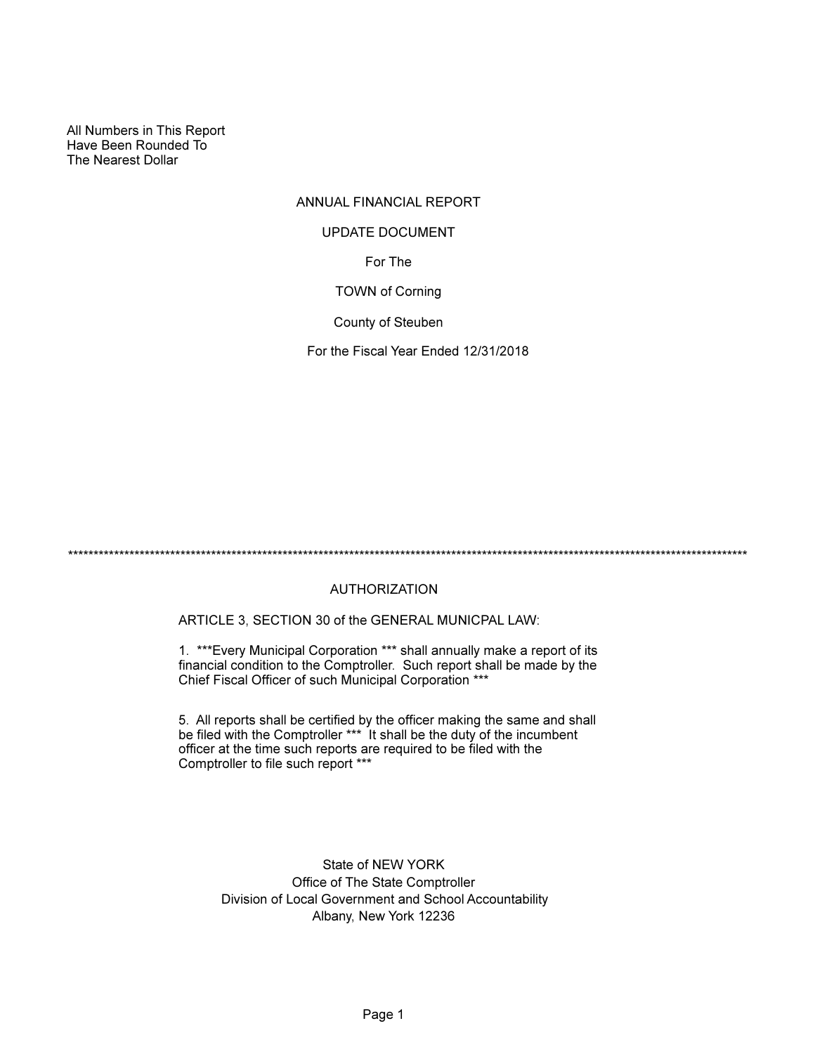All Numbers in This Report
Have Been Rounded To
The Nearest Dollar

# ANNUAL FINANCIAL REPORT

## UPDATE DOCUMENT

For The

TOWN of Corning

County of Steuben

For the Fiscal Year Ended 12/31/2018

*******************************************************************************************************************************************

## AUTHORIZATION

ARTICLE 3, SECTION 30 of the GENERAL MUNICPAL LAW:

1. ***Every Municipal Corporation *** shall annually make a report of its financial condition to the Comptroller. Such report shall be made by the Chief Fiscal Officer of such Municipal Corporation ***

5. All reports shall be certified by the officer making the same and shall be filed with the Comptroller *** It shall be the duty of the incumbent officer at the time such reports are required to be filed with the Comptroller to file such report ***

State of NEW YORK
Office of The State Comptroller
Division of Local Government and School Accountability
Albany, New York 12236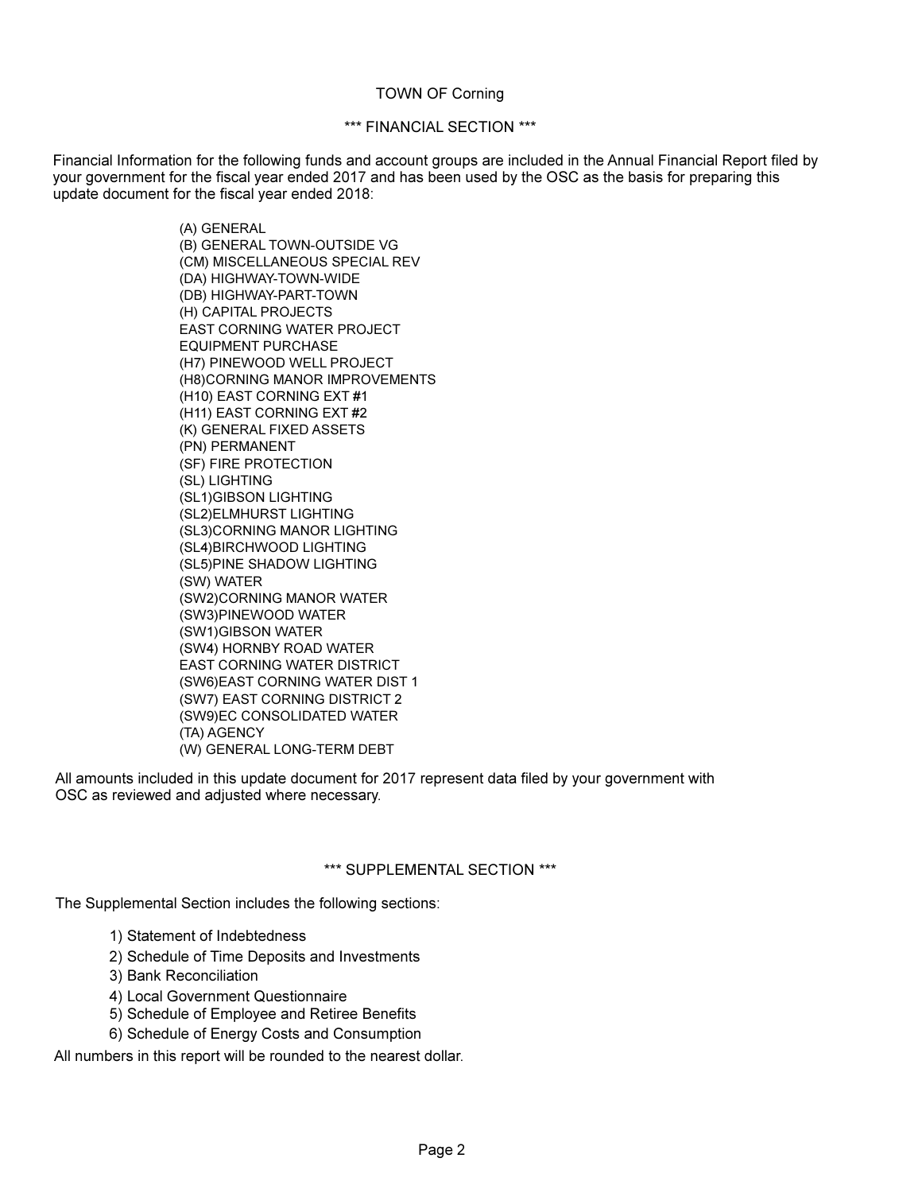TOWN OF Corning

*** FINANCIAL SECTION ***

Financial Information for the following funds and account groups are included in the Annual Financial Report filed by your government for the fiscal year ended 2017 and has been used by the OSC as the basis for preparing this update document for the fiscal year ended 2018:

(A) GENERAL
(B) GENERAL TOWN-OUTSIDE VG
(CM) MISCELLANEOUS SPECIAL REV
(DA) HIGHWAY-TOWN-WIDE
(DB) HIGHWAY-PART-TOWN
(H) CAPITAL PROJECTS
EAST CORNING WATER PROJECT
EQUIPMENT PURCHASE
(H7) PINEWOOD WELL PROJECT
(H8)CORNING MANOR IMPROVEMENTS
(H10) EAST CORNING EXT #1
(H11) EAST CORNING EXT #2
(K) GENERAL FIXED ASSETS
(PN) PERMANENT
(SF) FIRE PROTECTION
(SL) LIGHTING
(SL1)GIBSON LIGHTING
(SL2)ELMHURST LIGHTING
(SL3)CORNING MANOR LIGHTING
(SL4)BIRCHWOOD LIGHTING
(SL5)PINE SHADOW LIGHTING
(SW) WATER
(SW2)CORNING MANOR WATER
(SW3)PINEWOOD WATER
(SW1)GIBSON WATER
(SW4) HORNBY ROAD WATER
EAST CORNING WATER DISTRICT
(SW6)EAST CORNING WATER DIST 1
(SW7) EAST CORNING DISTRICT 2
(SW9)EC CONSOLIDATED WATER
(TA) AGENCY
(W) GENERAL LONG-TERM DEBT

All amounts included in this update document for 2017 represent data filed by your government with OSC as reviewed and adjusted where necessary.

*** SUPPLEMENTAL SECTION ***

The Supplemental Section includes the following sections:

1) Statement of Indebtedness
2) Schedule of Time Deposits and Investments
3) Bank Reconciliation
4) Local Government Questionnaire
5) Schedule of Employee and Retiree Benefits
6) Schedule of Energy Costs and Consumption

All numbers in this report will be rounded to the nearest dollar.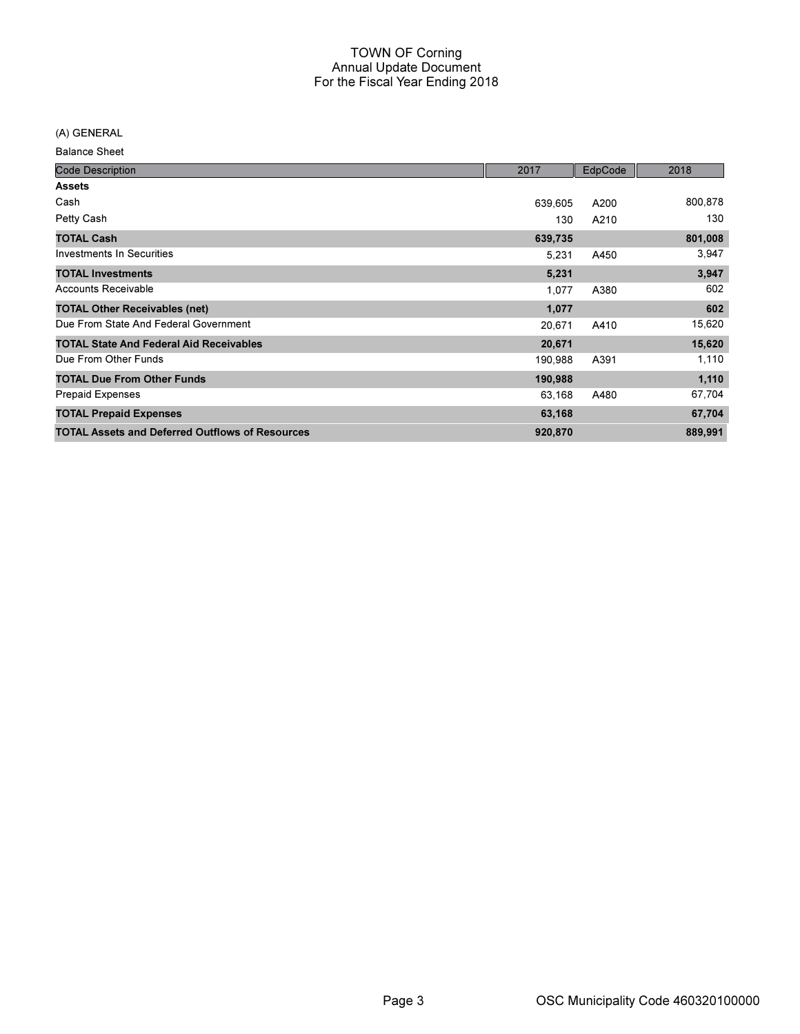# TOWN OF Corning
## Annual Update Document
## For the Fiscal Year Ending 2018

(A) GENERAL

Balance Sheet

| Code Description | 2017 | EdpCode | 2018 |
|---|---|---|---|
| **Assets** | | | |
| Cash | 639,605 | A200 | 800,878 |
| Petty Cash | 130 | A210 | 130 |
| **TOTAL Cash** | **639,735** | | **801,008** |
| Investments In Securities | 5,231 | A450 | 3,947 |
| **TOTAL Investments** | **5,231** | | **3,947** |
| Accounts Receivable | 1,077 | A380 | 602 |
| **TOTAL Other Receivables (net)** | **1,077** | | **602** |
| Due From State And Federal Government | 20,671 | A410 | 15,620 |
| **TOTAL State And Federal Aid Receivables** | **20,671** | | **15,620** |
| Due From Other Funds | 190,988 | A391 | 1,110 |
| **TOTAL Due From Other Funds** | **190,988** | | **1,110** |
| Prepaid Expenses | 63,168 | A480 | 67,704 |
| **TOTAL Prepaid Expenses** | **63,168** | | **67,704** |
| **TOTAL Assets and Deferred Outflows of Resources** | **920,870** | | **889,991** |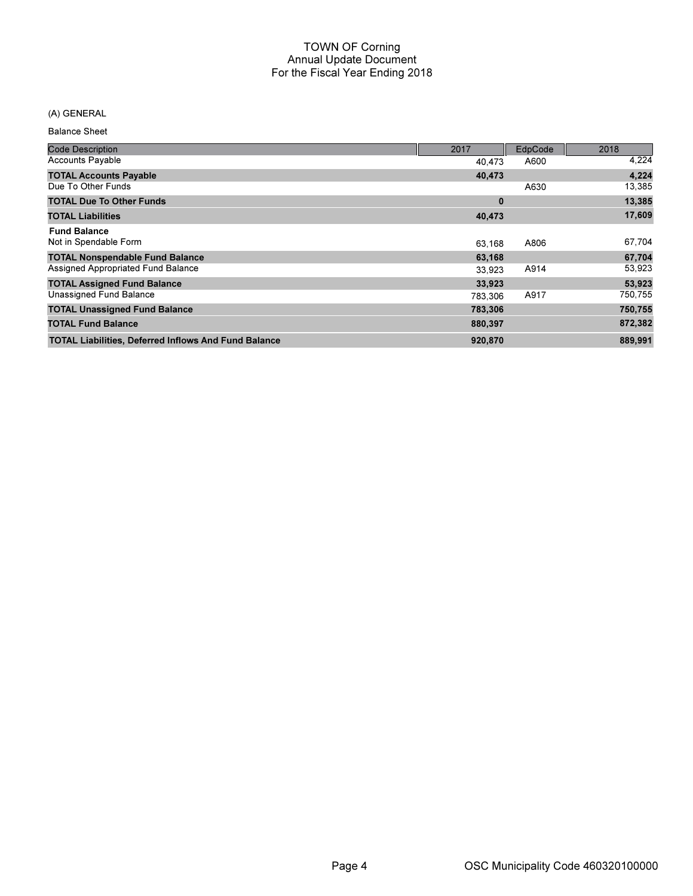# TOWN OF Corning
## Annual Update Document
## For the Fiscal Year Ending 2018

(A) GENERAL

Balance Sheet

| Code Description | 2017 | EdpCode | 2018 |
|---|---|---|---|
| Accounts Payable | 40,473 | A600 | 4,224 |
| **TOTAL Accounts Payable** | **40,473** | | **4,224** |
| Due To Other Funds | | A630 | 13,385 |
| **TOTAL Due To Other Funds** | **0** | | **13,385** |
| **TOTAL Liabilities** | **40,473** | | **17,609** |
| **Fund Balance** | | | |
| Not in Spendable Form | 63,168 | A806 | 67,704 |
| **TOTAL Nonspendable Fund Balance** | **63,168** | | **67,704** |
| Assigned Appropriated Fund Balance | 33,923 | A914 | 53,923 |
| **TOTAL Assigned Fund Balance** | **33,923** | | **53,923** |
| Unassigned Fund Balance | 783,306 | A917 | 750,755 |
| **TOTAL Unassigned Fund Balance** | **783,306** | | **750,755** |
| **TOTAL Fund Balance** | **880,397** | | **872,382** |
| **TOTAL Liabilities, Deferred Inflows And Fund Balance** | **920,870** | | **889,991** |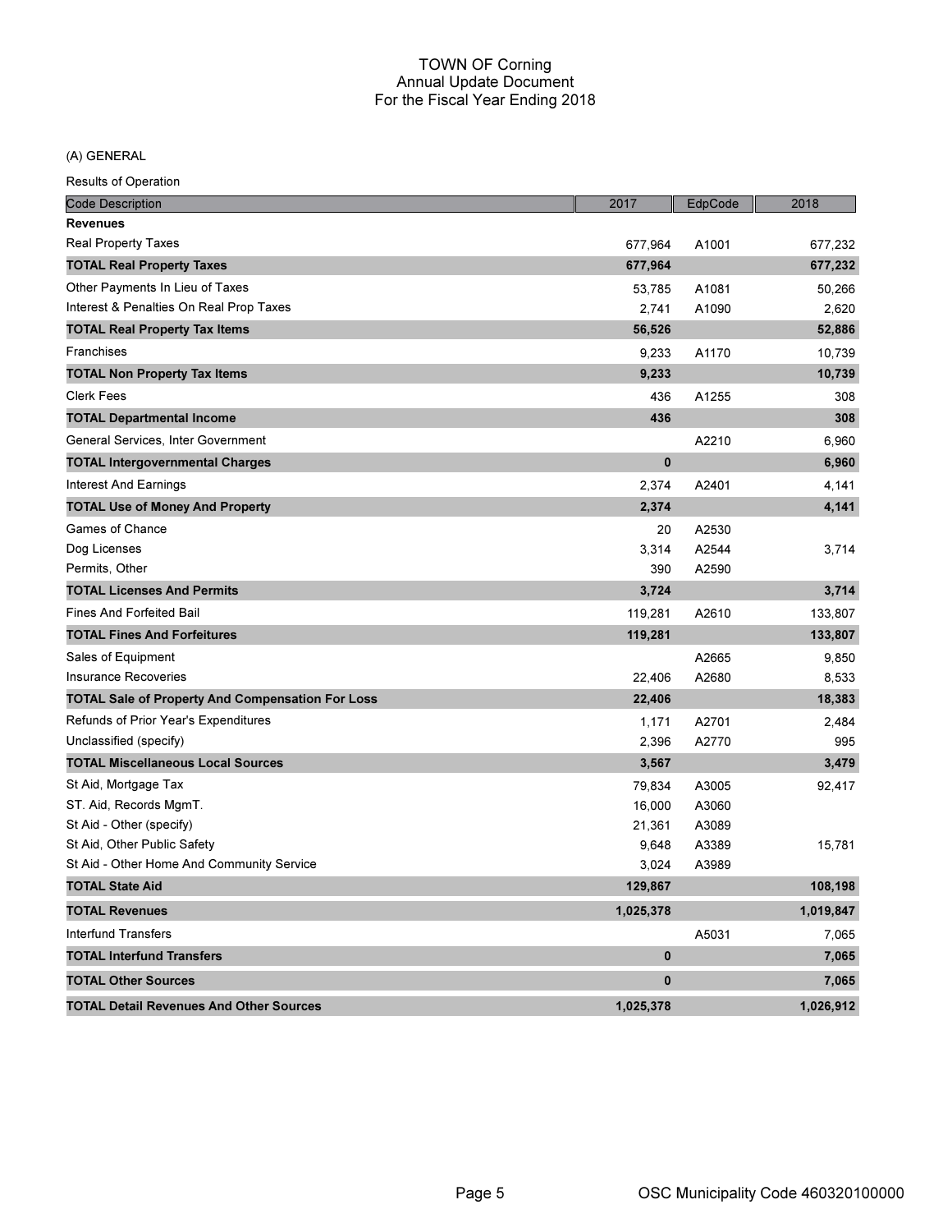# TOWN OF Corning
## Annual Update Document
## For the Fiscal Year Ending 2018

(A) GENERAL

Results of Operation

| Code Description | 2017 | EdpCode | 2018 |
|---|---|---|---|
| **Revenues** | | | |
| Real Property Taxes | 677,964 | A1001 | 677,232 |
| **TOTAL Real Property Taxes** | **677,964** | | **677,232** |
| Other Payments In Lieu of Taxes | 53,785 | A1081 | 50,266 |
| Interest & Penalties On Real Prop Taxes | 2,741 | A1090 | 2,620 |
| **TOTAL Real Property Tax Items** | **56,526** | | **52,886** |
| Franchises | 9,233 | A1170 | 10,739 |
| **TOTAL Non Property Tax Items** | **9,233** | | **10,739** |
| Clerk Fees | 436 | A1255 | 308 |
| **TOTAL Departmental Income** | **436** | | **308** |
| General Services, Inter Government | | A2210 | 6,960 |
| **TOTAL Intergovernmental Charges** | **0** | | **6,960** |
| Interest And Earnings | 2,374 | A2401 | 4,141 |
| **TOTAL Use of Money And Property** | **2,374** | | **4,141** |
| Games of Chance | 20 | A2530 | |
| Dog Licenses | 3,314 | A2544 | 3,714 |
| Permits, Other | 390 | A2590 | |
| **TOTAL Licenses And Permits** | **3,724** | | **3,714** |
| Fines And Forfeited Bail | 119,281 | A2610 | 133,807 |
| **TOTAL Fines And Forfeitures** | **119,281** | | **133,807** |
| Sales of Equipment | | A2665 | 9,850 |
| Insurance Recoveries | 22,406 | A2680 | 8,533 |
| **TOTAL Sale of Property And Compensation For Loss** | **22,406** | | **18,383** |
| Refunds of Prior Year's Expenditures | 1,171 | A2701 | 2,484 |
| Unclassified (specify) | 2,396 | A2770 | 995 |
| **TOTAL Miscellaneous Local Sources** | **3,567** | | **3,479** |
| St Aid, Mortgage Tax | 79,834 | A3005 | 92,417 |
| ST. Aid, Records MgmT. | 16,000 | A3060 | |
| St Aid - Other (specify) | 21,361 | A3089 | |
| St Aid, Other Public Safety | 9,648 | A3389 | 15,781 |
| St Aid - Other Home And Community Service | 3,024 | A3989 | |
| **TOTAL State Aid** | **129,867** | | **108,198** |
| **TOTAL Revenues** | **1,025,378** | | **1,019,847** |
| Interfund Transfers | | A5031 | 7,065 |
| **TOTAL Interfund Transfers** | **0** | | **7,065** |
| **TOTAL Other Sources** | **0** | | **7,065** |
| **TOTAL Detail Revenues And Other Sources** | **1,025,378** | | **1,026,912** |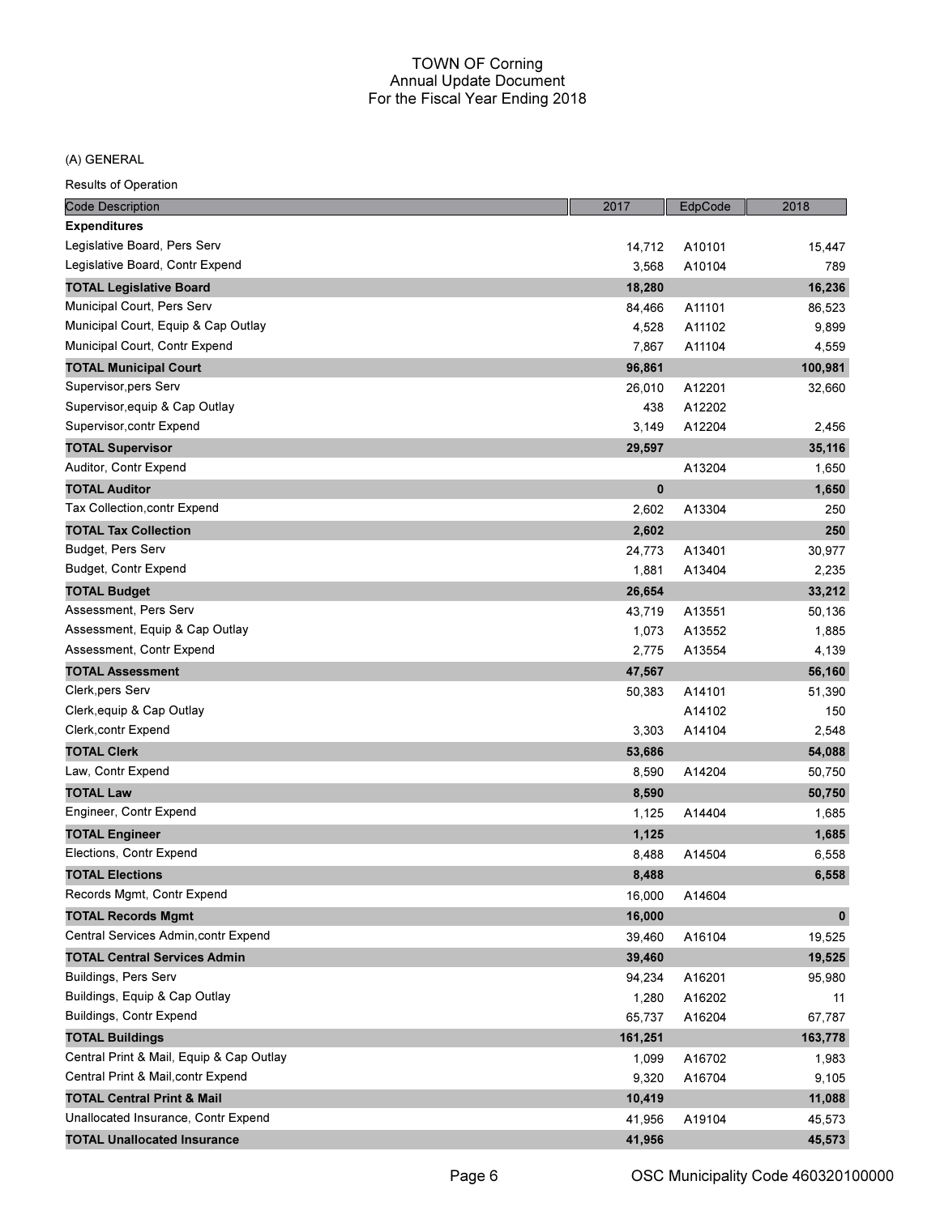TOWN OF Corning
Annual Update Document
For the Fiscal Year Ending 2018

(A) GENERAL

Results of Operation

| Code Description | 2017 | EdpCode | 2018 |
|---|---|---|---|
| **Expenditures** | | | |
| Legislative Board, Pers Serv | 14,712 | A10101 | 15,447 |
| Legislative Board, Contr Expend | 3,568 | A10104 | 789 |
| **TOTAL Legislative Board** | **18,280** | | **16,236** |
| Municipal Court, Pers Serv | 84,466 | A11101 | 86,523 |
| Municipal Court, Equip & Cap Outlay | 4,528 | A11102 | 9,899 |
| Municipal Court, Contr Expend | 7,867 | A11104 | 4,559 |
| **TOTAL Municipal Court** | **96,861** | | **100,981** |
| Supervisor,pers Serv | 26,010 | A12201 | 32,660 |
| Supervisor,equip & Cap Outlay | 438 | A12202 | |
| Supervisor,contr Expend | 3,149 | A12204 | 2,456 |
| **TOTAL Supervisor** | **29,597** | | **35,116** |
| Auditor, Contr Expend | | A13204 | 1,650 |
| **TOTAL Auditor** | **0** | | **1,650** |
| Tax Collection,contr Expend | 2,602 | A13304 | 250 |
| **TOTAL Tax Collection** | **2,602** | | **250** |
| Budget, Pers Serv | 24,773 | A13401 | 30,977 |
| Budget, Contr Expend | 1,881 | A13404 | 2,235 |
| **TOTAL Budget** | **26,654** | | **33,212** |
| Assessment, Pers Serv | 43,719 | A13551 | 50,136 |
| Assessment, Equip & Cap Outlay | 1,073 | A13552 | 1,885 |
| Assessment, Contr Expend | 2,775 | A13554 | 4,139 |
| **TOTAL Assessment** | **47,567** | | **56,160** |
| Clerk,pers Serv | 50,383 | A14101 | 51,390 |
| Clerk,equip & Cap Outlay | | A14102 | 150 |
| Clerk,contr Expend | 3,303 | A14104 | 2,548 |
| **TOTAL Clerk** | **53,686** | | **54,088** |
| Law, Contr Expend | 8,590 | A14204 | 50,750 |
| **TOTAL Law** | **8,590** | | **50,750** |
| Engineer, Contr Expend | 1,125 | A14404 | 1,685 |
| **TOTAL Engineer** | **1,125** | | **1,685** |
| Elections, Contr Expend | 8,488 | A14504 | 6,558 |
| **TOTAL Elections** | **8,488** | | **6,558** |
| Records Mgmt, Contr Expend | 16,000 | A14604 | |
| **TOTAL Records Mgmt** | **16,000** | | **0** |
| Central Services Admin,contr Expend | 39,460 | A16104 | 19,525 |
| **TOTAL Central Services Admin** | **39,460** | | **19,525** |
| Buildings, Pers Serv | 94,234 | A16201 | 95,980 |
| Buildings, Equip & Cap Outlay | 1,280 | A16202 | 11 |
| Buildings, Contr Expend | 65,737 | A16204 | 67,787 |
| **TOTAL Buildings** | **161,251** | | **163,778** |
| Central Print & Mail, Equip & Cap Outlay | 1,099 | A16702 | 1,983 |
| Central Print & Mail,contr Expend | 9,320 | A16704 | 9,105 |
| **TOTAL Central Print & Mail** | **10,419** | | **11,088** |
| Unallocated Insurance, Contr Expend | 41,956 | A19104 | 45,573 |
| **TOTAL Unallocated Insurance** | **41,956** | | **45,573** |

OSC Municipality Code 460320100000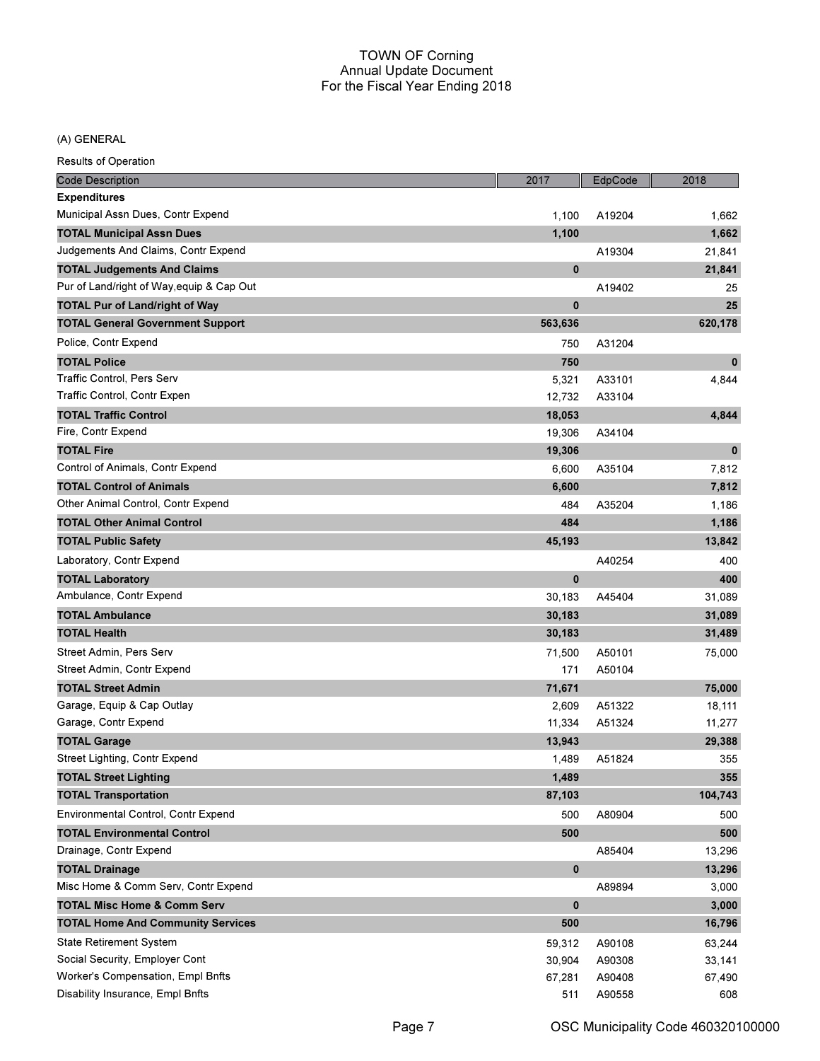# TOWN OF Corning
## Annual Update Document
## For the Fiscal Year Ending 2018

(A) GENERAL

Results of Operation

| Code Description | 2017 | EdpCode | 2018 |
|---|---|---|---|
| **Expenditures** | | | |
| Municipal Assn Dues, Contr Expend | 1,100 | A19204 | 1,662 |
| **TOTAL Municipal Assn Dues** | **1,100** | | **1,662** |
| Judgements And Claims, Contr Expend | | A19304 | 21,841 |
| **TOTAL Judgements And Claims** | **0** | | **21,841** |
| Pur of Land/right of Way,equip & Cap Out | | A19402 | 25 |
| **TOTAL Pur of Land/right of Way** | **0** | | **25** |
| **TOTAL General Government Support** | **563,636** | | **620,178** |
| Police, Contr Expend | 750 | A31204 | |
| **TOTAL Police** | **750** | | **0** |
| Traffic Control, Pers Serv | 5,321 | A33101 | 4,844 |
| Traffic Control, Contr Expen | 12,732 | A33104 | |
| **TOTAL Traffic Control** | **18,053** | | **4,844** |
| Fire, Contr Expend | 19,306 | A34104 | |
| **TOTAL Fire** | **19,306** | | **0** |
| Control of Animals, Contr Expend | 6,600 | A35104 | 7,812 |
| **TOTAL Control of Animals** | **6,600** | | **7,812** |
| Other Animal Control, Contr Expend | 484 | A35204 | 1,186 |
| **TOTAL Other Animal Control** | **484** | | **1,186** |
| **TOTAL Public Safety** | **45,193** | | **13,842** |
| Laboratory, Contr Expend | | A40254 | 400 |
| **TOTAL Laboratory** | **0** | | **400** |
| Ambulance, Contr Expend | 30,183 | A45404 | 31,089 |
| **TOTAL Ambulance** | **30,183** | | **31,089** |
| **TOTAL Health** | **30,183** | | **31,489** |
| Street Admin, Pers Serv | 71,500 | A50101 | 75,000 |
| Street Admin, Contr Expend | 171 | A50104 | |
| **TOTAL Street Admin** | **71,671** | | **75,000** |
| Garage, Equip & Cap Outlay | 2,609 | A51322 | 18,111 |
| Garage, Contr Expend | 11,334 | A51324 | 11,277 |
| **TOTAL Garage** | **13,943** | | **29,388** |
| Street Lighting, Contr Expend | 1,489 | A51824 | 355 |
| **TOTAL Street Lighting** | **1,489** | | **355** |
| **TOTAL Transportation** | **87,103** | | **104,743** |
| Environmental Control, Contr Expend | 500 | A80904 | 500 |
| **TOTAL Environmental Control** | **500** | | **500** |
| Drainage, Contr Expend | | A85404 | 13,296 |
| **TOTAL Drainage** | **0** | | **13,296** |
| Misc Home & Comm Serv, Contr Expend | | A89894 | 3,000 |
| **TOTAL Misc Home & Comm Serv** | **0** | | **3,000** |
| **TOTAL Home And Community Services** | **500** | | **16,796** |
| State Retirement System | 59,312 | A90108 | 63,244 |
| Social Security, Employer Cont | 30,904 | A90308 | 33,141 |
| Worker's Compensation, Empl Bnfts | 67,281 | A90408 | 67,490 |
| Disability Insurance, Empl Bnfts | 511 | A90558 | 608 |

OSC Municipality Code 460320100000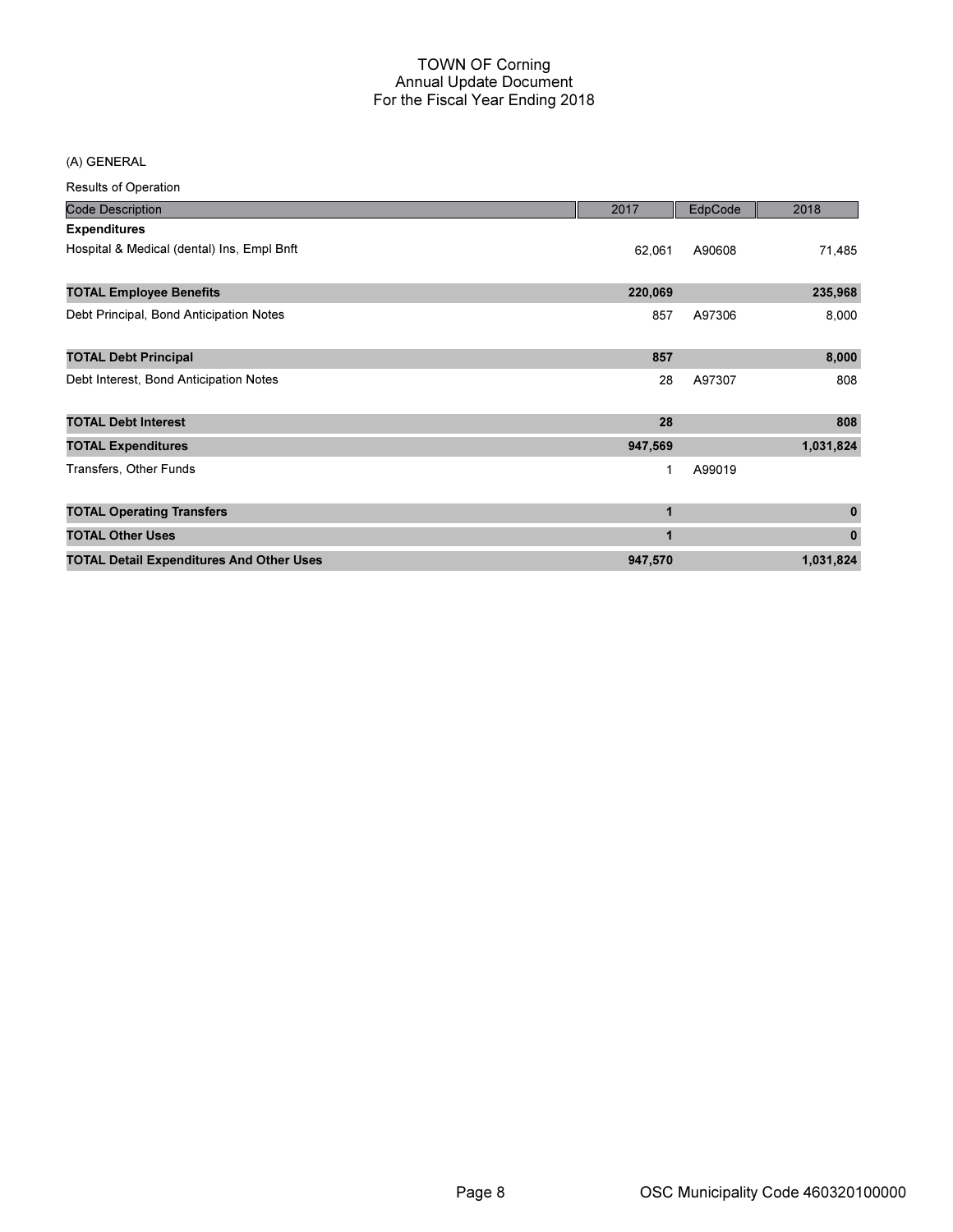# TOWN OF Corning
## Annual Update Document
## For the Fiscal Year Ending 2018

(A) GENERAL

Results of Operation

| Code Description | 2017 | EdpCode | 2018 |
|---|---|---|---|
| **Expenditures** | | | |
| Hospital & Medical (dental) Ins, Empl Bnft | 62,061 | A90608 | 71,485 |
| **TOTAL Employee Benefits** | **220,069** | | **235,968** |
| Debt Principal, Bond Anticipation Notes | 857 | A97306 | 8,000 |
| **TOTAL Debt Principal** | **857** | | **8,000** |
| Debt Interest, Bond Anticipation Notes | 28 | A97307 | 808 |
| **TOTAL Debt Interest** | **28** | | **808** |
| **TOTAL Expenditures** | **947,569** | | **1,031,824** |
| Transfers, Other Funds | 1 | A99019 | |
| **TOTAL Operating Transfers** | **1** | | **0** |
| **TOTAL Other Uses** | **1** | | **0** |
| **TOTAL Detail Expenditures And Other Uses** | **947,570** | | **1,031,824** |

OSC Municipality Code 460320100000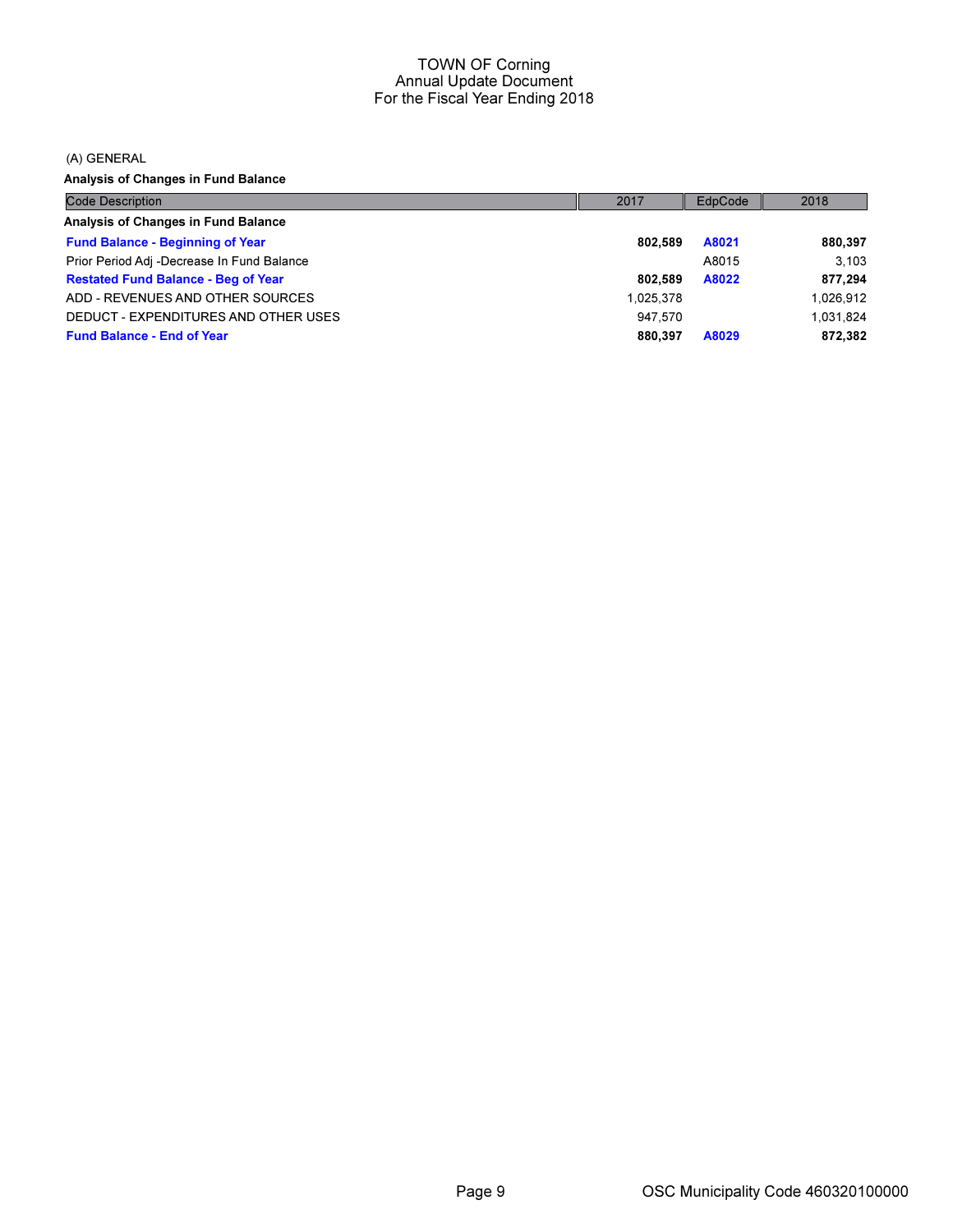# TOWN OF Corning
## Annual Update Document
## For the Fiscal Year Ending 2018

(A) GENERAL

**Analysis of Changes in Fund Balance**

| Code Description | 2017 | EdpCode | 2018 |
|---|---|---|---|
| **Analysis of Changes in Fund Balance** | | | |
| **Fund Balance - Beginning of Year** | **802,589** | **A8021** | **880,397** |
| Prior Period Adj -Decrease In Fund Balance | | A8015 | 3,103 |
| **Restated Fund Balance - Beg of Year** | **802,589** | **A8022** | **877,294** |
| ADD - REVENUES AND OTHER SOURCES | 1,025,378 | | 1,026,912 |
| DEDUCT - EXPENDITURES AND OTHER USES | 947,570 | | 1,031,824 |
| **Fund Balance - End of Year** | **880,397** | **A8029** | **872,382** |

OSC Municipality Code 460320100000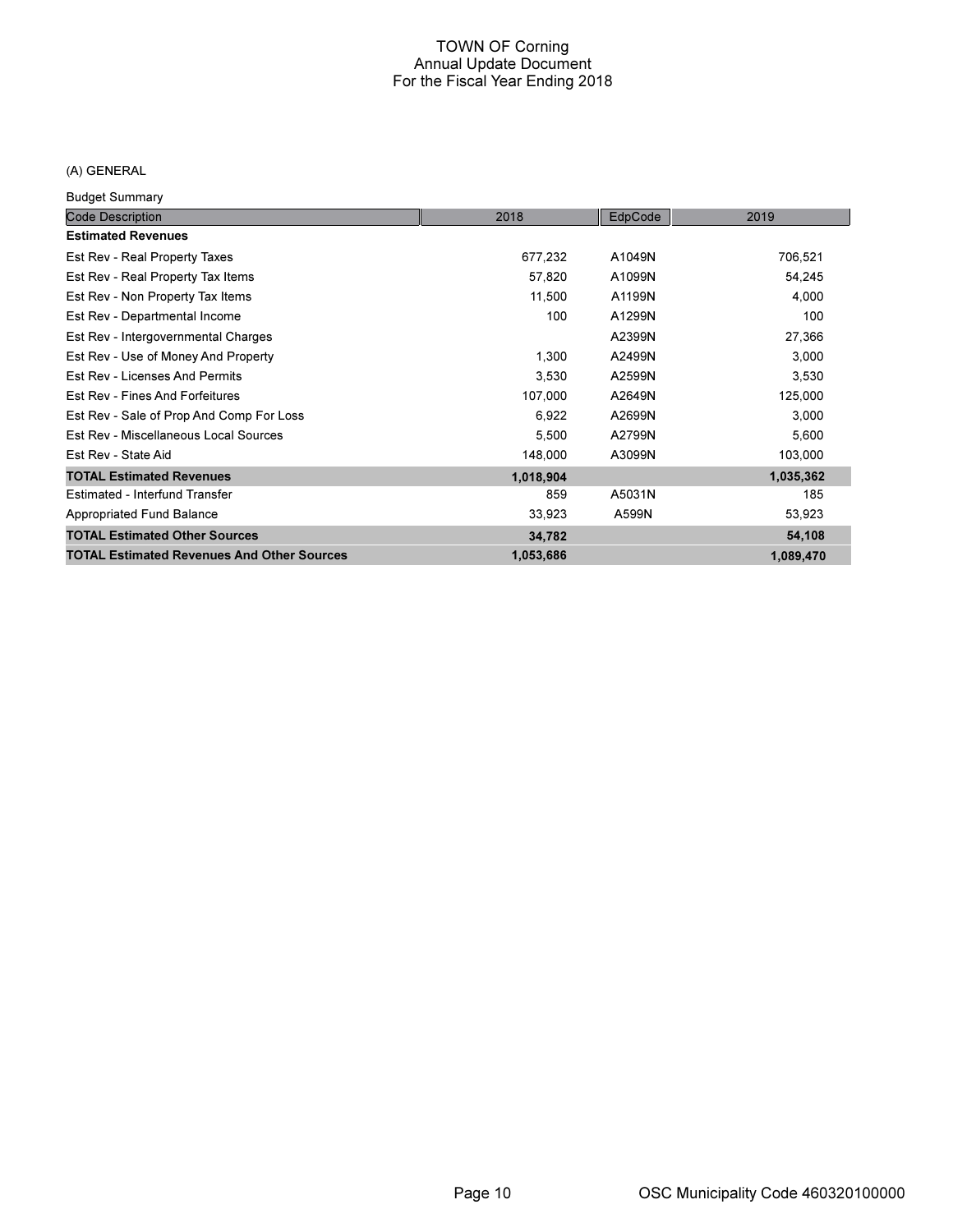# TOWN OF Corning
## Annual Update Document
## For the Fiscal Year Ending 2018

(A) GENERAL

Budget Summary

| Code Description | 2018 | EdpCode | 2019 |
|---|---|---|---|
| **Estimated Revenues** | | | |
| Est Rev - Real Property Taxes | 677,232 | A1049N | 706,521 |
| Est Rev - Real Property Tax Items | 57,820 | A1099N | 54,245 |
| Est Rev - Non Property Tax Items | 11,500 | A1199N | 4,000 |
| Est Rev - Departmental Income | 100 | A1299N | 100 |
| Est Rev - Intergovernmental Charges | | A2399N | 27,366 |
| Est Rev - Use of Money And Property | 1,300 | A2499N | 3,000 |
| Est Rev - Licenses And Permits | 3,530 | A2599N | 3,530 |
| Est Rev - Fines And Forfeitures | 107,000 | A2649N | 125,000 |
| Est Rev - Sale of Prop And Comp For Loss | 6,922 | A2699N | 3,000 |
| Est Rev - Miscellaneous Local Sources | 5,500 | A2799N | 5,600 |
| Est Rev - State Aid | 148,000 | A3099N | 103,000 |
| **TOTAL Estimated Revenues** | **1,018,904** | | **1,035,362** |
| Estimated - Interfund Transfer | 859 | A5031N | 185 |
| Appropriated Fund Balance | 33,923 | A599N | 53,923 |
| **TOTAL Estimated Other Sources** | **34,782** | | **54,108** |
| **TOTAL Estimated Revenues And Other Sources** | **1,053,686** | | **1,089,470** |

OSC Municipality Code 460320100000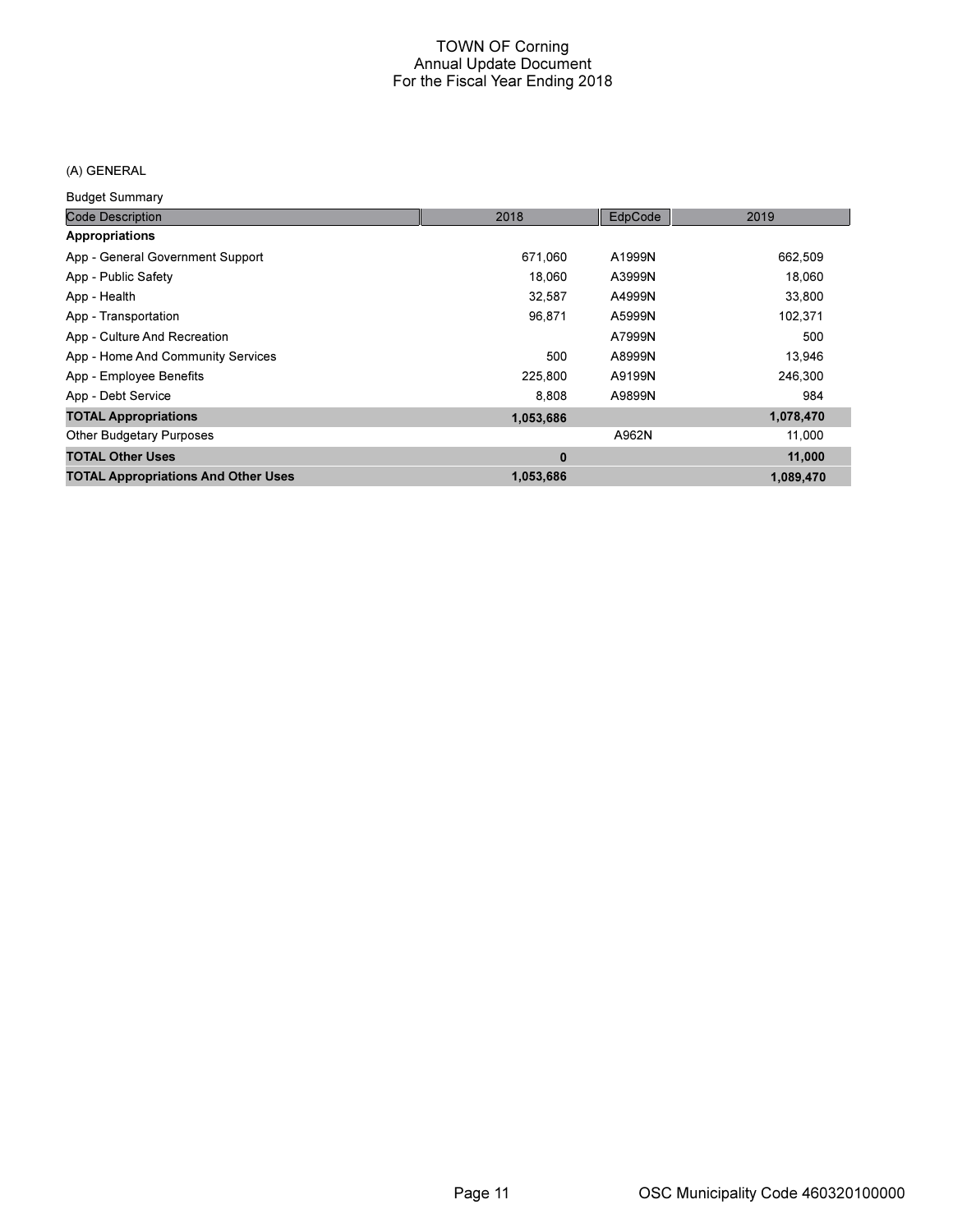# TOWN OF Corning
## Annual Update Document
## For the Fiscal Year Ending 2018

(A) GENERAL

Budget Summary

| Code Description | 2018 | EdpCode | 2019 |
|---|---|---|---|
| **Appropriations** | | | |
| App - General Government Support | 671,060 | A1999N | 662,509 |
| App - Public Safety | 18,060 | A3999N | 18,060 |
| App - Health | 32,587 | A4999N | 33,800 |
| App - Transportation | 96,871 | A5999N | 102,371 |
| App - Culture And Recreation | | A7999N | 500 |
| App - Home And Community Services | 500 | A8999N | 13,946 |
| App - Employee Benefits | 225,800 | A9199N | 246,300 |
| App - Debt Service | 8,808 | A9899N | 984 |
| **TOTAL Appropriations** | **1,053,686** | | **1,078,470** |
| Other Budgetary Purposes | | A962N | 11,000 |
| **TOTAL Other Uses** | **0** | | **11,000** |
| **TOTAL Appropriations And Other Uses** | **1,053,686** | | **1,089,470** |

OSC Municipality Code 460320100000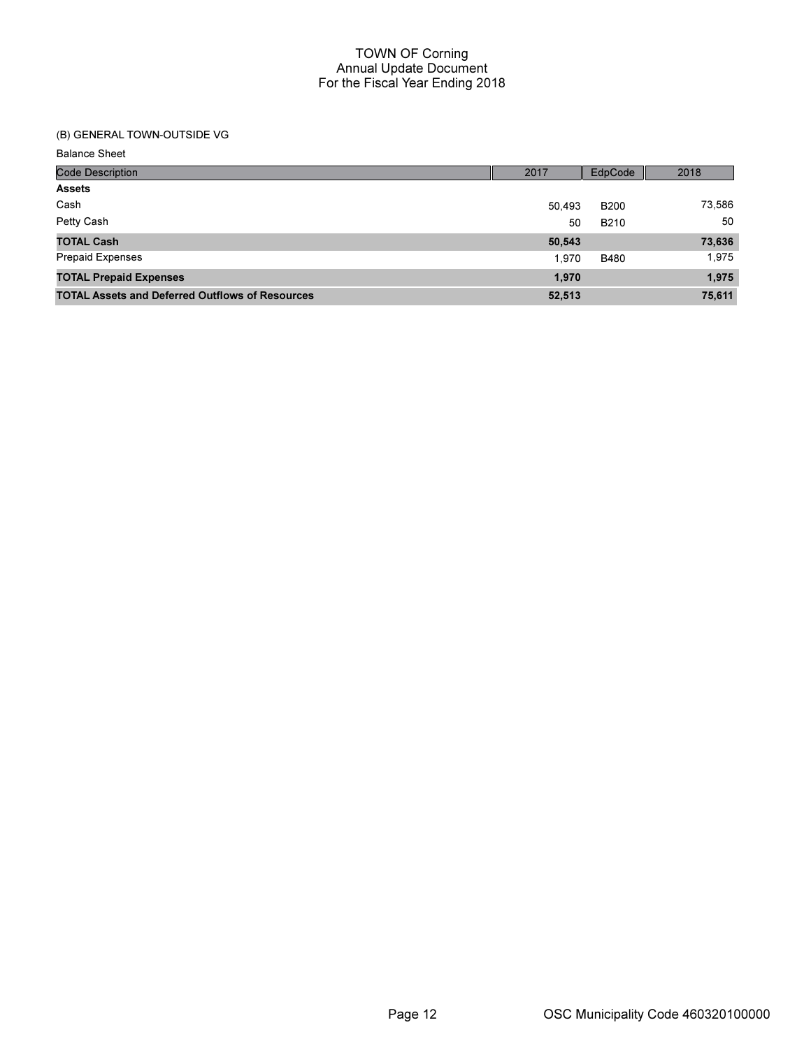# TOWN OF Corning
## Annual Update Document
## For the Fiscal Year Ending 2018

(B) GENERAL TOWN-OUTSIDE VG

Balance Sheet

| Code Description | 2017 | EdpCode | 2018 |
|---|---|---|---|
| **Assets** | | | |
| Cash | 50,493 | B200 | 73,586 |
| Petty Cash | 50 | B210 | 50 |
| **TOTAL Cash** | **50,543** | | **73,636** |
| Prepaid Expenses | 1,970 | B480 | 1,975 |
| **TOTAL Prepaid Expenses** | **1,970** | | **1,975** |
| **TOTAL Assets and Deferred Outflows of Resources** | **52,513** | | **75,611** |

OSC Municipality Code 460320100000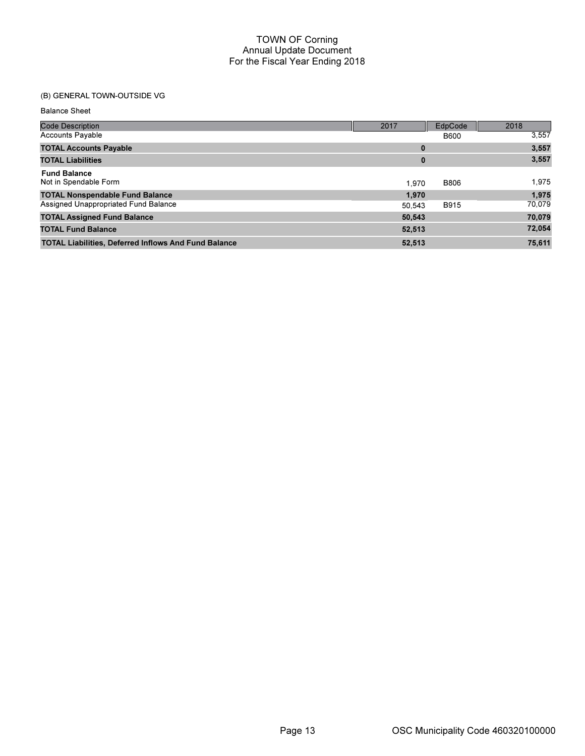TOWN OF Corning
Annual Update Document
For the Fiscal Year Ending 2018

(B) GENERAL TOWN-OUTSIDE VG

Balance Sheet

| Code Description | 2017 | EdpCode | 2018 |
|---|---|---|---|
| Accounts Payable | | B600 | 3,557 |
| **TOTAL Accounts Payable** | **0** | | **3,557** |
| **TOTAL Liabilities** | **0** | | **3,557** |
| **Fund Balance** | | | |
| Not in Spendable Form | 1,970 | B806 | 1,975 |
| **TOTAL Nonspendable Fund Balance** | **1,970** | | **1,975** |
| Assigned Unappropriated Fund Balance | 50,543 | B915 | 70,079 |
| **TOTAL Assigned Fund Balance** | **50,543** | | **70,079** |
| **TOTAL Fund Balance** | **52,513** | | **72,054** |
| **TOTAL Liabilities, Deferred Inflows And Fund Balance** | **52,513** | | **75,611** |

OSC Municipality Code 460320100000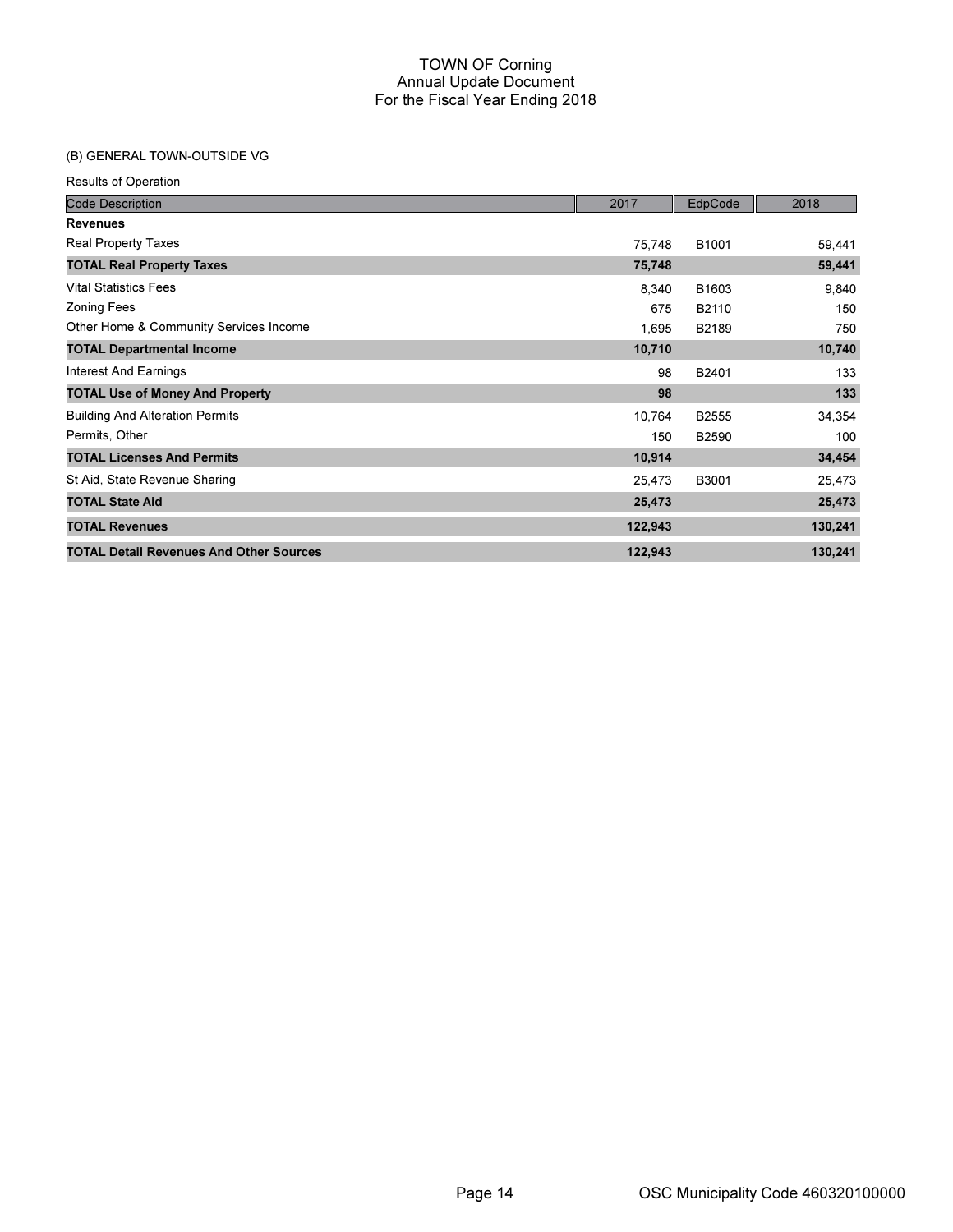# TOWN OF Corning
## Annual Update Document
## For the Fiscal Year Ending 2018

(B) GENERAL TOWN-OUTSIDE VG

Results of Operation

| Code Description | 2017 | EdpCode | 2018 |
|---|---|---|---|
| **Revenues** | | | |
| Real Property Taxes | 75,748 | B1001 | 59,441 |
| **TOTAL Real Property Taxes** | **75,748** | | **59,441** |
| Vital Statistics Fees | 8,340 | B1603 | 9,840 |
| Zoning Fees | 675 | B2110 | 150 |
| Other Home & Community Services Income | 1,695 | B2189 | 750 |
| **TOTAL Departmental Income** | **10,710** | | **10,740** |
| Interest And Earnings | 98 | B2401 | 133 |
| **TOTAL Use of Money And Property** | **98** | | **133** |
| Building And Alteration Permits | 10,764 | B2555 | 34,354 |
| Permits, Other | 150 | B2590 | 100 |
| **TOTAL Licenses And Permits** | **10,914** | | **34,454** |
| St Aid, State Revenue Sharing | 25,473 | B3001 | 25,473 |
| **TOTAL State Aid** | **25,473** | | **25,473** |
| **TOTAL Revenues** | **122,943** | | **130,241** |
| **TOTAL Detail Revenues And Other Sources** | **122,943** | | **130,241** |

OSC Municipality Code 460320100000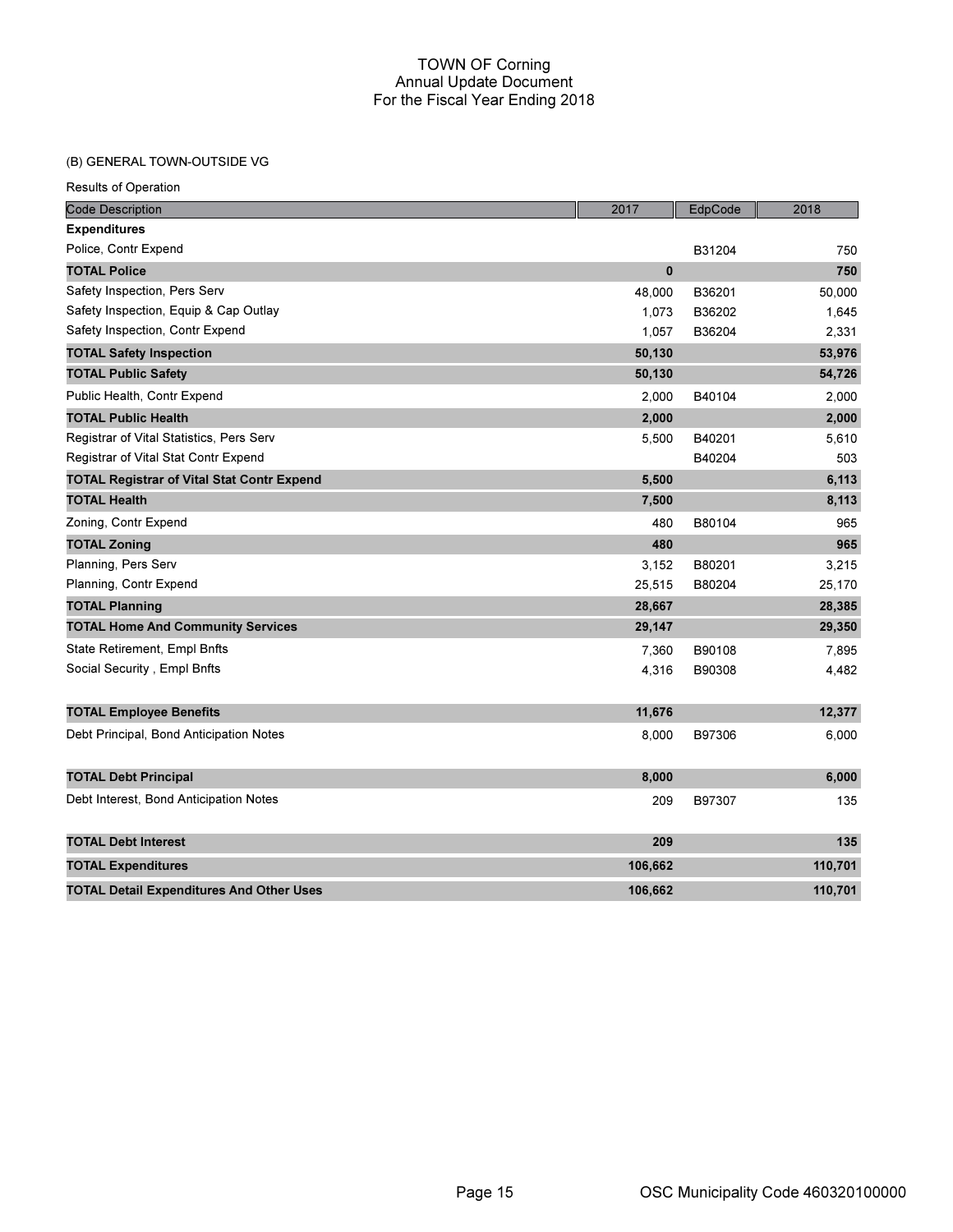# TOWN OF Corning
## Annual Update Document
## For the Fiscal Year Ending 2018

(B) GENERAL TOWN-OUTSIDE VG

Results of Operation

| Code Description | 2017 | EdpCode | 2018 |
|---|---|---|---|
| **Expenditures** | | | |
| Police, Contr Expend | | B31204 | 750 |
| **TOTAL Police** | **0** | | **750** |
| Safety Inspection, Pers Serv | 48,000 | B36201 | 50,000 |
| Safety Inspection, Equip & Cap Outlay | 1,073 | B36202 | 1,645 |
| Safety Inspection, Contr Expend | 1,057 | B36204 | 2,331 |
| **TOTAL Safety Inspection** | **50,130** | | **53,976** |
| **TOTAL Public Safety** | **50,130** | | **54,726** |
| Public Health, Contr Expend | 2,000 | B40104 | 2,000 |
| **TOTAL Public Health** | **2,000** | | **2,000** |
| Registrar of Vital Statistics, Pers Serv | 5,500 | B40201 | 5,610 |
| Registrar of Vital Stat Contr Expend | | B40204 | 503 |
| **TOTAL Registrar of Vital Stat Contr Expend** | **5,500** | | **6,113** |
| **TOTAL Health** | **7,500** | | **8,113** |
| Zoning, Contr Expend | 480 | B80104 | 965 |
| **TOTAL Zoning** | **480** | | **965** |
| Planning, Pers Serv | 3,152 | B80201 | 3,215 |
| Planning, Contr Expend | 25,515 | B80204 | 25,170 |
| **TOTAL Planning** | **28,667** | | **28,385** |
| **TOTAL Home And Community Services** | **29,147** | | **29,350** |
| State Retirement, Empl Bnfts | 7,360 | B90108 | 7,895 |
| Social Security , Empl Bnfts | 4,316 | B90308 | 4,482 |
| **TOTAL Employee Benefits** | **11,676** | | **12,377** |
| Debt Principal, Bond Anticipation Notes | 8,000 | B97306 | 6,000 |
| **TOTAL Debt Principal** | **8,000** | | **6,000** |
| Debt Interest, Bond Anticipation Notes | 209 | B97307 | 135 |
| **TOTAL Debt Interest** | **209** | | **135** |
| **TOTAL Expenditures** | **106,662** | | **110,701** |
| **TOTAL Detail Expenditures And Other Uses** | **106,662** | | **110,701** |

OSC Municipality Code 460320100000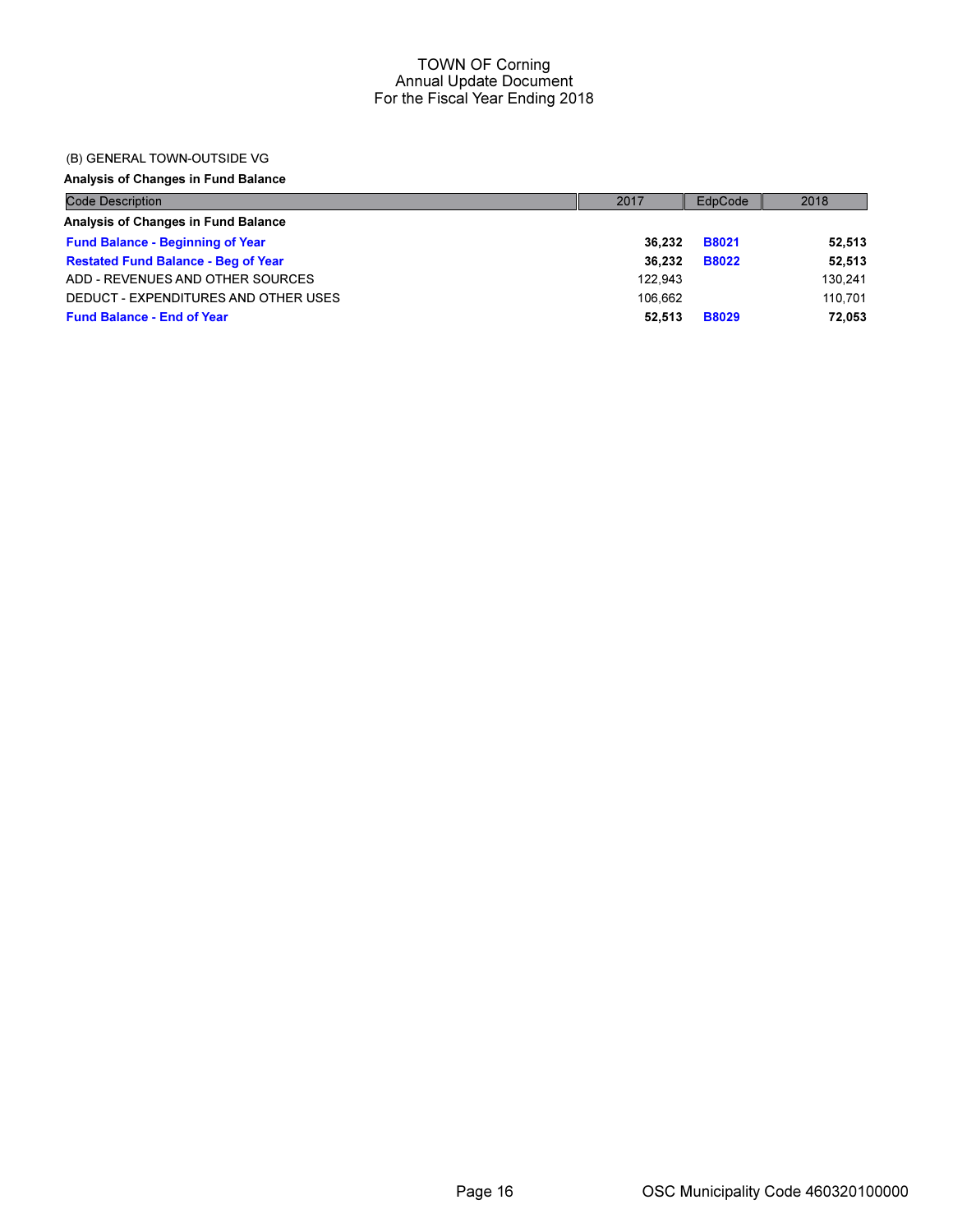# TOWN OF Corning
## Annual Update Document
## For the Fiscal Year Ending 2018

(B) GENERAL TOWN-OUTSIDE VG

**Analysis of Changes in Fund Balance**

| Code Description | 2017 | EdpCode | 2018 |
|---|---|---|---|
| **Analysis of Changes in Fund Balance** | | | |
| **Fund Balance - Beginning of Year** | **36,232** | **B8021** | **52,513** |
| **Restated Fund Balance - Beg of Year** | **36,232** | **B8022** | **52,513** |
| ADD - REVENUES AND OTHER SOURCES | 122,943 | | 130,241 |
| DEDUCT - EXPENDITURES AND OTHER USES | 106,662 | | 110,701 |
| **Fund Balance - End of Year** | **52,513** | **B8029** | **72,053** |

OSC Municipality Code 460320100000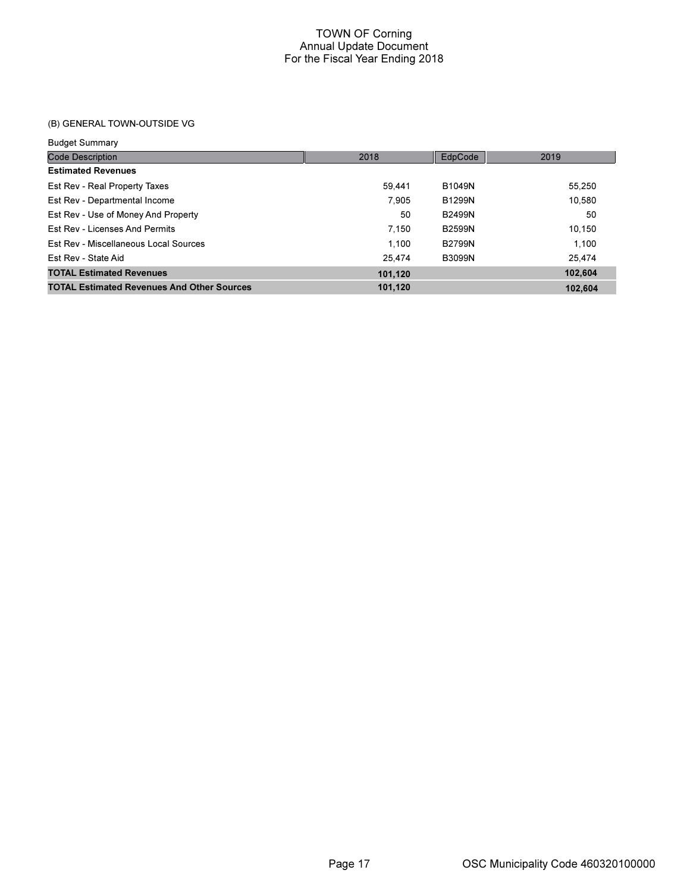# TOWN OF Corning
## Annual Update Document
## For the Fiscal Year Ending 2018

### (B) GENERAL TOWN-OUTSIDE VG

Budget Summary

| Code Description | 2018 | EdpCode | 2019 |
|---|---|---|---|
| **Estimated Revenues** | | | |
| Est Rev - Real Property Taxes | 59,441 | B1049N | 55,250 |
| Est Rev - Departmental Income | 7,905 | B1299N | 10,580 |
| Est Rev - Use of Money And Property | 50 | B2499N | 50 |
| Est Rev - Licenses And Permits | 7,150 | B2599N | 10,150 |
| Est Rev - Miscellaneous Local Sources | 1,100 | B2799N | 1,100 |
| Est Rev - State Aid | 25,474 | B3099N | 25,474 |
| **TOTAL Estimated Revenues** | **101,120** | | **102,604** |
| **TOTAL Estimated Revenues And Other Sources** | **101,120** | | **102,604** |

OSC Municipality Code 460320100000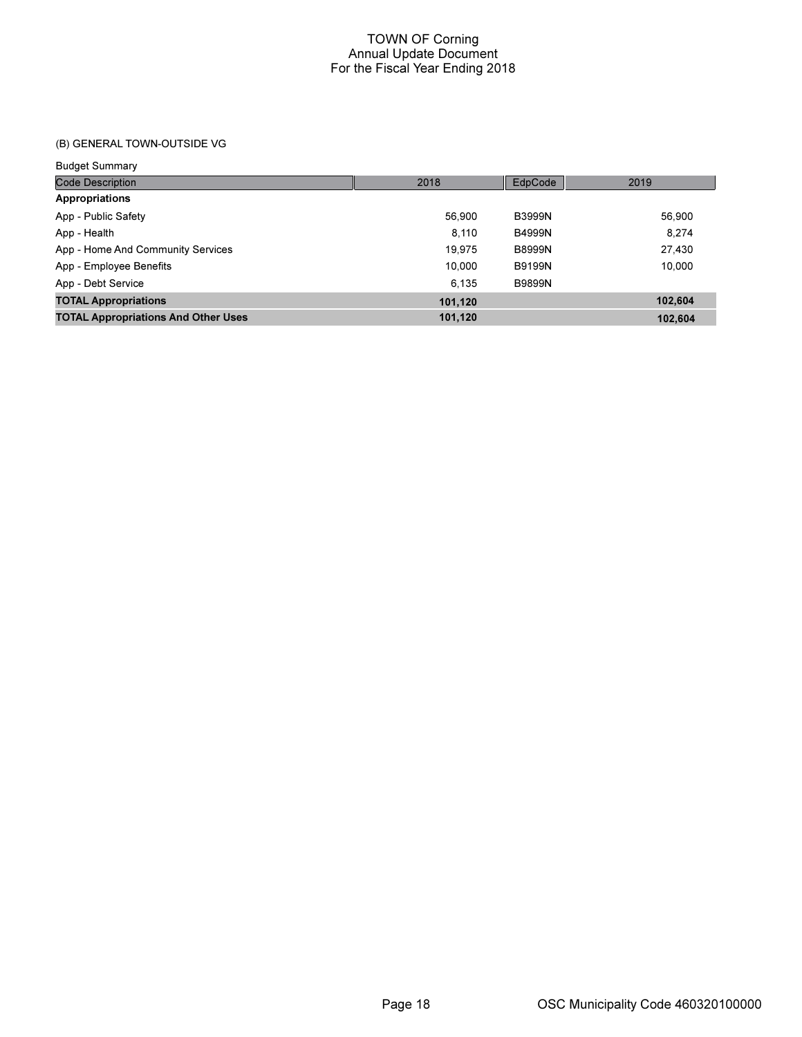# TOWN OF Corning
## Annual Update Document
## For the Fiscal Year Ending 2018

(B) GENERAL TOWN-OUTSIDE VG

Budget Summary

| Code Description | 2018 | EdpCode | 2019 |
|---|---|---|---|
| **Appropriations** | | | |
| App - Public Safety | 56,900 | B3999N | 56,900 |
| App - Health | 8,110 | B4999N | 8,274 |
| App - Home And Community Services | 19,975 | B8999N | 27,430 |
| App - Employee Benefits | 10,000 | B9199N | 10,000 |
| App - Debt Service | 6,135 | B9899N | |
| **TOTAL Appropriations** | **101,120** | | **102,604** |
| **TOTAL Appropriations And Other Uses** | **101,120** | | **102,604** |

OSC Municipality Code 460320100000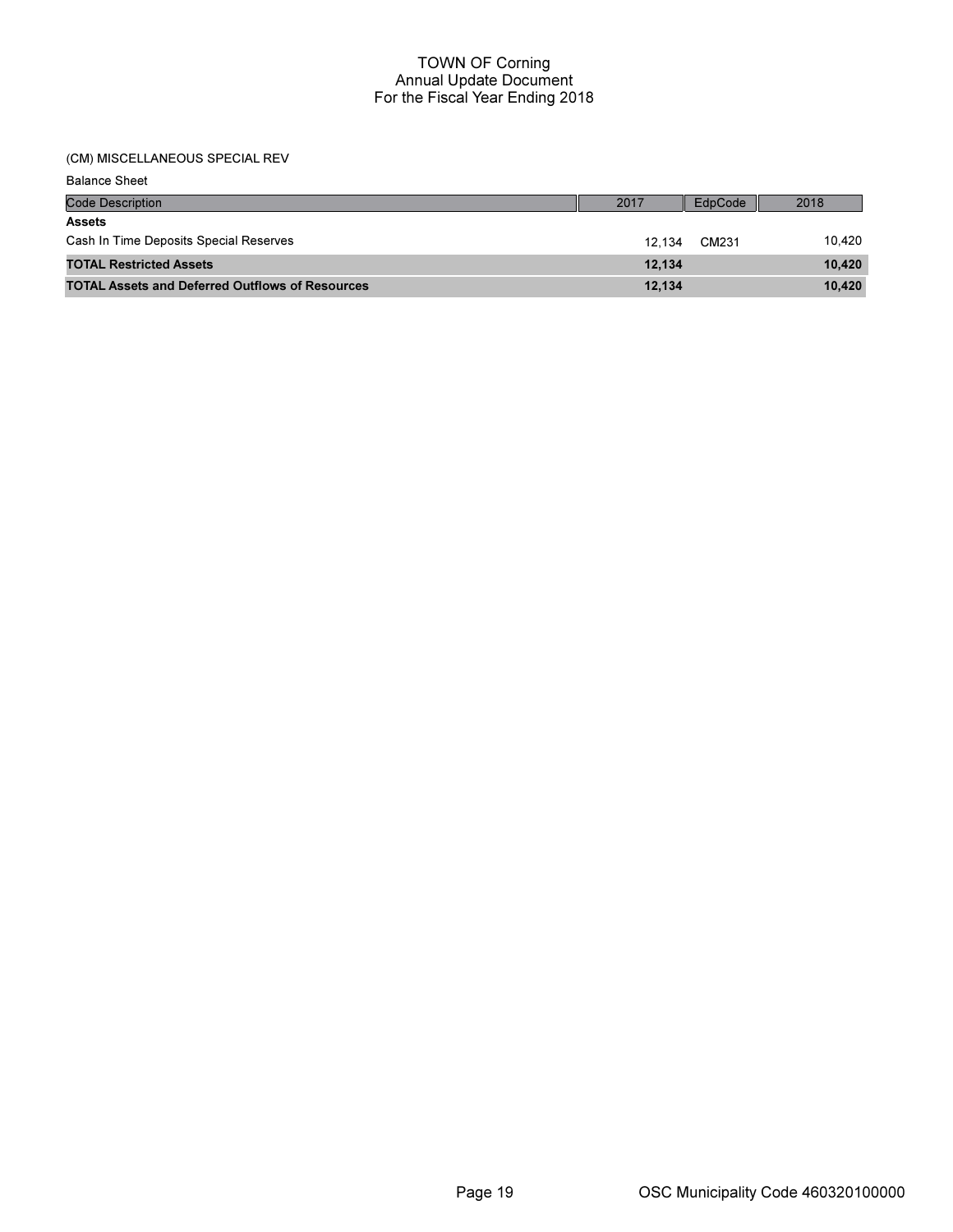# TOWN OF Corning
## Annual Update Document
## For the Fiscal Year Ending 2018

(CM) MISCELLANEOUS SPECIAL REV

Balance Sheet

| Code Description | 2017 | EdpCode | 2018 |
|---|---|---|---|
| **Assets** | | | |
| Cash In Time Deposits Special Reserves | 12,134 | CM231 | 10,420 |
| **TOTAL Restricted Assets** | **12,134** | | **10,420** |
| **TOTAL Assets and Deferred Outflows of Resources** | **12,134** | | **10,420** |

OSC Municipality Code 460320100000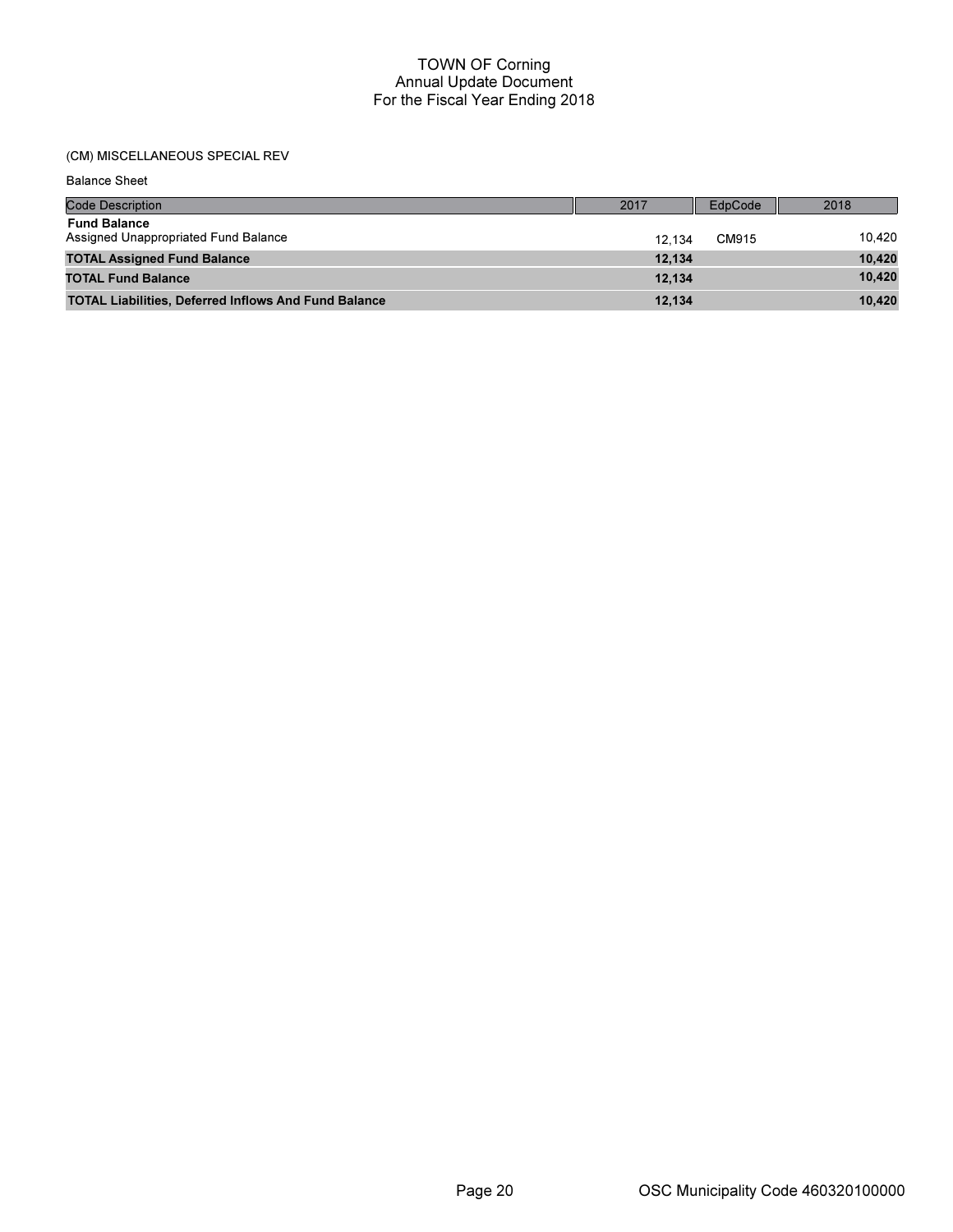# TOWN OF Corning
## Annual Update Document
## For the Fiscal Year Ending 2018

(CM) MISCELLANEOUS SPECIAL REV

Balance Sheet

| Code Description | 2017 | EdpCode | 2018 |
|---|---|---|---|
| **Fund Balance** | | | |
| Assigned Unappropriated Fund Balance | 12,134 | CM915 | 10,420 |
| **TOTAL Assigned Fund Balance** | **12,134** | | **10,420** |
| **TOTAL Fund Balance** | **12,134** | | **10,420** |
| **TOTAL Liabilities, Deferred Inflows And Fund Balance** | **12,134** | | **10,420** |

OSC Municipality Code 460320100000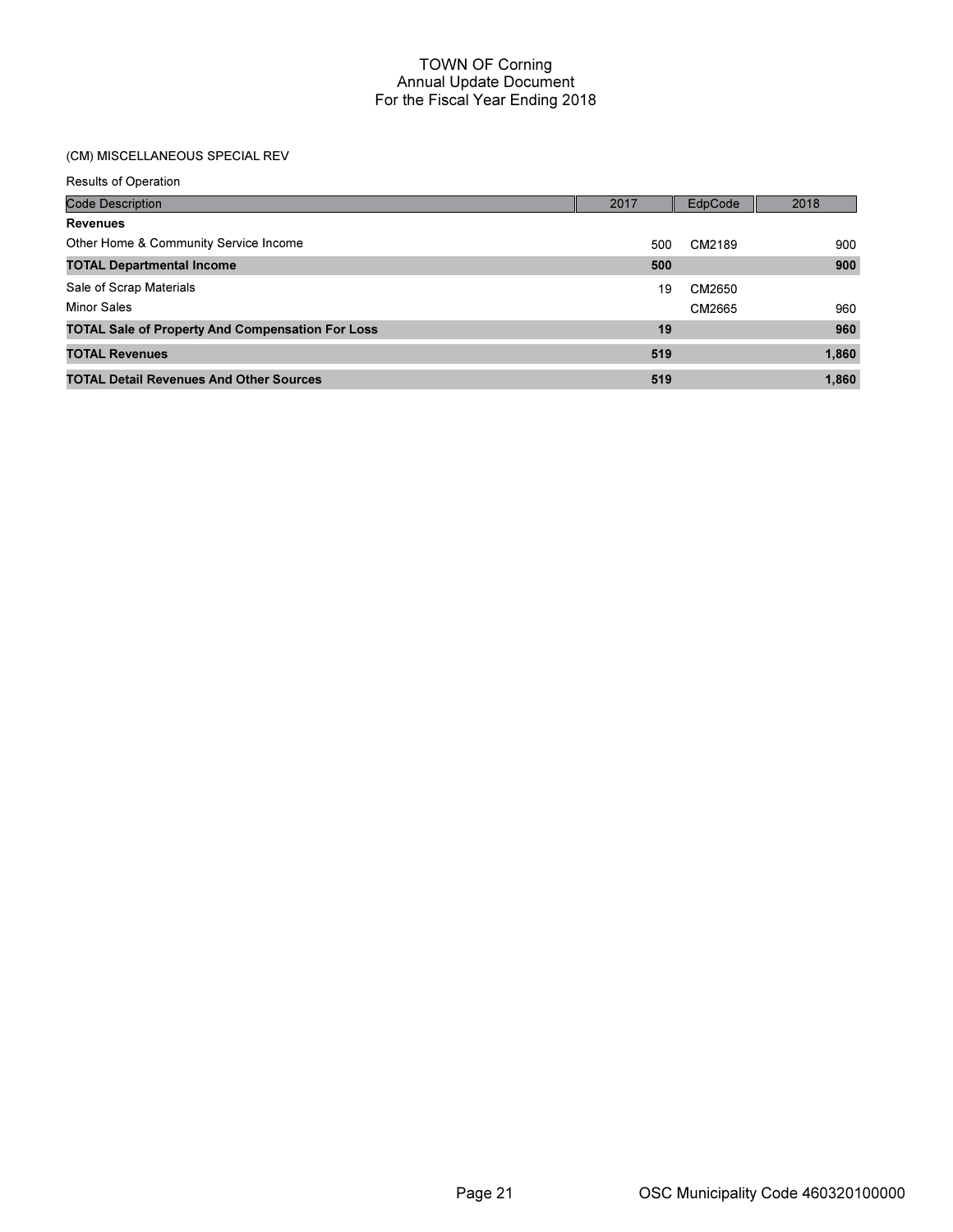# TOWN OF Corning
## Annual Update Document
## For the Fiscal Year Ending 2018

(CM) MISCELLANEOUS SPECIAL REV

Results of Operation

| Code Description | 2017 | EdpCode | 2018 |
|---|---|---|---|
| **Revenues** | | | |
| Other Home & Community Service Income | 500 | CM2189 | 900 |
| **TOTAL Departmental Income** | **500** | | **900** |
| Sale of Scrap Materials | 19 | CM2650 | |
| Minor Sales | | CM2665 | 960 |
| **TOTAL Sale of Property And Compensation For Loss** | **19** | | **960** |
| **TOTAL Revenues** | **519** | | **1,860** |
| **TOTAL Detail Revenues And Other Sources** | **519** | | **1,860** |

OSC Municipality Code 460320100000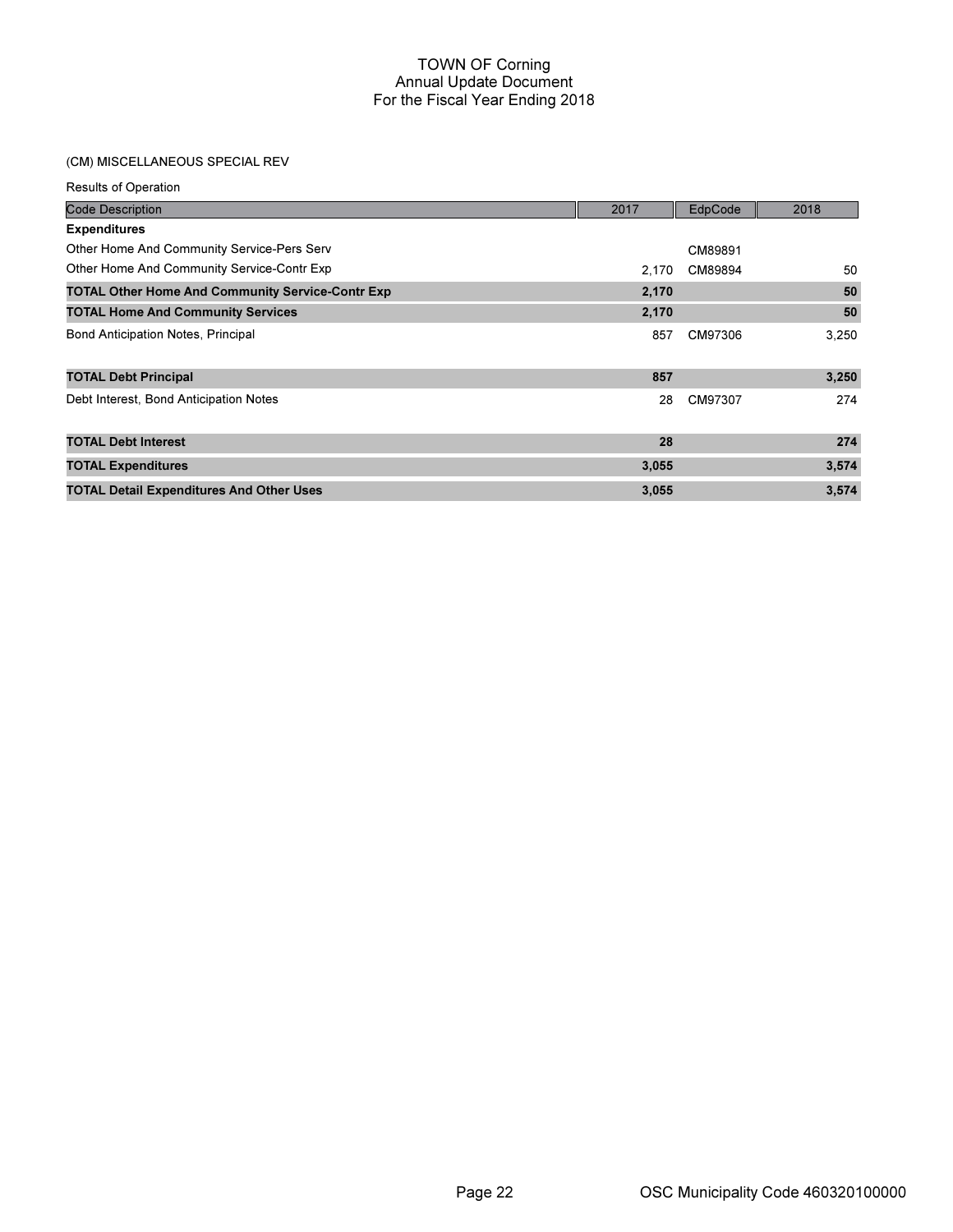# TOWN OF Corning
## Annual Update Document
## For the Fiscal Year Ending 2018

(CM) MISCELLANEOUS SPECIAL REV

Results of Operation

| Code Description | 2017 | EdpCode | 2018 |
|---|---|---|---|
| **Expenditures** | | | |
| Other Home And Community Service-Pers Serv | | CM89891 | |
| Other Home And Community Service-Contr Exp | 2,170 | CM89894 | 50 |
| **TOTAL Other Home And Community Service-Contr Exp** | **2,170** | | **50** |
| **TOTAL Home And Community Services** | **2,170** | | **50** |
| Bond Anticipation Notes, Principal | 857 | CM97306 | 3,250 |
| **TOTAL Debt Principal** | **857** | | **3,250** |
| Debt Interest, Bond Anticipation Notes | 28 | CM97307 | 274 |
| **TOTAL Debt Interest** | **28** | | **274** |
| **TOTAL Expenditures** | **3,055** | | **3,574** |
| **TOTAL Detail Expenditures And Other Uses** | **3,055** | | **3,574** |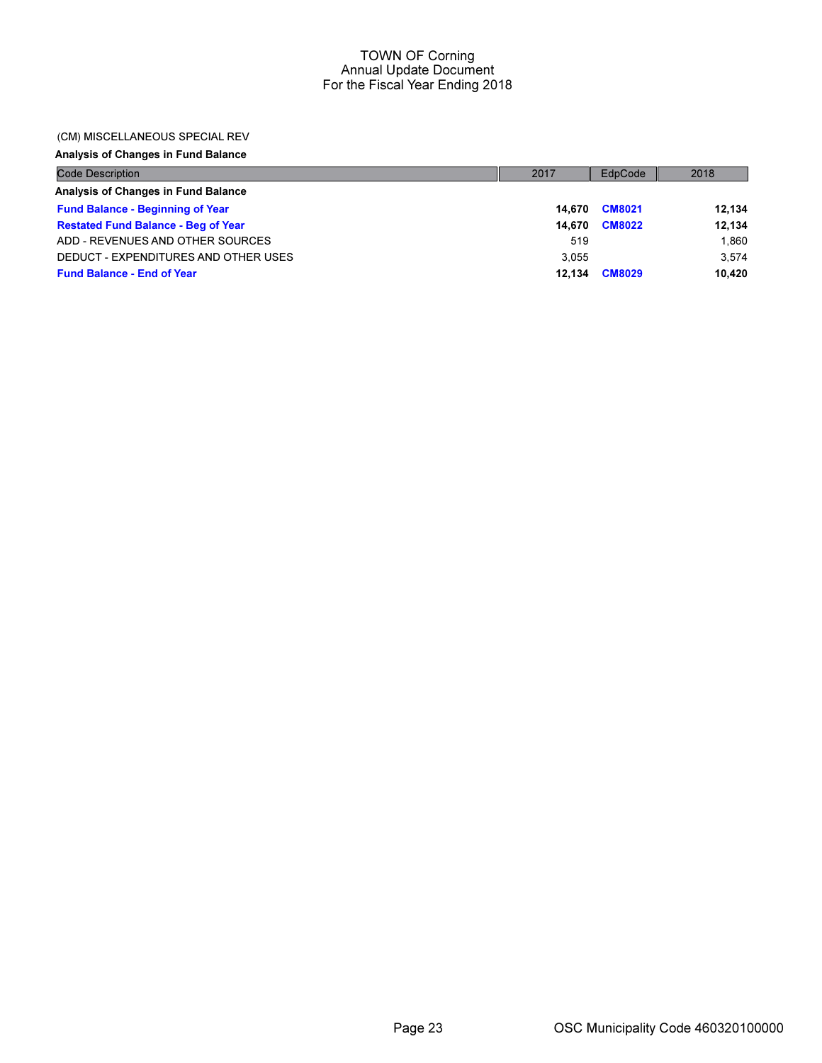# TOWN OF Corning
## Annual Update Document
## For the Fiscal Year Ending 2018

(CM) MISCELLANEOUS SPECIAL REV

**Analysis of Changes in Fund Balance**

| Code Description | 2017 | EdpCode | 2018 |
|---|---|---|---|
| **Analysis of Changes in Fund Balance** | | | |
| **Fund Balance - Beginning of Year** | **14,670** | **CM8021** | **12,134** |
| **Restated Fund Balance - Beg of Year** | **14,670** | **CM8022** | **12,134** |
| ADD - REVENUES AND OTHER SOURCES | 519 | | 1,860 |
| DEDUCT - EXPENDITURES AND OTHER USES | 3,055 | | 3,574 |
| **Fund Balance - End of Year** | **12,134** | **CM8029** | **10,420** |

OSC Municipality Code 460320100000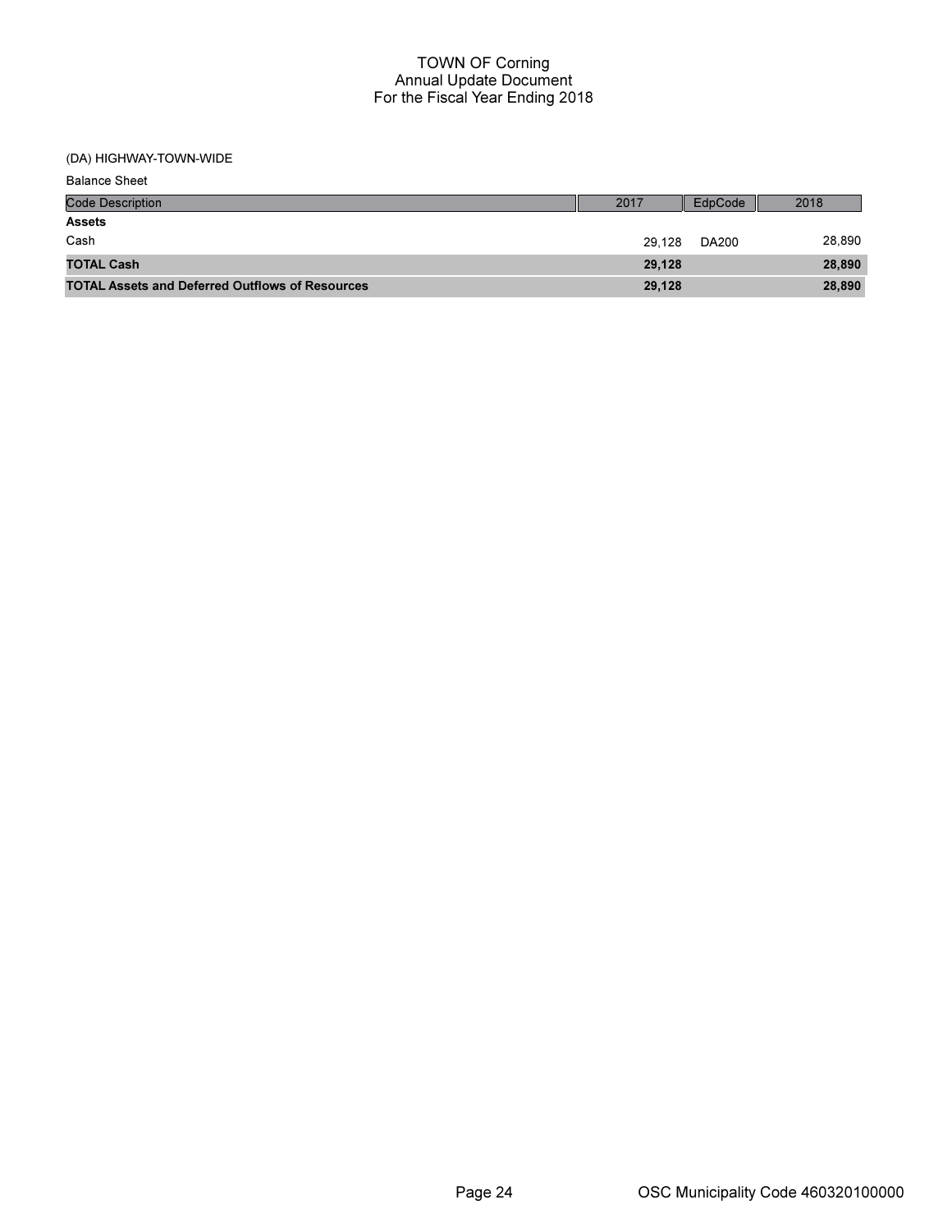# TOWN OF Corning
## Annual Update Document
## For the Fiscal Year Ending 2018

(DA) HIGHWAY-TOWN-WIDE

Balance Sheet

| Code Description | 2017 | EdpCode | 2018 |
|---|---|---|---|
| **Assets** | | | |
| Cash | 29,128 | DA200 | 28,890 |
| **TOTAL Cash** | **29,128** | | **28,890** |
| **TOTAL Assets and Deferred Outflows of Resources** | **29,128** | | **28,890** |

OSC Municipality Code 460320100000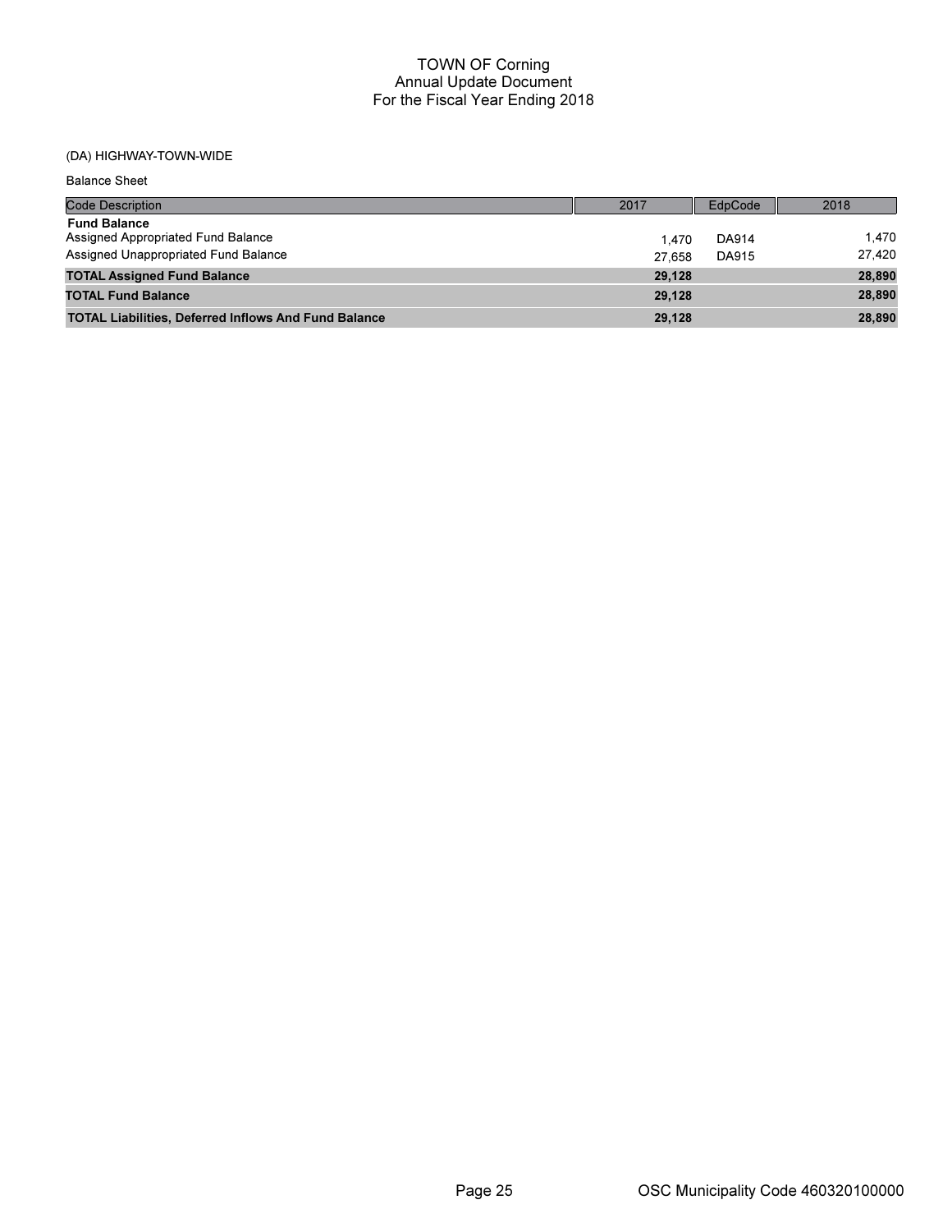# TOWN OF Corning
## Annual Update Document
## For the Fiscal Year Ending 2018

(DA) HIGHWAY-TOWN-WIDE

Balance Sheet

| Code Description | 2017 | EdpCode | 2018 |
|---|---|---|---|
| **Fund Balance** | | | |
| Assigned Appropriated Fund Balance | 1,470 | DA914 | 1,470 |
| Assigned Unappropriated Fund Balance | 27,658 | DA915 | 27,420 |
| **TOTAL Assigned Fund Balance** | **29,128** | | **28,890** |
| **TOTAL Fund Balance** | **29,128** | | **28,890** |
| **TOTAL Liabilities, Deferred Inflows And Fund Balance** | **29,128** | | **28,890** |

OSC Municipality Code 460320100000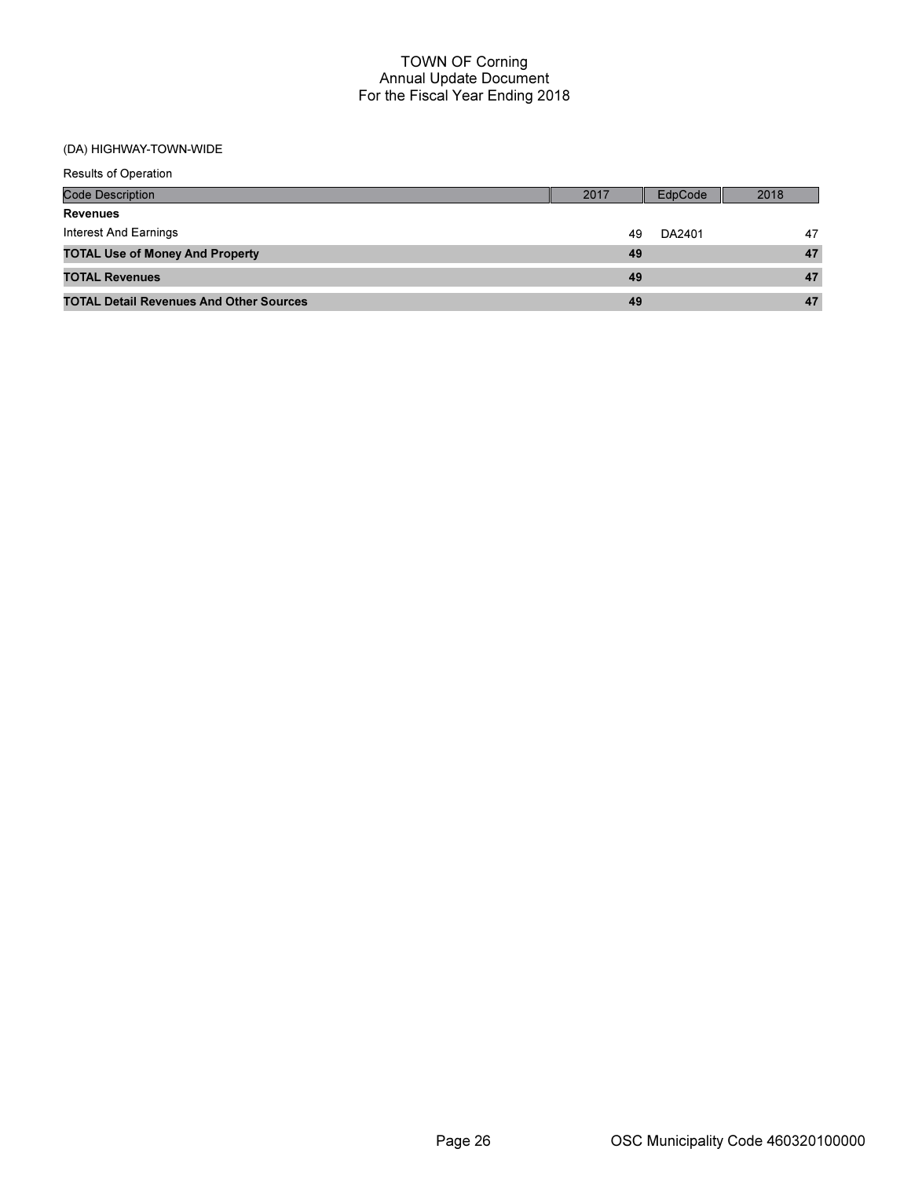# TOWN OF Corning
## Annual Update Document
## For the Fiscal Year Ending 2018

(DA) HIGHWAY-TOWN-WIDE

Results of Operation

| Code Description | 2017 | EdpCode | 2018 |
|---|---|---|---|
| **Revenues** | | | |
| Interest And Earnings | 49 | DA2401 | 47 |
| **TOTAL Use of Money And Property** | **49** | | **47** |
| **TOTAL Revenues** | **49** | | **47** |
| **TOTAL Detail Revenues And Other Sources** | **49** | | **47** |

OSC Municipality Code 460320100000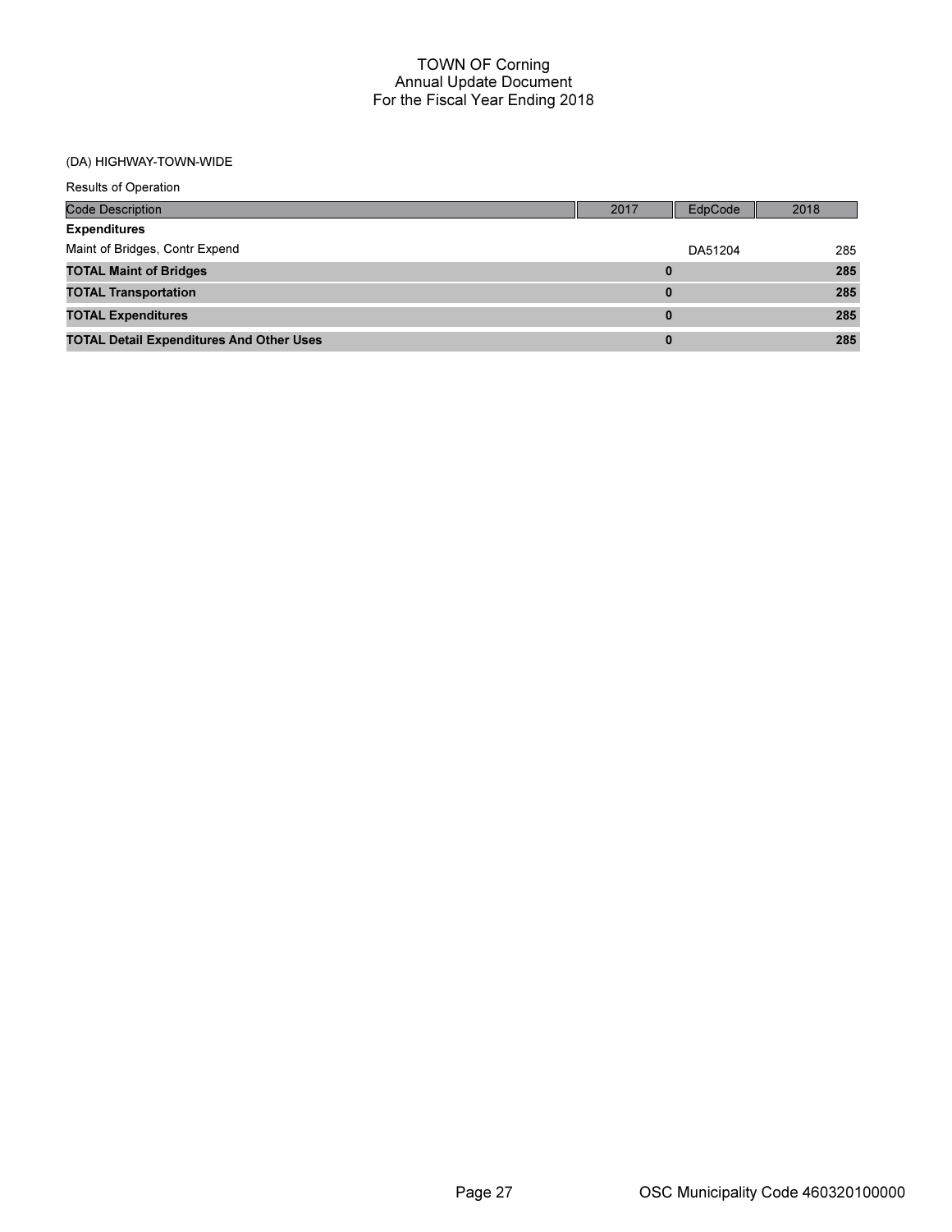# TOWN OF Corning
## Annual Update Document
## For the Fiscal Year Ending 2018

(DA) HIGHWAY-TOWN-WIDE

Results of Operation

| Code Description | 2017 | EdpCode | 2018 |
|---|---|---|---|
| **Expenditures** | | | |
| Maint of Bridges, Contr Expend | | DA51204 | 285 |
| **TOTAL Maint of Bridges** | **0** | | **285** |
| **TOTAL Transportation** | **0** | | **285** |
| **TOTAL Expenditures** | **0** | | **285** |
| **TOTAL Detail Expenditures And Other Uses** | **0** | | **285** |

OSC Municipality Code 460320100000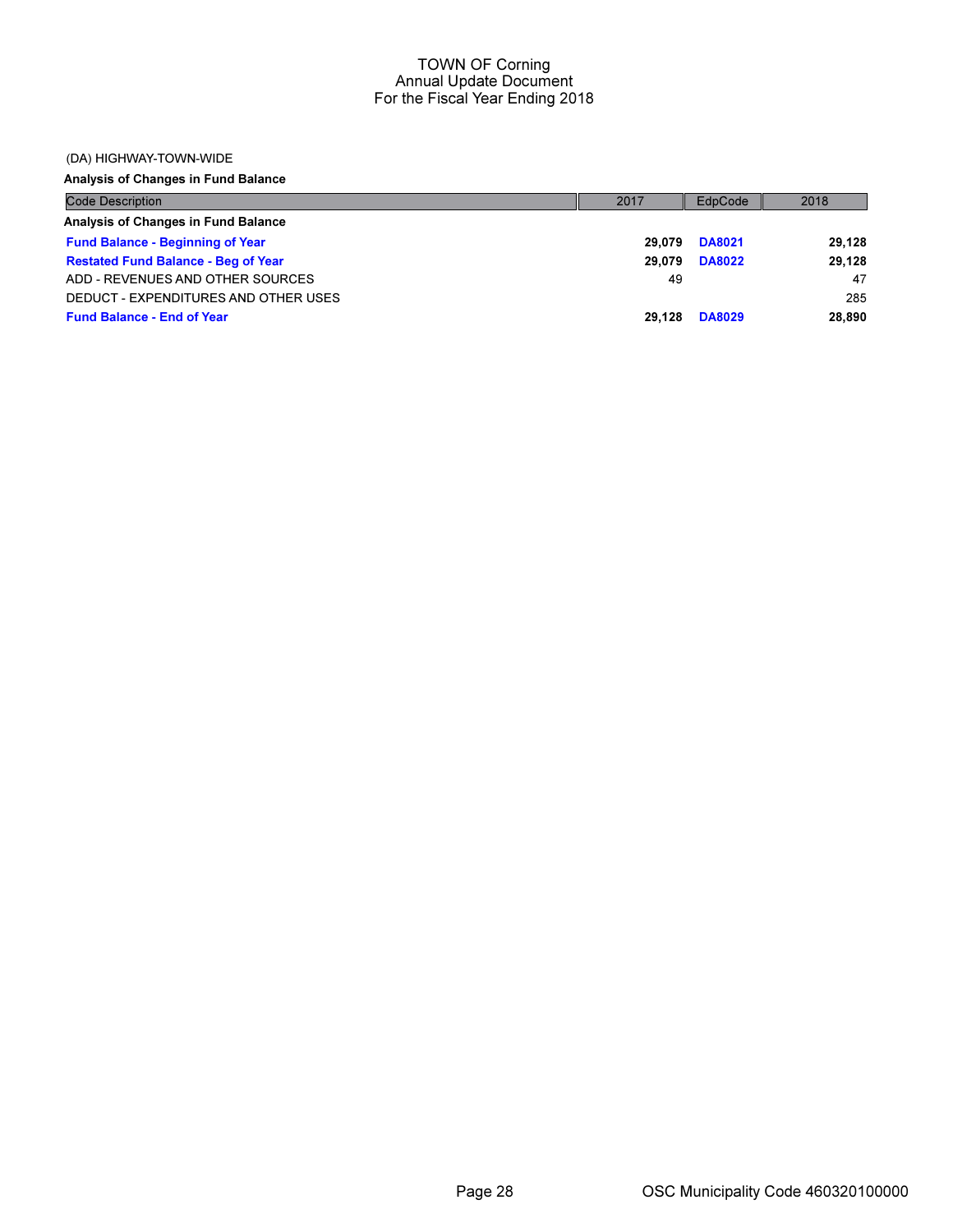# TOWN OF Corning
## Annual Update Document
## For the Fiscal Year Ending 2018

(DA) HIGHWAY-TOWN-WIDE

**Analysis of Changes in Fund Balance**

| Code Description | 2017 | EdpCode | 2018 |
|---|---|---|---|
| **Analysis of Changes in Fund Balance** | | | |
| **Fund Balance - Beginning of Year** | **29,079** | **DA8021** | **29,128** |
| **Restated Fund Balance - Beg of Year** | **29,079** | **DA8022** | **29,128** |
| ADD - REVENUES AND OTHER SOURCES | 49 | | 47 |
| DEDUCT - EXPENDITURES AND OTHER USES | | | 285 |
| **Fund Balance - End of Year** | **29,128** | **DA8029** | **28,890** |

OSC Municipality Code 460320100000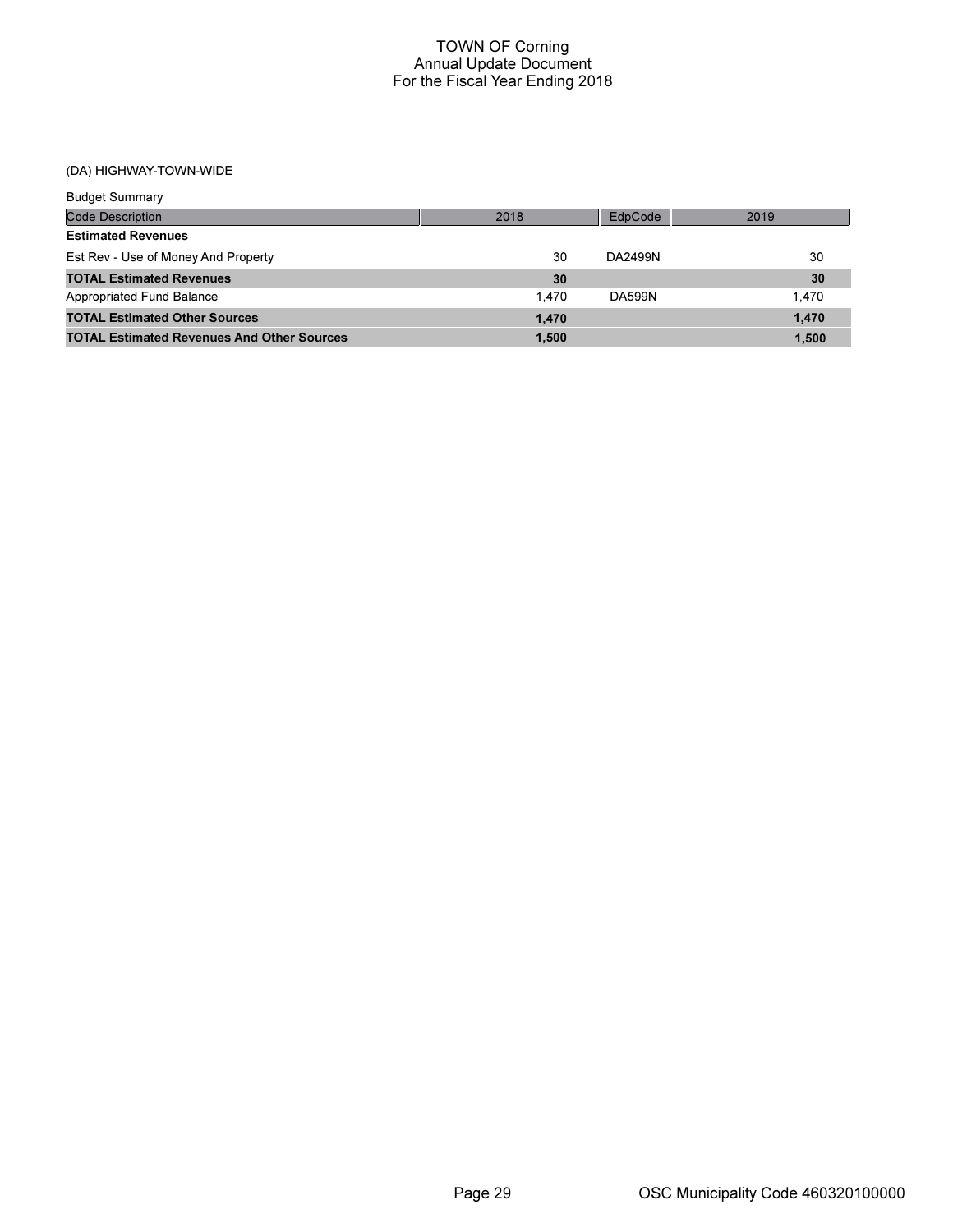# TOWN OF Corning
## Annual Update Document
## For the Fiscal Year Ending 2018

### (DA) HIGHWAY-TOWN-WIDE

Budget Summary

| Code Description | 2018 | EdpCode | 2019 |
|---|---|---|---|
| **Estimated Revenues** | | | |
| Est Rev - Use of Money And Property | 30 | DA2499N | 30 |
| **TOTAL Estimated Revenues** | **30** | | **30** |
| Appropriated Fund Balance | 1,470 | DA599N | 1,470 |
| **TOTAL Estimated Other Sources** | **1,470** | | **1,470** |
| **TOTAL Estimated Revenues And Other Sources** | **1,500** | | **1,500** |

OSC Municipality Code 460320100000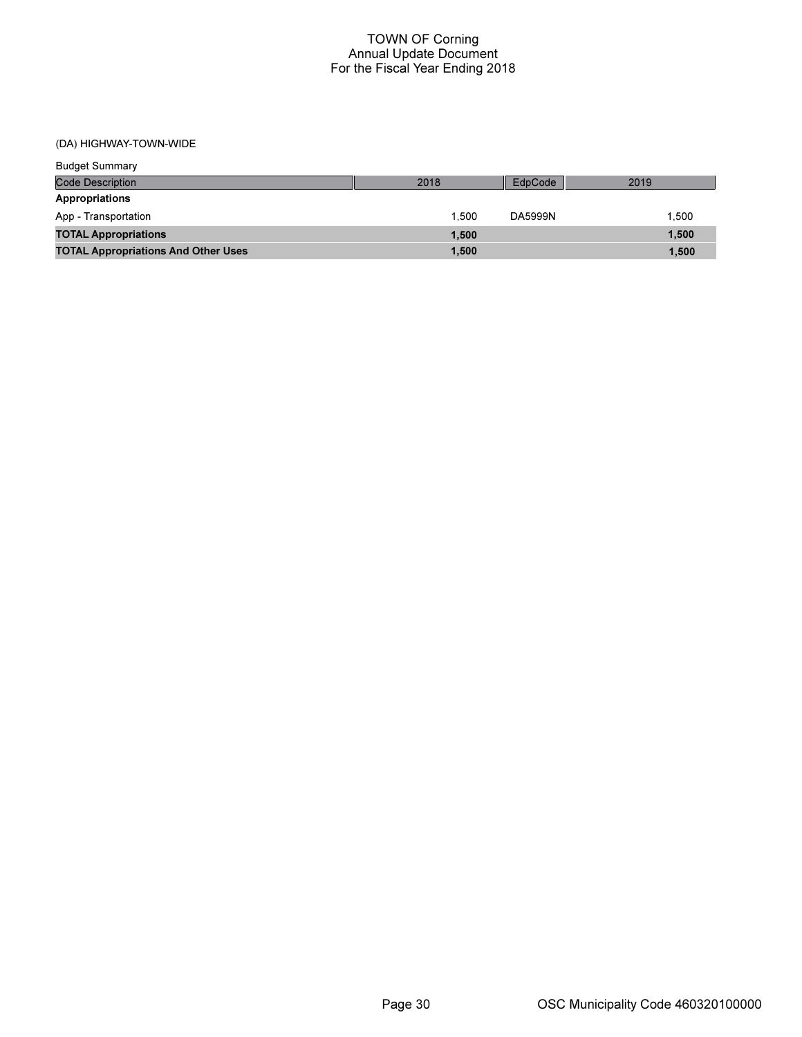# TOWN OF Corning
## Annual Update Document
## For the Fiscal Year Ending 2018

(DA) HIGHWAY-TOWN-WIDE

Budget Summary

| Code Description | 2018 | EdpCode | 2019 |
| --- | --- | --- | --- |
| **Appropriations** | | | |
| App - Transportation | 1,500 | DA5999N | 1,500 |
| **TOTAL Appropriations** | **1,500** | | **1,500** |
| **TOTAL Appropriations And Other Uses** | **1,500** | | **1,500** |

OSC Municipality Code 460320100000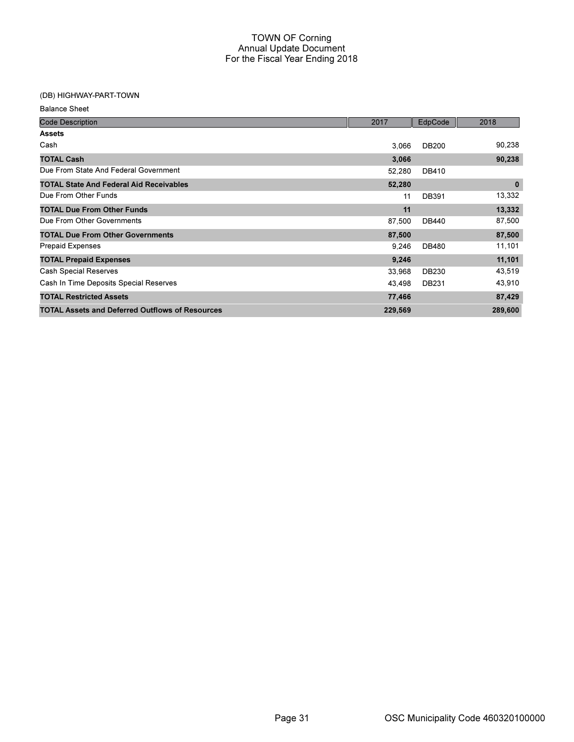# TOWN OF Corning
## Annual Update Document
## For the Fiscal Year Ending 2018

(DB) HIGHWAY-PART-TOWN

Balance Sheet

| Code Description | 2017 | EdpCode | 2018 |
|---|---|---|---|
| **Assets** | | | |
| Cash | 3,066 | DB200 | 90,238 |
| **TOTAL Cash** | **3,066** | | **90,238** |
| Due From State And Federal Government | 52,280 | DB410 | |
| **TOTAL State And Federal Aid Receivables** | **52,280** | | **0** |
| Due From Other Funds | 11 | DB391 | 13,332 |
| **TOTAL Due From Other Funds** | **11** | | **13,332** |
| Due From Other Governments | 87,500 | DB440 | 87,500 |
| **TOTAL Due From Other Governments** | **87,500** | | **87,500** |
| Prepaid Expenses | 9,246 | DB480 | 11,101 |
| **TOTAL Prepaid Expenses** | **9,246** | | **11,101** |
| Cash Special Reserves | 33,968 | DB230 | 43,519 |
| Cash In Time Deposits Special Reserves | 43,498 | DB231 | 43,910 |
| **TOTAL Restricted Assets** | **77,466** | | **87,429** |
| **TOTAL Assets and Deferred Outflows of Resources** | **229,569** | | **289,600** |

OSC Municipality Code 460320100000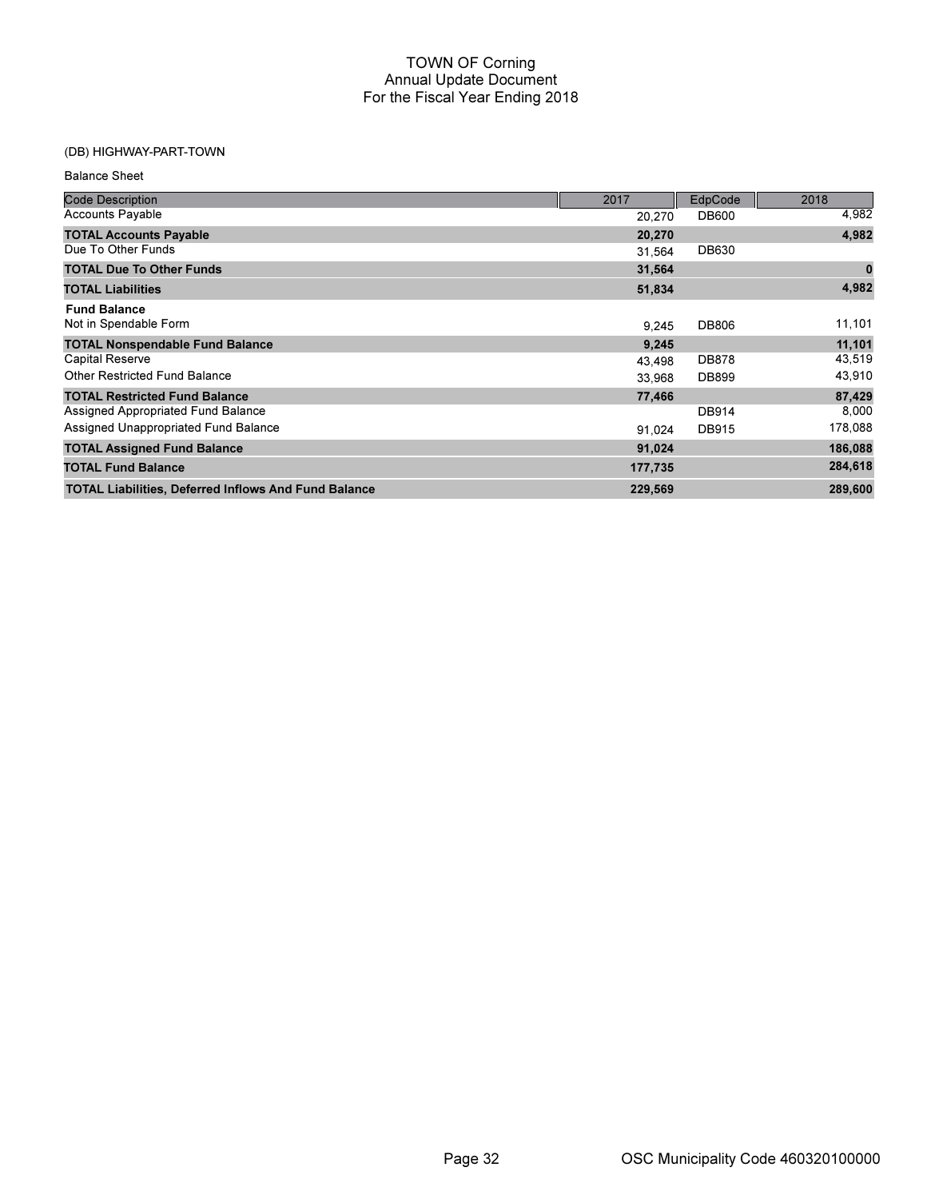# TOWN OF Corning
## Annual Update Document
## For the Fiscal Year Ending 2018

(DB) HIGHWAY-PART-TOWN

Balance Sheet

| Code Description | 2017 | EdpCode | 2018 |
|---|---|---|---|
| Accounts Payable | 20,270 | DB600 | 4,982 |
| **TOTAL Accounts Payable** | **20,270** | | **4,982** |
| Due To Other Funds | 31,564 | DB630 | |
| **TOTAL Due To Other Funds** | **31,564** | | **0** |
| **TOTAL Liabilities** | **51,834** | | **4,982** |
| **Fund Balance** | | | |
| Not in Spendable Form | 9,245 | DB806 | 11,101 |
| **TOTAL Nonspendable Fund Balance** | **9,245** | | **11,101** |
| Capital Reserve | 43,498 | DB878 | 43,519 |
| Other Restricted Fund Balance | 33,968 | DB899 | 43,910 |
| **TOTAL Restricted Fund Balance** | **77,466** | | **87,429** |
| Assigned Appropriated Fund Balance | | DB914 | 8,000 |
| Assigned Unappropriated Fund Balance | 91,024 | DB915 | 178,088 |
| **TOTAL Assigned Fund Balance** | **91,024** | | **186,088** |
| **TOTAL Fund Balance** | **177,735** | | **284,618** |
| **TOTAL Liabilities, Deferred Inflows And Fund Balance** | **229,569** | | **289,600** |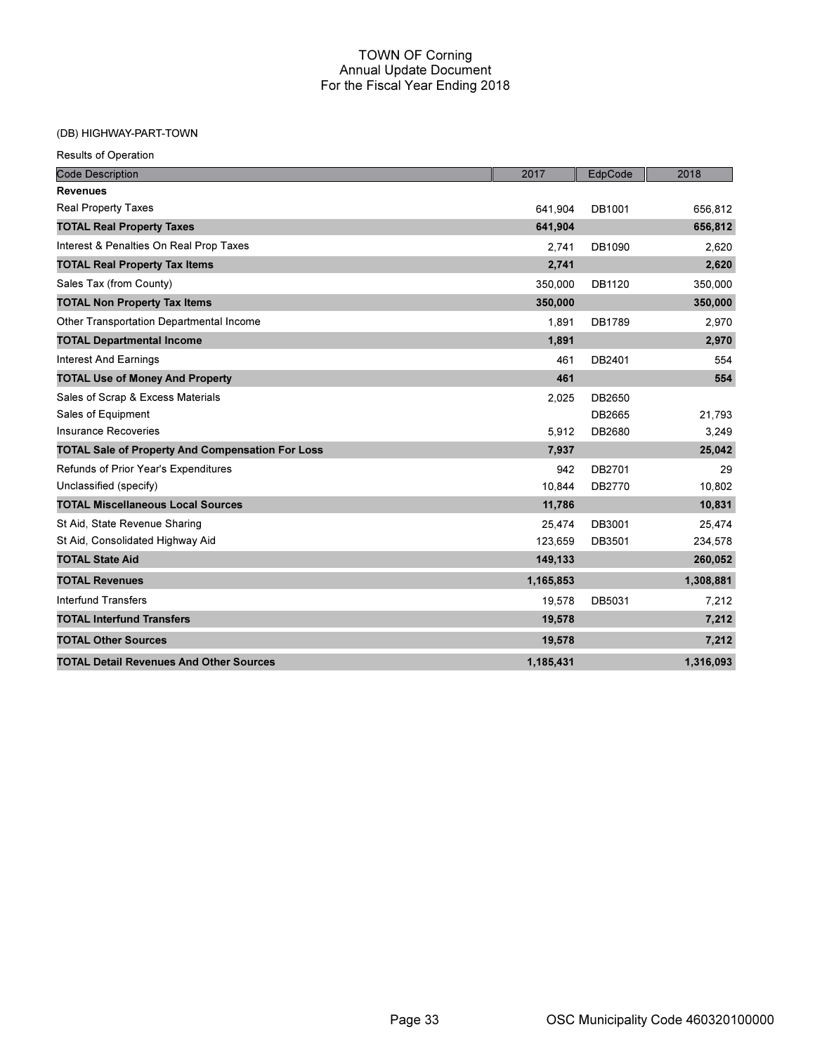# TOWN OF Corning
## Annual Update Document
## For the Fiscal Year Ending 2018

(DB) HIGHWAY-PART-TOWN

Results of Operation

| Code Description | 2017 | EdpCode | 2018 |
|---|---|---|---|
| **Revenues** | | | |
| Real Property Taxes | 641,904 | DB1001 | 656,812 |
| **TOTAL Real Property Taxes** | **641,904** | | **656,812** |
| Interest & Penalties On Real Prop Taxes | 2,741 | DB1090 | 2,620 |
| **TOTAL Real Property Tax Items** | **2,741** | | **2,620** |
| Sales Tax (from County) | 350,000 | DB1120 | 350,000 |
| **TOTAL Non Property Tax Items** | **350,000** | | **350,000** |
| Other Transportation Departmental Income | 1,891 | DB1789 | 2,970 |
| **TOTAL Departmental Income** | **1,891** | | **2,970** |
| Interest And Earnings | 461 | DB2401 | 554 |
| **TOTAL Use of Money And Property** | **461** | | **554** |
| Sales of Scrap & Excess Materials | 2,025 | DB2650 | |
| Sales of Equipment | | DB2665 | 21,793 |
| Insurance Recoveries | 5,912 | DB2680 | 3,249 |
| **TOTAL Sale of Property And Compensation For Loss** | **7,937** | | **25,042** |
| Refunds of Prior Year's Expenditures | 942 | DB2701 | 29 |
| Unclassified (specify) | 10,844 | DB2770 | 10,802 |
| **TOTAL Miscellaneous Local Sources** | **11,786** | | **10,831** |
| St Aid, State Revenue Sharing | 25,474 | DB3001 | 25,474 |
| St Aid, Consolidated Highway Aid | 123,659 | DB3501 | 234,578 |
| **TOTAL State Aid** | **149,133** | | **260,052** |
| **TOTAL Revenues** | **1,165,853** | | **1,308,881** |
| Interfund Transfers | 19,578 | DB5031 | 7,212 |
| **TOTAL Interfund Transfers** | **19,578** | | **7,212** |
| **TOTAL Other Sources** | **19,578** | | **7,212** |
| **TOTAL Detail Revenues And Other Sources** | **1,185,431** | | **1,316,093** |

OSC Municipality Code 460320100000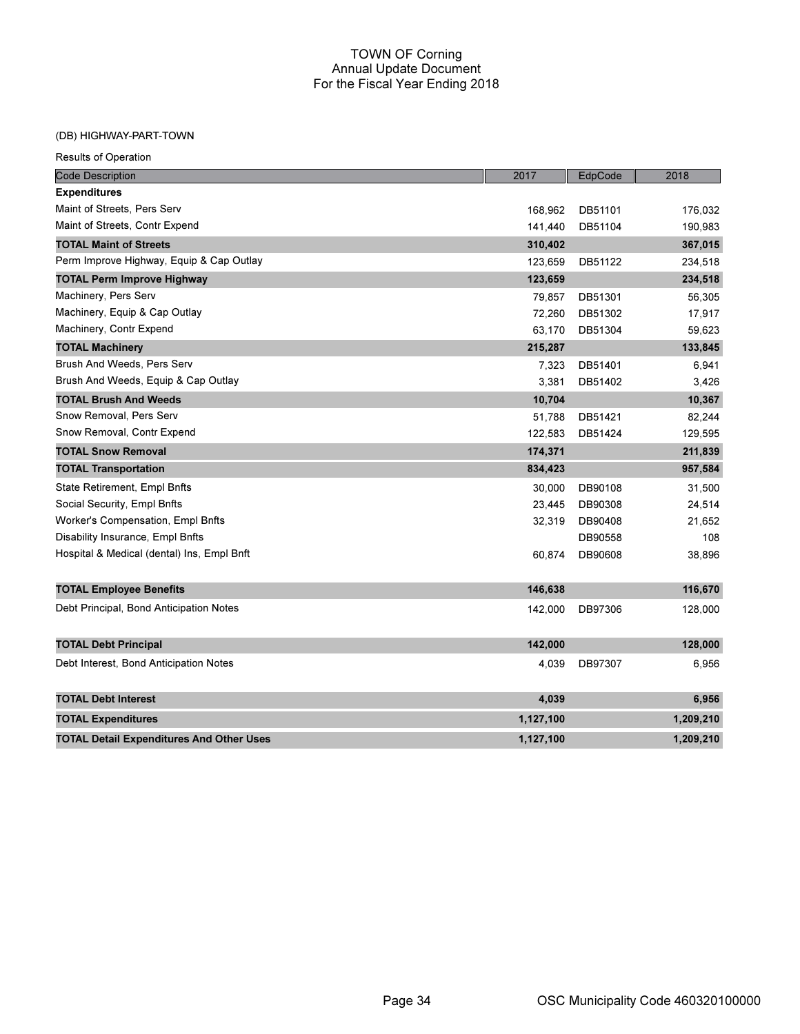# TOWN OF Corning
## Annual Update Document
## For the Fiscal Year Ending 2018

(DB) HIGHWAY-PART-TOWN

Results of Operation

| Code Description | 2017 | EdpCode | 2018 |
|---|---|---|---|
| **Expenditures** | | | |
| Maint of Streets, Pers Serv | 168,962 | DB51101 | 176,032 |
| Maint of Streets, Contr Expend | 141,440 | DB51104 | 190,983 |
| **TOTAL Maint of Streets** | **310,402** | | **367,015** |
| Perm Improve Highway, Equip & Cap Outlay | 123,659 | DB51122 | 234,518 |
| **TOTAL Perm Improve Highway** | **123,659** | | **234,518** |
| Machinery, Pers Serv | 79,857 | DB51301 | 56,305 |
| Machinery, Equip & Cap Outlay | 72,260 | DB51302 | 17,917 |
| Machinery, Contr Expend | 63,170 | DB51304 | 59,623 |
| **TOTAL Machinery** | **215,287** | | **133,845** |
| Brush And Weeds, Pers Serv | 7,323 | DB51401 | 6,941 |
| Brush And Weeds, Equip & Cap Outlay | 3,381 | DB51402 | 3,426 |
| **TOTAL Brush And Weeds** | **10,704** | | **10,367** |
| Snow Removal, Pers Serv | 51,788 | DB51421 | 82,244 |
| Snow Removal, Contr Expend | 122,583 | DB51424 | 129,595 |
| **TOTAL Snow Removal** | **174,371** | | **211,839** |
| **TOTAL Transportation** | **834,423** | | **957,584** |
| State Retirement, Empl Bnfts | 30,000 | DB90108 | 31,500 |
| Social Security, Empl Bnfts | 23,445 | DB90308 | 24,514 |
| Worker's Compensation, Empl Bnfts | 32,319 | DB90408 | 21,652 |
| Disability Insurance, Empl Bnfts | | DB90558 | 108 |
| Hospital & Medical (dental) Ins, Empl Bnft | 60,874 | DB90608 | 38,896 |
| **TOTAL Employee Benefits** | **146,638** | | **116,670** |
| Debt Principal, Bond Anticipation Notes | 142,000 | DB97306 | 128,000 |
| **TOTAL Debt Principal** | **142,000** | | **128,000** |
| Debt Interest, Bond Anticipation Notes | 4,039 | DB97307 | 6,956 |
| **TOTAL Debt Interest** | **4,039** | | **6,956** |
| **TOTAL Expenditures** | **1,127,100** | | **1,209,210** |
| **TOTAL Detail Expenditures And Other Uses** | **1,127,100** | | **1,209,210** |

OSC Municipality Code 460320100000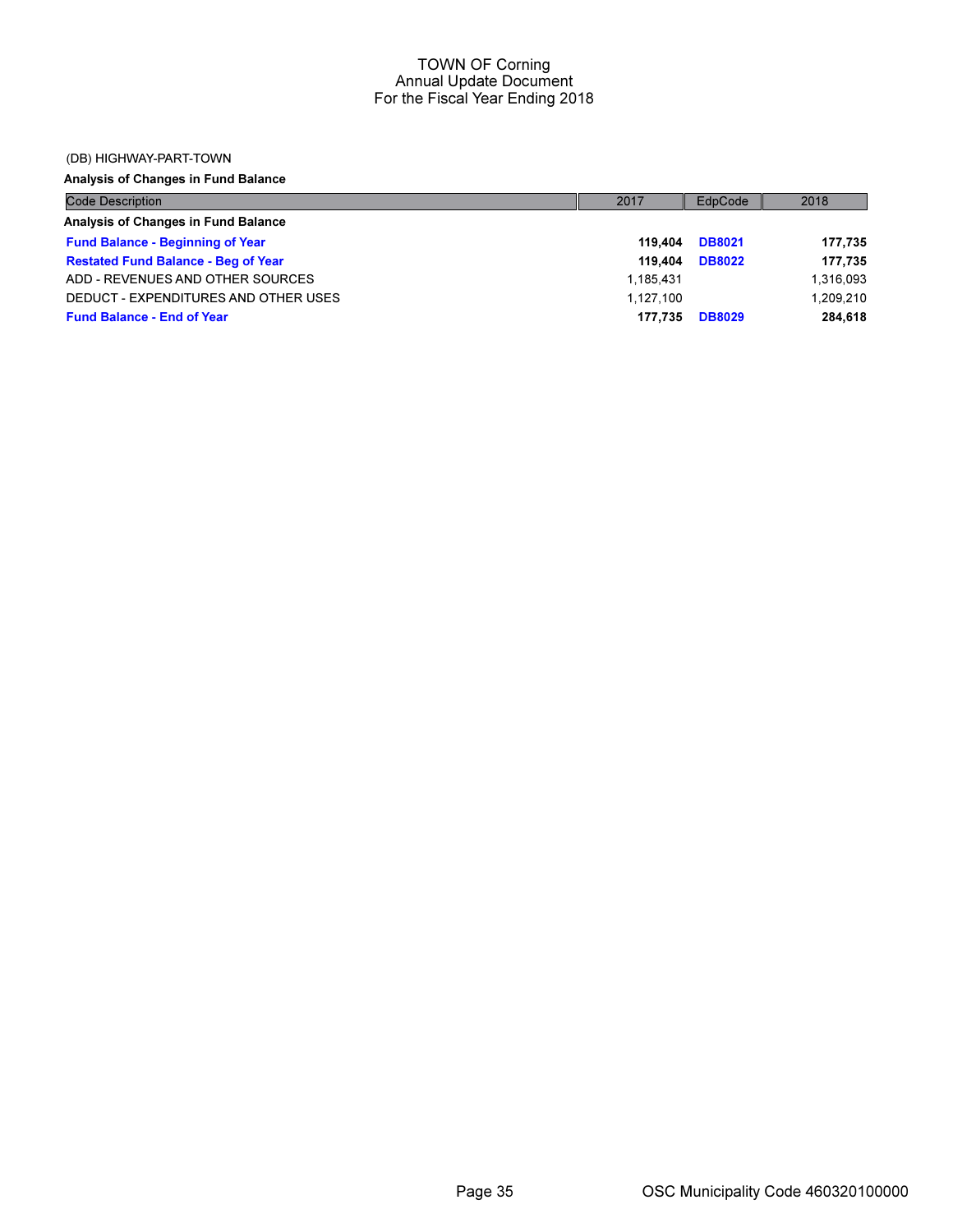TOWN OF Corning
Annual Update Document
For the Fiscal Year Ending 2018

(DB) HIGHWAY-PART-TOWN

**Analysis of Changes in Fund Balance**

| Code Description | 2017 | EdpCode | 2018 |
|---|---|---|---|
| **Analysis of Changes in Fund Balance** | | | |
| **Fund Balance - Beginning of Year** | **119,404** | **DB8021** | **177,735** |
| **Restated Fund Balance - Beg of Year** | **119,404** | **DB8022** | **177,735** |
| ADD - REVENUES AND OTHER SOURCES | 1,185,431 | | 1,316,093 |
| DEDUCT - EXPENDITURES AND OTHER USES | 1,127,100 | | 1,209,210 |
| **Fund Balance - End of Year** | **177,735** | **DB8029** | **284,618** |

OSC Municipality Code 460320100000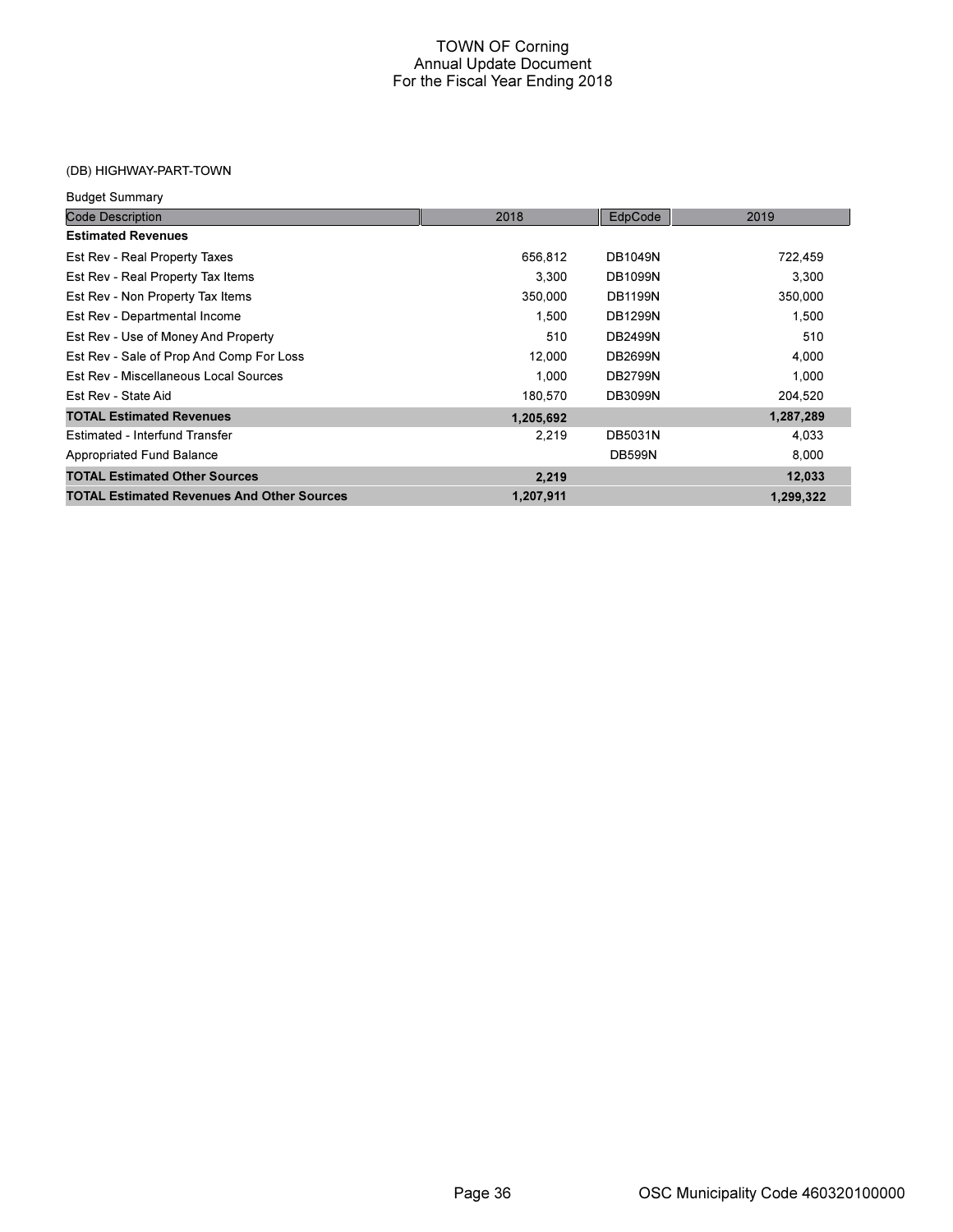# TOWN OF Corning
## Annual Update Document
## For the Fiscal Year Ending 2018

(DB) HIGHWAY-PART-TOWN

Budget Summary

| Code Description | 2018 | EdpCode | 2019 |
|---|---|---|---|
| **Estimated Revenues** | | | |
| Est Rev - Real Property Taxes | 656,812 | DB1049N | 722,459 |
| Est Rev - Real Property Tax Items | 3,300 | DB1099N | 3,300 |
| Est Rev - Non Property Tax Items | 350,000 | DB1199N | 350,000 |
| Est Rev - Departmental Income | 1,500 | DB1299N | 1,500 |
| Est Rev - Use of Money And Property | 510 | DB2499N | 510 |
| Est Rev - Sale of Prop And Comp For Loss | 12,000 | DB2699N | 4,000 |
| Est Rev - Miscellaneous Local Sources | 1,000 | DB2799N | 1,000 |
| Est Rev - State Aid | 180,570 | DB3099N | 204,520 |
| **TOTAL Estimated Revenues** | **1,205,692** | | **1,287,289** |
| Estimated - Interfund Transfer | 2,219 | DB5031N | 4,033 |
| Appropriated Fund Balance | | DB599N | 8,000 |
| **TOTAL Estimated Other Sources** | **2,219** | | **12,033** |
| **TOTAL Estimated Revenues And Other Sources** | **1,207,911** | | **1,299,322** |

OSC Municipality Code 460320100000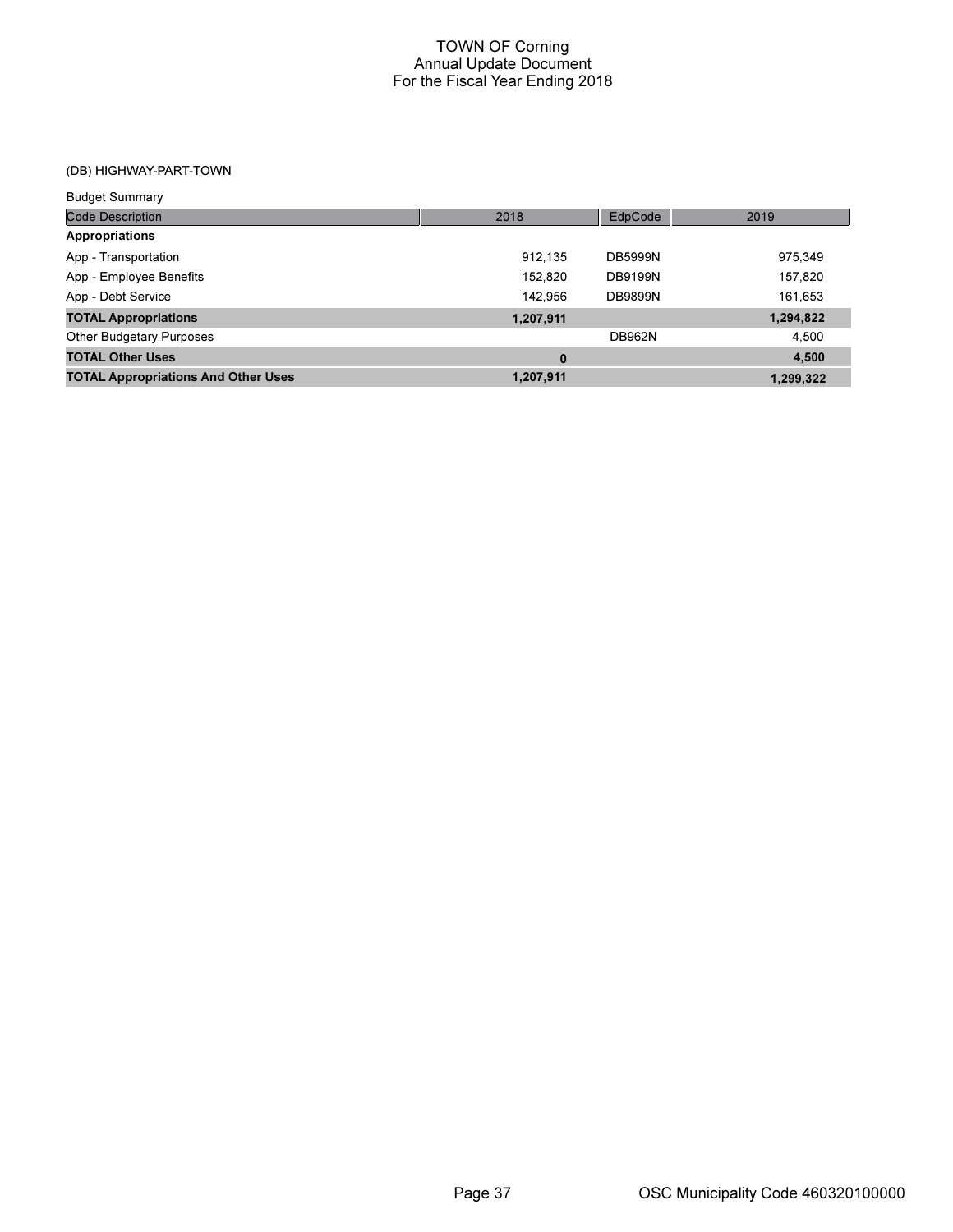# TOWN OF Corning
## Annual Update Document
## For the Fiscal Year Ending 2018

(DB) HIGHWAY-PART-TOWN

Budget Summary

| Code Description | 2018 | EdpCode | 2019 |
|---|---|---|---|
| **Appropriations** | | | |
| App - Transportation | 912,135 | DB5999N | 975,349 |
| App - Employee Benefits | 152,820 | DB9199N | 157,820 |
| App - Debt Service | 142,956 | DB9899N | 161,653 |
| **TOTAL Appropriations** | **1,207,911** | | **1,294,822** |
| Other Budgetary Purposes | | DB962N | 4,500 |
| **TOTAL Other Uses** | **0** | | **4,500** |
| **TOTAL Appropriations And Other Uses** | **1,207,911** | | **1,299,322** |

OSC Municipality Code 460320100000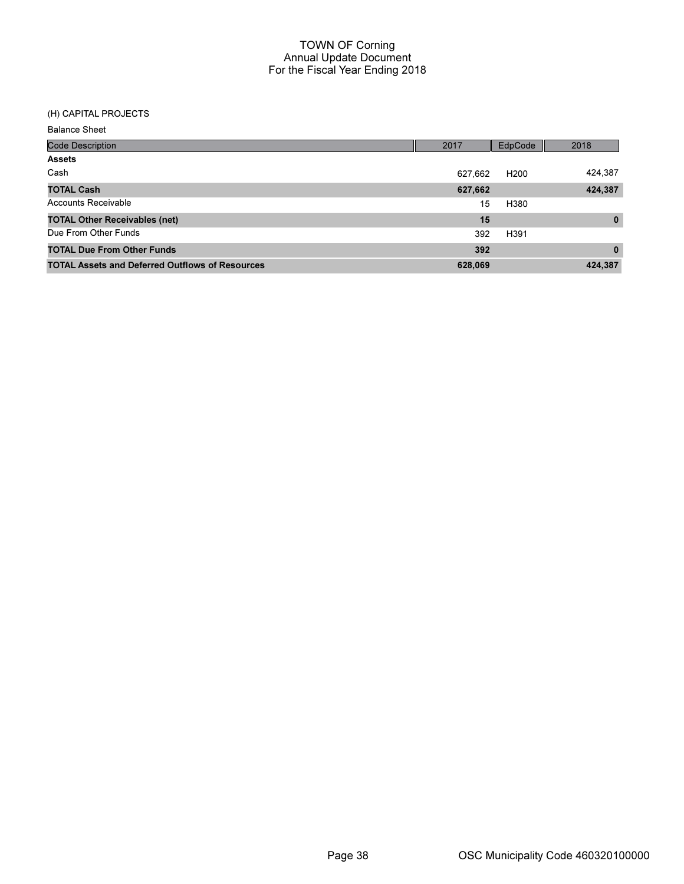# TOWN OF Corning
## Annual Update Document
## For the Fiscal Year Ending 2018

(H) CAPITAL PROJECTS

Balance Sheet

| Code Description | 2017 | EdpCode | 2018 |
|---|---|---|---|
| **Assets** | | | |
| Cash | 627,662 | H200 | 424,387 |
| **TOTAL Cash** | **627,662** | | **424,387** |
| Accounts Receivable | 15 | H380 | |
| **TOTAL Other Receivables (net)** | **15** | | **0** |
| Due From Other Funds | 392 | H391 | |
| **TOTAL Due From Other Funds** | **392** | | **0** |
| **TOTAL Assets and Deferred Outflows of Resources** | **628,069** | | **424,387** |

OSC Municipality Code 460320100000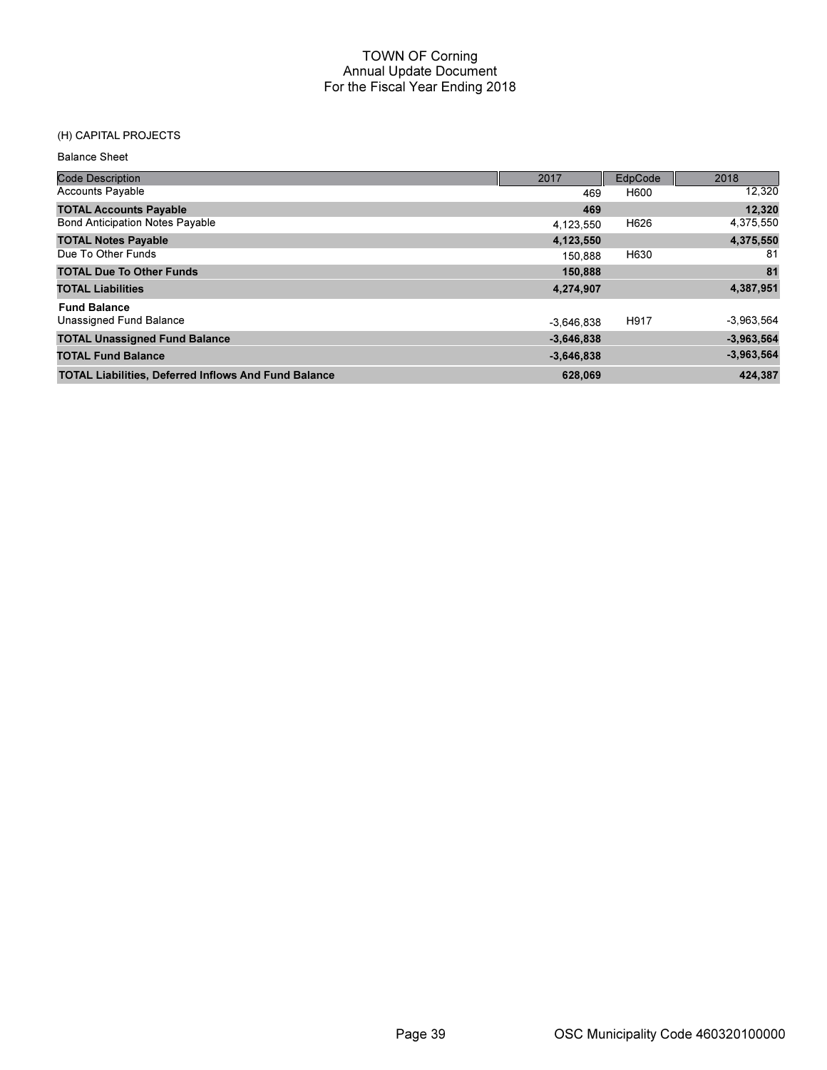# TOWN OF Corning
## Annual Update Document
### For the Fiscal Year Ending 2018

(H) CAPITAL PROJECTS

Balance Sheet

| Code Description | 2017 | EdpCode | 2018 |
|---|---|---|---|
| Accounts Payable | 469 | H600 | 12,320 |
| **TOTAL Accounts Payable** | **469** | | **12,320** |
| Bond Anticipation Notes Payable | 4,123,550 | H626 | 4,375,550 |
| **TOTAL Notes Payable** | **4,123,550** | | **4,375,550** |
| Due To Other Funds | 150,888 | H630 | 81 |
| **TOTAL Due To Other Funds** | **150,888** | | **81** |
| **TOTAL Liabilities** | **4,274,907** | | **4,387,951** |
| **Fund Balance** | | | |
| Unassigned Fund Balance | -3,646,838 | H917 | -3,963,564 |
| **TOTAL Unassigned Fund Balance** | **-3,646,838** | | **-3,963,564** |
| **TOTAL Fund Balance** | **-3,646,838** | | **-3,963,564** |
| **TOTAL Liabilities, Deferred Inflows And Fund Balance** | **628,069** | | **424,387** |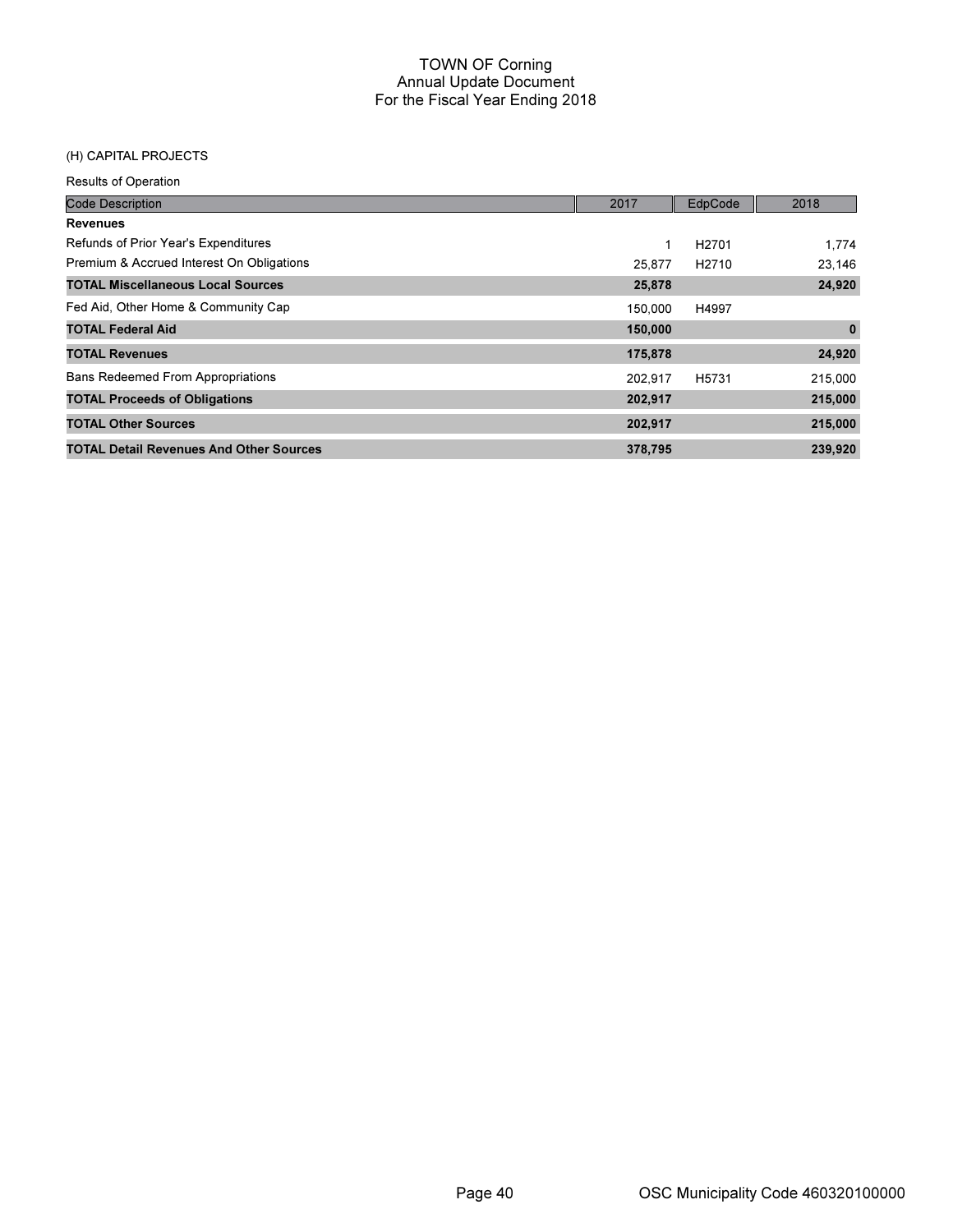# TOWN OF Corning
## Annual Update Document
## For the Fiscal Year Ending 2018

(H) CAPITAL PROJECTS

Results of Operation

| Code Description | 2017 | EdpCode | 2018 |
|---|---|---|---|
| **Revenues** | | | |
| Refunds of Prior Year's Expenditures | 1 | H2701 | 1,774 |
| Premium & Accrued Interest On Obligations | 25,877 | H2710 | 23,146 |
| **TOTAL Miscellaneous Local Sources** | **25,878** | | **24,920** |
| Fed Aid, Other Home & Community Cap | 150,000 | H4997 | |
| **TOTAL Federal Aid** | **150,000** | | **0** |
| **TOTAL Revenues** | **175,878** | | **24,920** |
| Bans Redeemed From Appropriations | 202,917 | H5731 | 215,000 |
| **TOTAL Proceeds of Obligations** | **202,917** | | **215,000** |
| **TOTAL Other Sources** | **202,917** | | **215,000** |
| **TOTAL Detail Revenues And Other Sources** | **378,795** | | **239,920** |

OSC Municipality Code 460320100000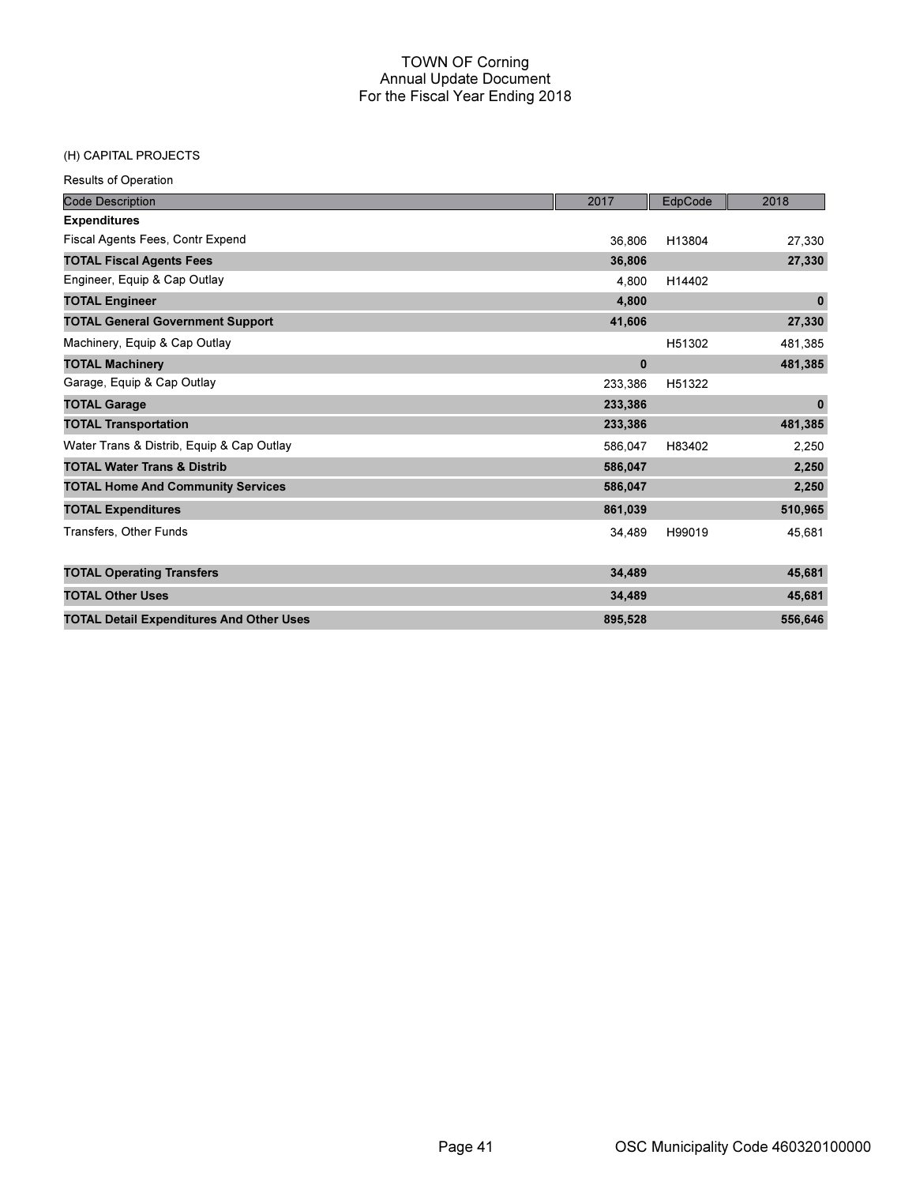# TOWN OF Corning
## Annual Update Document
## For the Fiscal Year Ending 2018

(H) CAPITAL PROJECTS

Results of Operation

| Code Description | 2017 | EdpCode | 2018 |
|---|---|---|---|
| **Expenditures** | | | |
| Fiscal Agents Fees, Contr Expend | 36,806 | H13804 | 27,330 |
| **TOTAL Fiscal Agents Fees** | **36,806** | | **27,330** |
| Engineer, Equip & Cap Outlay | 4,800 | H14402 | |
| **TOTAL Engineer** | **4,800** | | **0** |
| **TOTAL General Government Support** | **41,606** | | **27,330** |
| Machinery, Equip & Cap Outlay | | H51302 | 481,385 |
| **TOTAL Machinery** | **0** | | **481,385** |
| Garage, Equip & Cap Outlay | 233,386 | H51322 | |
| **TOTAL Garage** | **233,386** | | **0** |
| **TOTAL Transportation** | **233,386** | | **481,385** |
| Water Trans & Distrib, Equip & Cap Outlay | 586,047 | H83402 | 2,250 |
| **TOTAL Water Trans & Distrib** | **586,047** | | **2,250** |
| **TOTAL Home And Community Services** | **586,047** | | **2,250** |
| **TOTAL Expenditures** | **861,039** | | **510,965** |
| Transfers, Other Funds | 34,489 | H99019 | 45,681 |
| **TOTAL Operating Transfers** | **34,489** | | **45,681** |
| **TOTAL Other Uses** | **34,489** | | **45,681** |
| **TOTAL Detail Expenditures And Other Uses** | **895,528** | | **556,646** |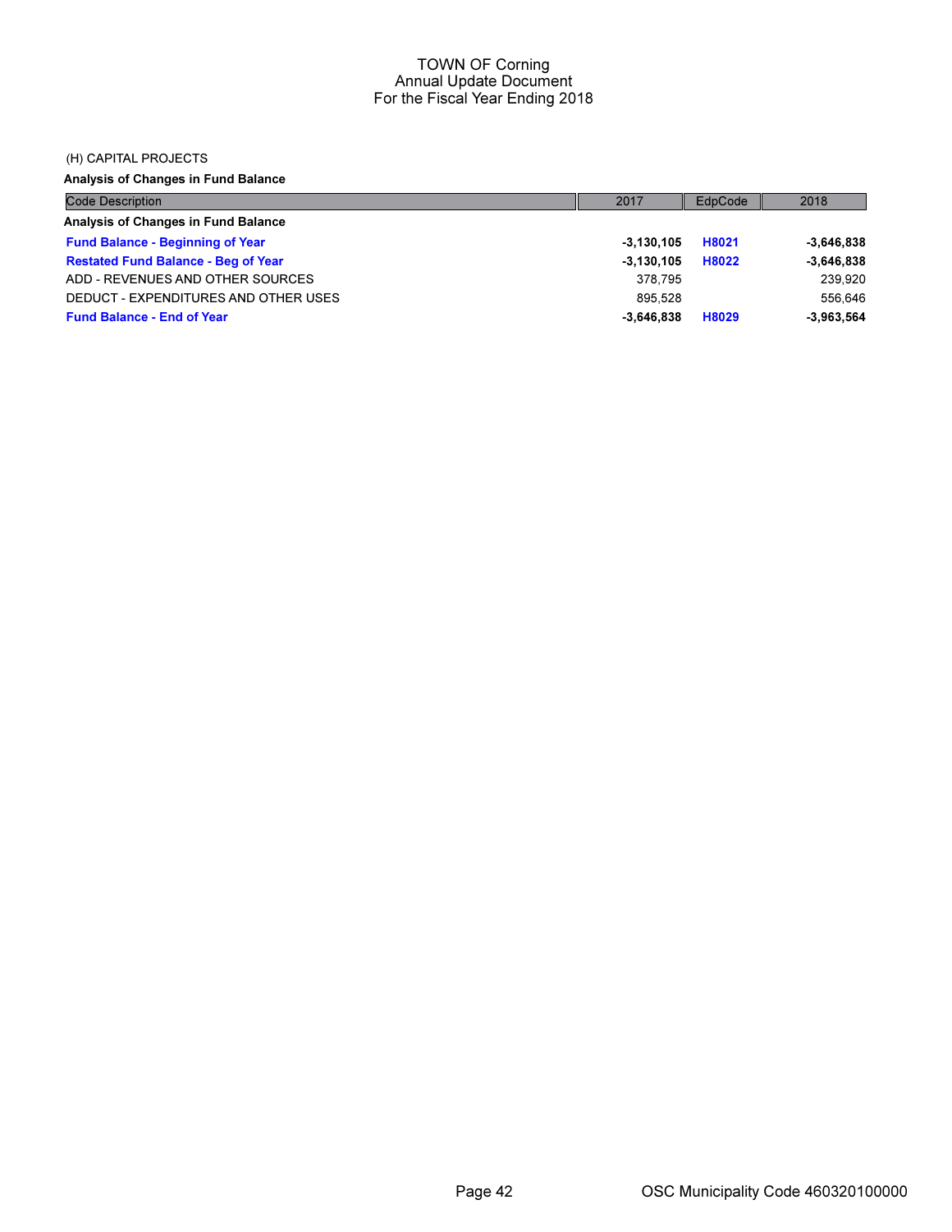# TOWN OF Corning
## Annual Update Document
## For the Fiscal Year Ending 2018

(H) CAPITAL PROJECTS

**Analysis of Changes in Fund Balance**

| Code Description | 2017 | EdpCode | 2018 |
|---|---|---|---|
| **Analysis of Changes in Fund Balance** | | | |
| **Fund Balance - Beginning of Year** | **-3,130,105** | **H8021** | **-3,646,838** |
| **Restated Fund Balance - Beg of Year** | **-3,130,105** | **H8022** | **-3,646,838** |
| ADD - REVENUES AND OTHER SOURCES | 378,795 | | 239,920 |
| DEDUCT - EXPENDITURES AND OTHER USES | 895,528 | | 556,646 |
| **Fund Balance - End of Year** | **-3,646,838** | **H8029** | **-3,963,564** |

OSC Municipality Code 460320100000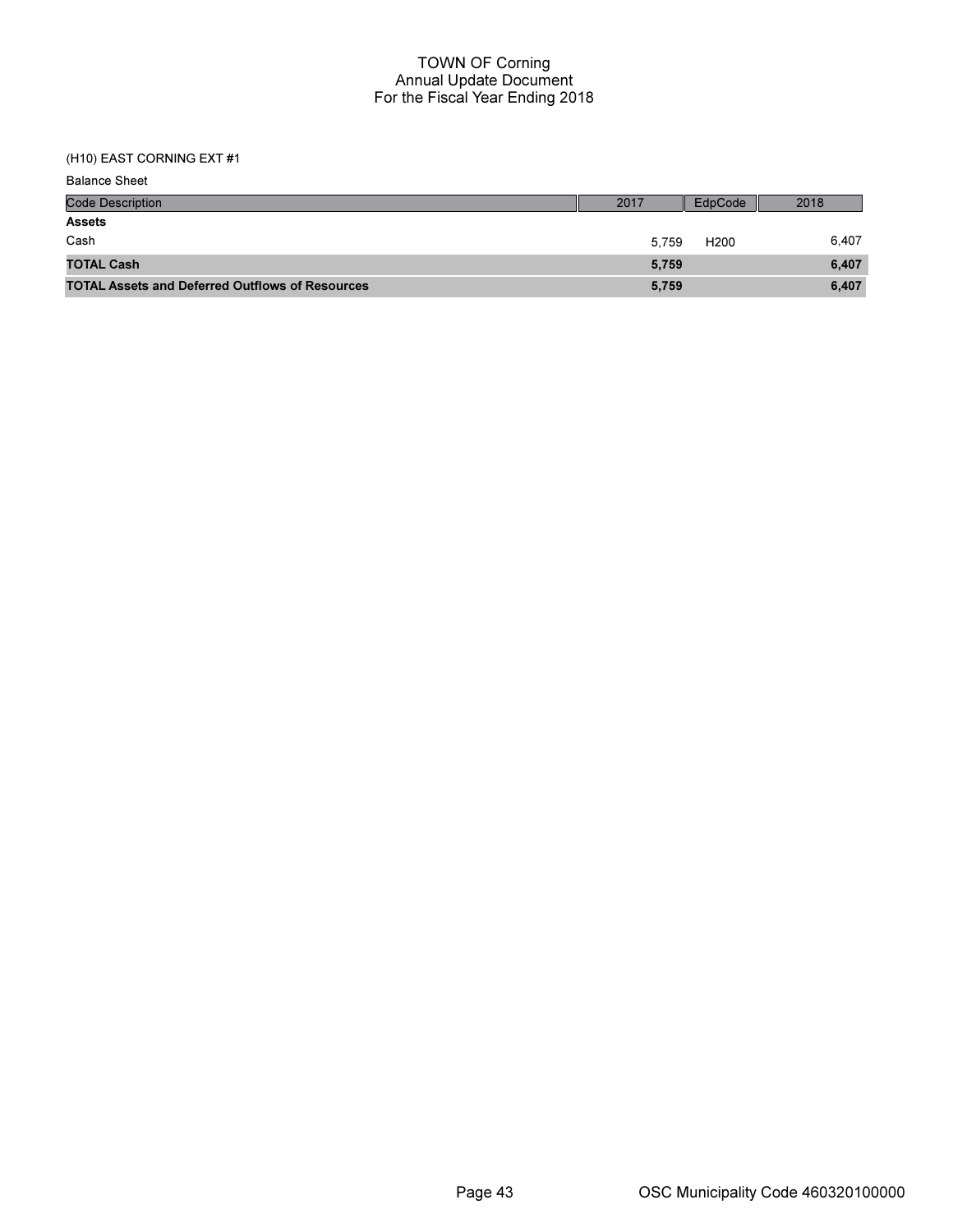# TOWN OF Corning
## Annual Update Document
## For the Fiscal Year Ending 2018

(H10) EAST CORNING EXT #1

Balance Sheet

| Code Description | 2017 | EdpCode | 2018 |
|---|---|---|---|
| **Assets** | | | |
| Cash | 5,759 | H200 | 6,407 |
| **TOTAL Cash** | **5,759** | | **6,407** |
| **TOTAL Assets and Deferred Outflows of Resources** | **5,759** | | **6,407** |

OSC Municipality Code 460320100000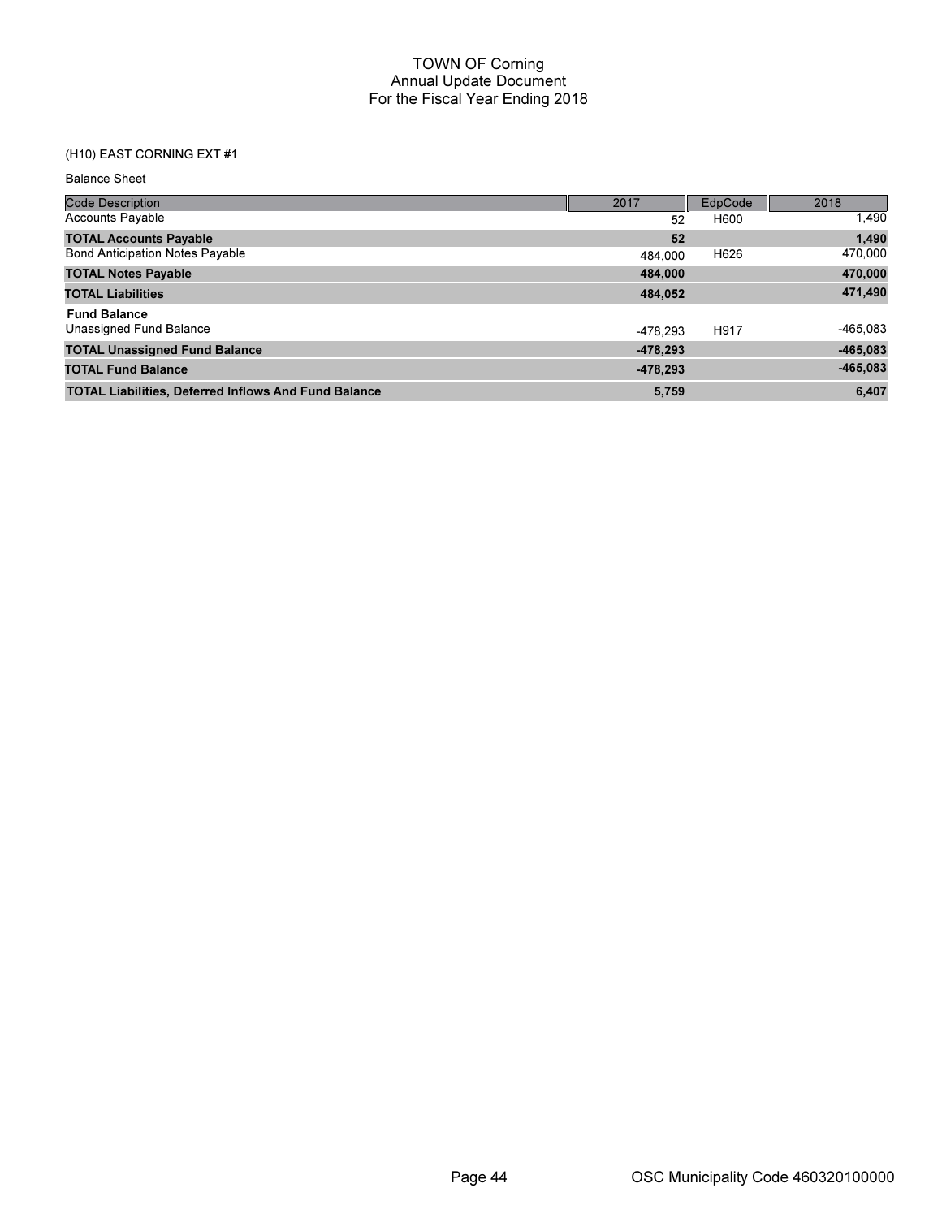TOWN OF Corning
Annual Update Document
For the Fiscal Year Ending 2018

(H10) EAST CORNING EXT #1

Balance Sheet

| Code Description | 2017 | EdpCode | 2018 |
|---|---|---|---|
| Accounts Payable | 52 | H600 | 1,490 |
| **TOTAL Accounts Payable** | **52** | | **1,490** |
| Bond Anticipation Notes Payable | 484,000 | H626 | 470,000 |
| **TOTAL Notes Payable** | **484,000** | | **470,000** |
| **TOTAL Liabilities** | **484,052** | | **471,490** |
| **Fund Balance** | | | |
| Unassigned Fund Balance | -478,293 | H917 | -465,083 |
| **TOTAL Unassigned Fund Balance** | **-478,293** | | **-465,083** |
| **TOTAL Fund Balance** | **-478,293** | | **-465,083** |
| **TOTAL Liabilities, Deferred Inflows And Fund Balance** | **5,759** | | **6,407** |

OSC Municipality Code 460320100000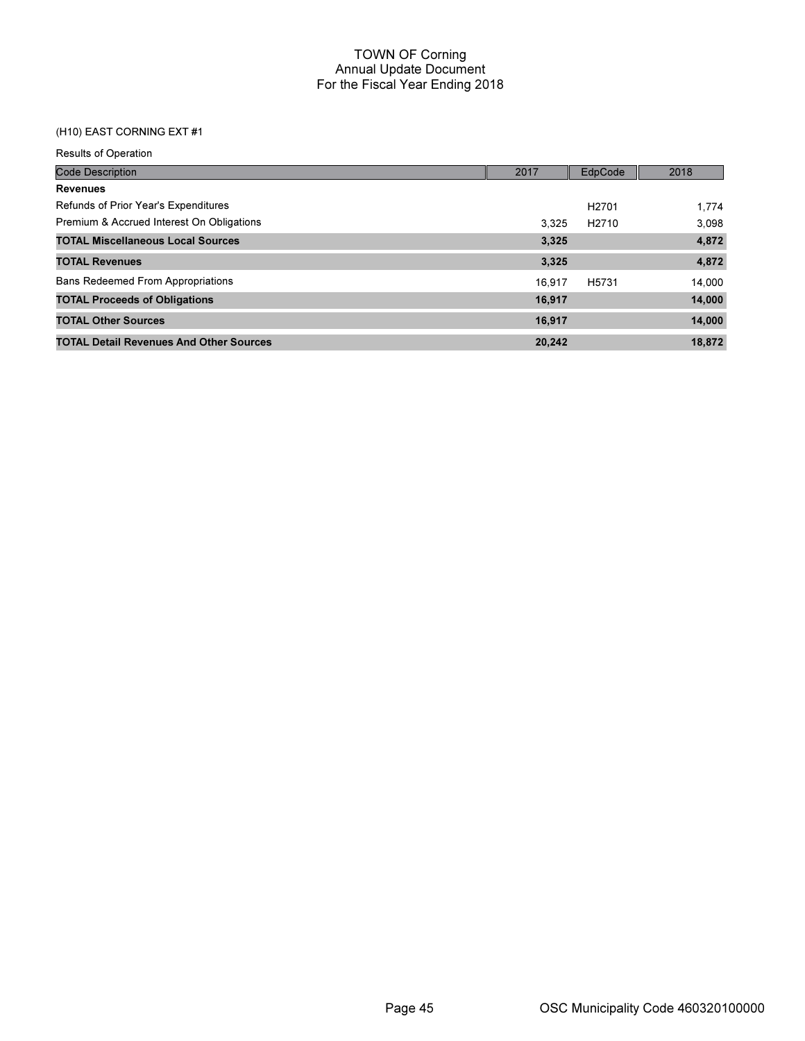# TOWN OF Corning
## Annual Update Document
## For the Fiscal Year Ending 2018

(H10) EAST CORNING EXT #1

Results of Operation

| Code Description | 2017 | EdpCode | 2018 |
|---|---|---|---|
| **Revenues** | | | |
| Refunds of Prior Year's Expenditures | | H2701 | 1,774 |
| Premium & Accrued Interest On Obligations | 3,325 | H2710 | 3,098 |
| **TOTAL Miscellaneous Local Sources** | **3,325** | | **4,872** |
| **TOTAL Revenues** | **3,325** | | **4,872** |
| Bans Redeemed From Appropriations | 16,917 | H5731 | 14,000 |
| **TOTAL Proceeds of Obligations** | **16,917** | | **14,000** |
| **TOTAL Other Sources** | **16,917** | | **14,000** |
| **TOTAL Detail Revenues And Other Sources** | **20,242** | | **18,872** |

OSC Municipality Code 460320100000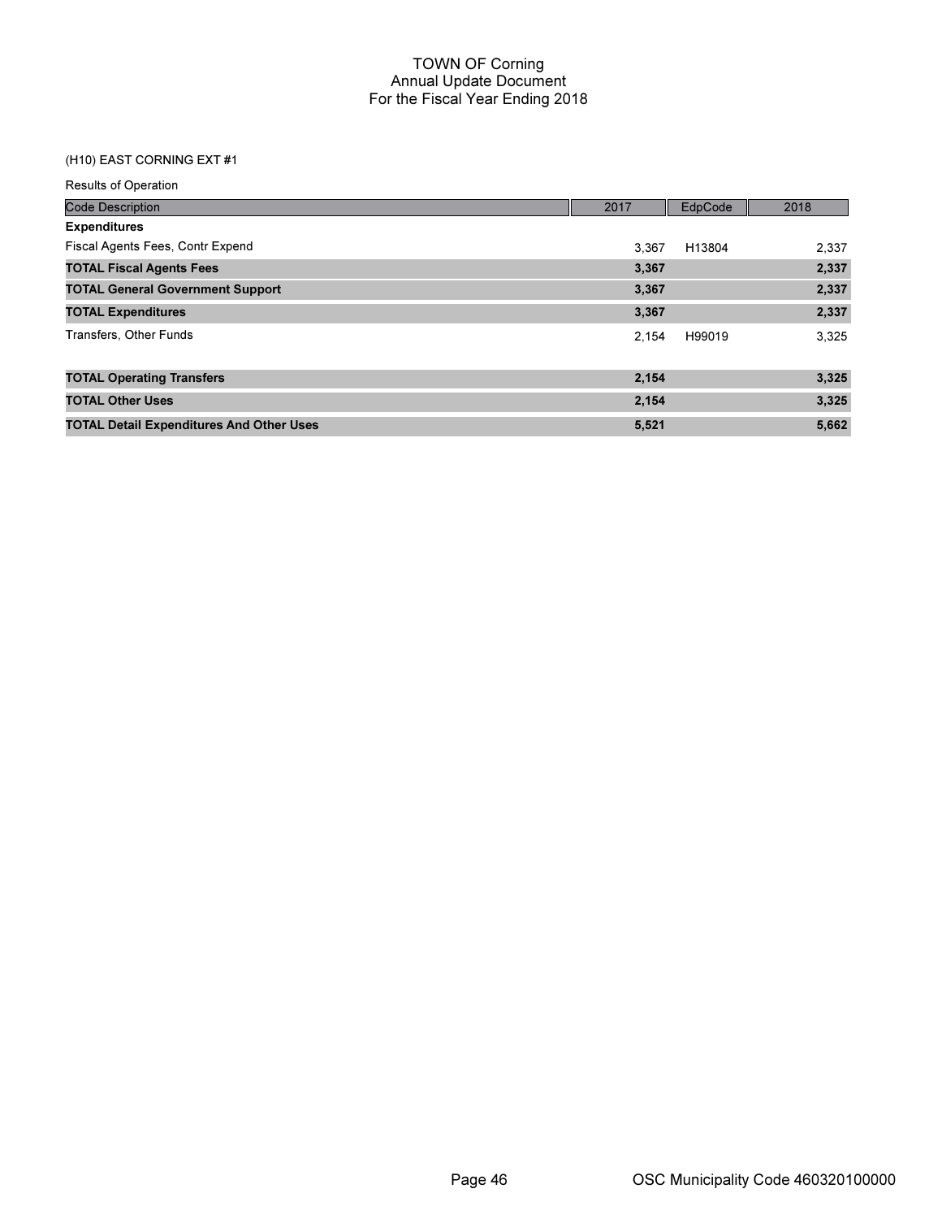# TOWN OF Corning
## Annual Update Document
## For the Fiscal Year Ending 2018

(H10) EAST CORNING EXT #1

Results of Operation

| Code Description | 2017 | EdpCode | 2018 |
|---|---|---|---|
| **Expenditures** | | | |
| Fiscal Agents Fees, Contr Expend | 3,367 | H13804 | 2,337 |
| **TOTAL Fiscal Agents Fees** | **3,367** | | **2,337** |
| **TOTAL General Government Support** | **3,367** | | **2,337** |
| **TOTAL Expenditures** | **3,367** | | **2,337** |
| Transfers, Other Funds | 2,154 | H99019 | 3,325 |
| **TOTAL Operating Transfers** | **2,154** | | **3,325** |
| **TOTAL Other Uses** | **2,154** | | **3,325** |
| **TOTAL Detail Expenditures And Other Uses** | **5,521** | | **5,662** |

OSC Municipality Code 460320100000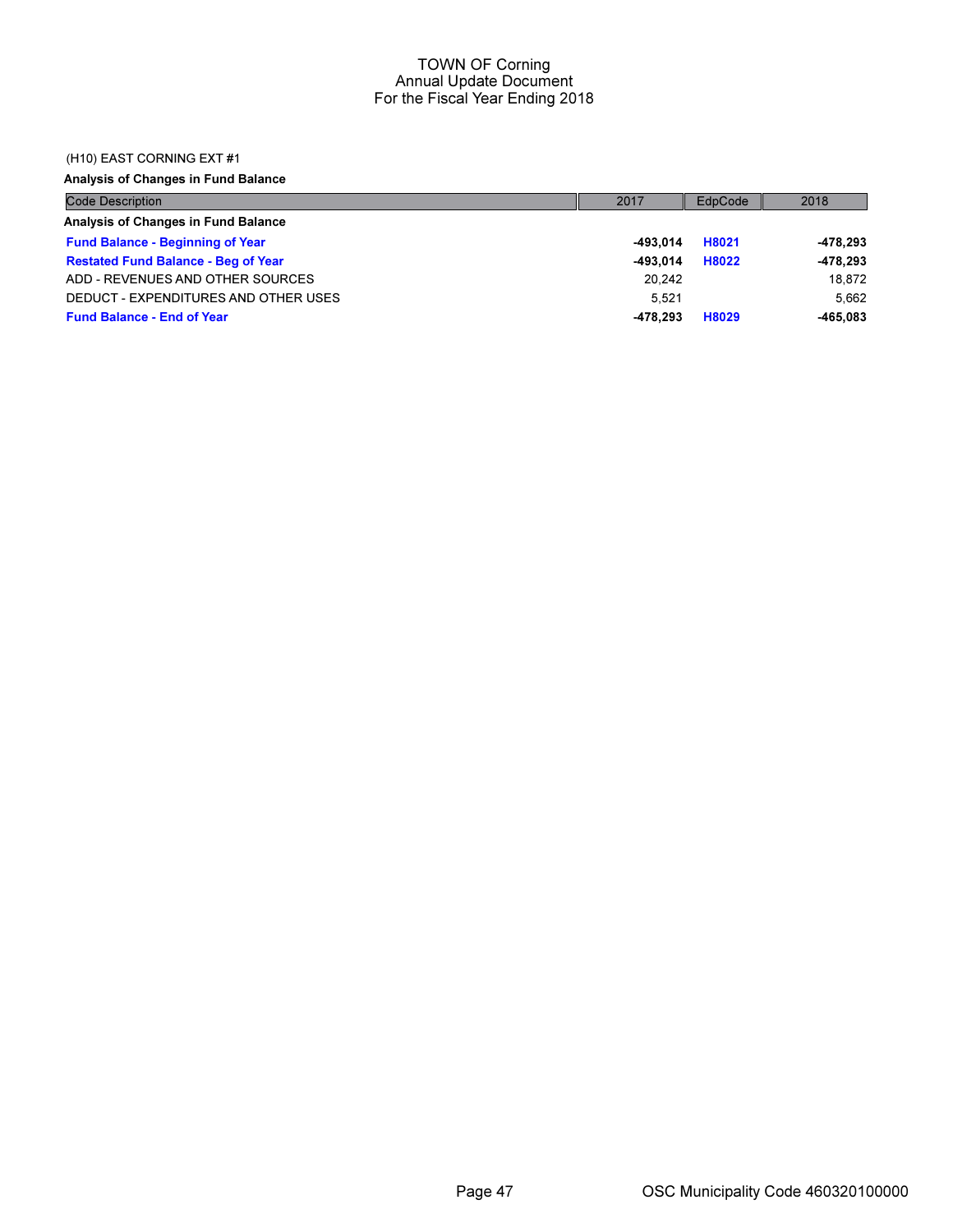# TOWN OF Corning
## Annual Update Document
## For the Fiscal Year Ending 2018

(H10) EAST CORNING EXT #1

**Analysis of Changes in Fund Balance**

| Code Description | 2017 | EdpCode | 2018 |
|---|---|---|---|
| **Analysis of Changes in Fund Balance** | | | |
| **Fund Balance - Beginning of Year** | **-493,014** | **H8021** | **-478,293** |
| **Restated Fund Balance - Beg of Year** | **-493,014** | **H8022** | **-478,293** |
| ADD - REVENUES AND OTHER SOURCES | 20,242 | | 18,872 |
| DEDUCT - EXPENDITURES AND OTHER USES | 5,521 | | 5,662 |
| **Fund Balance - End of Year** | **-478,293** | **H8029** | **-465,083** |

OSC Municipality Code 460320100000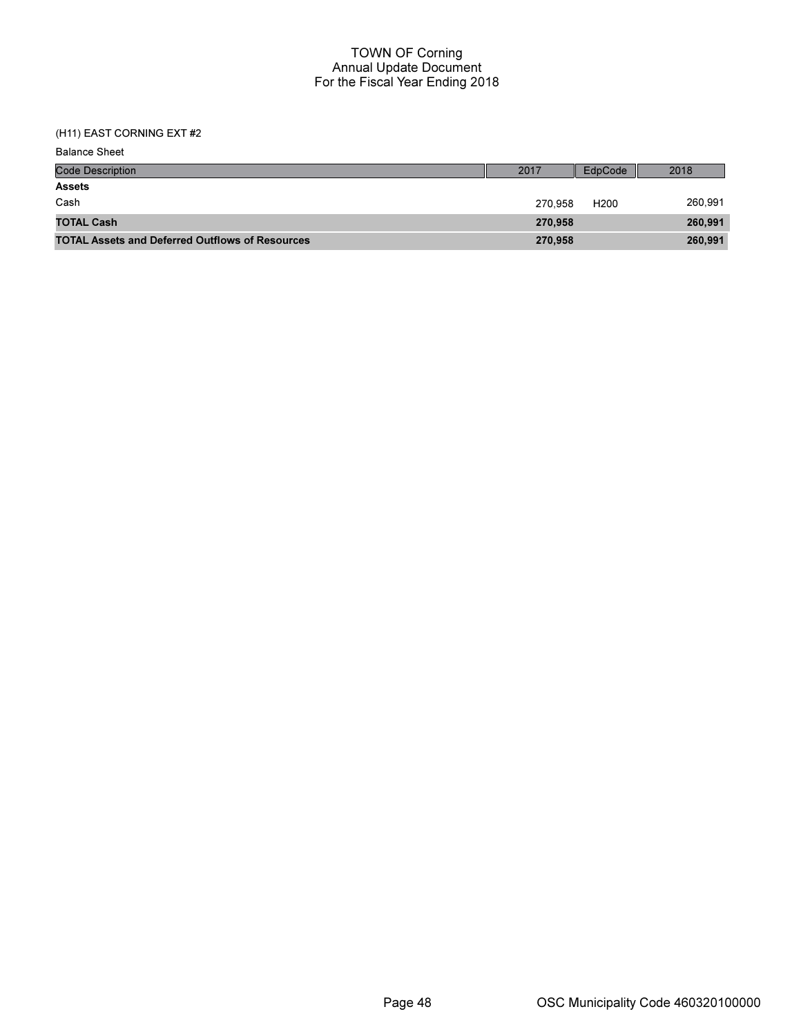# TOWN OF Corning
## Annual Update Document
## For the Fiscal Year Ending 2018

(H11) EAST CORNING EXT #2

Balance Sheet

| Code Description | 2017 | EdpCode | 2018 |
|---|---|---|---|
| **Assets** | | | |
| Cash | 270,958 | H200 | 260,991 |
| **TOTAL Cash** | **270,958** | | **260,991** |
| **TOTAL Assets and Deferred Outflows of Resources** | **270,958** | | **260,991** |

OSC Municipality Code 460320100000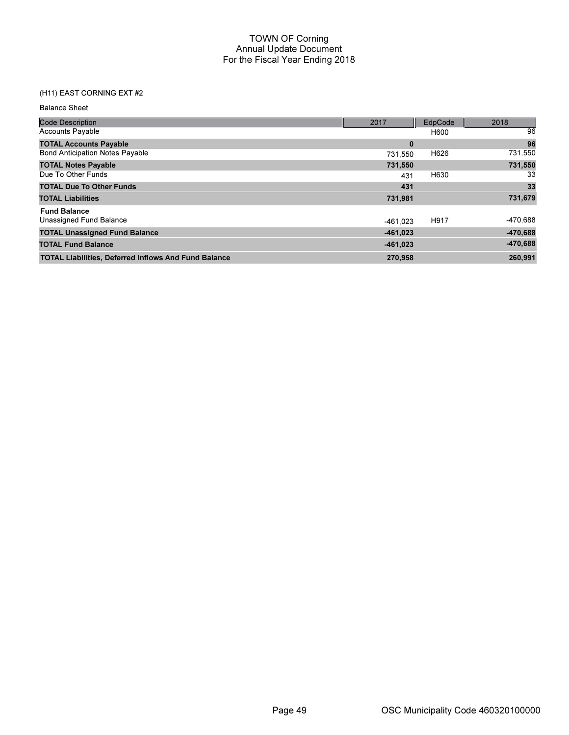# TOWN OF Corning
## Annual Update Document
## For the Fiscal Year Ending 2018

(H11) EAST CORNING EXT #2

Balance Sheet

| Code Description | 2017 | EdpCode | 2018 |
|---|---|---|---|
| Accounts Payable | | H600 | 96 |
| **TOTAL Accounts Payable** | **0** | | **96** |
| Bond Anticipation Notes Payable | 731,550 | H626 | 731,550 |
| **TOTAL Notes Payable** | **731,550** | | **731,550** |
| Due To Other Funds | 431 | H630 | 33 |
| **TOTAL Due To Other Funds** | **431** | | **33** |
| **TOTAL Liabilities** | **731,981** | | **731,679** |
| **Fund Balance** | | | |
| Unassigned Fund Balance | -461,023 | H917 | -470,688 |
| **TOTAL Unassigned Fund Balance** | **-461,023** | | **-470,688** |
| **TOTAL Fund Balance** | **-461,023** | | **-470,688** |
| **TOTAL Liabilities, Deferred Inflows And Fund Balance** | **270,958** | | **260,991** |

OSC Municipality Code 460320100000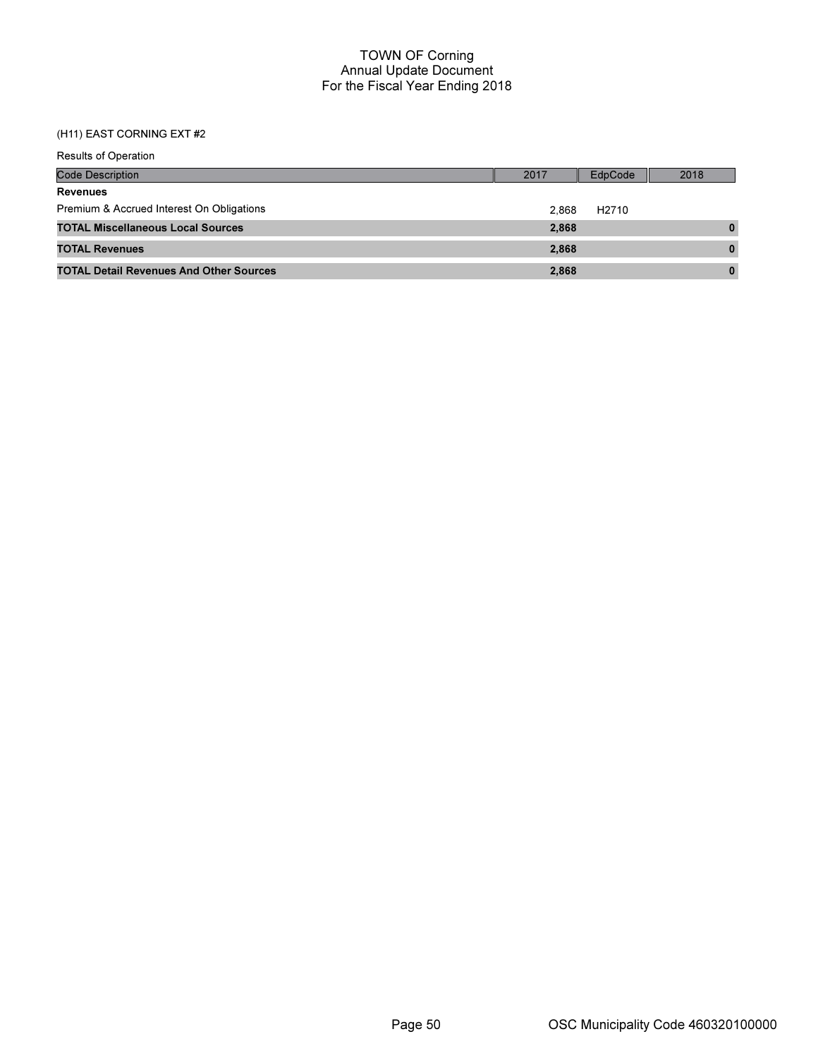# TOWN OF Corning
## Annual Update Document
## For the Fiscal Year Ending 2018

(H11) EAST CORNING EXT #2

Results of Operation

| Code Description | 2017 | EdpCode | 2018 |
|---|---|---|---|
| **Revenues** | | | |
| Premium & Accrued Interest On Obligations | 2,868 | H2710 | |
| **TOTAL Miscellaneous Local Sources** | **2,868** | | **0** |
| **TOTAL Revenues** | **2,868** | | **0** |
| **TOTAL Detail Revenues And Other Sources** | **2,868** | | **0** |

OSC Municipality Code 460320100000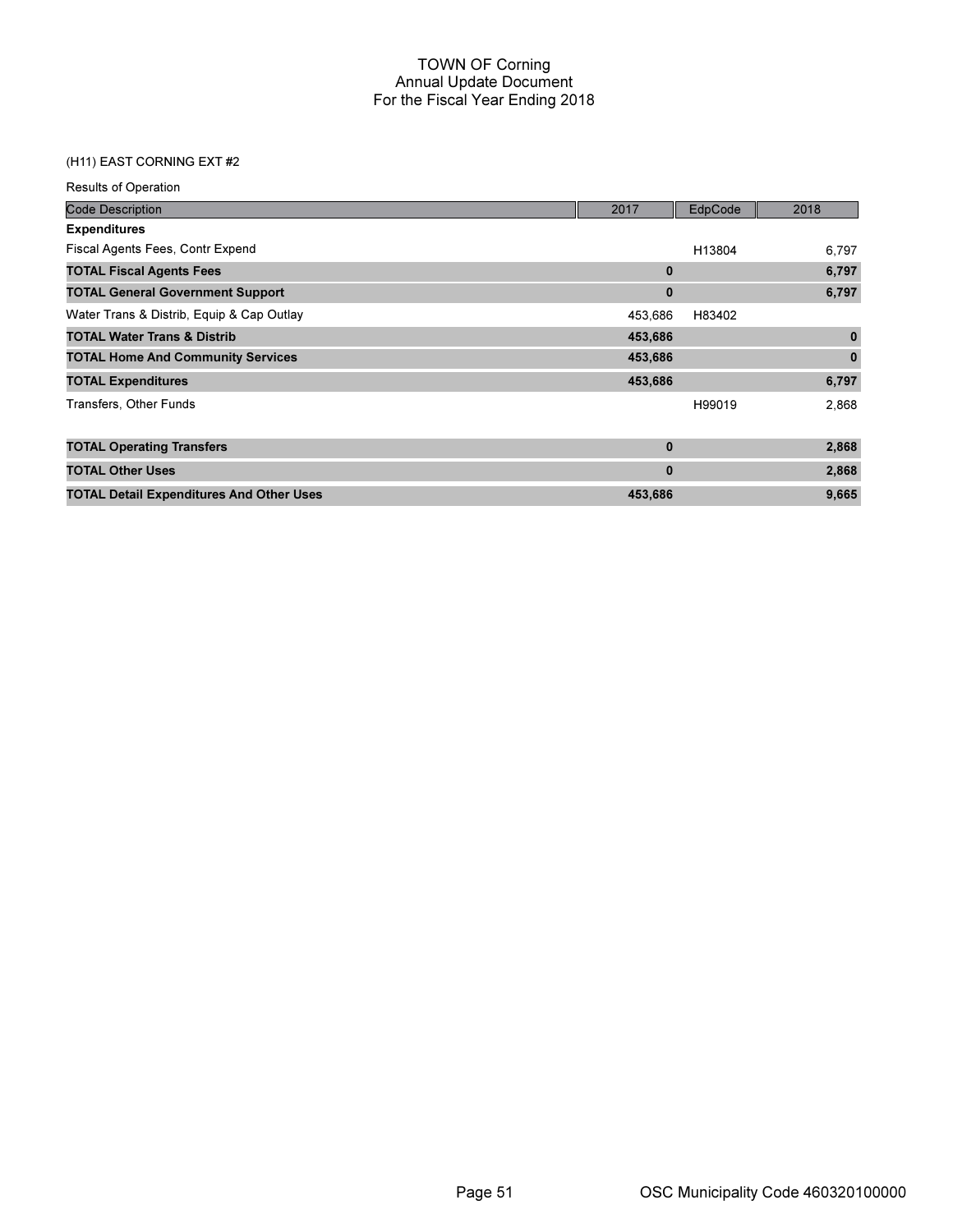# TOWN OF Corning
## Annual Update Document
## For the Fiscal Year Ending 2018

(H11) EAST CORNING EXT #2

Results of Operation

| Code Description | 2017 | EdpCode | 2018 |
|---|---|---|---|
| **Expenditures** | | | |
| Fiscal Agents Fees, Contr Expend | | H13804 | 6,797 |
| **TOTAL Fiscal Agents Fees** | **0** | | **6,797** |
| **TOTAL General Government Support** | **0** | | **6,797** |
| Water Trans & Distrib, Equip & Cap Outlay | 453,686 | H83402 | |
| **TOTAL Water Trans & Distrib** | **453,686** | | **0** |
| **TOTAL Home And Community Services** | **453,686** | | **0** |
| **TOTAL Expenditures** | **453,686** | | **6,797** |
| Transfers, Other Funds | | H99019 | 2,868 |
| **TOTAL Operating Transfers** | **0** | | **2,868** |
| **TOTAL Other Uses** | **0** | | **2,868** |
| **TOTAL Detail Expenditures And Other Uses** | **453,686** | | **9,665** |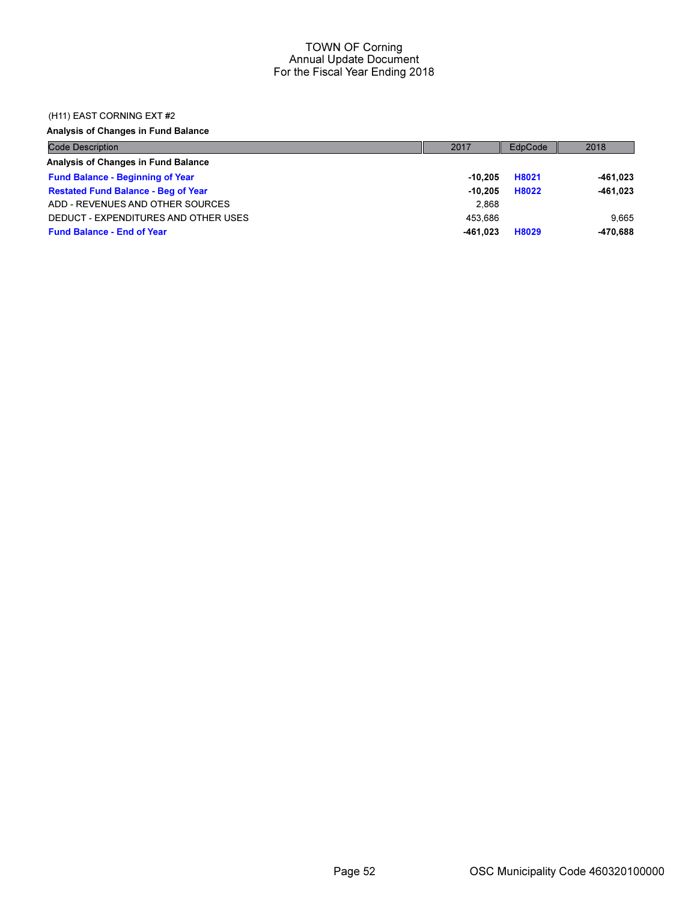# TOWN OF Corning
## Annual Update Document
## For the Fiscal Year Ending 2018

(H11) EAST CORNING EXT #2

**Analysis of Changes in Fund Balance**

| Code Description | 2017 | EdpCode | 2018 |
|---|---|---|---|
| **Analysis of Changes in Fund Balance** | | | |
| **Fund Balance - Beginning of Year** | **-10,205** | **H8021** | **-461,023** |
| **Restated Fund Balance - Beg of Year** | **-10,205** | **H8022** | **-461,023** |
| ADD - REVENUES AND OTHER SOURCES | 2,868 | | |
| DEDUCT - EXPENDITURES AND OTHER USES | 453,686 | | 9,665 |
| **Fund Balance - End of Year** | **-461,023** | **H8029** | **-470,688** |

OSC Municipality Code 460320100000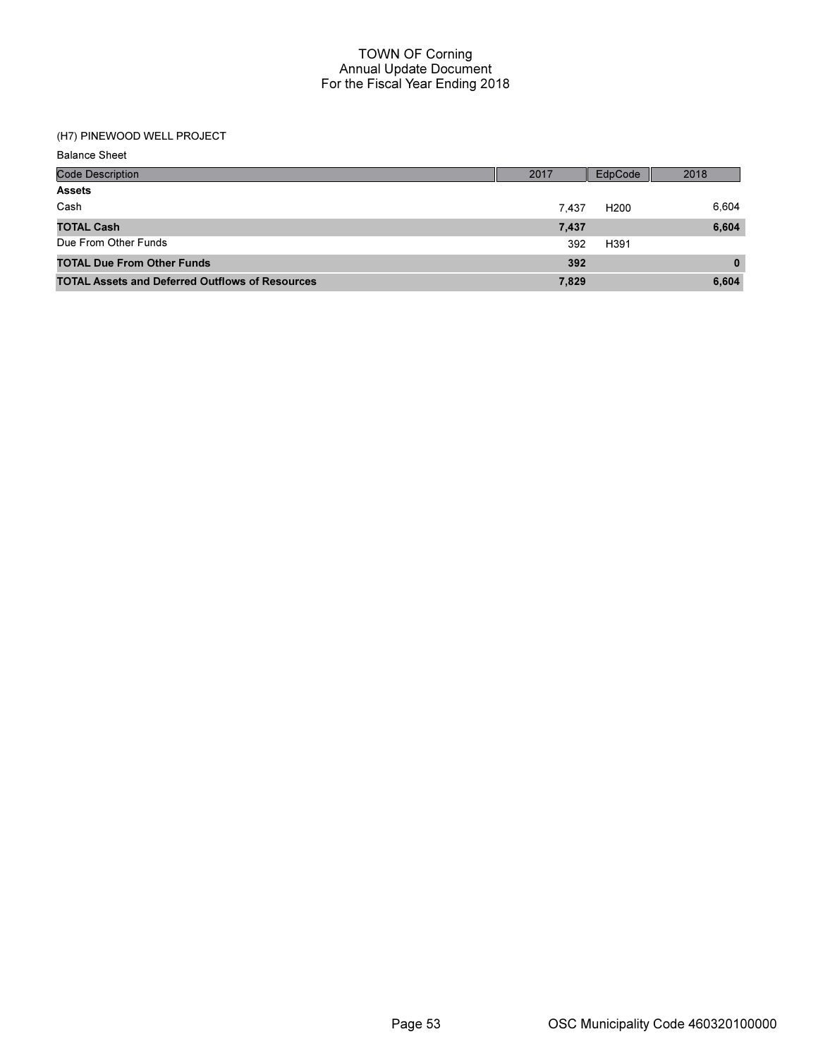# TOWN OF Corning
## Annual Update Document
## For the Fiscal Year Ending 2018

(H7) PINEWOOD WELL PROJECT

Balance Sheet

| Code Description | 2017 | EdpCode | 2018 |
|---|---|---|---|
| **Assets** | | | |
| Cash | 7,437 | H200 | 6,604 |
| **TOTAL Cash** | **7,437** | | **6,604** |
| Due From Other Funds | 392 | H391 | |
| **TOTAL Due From Other Funds** | **392** | | **0** |
| **TOTAL Assets and Deferred Outflows of Resources** | **7,829** | | **6,604** |

OSC Municipality Code 460320100000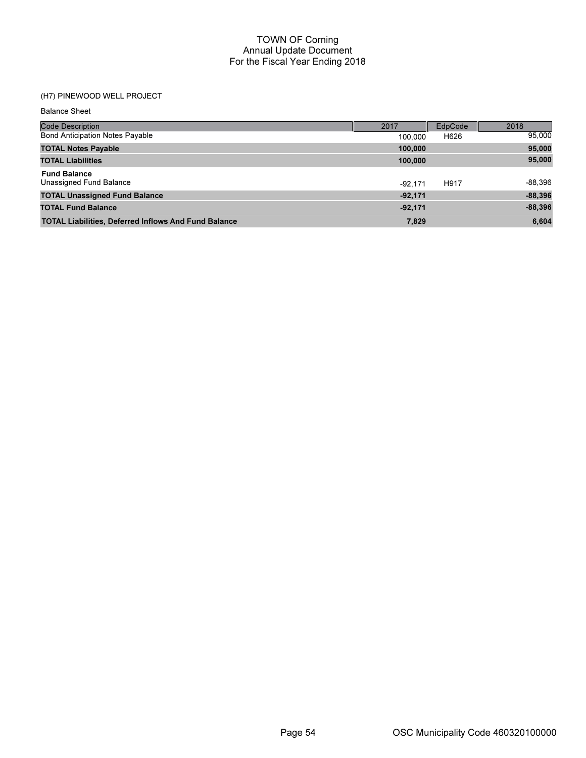# TOWN OF Corning
## Annual Update Document
## For the Fiscal Year Ending 2018

(H7) PINEWOOD WELL PROJECT

Balance Sheet

| Code Description | 2017 | EdpCode | 2018 |
|---|---|---|---|
| Bond Anticipation Notes Payable | 100,000 | H626 | 95,000 |
| **TOTAL Notes Payable** | **100,000** | | **95,000** |
| **TOTAL Liabilities** | **100,000** | | **95,000** |
| **Fund Balance** | | | |
| Unassigned Fund Balance | -92,171 | H917 | -88,396 |
| **TOTAL Unassigned Fund Balance** | **-92,171** | | **-88,396** |
| **TOTAL Fund Balance** | **-92,171** | | **-88,396** |
| **TOTAL Liabilities, Deferred Inflows And Fund Balance** | **7,829** | | **6,604** |

OSC Municipality Code 460320100000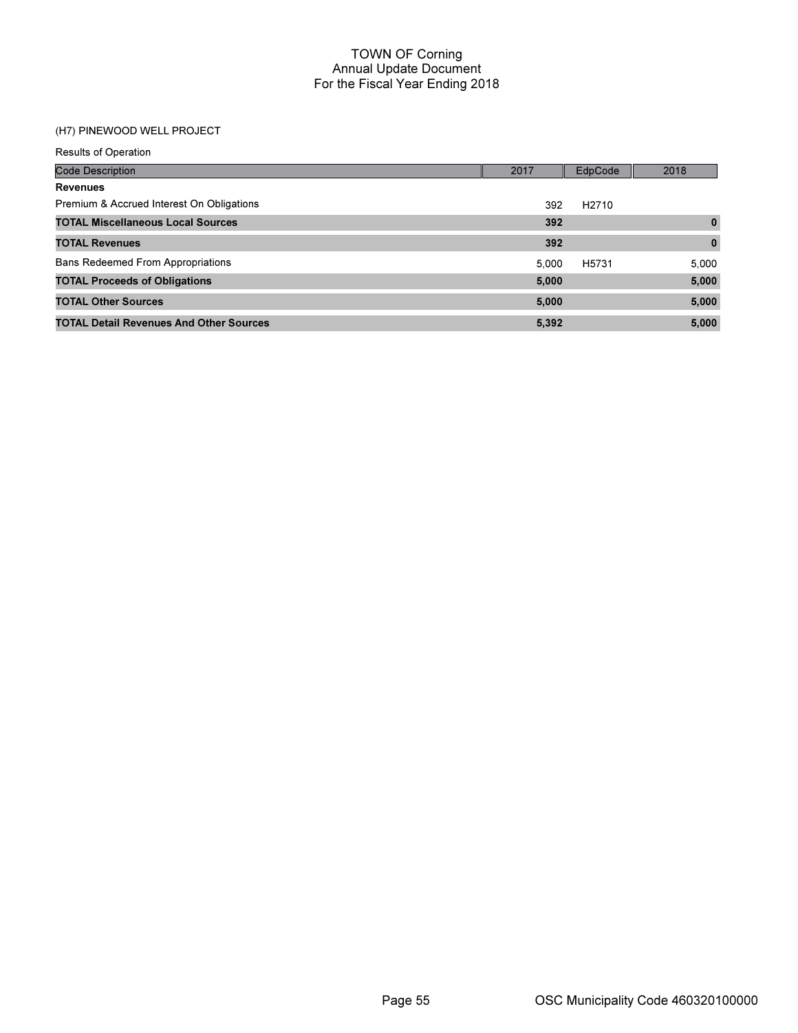# TOWN OF Corning
## Annual Update Document
## For the Fiscal Year Ending 2018

### (H7) PINEWOOD WELL PROJECT

Results of Operation

| Code Description | 2017 | EdpCode | 2018 |
|---|---|---|---|
| **Revenues** | | | |
| Premium & Accrued Interest On Obligations | 392 | H2710 | |
| **TOTAL Miscellaneous Local Sources** | **392** | | **0** |
| **TOTAL Revenues** | **392** | | **0** |
| Bans Redeemed From Appropriations | 5,000 | H5731 | 5,000 |
| **TOTAL Proceeds of Obligations** | **5,000** | | **5,000** |
| **TOTAL Other Sources** | **5,000** | | **5,000** |
| **TOTAL Detail Revenues And Other Sources** | **5,392** | | **5,000** |

OSC Municipality Code 460320100000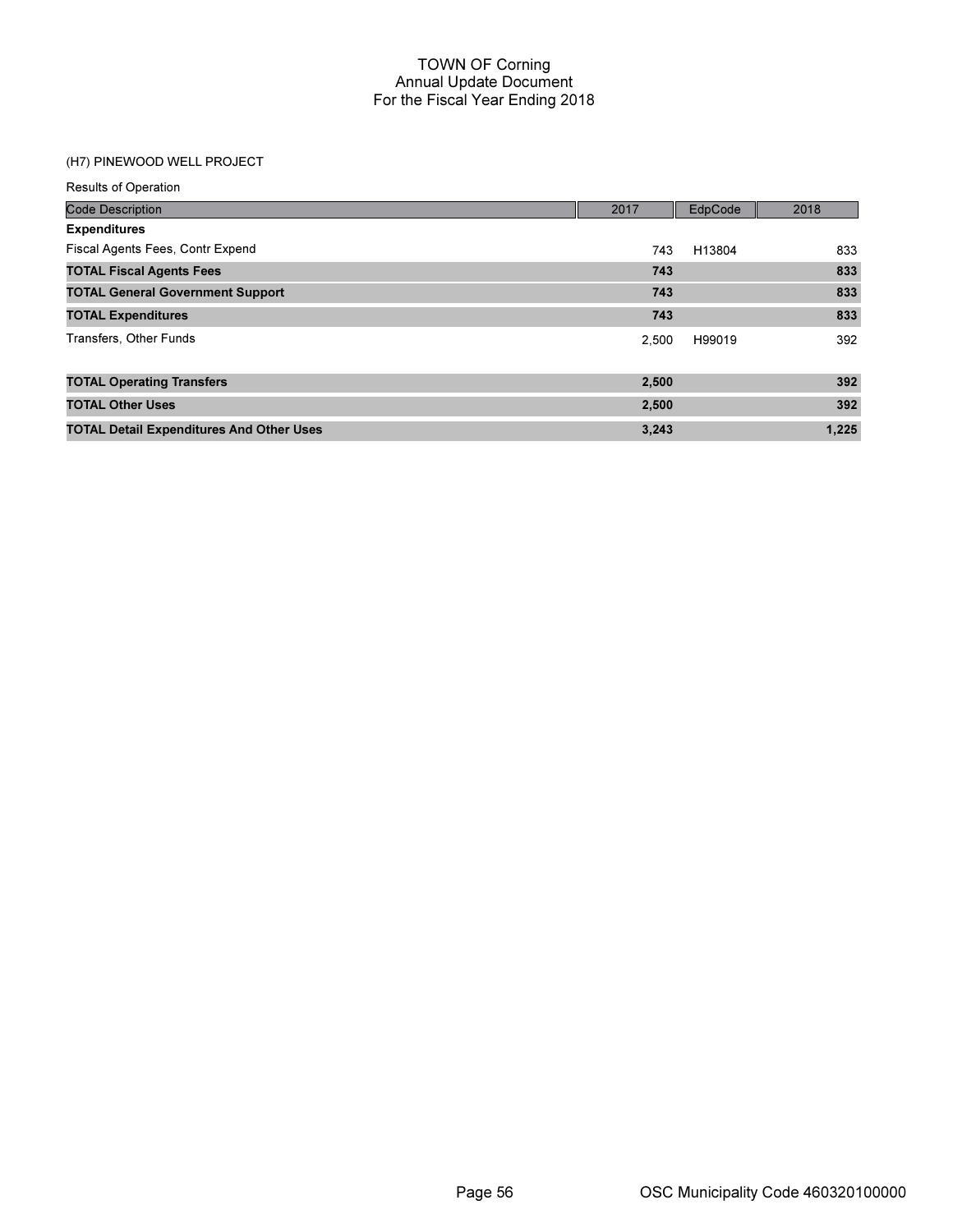# TOWN OF Corning
## Annual Update Document
## For the Fiscal Year Ending 2018

(H7) PINEWOOD WELL PROJECT

Results of Operation

| Code Description | 2017 | EdpCode | 2018 |
|---|---|---|---|
| **Expenditures** | | | |
| Fiscal Agents Fees, Contr Expend | 743 | H13804 | 833 |
| **TOTAL Fiscal Agents Fees** | **743** | | **833** |
| **TOTAL General Government Support** | **743** | | **833** |
| **TOTAL Expenditures** | **743** | | **833** |
| Transfers, Other Funds | 2,500 | H99019 | 392 |
| **TOTAL Operating Transfers** | **2,500** | | **392** |
| **TOTAL Other Uses** | **2,500** | | **392** |
| **TOTAL Detail Expenditures And Other Uses** | **3,243** | | **1,225** |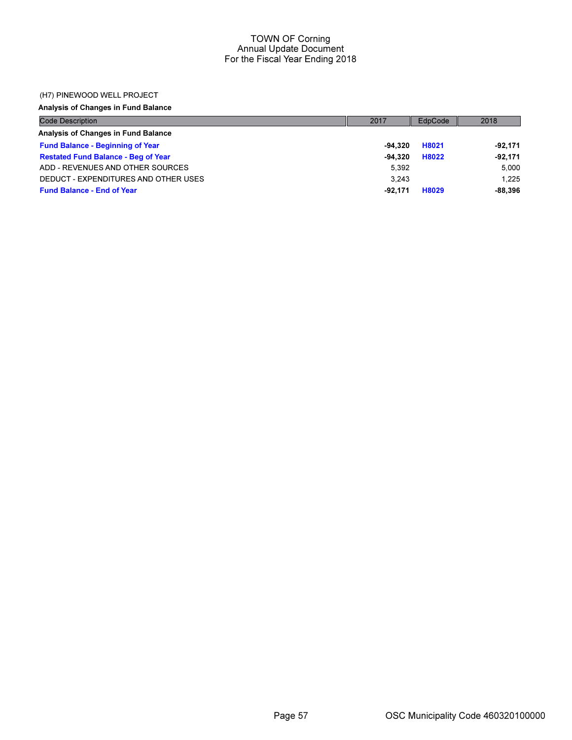# TOWN OF Corning
## Annual Update Document
## For the Fiscal Year Ending 2018

(H7) PINEWOOD WELL PROJECT

**Analysis of Changes in Fund Balance**

| Code Description | 2017 | EdpCode | 2018 |
|---|---|---|---|
| **Analysis of Changes in Fund Balance** | | | |
| **Fund Balance - Beginning of Year** | **-94,320** | **H8021** | **-92,171** |
| **Restated Fund Balance - Beg of Year** | **-94,320** | **H8022** | **-92,171** |
| ADD - REVENUES AND OTHER SOURCES | 5,392 | | 5,000 |
| DEDUCT - EXPENDITURES AND OTHER USES | 3,243 | | 1,225 |
| **Fund Balance - End of Year** | **-92,171** | **H8029** | **-88,396** |

OSC Municipality Code 460320100000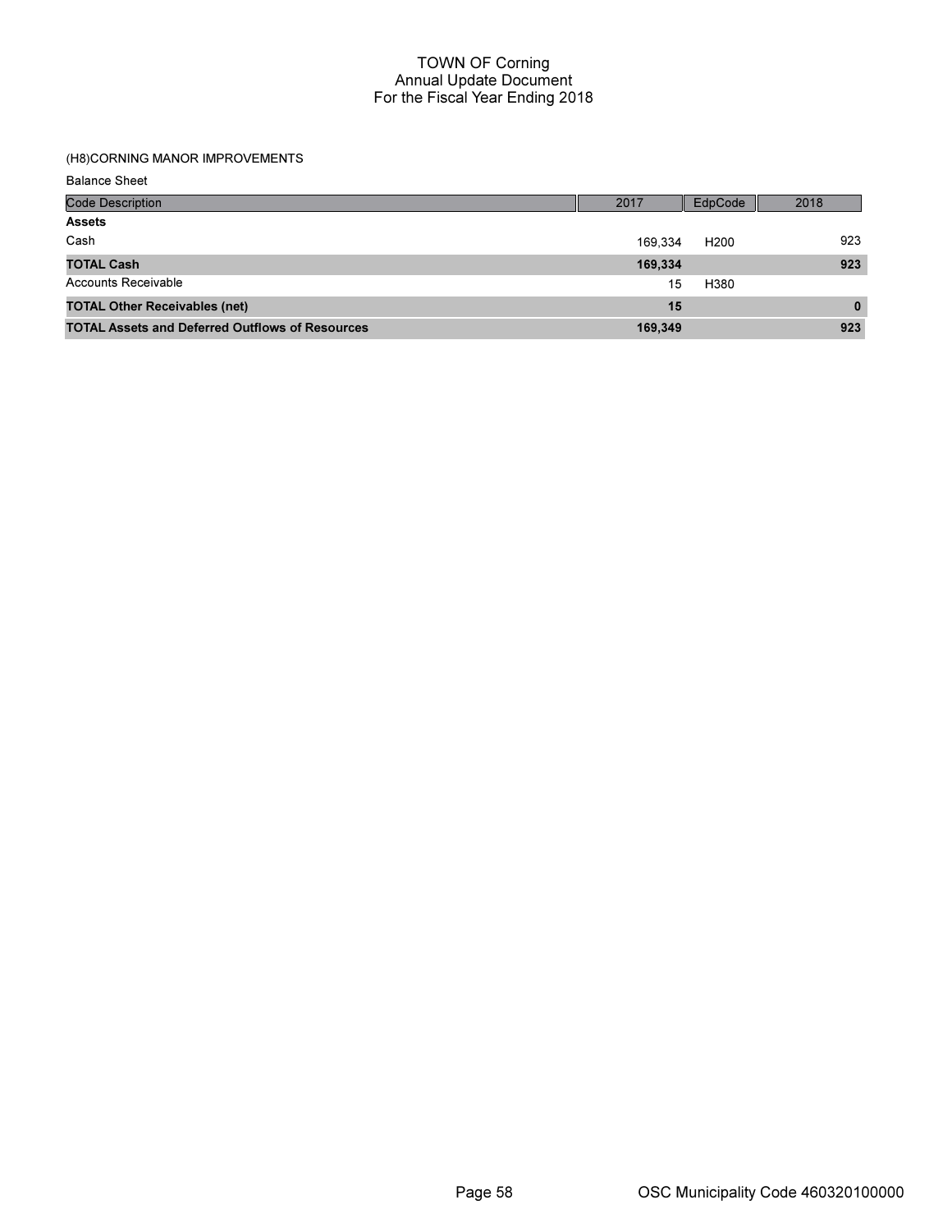# TOWN OF Corning
## Annual Update Document
## For the Fiscal Year Ending 2018

(H8)CORNING MANOR IMPROVEMENTS

Balance Sheet

| Code Description | 2017 | EdpCode | 2018 |
|---|---|---|---|
| **Assets** | | | |
| Cash | 169,334 | H200 | 923 |
| **TOTAL Cash** | **169,334** | | **923** |
| Accounts Receivable | 15 | H380 | |
| **TOTAL Other Receivables (net)** | **15** | | **0** |
| **TOTAL Assets and Deferred Outflows of Resources** | **169,349** | | **923** |

OSC Municipality Code 460320100000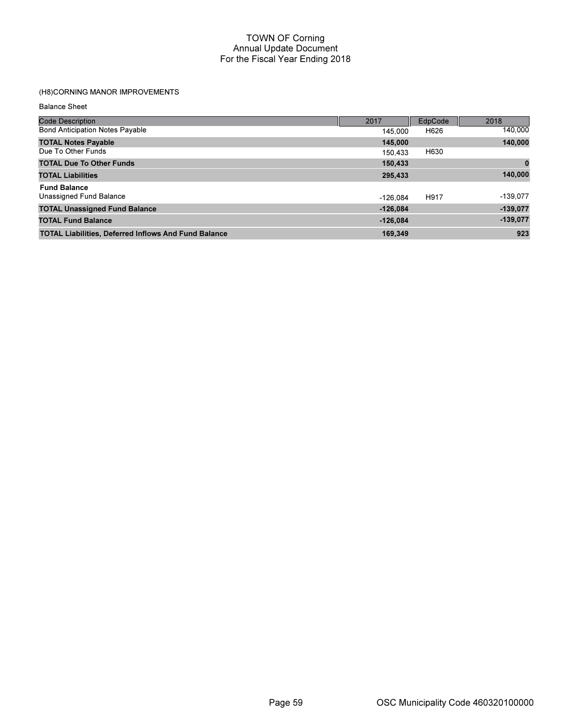# TOWN OF Corning
## Annual Update Document
## For the Fiscal Year Ending 2018

(H8)CORNING MANOR IMPROVEMENTS

Balance Sheet

| Code Description | 2017 | EdpCode | 2018 |
|---|---|---|---|
| Bond Anticipation Notes Payable | 145,000 | H626 | 140,000 |
| **TOTAL Notes Payable** | **145,000** | | **140,000** |
| Due To Other Funds | 150,433 | H630 | |
| **TOTAL Due To Other Funds** | **150,433** | | **0** |
| **TOTAL Liabilities** | **295,433** | | **140,000** |
| **Fund Balance** | | | |
| Unassigned Fund Balance | -126,084 | H917 | -139,077 |
| **TOTAL Unassigned Fund Balance** | **-126,084** | | **-139,077** |
| **TOTAL Fund Balance** | **-126,084** | | **-139,077** |
| **TOTAL Liabilities, Deferred Inflows And Fund Balance** | **169,349** | | **923** |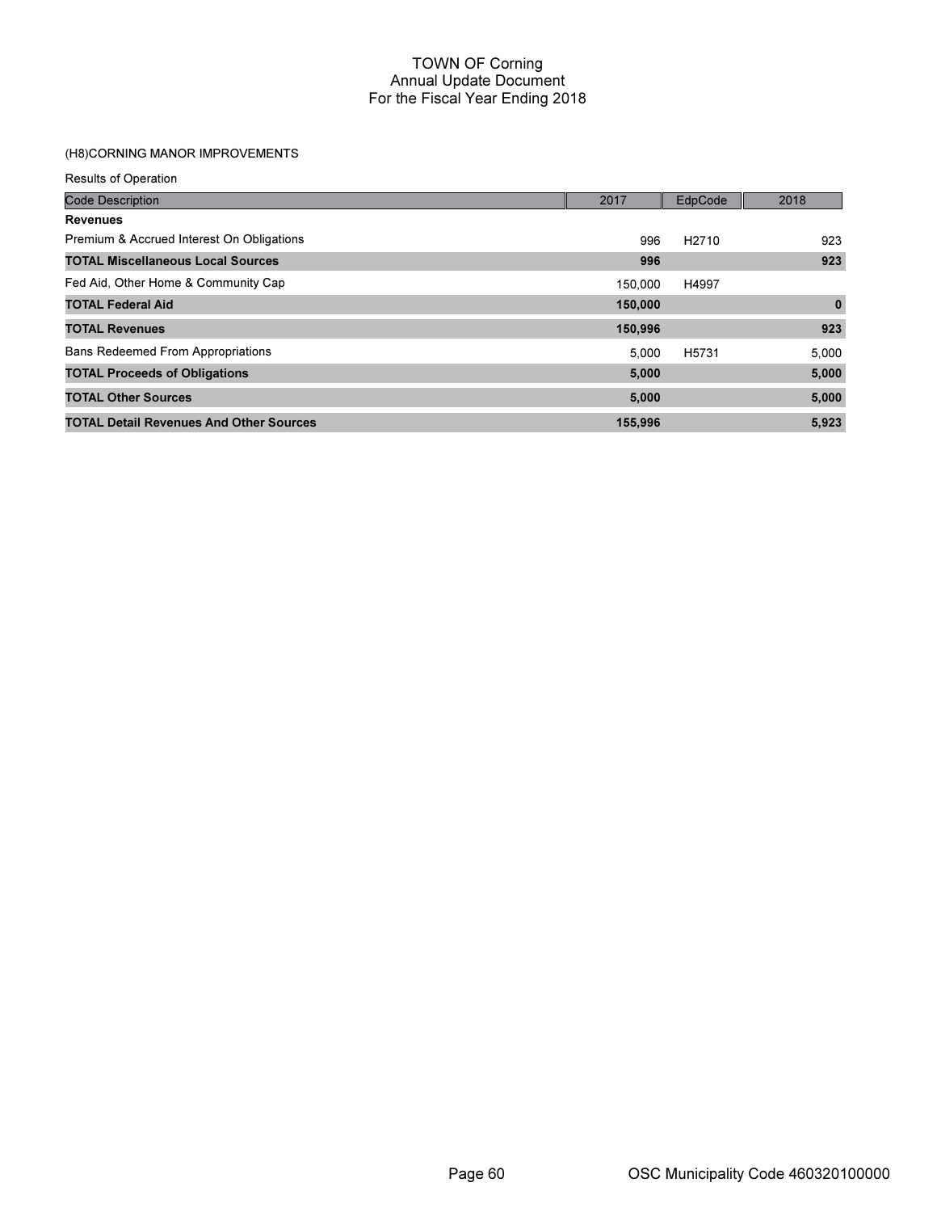# TOWN OF Corning
## Annual Update Document
## For the Fiscal Year Ending 2018

(H8)CORNING MANOR IMPROVEMENTS

Results of Operation

| Code Description | 2017 | EdpCode | 2018 |
|---|---|---|---|
| **Revenues** | | | |
| Premium & Accrued Interest On Obligations | 996 | H2710 | 923 |
| **TOTAL Miscellaneous Local Sources** | **996** | | **923** |
| Fed Aid, Other Home & Community Cap | 150,000 | H4997 | |
| **TOTAL Federal Aid** | **150,000** | | **0** |
| **TOTAL Revenues** | **150,996** | | **923** |
| Bans Redeemed From Appropriations | 5,000 | H5731 | 5,000 |
| **TOTAL Proceeds of Obligations** | **5,000** | | **5,000** |
| **TOTAL Other Sources** | **5,000** | | **5,000** |
| **TOTAL Detail Revenues And Other Sources** | **155,996** | | **5,923** |

OSC Municipality Code 460320100000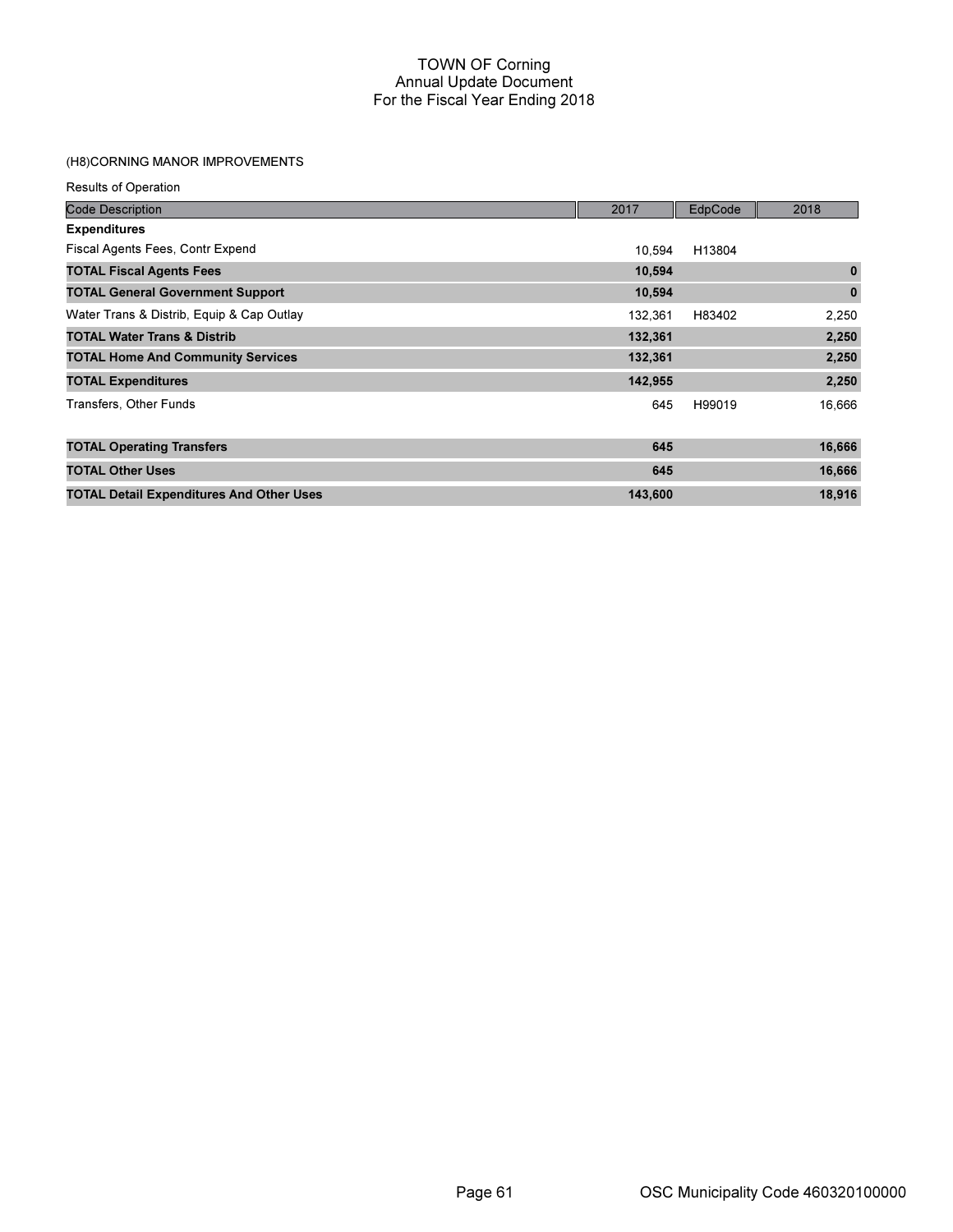# TOWN OF Corning
## Annual Update Document
## For the Fiscal Year Ending 2018

(H8)CORNING MANOR IMPROVEMENTS

Results of Operation

| Code Description | 2017 | EdpCode | 2018 |
|---|---|---|---|
| **Expenditures** | | | |
| Fiscal Agents Fees, Contr Expend | 10,594 | H13804 | |
| **TOTAL Fiscal Agents Fees** | **10,594** | | **0** |
| **TOTAL General Government Support** | **10,594** | | **0** |
| Water Trans & Distrib, Equip & Cap Outlay | 132,361 | H83402 | 2,250 |
| **TOTAL Water Trans & Distrib** | **132,361** | | **2,250** |
| **TOTAL Home And Community Services** | **132,361** | | **2,250** |
| **TOTAL Expenditures** | **142,955** | | **2,250** |
| Transfers, Other Funds | 645 | H99019 | 16,666 |
| **TOTAL Operating Transfers** | **645** | | **16,666** |
| **TOTAL Other Uses** | **645** | | **16,666** |
| **TOTAL Detail Expenditures And Other Uses** | **143,600** | | **18,916** |

OSC Municipality Code 460320100000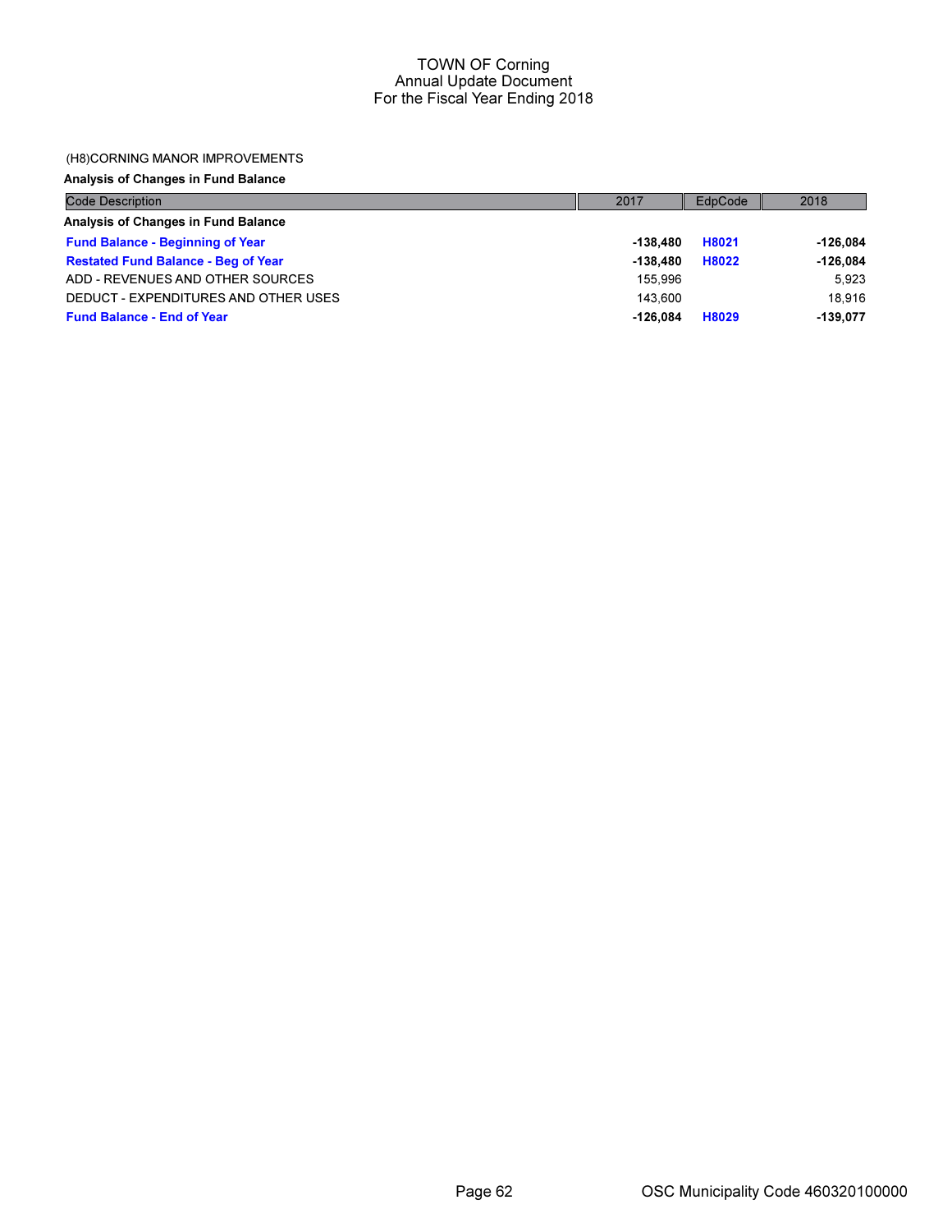# TOWN OF Corning
## Annual Update Document
## For the Fiscal Year Ending 2018

(H8)CORNING MANOR IMPROVEMENTS

**Analysis of Changes in Fund Balance**

| Code Description | 2017 | EdpCode | 2018 |
| --- | --- | --- | --- |
| **Analysis of Changes in Fund Balance** | | | |
| **Fund Balance - Beginning of Year** | **-138,480** | **H8021** | **-126,084** |
| **Restated Fund Balance - Beg of Year** | **-138,480** | **H8022** | **-126,084** |
| ADD - REVENUES AND OTHER SOURCES | 155,996 | | 5,923 |
| DEDUCT - EXPENDITURES AND OTHER USES | 143,600 | | 18,916 |
| **Fund Balance - End of Year** | **-126,084** | **H8029** | **-139,077** |

OSC Municipality Code 460320100000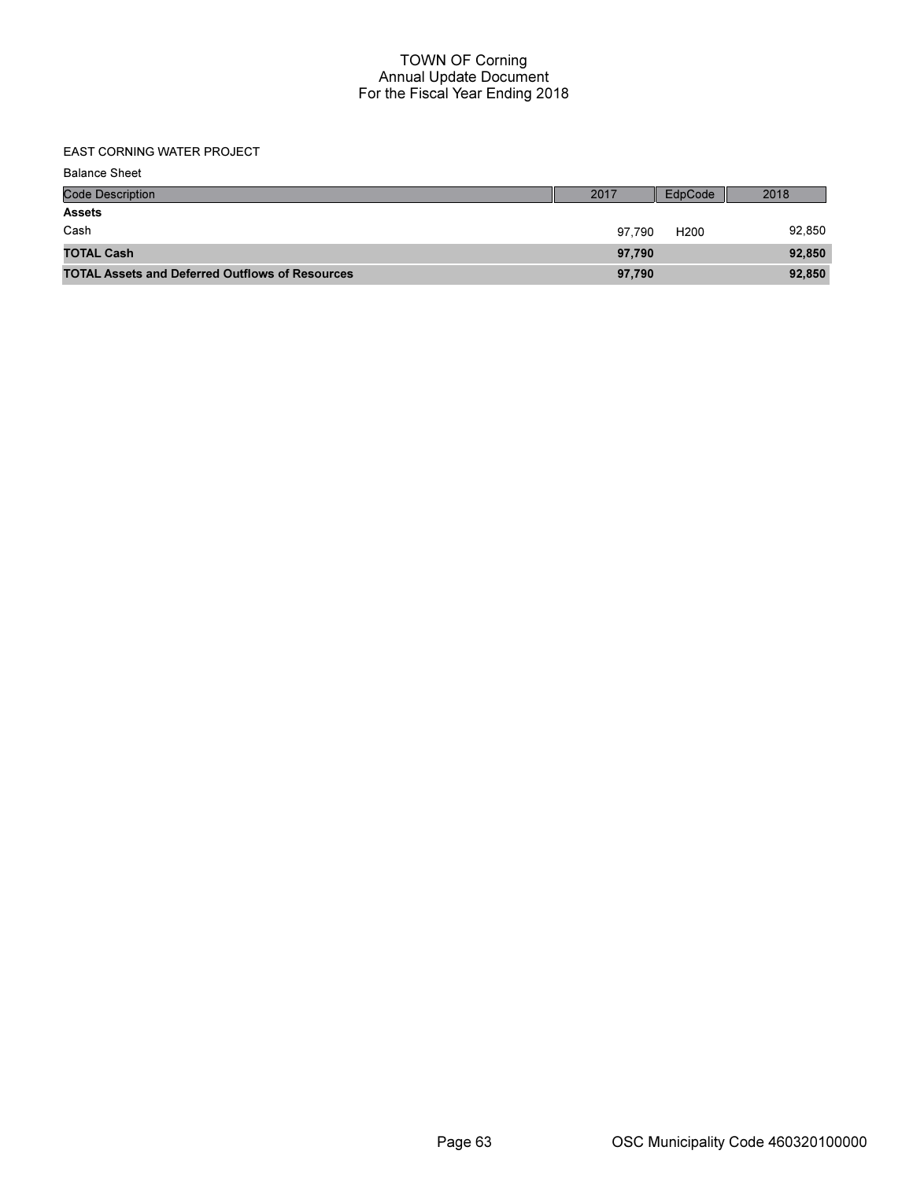TOWN OF Corning
Annual Update Document
For the Fiscal Year Ending 2018

EAST CORNING WATER PROJECT

Balance Sheet

| Code Description | 2017 | EdpCode | 2018 |
|---|---|---|---|
| **Assets** | | | |
| Cash | 97,790 | H200 | 92,850 |
| **TOTAL Cash** | **97,790** | | **92,850** |
| **TOTAL Assets and Deferred Outflows of Resources** | **97,790** | | **92,850** |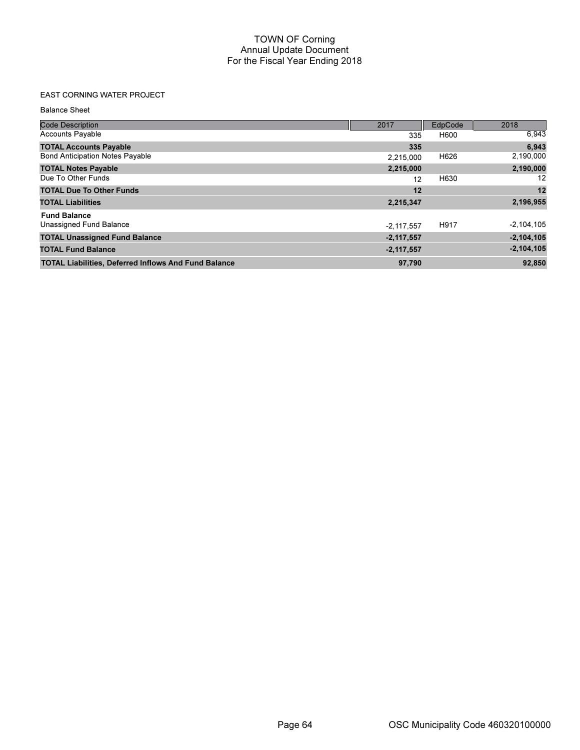# TOWN OF Corning
## Annual Update Document
## For the Fiscal Year Ending 2018

EAST CORNING WATER PROJECT

Balance Sheet

| Code Description | 2017 | EdpCode | 2018 |
|---|---|---|---|
| Accounts Payable | 335 | H600 | 6,943 |
| **TOTAL Accounts Payable** | **335** | | **6,943** |
| Bond Anticipation Notes Payable | 2,215,000 | H626 | 2,190,000 |
| **TOTAL Notes Payable** | **2,215,000** | | **2,190,000** |
| Due To Other Funds | 12 | H630 | 12 |
| **TOTAL Due To Other Funds** | **12** | | **12** |
| **TOTAL Liabilities** | **2,215,347** | | **2,196,955** |
| **Fund Balance** | | | |
| Unassigned Fund Balance | -2,117,557 | H917 | -2,104,105 |
| **TOTAL Unassigned Fund Balance** | **-2,117,557** | | **-2,104,105** |
| **TOTAL Fund Balance** | **-2,117,557** | | **-2,104,105** |
| **TOTAL Liabilities, Deferred Inflows And Fund Balance** | **97,790** | | **92,850** |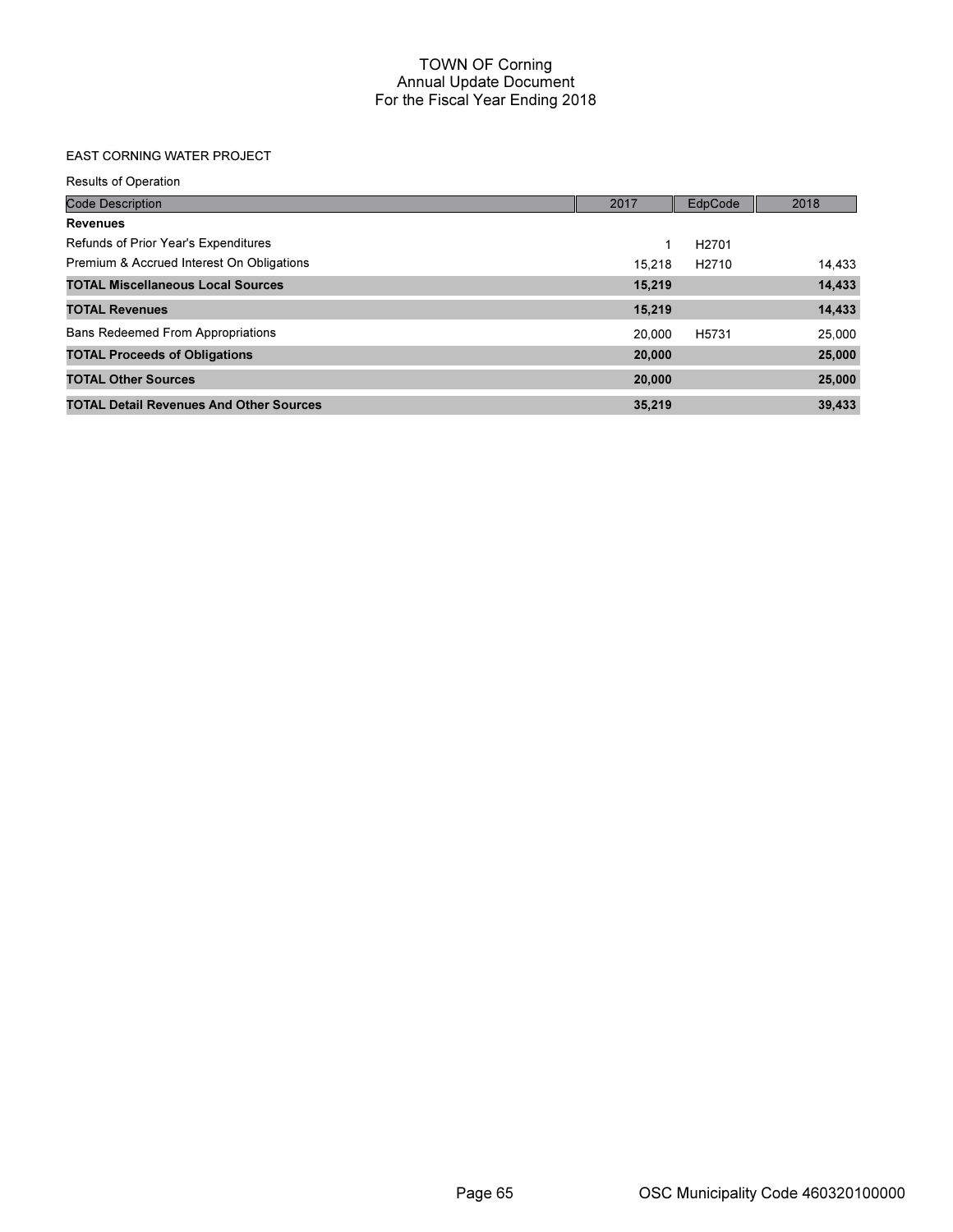# TOWN OF Corning
## Annual Update Document
## For the Fiscal Year Ending 2018

EAST CORNING WATER PROJECT

Results of Operation

| Code Description | 2017 | EdpCode | 2018 |
|---|---|---|---|
| **Revenues** | | | |
| Refunds of Prior Year's Expenditures | 1 | H2701 | |
| Premium & Accrued Interest On Obligations | 15,218 | H2710 | 14,433 |
| **TOTAL Miscellaneous Local Sources** | **15,219** | | **14,433** |
| **TOTAL Revenues** | **15,219** | | **14,433** |
| Bans Redeemed From Appropriations | 20,000 | H5731 | 25,000 |
| **TOTAL Proceeds of Obligations** | **20,000** | | **25,000** |
| **TOTAL Other Sources** | **20,000** | | **25,000** |
| **TOTAL Detail Revenues And Other Sources** | **35,219** | | **39,433** |

OSC Municipality Code 460320100000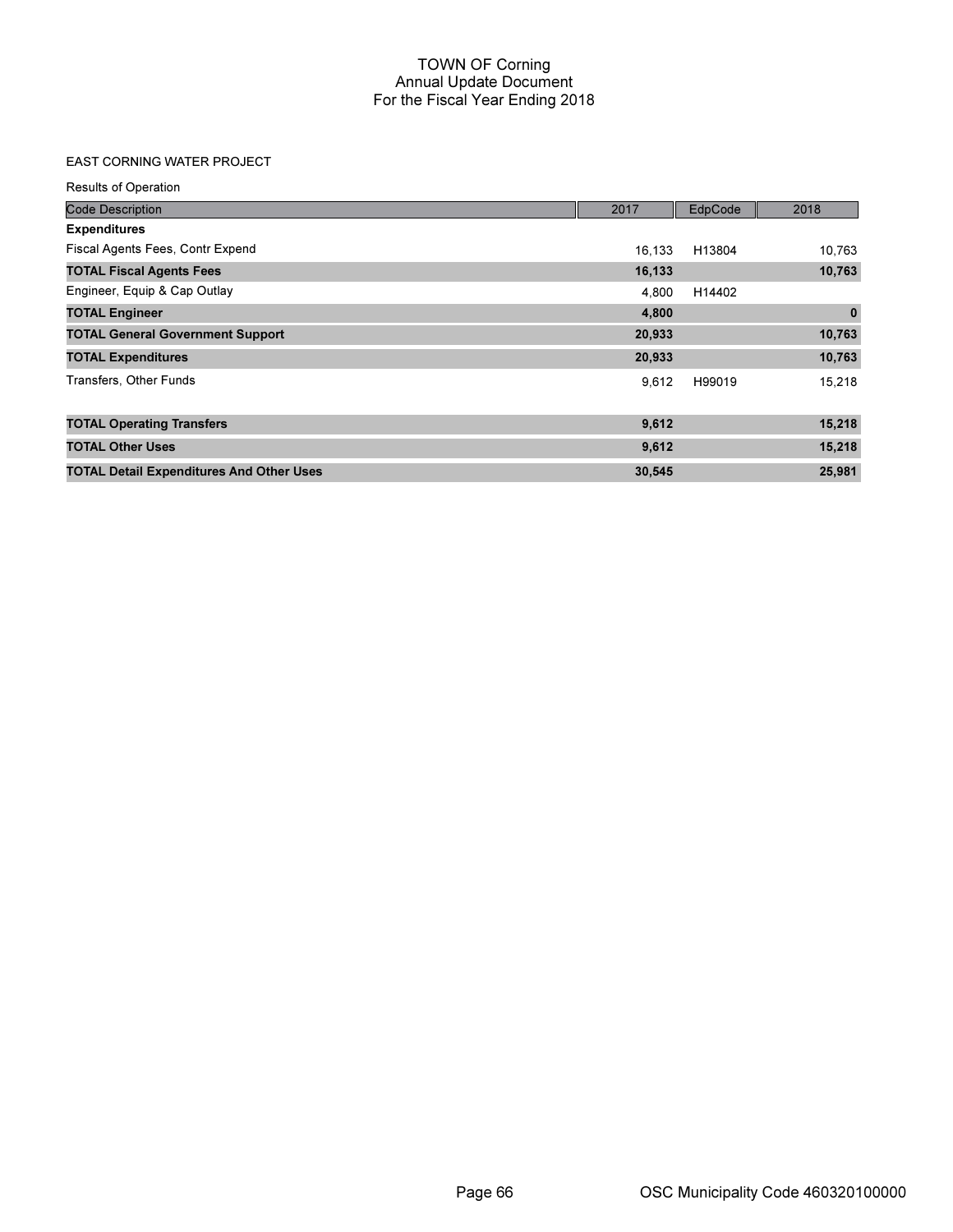# TOWN OF Corning
## Annual Update Document
## For the Fiscal Year Ending 2018

EAST CORNING WATER PROJECT

Results of Operation

| Code Description | 2017 | EdpCode | 2018 |
|---|---|---|---|
| **Expenditures** | | | |
| Fiscal Agents Fees, Contr Expend | 16,133 | H13804 | 10,763 |
| **TOTAL Fiscal Agents Fees** | **16,133** | | **10,763** |
| Engineer, Equip & Cap Outlay | 4,800 | H14402 | |
| **TOTAL Engineer** | **4,800** | | **0** |
| **TOTAL General Government Support** | **20,933** | | **10,763** |
| **TOTAL Expenditures** | **20,933** | | **10,763** |
| Transfers, Other Funds | 9,612 | H99019 | 15,218 |
| **TOTAL Operating Transfers** | **9,612** | | **15,218** |
| **TOTAL Other Uses** | **9,612** | | **15,218** |
| **TOTAL Detail Expenditures And Other Uses** | **30,545** | | **25,981** |

OSC Municipality Code 460320100000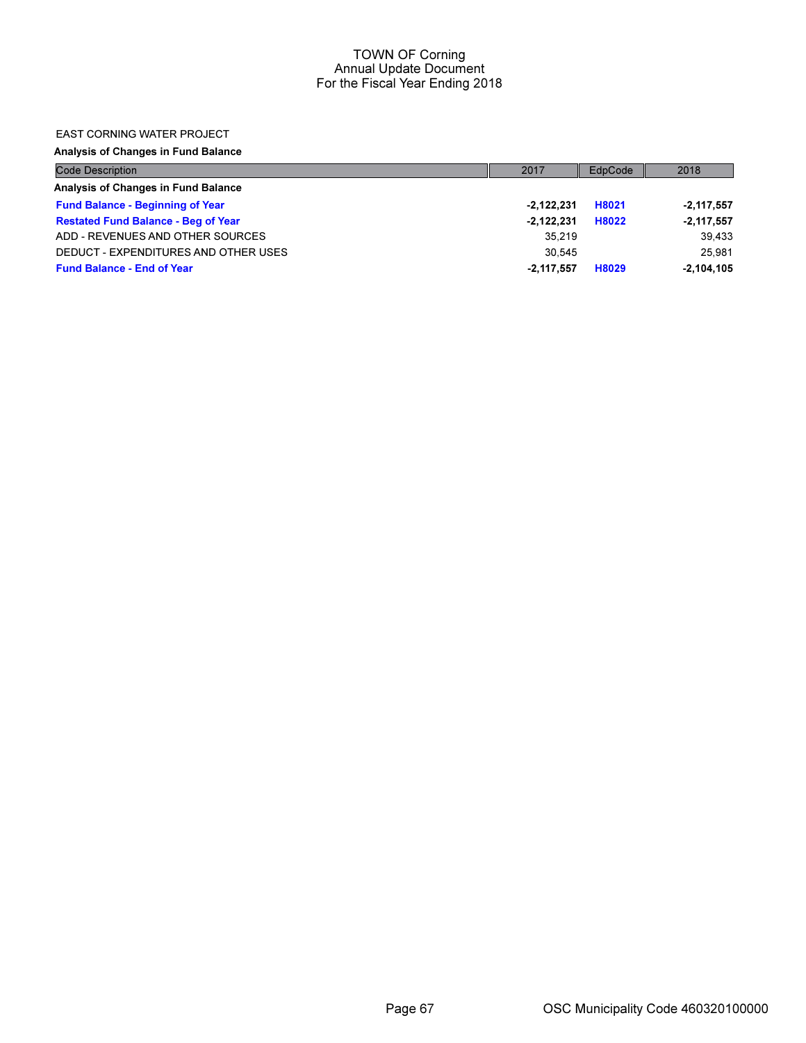# TOWN OF Corning
## Annual Update Document
## For the Fiscal Year Ending 2018

EAST CORNING WATER PROJECT

**Analysis of Changes in Fund Balance**

| Code Description | 2017 | EdpCode | 2018 |
|---|---|---|---|
| **Analysis of Changes in Fund Balance** | | | |
| **Fund Balance - Beginning of Year** | **-2,122,231** | **H8021** | **-2,117,557** |
| **Restated Fund Balance - Beg of Year** | **-2,122,231** | **H8022** | **-2,117,557** |
| ADD - REVENUES AND OTHER SOURCES | 35,219 | | 39,433 |
| DEDUCT - EXPENDITURES AND OTHER USES | 30,545 | | 25,981 |
| **Fund Balance - End of Year** | **-2,117,557** | **H8029** | **-2,104,105** |

OSC Municipality Code 460320100000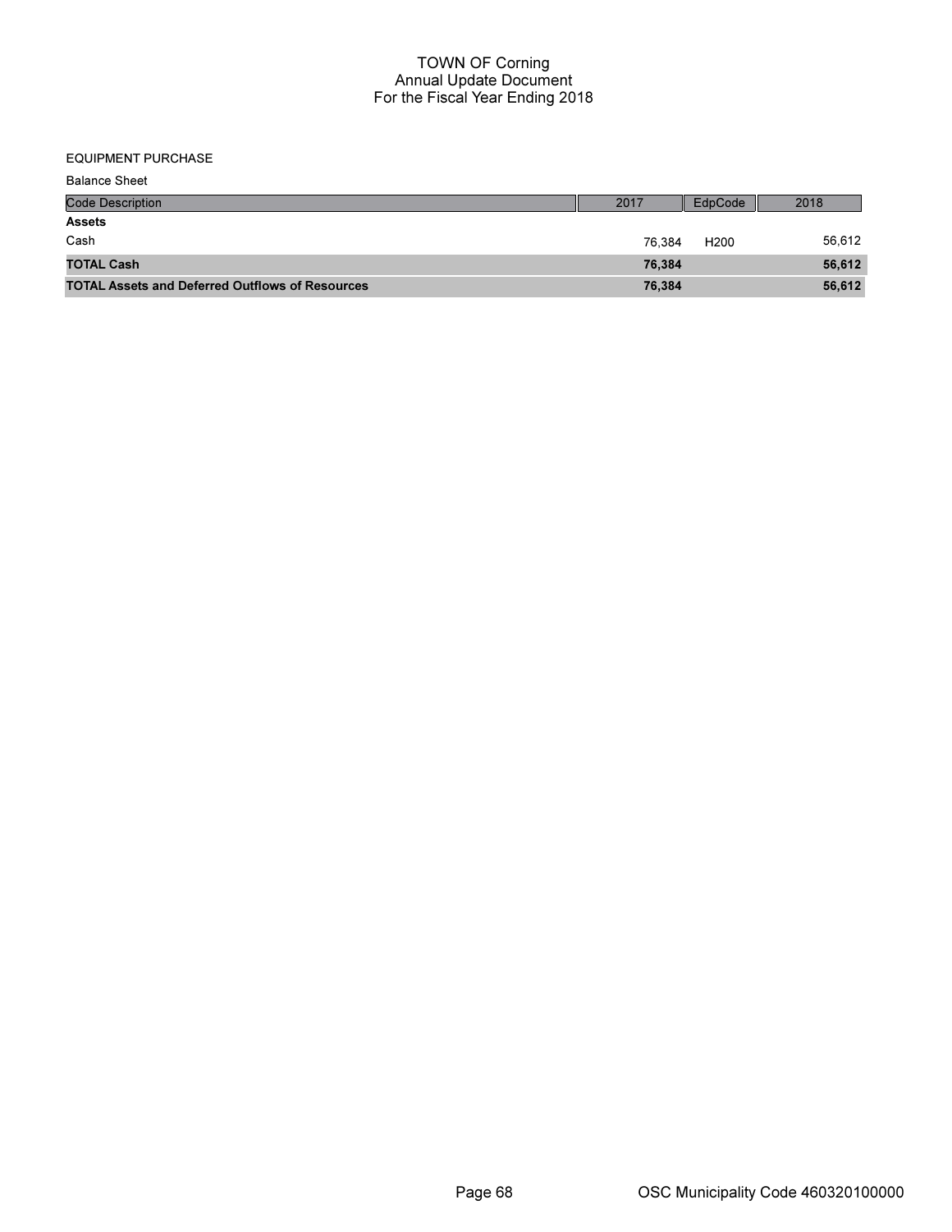# TOWN OF Corning
## Annual Update Document
## For the Fiscal Year Ending 2018

EQUIPMENT PURCHASE

Balance Sheet

| Code Description | 2017 | EdpCode | 2018 |
|---|---|---|---|
| **Assets** | | | |
| Cash | 76,384 | H200 | 56,612 |
| **TOTAL Cash** | **76,384** | | **56,612** |
| **TOTAL Assets and Deferred Outflows of Resources** | **76,384** | | **56,612** |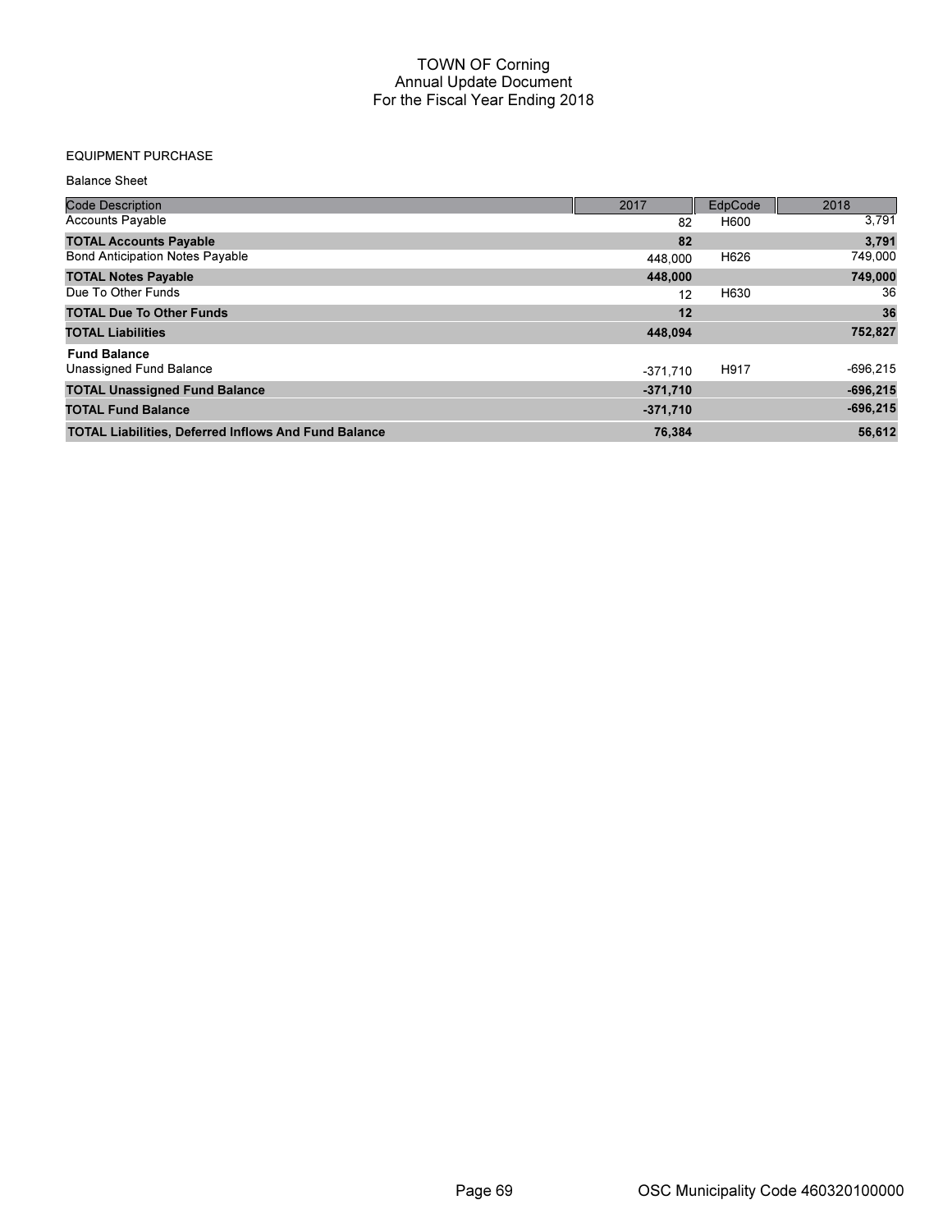# TOWN OF Corning
## Annual Update Document
## For the Fiscal Year Ending 2018

EQUIPMENT PURCHASE

Balance Sheet

| Code Description | 2017 | EdpCode | 2018 |
|---|---|---|---|
| Accounts Payable | 82 | H600 | 3,791 |
| **TOTAL Accounts Payable** | **82** | | **3,791** |
| Bond Anticipation Notes Payable | 448,000 | H626 | 749,000 |
| **TOTAL Notes Payable** | **448,000** | | **749,000** |
| Due To Other Funds | 12 | H630 | 36 |
| **TOTAL Due To Other Funds** | **12** | | **36** |
| **TOTAL Liabilities** | **448,094** | | **752,827** |
| **Fund Balance** | | | |
| Unassigned Fund Balance | -371,710 | H917 | -696,215 |
| **TOTAL Unassigned Fund Balance** | **-371,710** | | **-696,215** |
| **TOTAL Fund Balance** | **-371,710** | | **-696,215** |
| **TOTAL Liabilities, Deferred Inflows And Fund Balance** | **76,384** | | **56,612** |

OSC Municipality Code 460320100000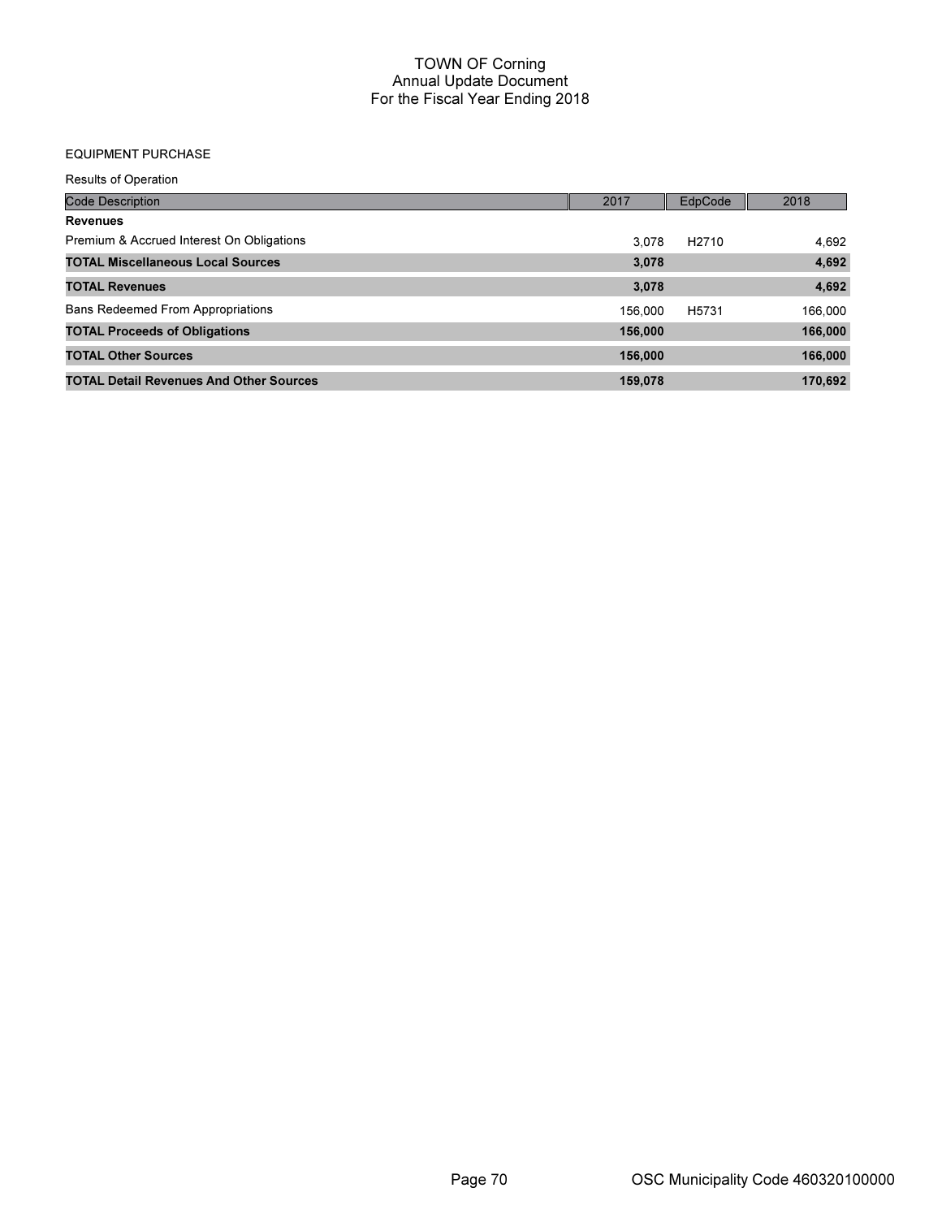# TOWN OF Corning
## Annual Update Document
## For the Fiscal Year Ending 2018

EQUIPMENT PURCHASE

Results of Operation

| Code Description | 2017 | EdpCode | 2018 |
|---|---|---|---|
| **Revenues** | | | |
| Premium & Accrued Interest On Obligations | 3,078 | H2710 | 4,692 |
| **TOTAL Miscellaneous Local Sources** | **3,078** | | **4,692** |
| **TOTAL Revenues** | **3,078** | | **4,692** |
| Bans Redeemed From Appropriations | 156,000 | H5731 | 166,000 |
| **TOTAL Proceeds of Obligations** | **156,000** | | **166,000** |
| **TOTAL Other Sources** | **156,000** | | **166,000** |
| **TOTAL Detail Revenues And Other Sources** | **159,078** | | **170,692** |

OSC Municipality Code 460320100000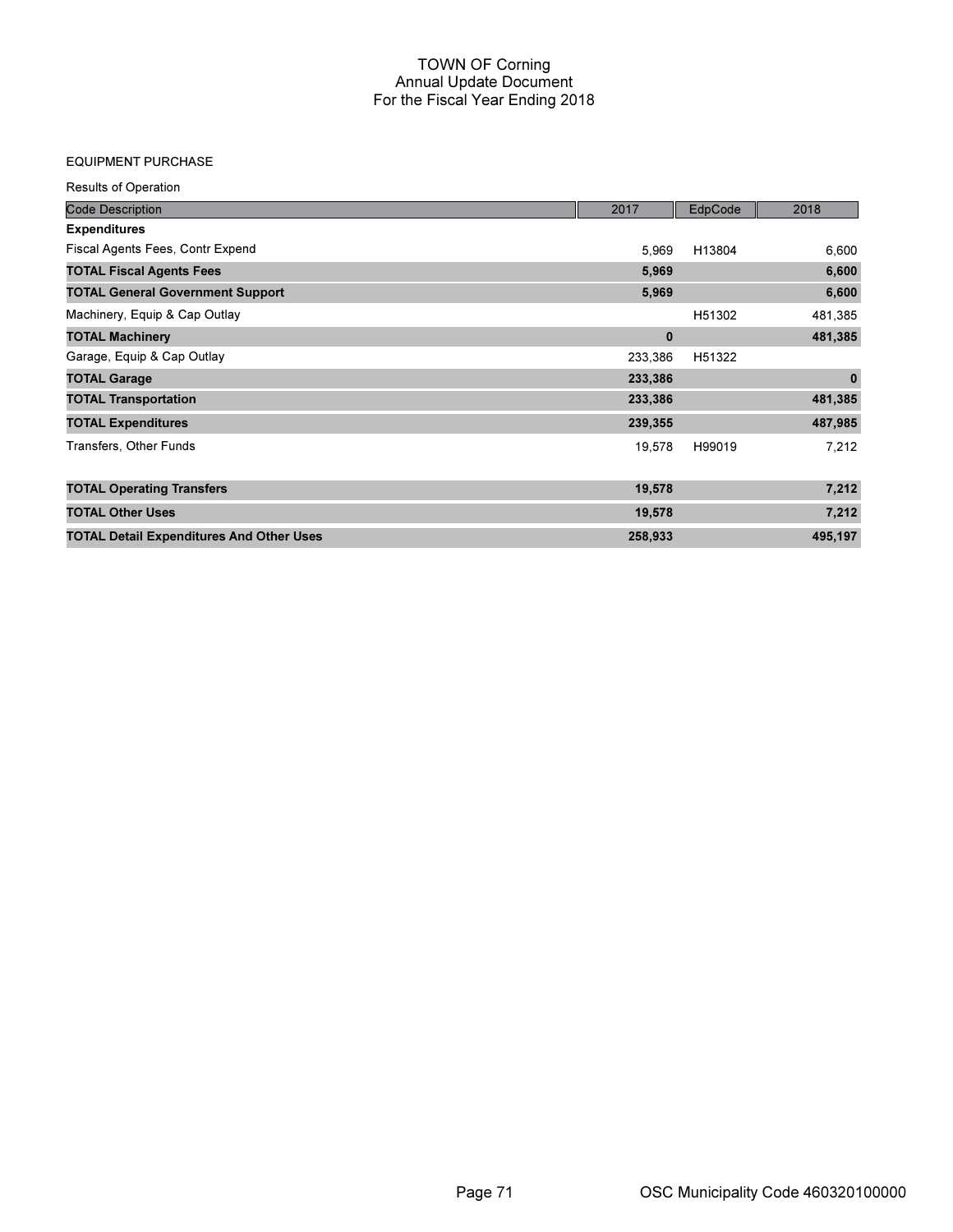# TOWN OF Corning
## Annual Update Document
## For the Fiscal Year Ending 2018

EQUIPMENT PURCHASE

Results of Operation

| Code Description | 2017 | EdpCode | 2018 |
|---|---|---|---|
| **Expenditures** | | | |
| Fiscal Agents Fees, Contr Expend | 5,969 | H13804 | 6,600 |
| **TOTAL Fiscal Agents Fees** | **5,969** | | **6,600** |
| **TOTAL General Government Support** | **5,969** | | **6,600** |
| Machinery, Equip & Cap Outlay | | H51302 | 481,385 |
| **TOTAL Machinery** | **0** | | **481,385** |
| Garage, Equip & Cap Outlay | 233,386 | H51322 | |
| **TOTAL Garage** | **233,386** | | **0** |
| **TOTAL Transportation** | **233,386** | | **481,385** |
| **TOTAL Expenditures** | **239,355** | | **487,985** |
| Transfers, Other Funds | 19,578 | H99019 | 7,212 |
| **TOTAL Operating Transfers** | **19,578** | | **7,212** |
| **TOTAL Other Uses** | **19,578** | | **7,212** |
| **TOTAL Detail Expenditures And Other Uses** | **258,933** | | **495,197** |

OSC Municipality Code 460320100000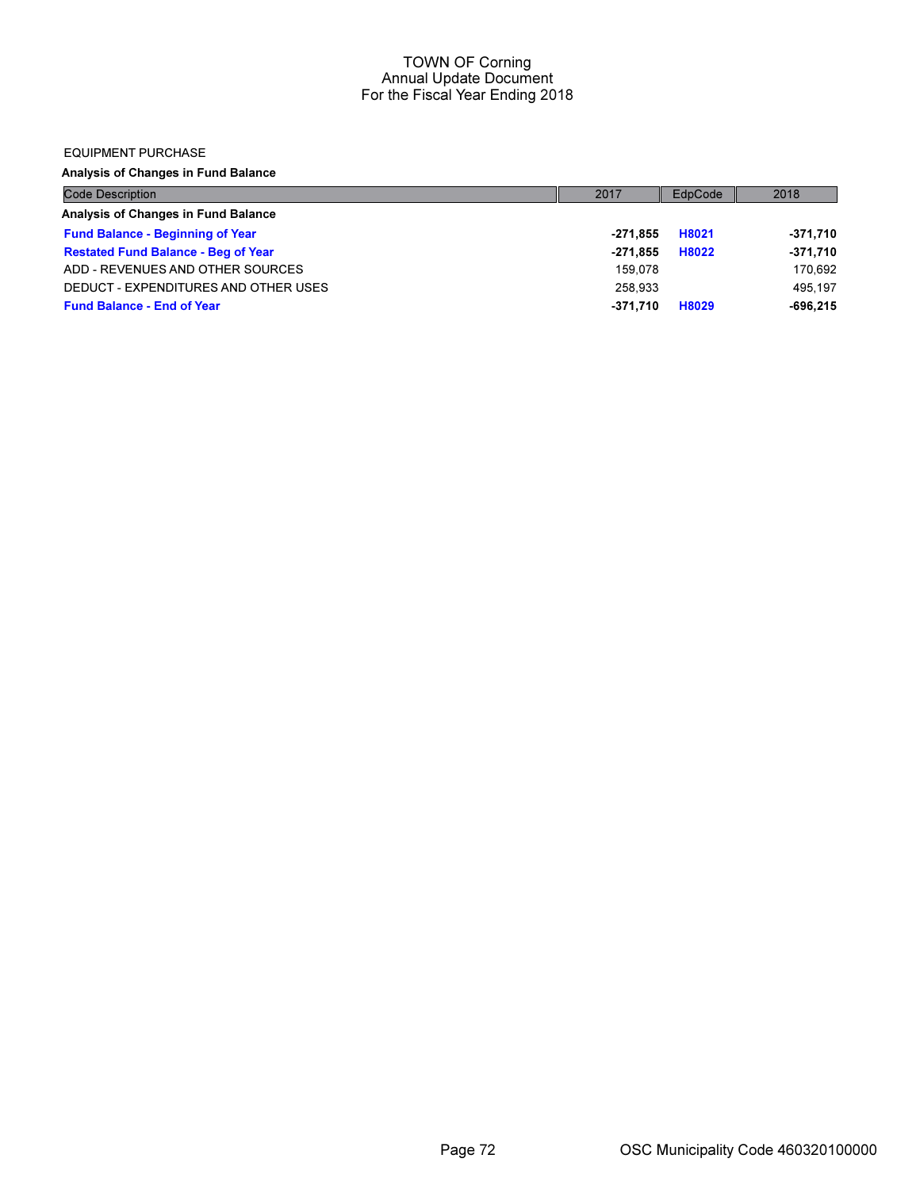# TOWN OF Corning
## Annual Update Document
## For the Fiscal Year Ending 2018

EQUIPMENT PURCHASE

**Analysis of Changes in Fund Balance**

| Code Description | 2017 | EdpCode | 2018 |
|---|---|---|---|
| **Analysis of Changes in Fund Balance** | | | |
| **Fund Balance - Beginning of Year** | **-271,855** | **H8021** | **-371,710** |
| **Restated Fund Balance - Beg of Year** | **-271,855** | **H8022** | **-371,710** |
| ADD - REVENUES AND OTHER SOURCES | 159,078 | | 170,692 |
| DEDUCT - EXPENDITURES AND OTHER USES | 258,933 | | 495,197 |
| **Fund Balance - End of Year** | **-371,710** | **H8029** | **-696,215** |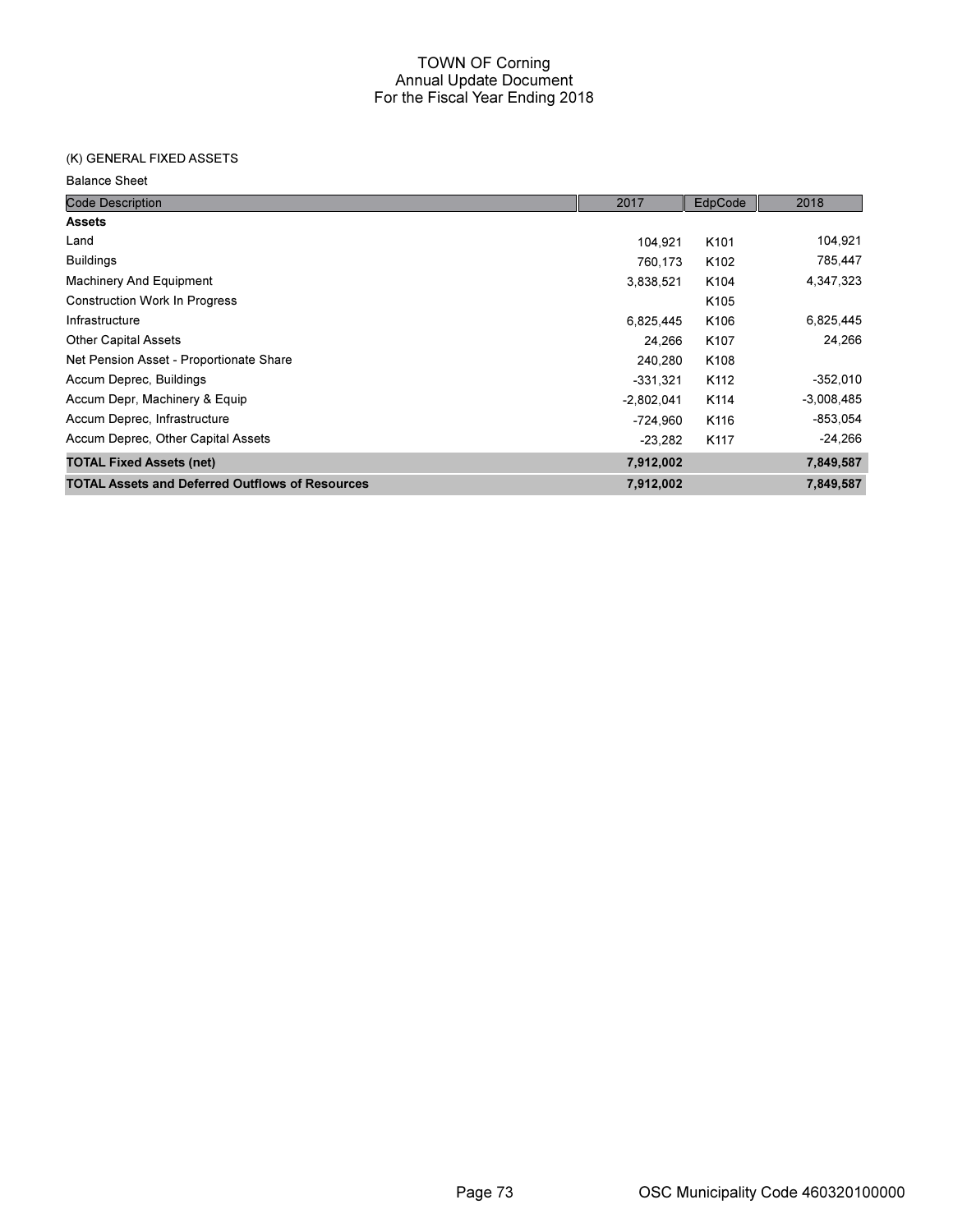# TOWN OF Corning
## Annual Update Document
### For the Fiscal Year Ending 2018

(K) GENERAL FIXED ASSETS

Balance Sheet

| Code Description | 2017 | EdpCode | 2018 |
|---|---|---|---|
| **Assets** | | | |
| Land | 104,921 | K101 | 104,921 |
| Buildings | 760,173 | K102 | 785,447 |
| Machinery And Equipment | 3,838,521 | K104 | 4,347,323 |
| Construction Work In Progress | | K105 | |
| Infrastructure | 6,825,445 | K106 | 6,825,445 |
| Other Capital Assets | 24,266 | K107 | 24,266 |
| Net Pension Asset - Proportionate Share | 240,280 | K108 | |
| Accum Deprec, Buildings | -331,321 | K112 | -352,010 |
| Accum Depr, Machinery & Equip | -2,802,041 | K114 | -3,008,485 |
| Accum Deprec, Infrastructure | -724,960 | K116 | -853,054 |
| Accum Deprec, Other Capital Assets | -23,282 | K117 | -24,266 |
| **TOTAL Fixed Assets (net)** | **7,912,002** | | **7,849,587** |
| **TOTAL Assets and Deferred Outflows of Resources** | **7,912,002** | | **7,849,587** |

OSC Municipality Code 460320100000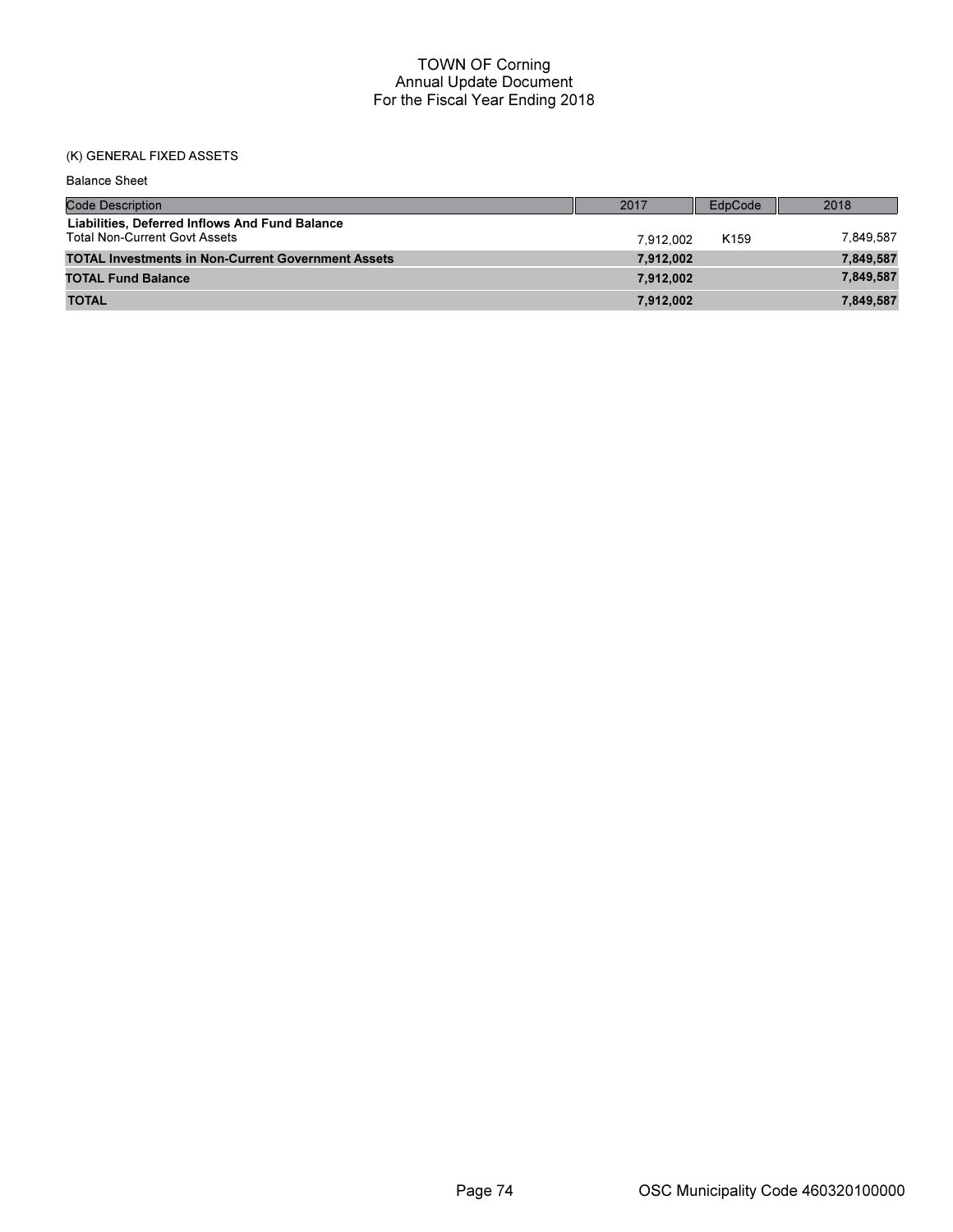# TOWN OF Corning
## Annual Update Document
## For the Fiscal Year Ending 2018

(K) GENERAL FIXED ASSETS

Balance Sheet

| Code Description | 2017 | EdpCode | 2018 |
|---|---|---|---|
| **Liabilities, Deferred Inflows And Fund Balance** | | | |
| Total Non-Current Govt Assets | 7,912,002 | K159 | 7,849,587 |
| **TOTAL Investments in Non-Current Government Assets** | **7,912,002** | | **7,849,587** |
| **TOTAL Fund Balance** | **7,912,002** | | **7,849,587** |
| **TOTAL** | **7,912,002** | | **7,849,587** |

OSC Municipality Code 460320100000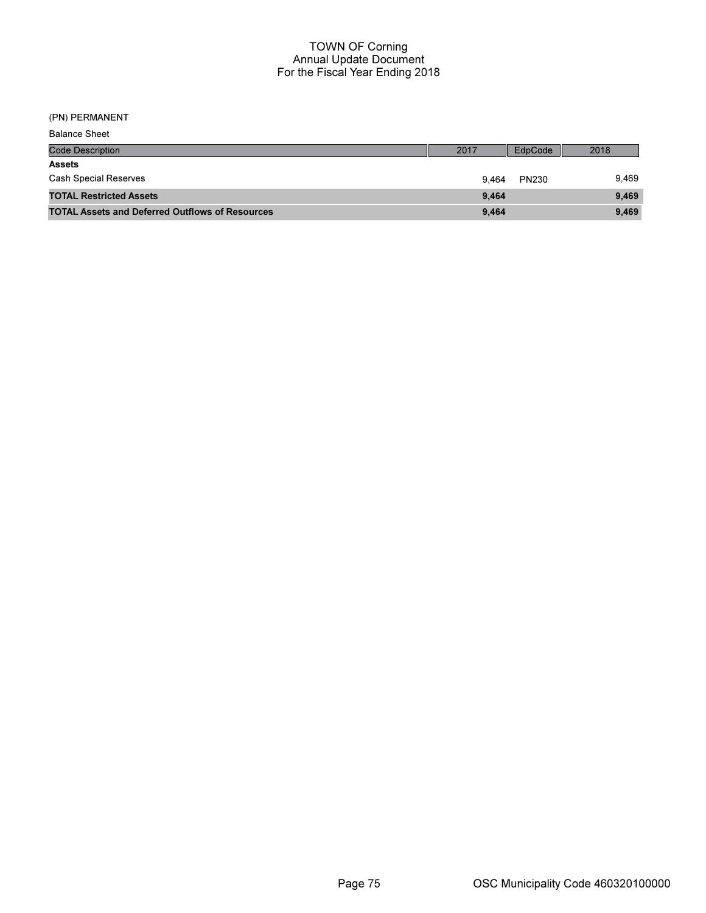# TOWN OF Corning
## Annual Update Document
## For the Fiscal Year Ending 2018

(PN) PERMANENT

Balance Sheet

| Code Description | 2017 | EdpCode | 2018 |
|---|---|---|---|
| **Assets** | | | |
| Cash Special Reserves | 9,464 | PN230 | 9,469 |
| **TOTAL Restricted Assets** | **9,464** | | **9,469** |
| **TOTAL Assets and Deferred Outflows of Resources** | **9,464** | | **9,469** |

OSC Municipality Code 460320100000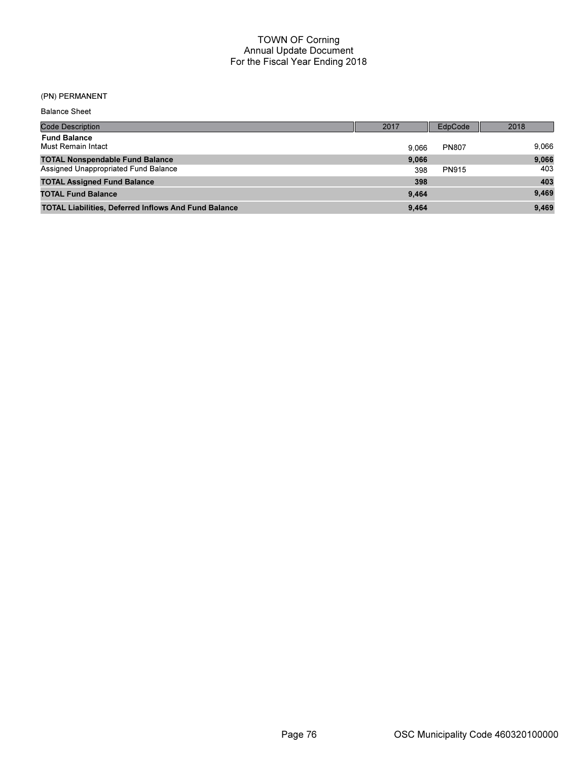# TOWN OF Corning
## Annual Update Document
## For the Fiscal Year Ending 2018

(PN) PERMANENT

Balance Sheet

| Code Description | 2017 | EdpCode | 2018 |
|---|---|---|---|
| **Fund Balance** | | | |
| Must Remain Intact | 9,066 | PN807 | 9,066 |
| **TOTAL Nonspendable Fund Balance** | **9,066** | | **9,066** |
| Assigned Unappropriated Fund Balance | 398 | PN915 | 403 |
| **TOTAL Assigned Fund Balance** | **398** | | **403** |
| **TOTAL Fund Balance** | **9,464** | | **9,469** |
| **TOTAL Liabilities, Deferred Inflows And Fund Balance** | **9,464** | | **9,469** |

OSC Municipality Code 460320100000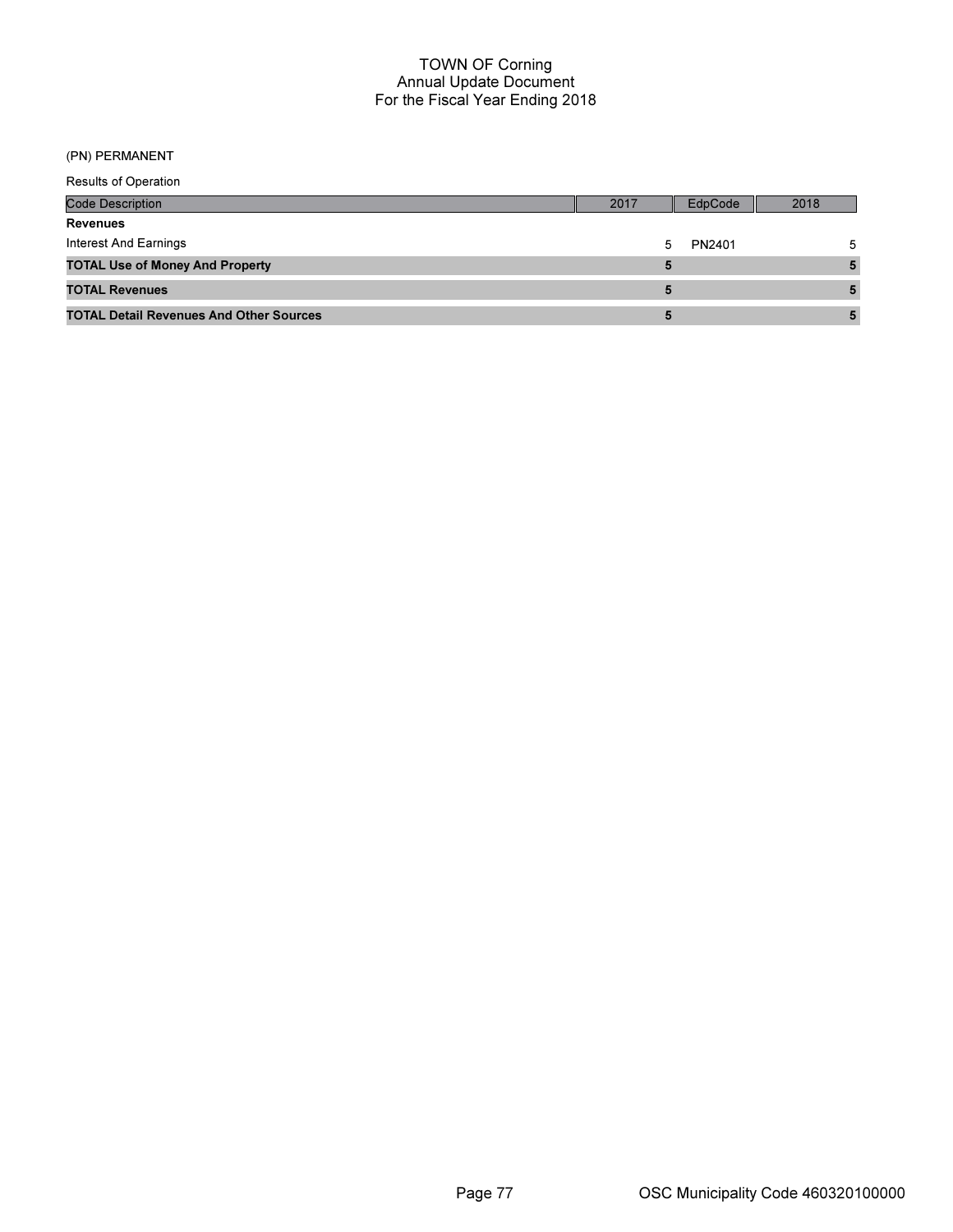# TOWN OF Corning
## Annual Update Document
## For the Fiscal Year Ending 2018

(PN) PERMANENT

Results of Operation

| Code Description | 2017 | EdpCode | 2018 |
|---|---|---|---|
| **Revenues** | | | |
| Interest And Earnings | 5 | PN2401 | 5 |
| **TOTAL Use of Money And Property** | **5** | | **5** |
| **TOTAL Revenues** | **5** | | **5** |
| **TOTAL Detail Revenues And Other Sources** | **5** | | **5** |

OSC Municipality Code 460320100000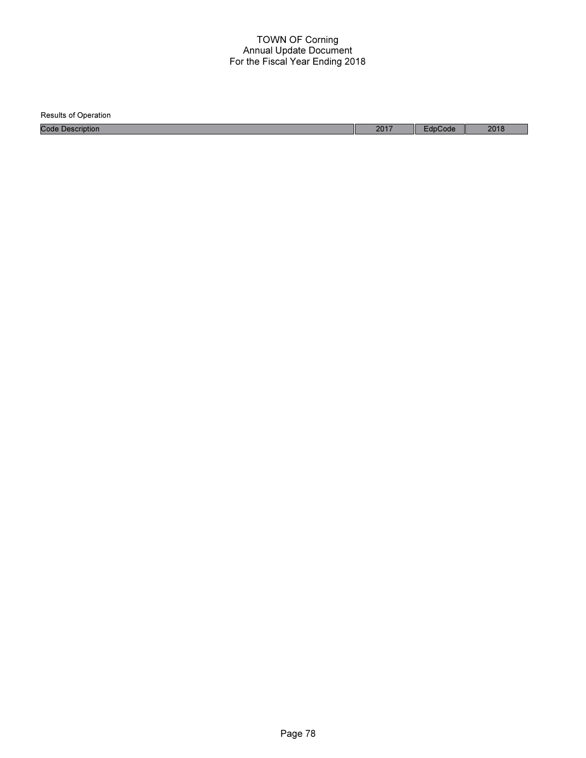Results of Operation

| Code Description | 2017 | EdpCode | 2018 |
| --- | --- | --- | --- |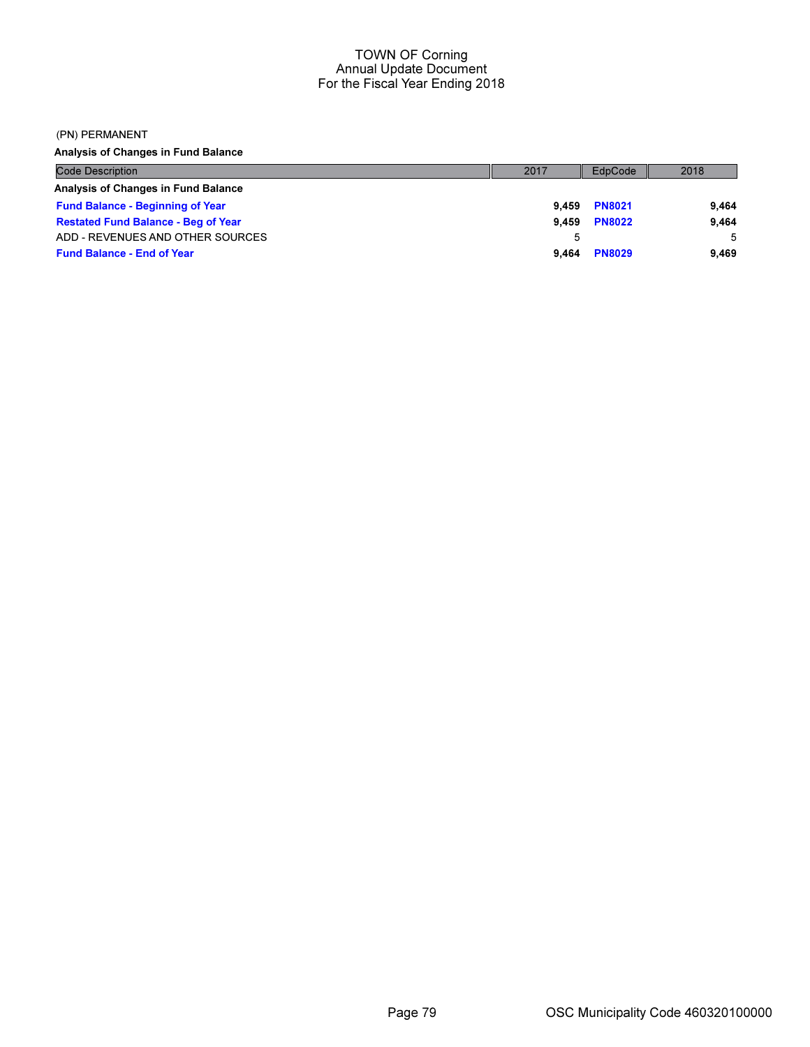# TOWN OF Corning
## Annual Update Document
## For the Fiscal Year Ending 2018

(PN) PERMANENT

**Analysis of Changes in Fund Balance**

| Code Description | 2017 | EdpCode | 2018 |
|---|---|---|---|
| **Analysis of Changes in Fund Balance** | | | |
| **Fund Balance - Beginning of Year** | **9,459** | **PN8021** | **9,464** |
| **Restated Fund Balance - Beg of Year** | **9,459** | **PN8022** | **9,464** |
| ADD - REVENUES AND OTHER SOURCES | 5 | | 5 |
| **Fund Balance - End of Year** | **9,464** | **PN8029** | **9,469** |

OSC Municipality Code 460320100000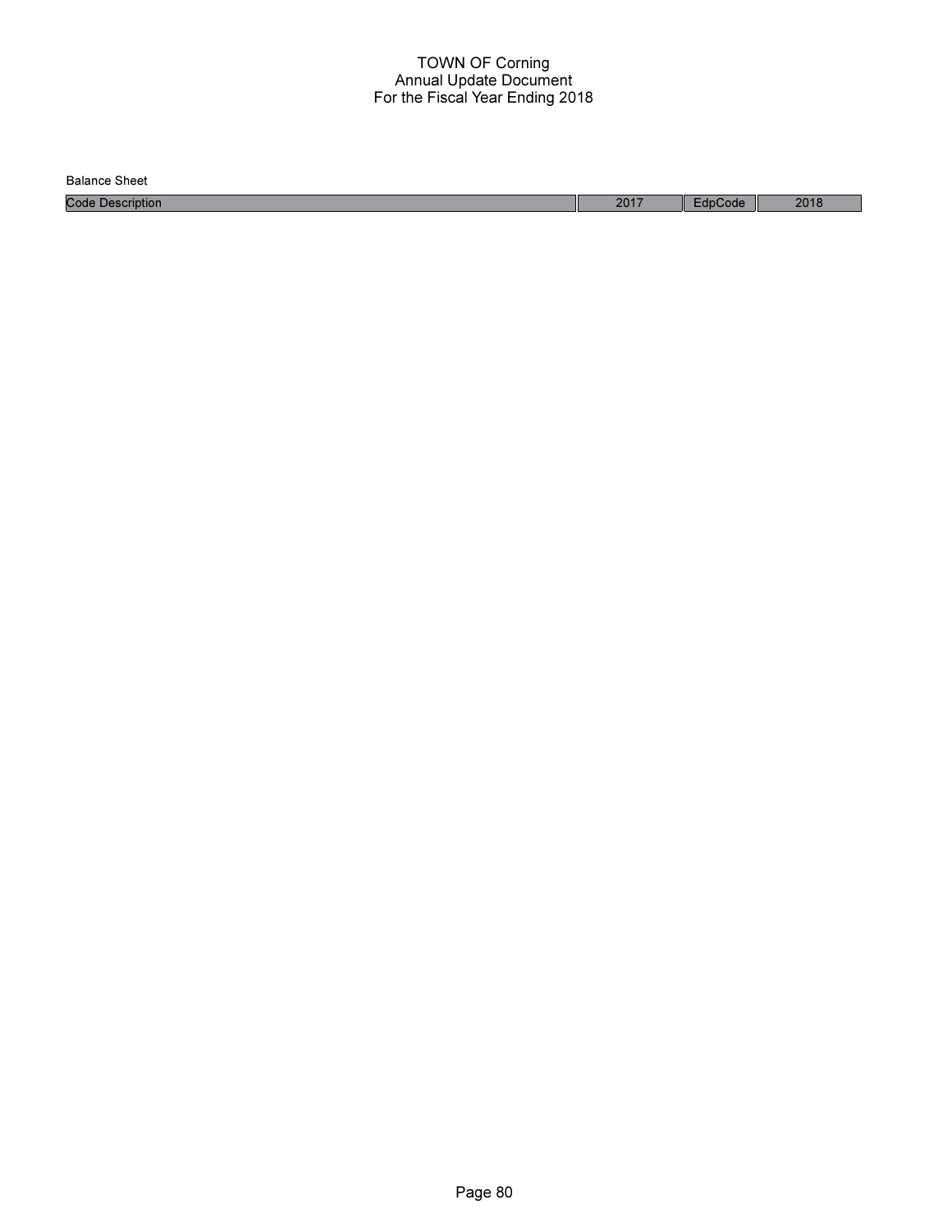TOWN OF Corning
Annual Update Document
For the Fiscal Year Ending 2018

Balance Sheet

| Code Description | 2017 | EdpCode | 2018 |
|---|---|---|---|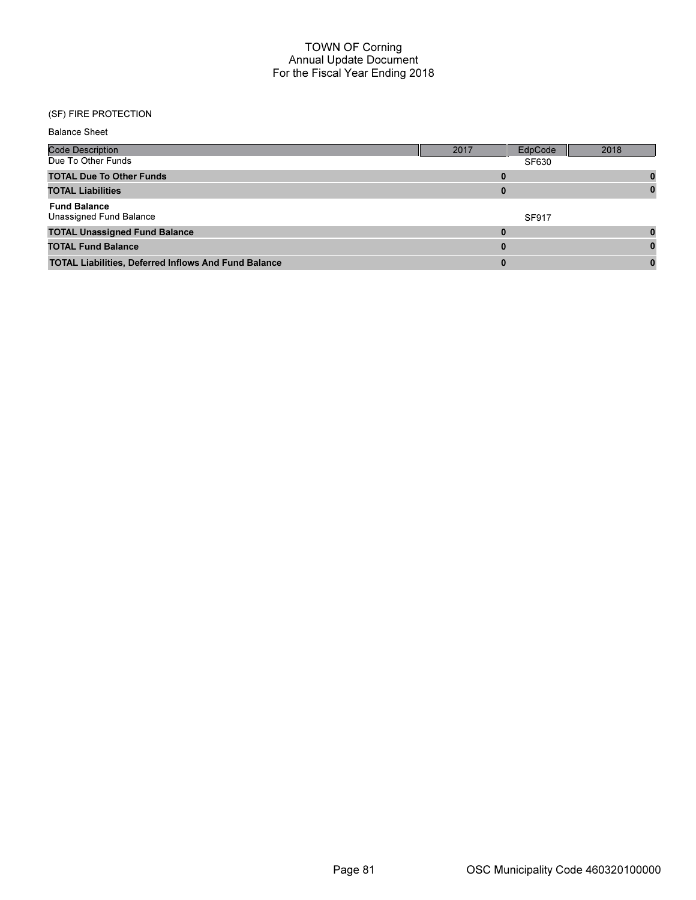# TOWN OF Corning
## Annual Update Document
## For the Fiscal Year Ending 2018

(SF) FIRE PROTECTION

Balance Sheet

| Code Description | 2017 | EdpCode | 2018 |
|---|---|---|---|
| Due To Other Funds | | SF630 | |
| **TOTAL Due To Other Funds** | **0** | | **0** |
| **TOTAL Liabilities** | **0** | | **0** |
| **Fund Balance** | | | |
| Unassigned Fund Balance | | SF917 | |
| **TOTAL Unassigned Fund Balance** | **0** | | **0** |
| **TOTAL Fund Balance** | **0** | | **0** |
| **TOTAL Liabilities, Deferred Inflows And Fund Balance** | **0** | | **0** |

OSC Municipality Code 460320100000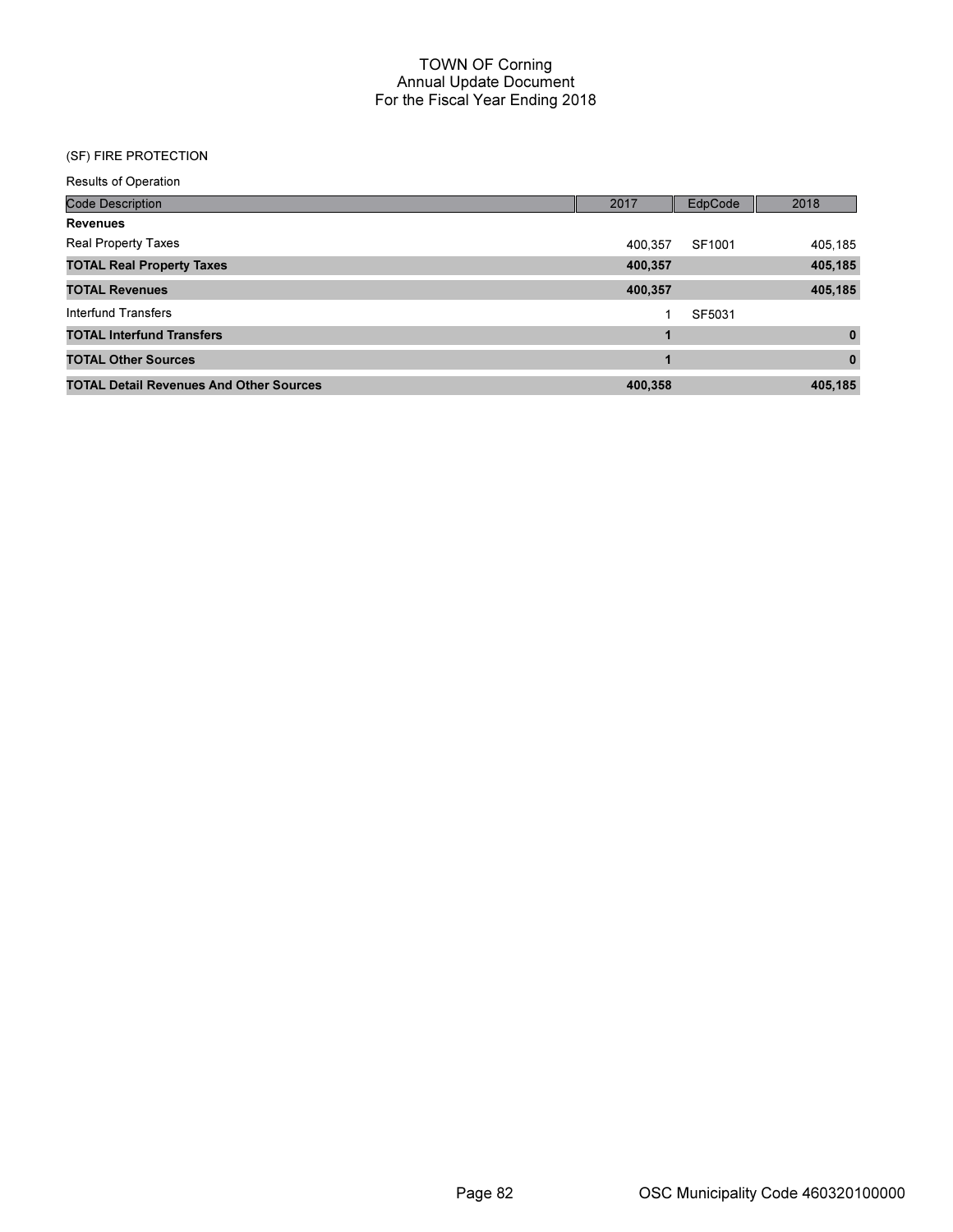# TOWN OF Corning
## Annual Update Document
## For the Fiscal Year Ending 2018

(SF) FIRE PROTECTION

Results of Operation

| Code Description | 2017 | EdpCode | 2018 |
|---|---|---|---|
| **Revenues** | | | |
| Real Property Taxes | 400,357 | SF1001 | 405,185 |
| **TOTAL Real Property Taxes** | **400,357** | | **405,185** |
| **TOTAL Revenues** | **400,357** | | **405,185** |
| Interfund Transfers | 1 | SF5031 | |
| **TOTAL Interfund Transfers** | **1** | | **0** |
| **TOTAL Other Sources** | **1** | | **0** |
| **TOTAL Detail Revenues And Other Sources** | **400,358** | | **405,185** |

OSC Municipality Code 460320100000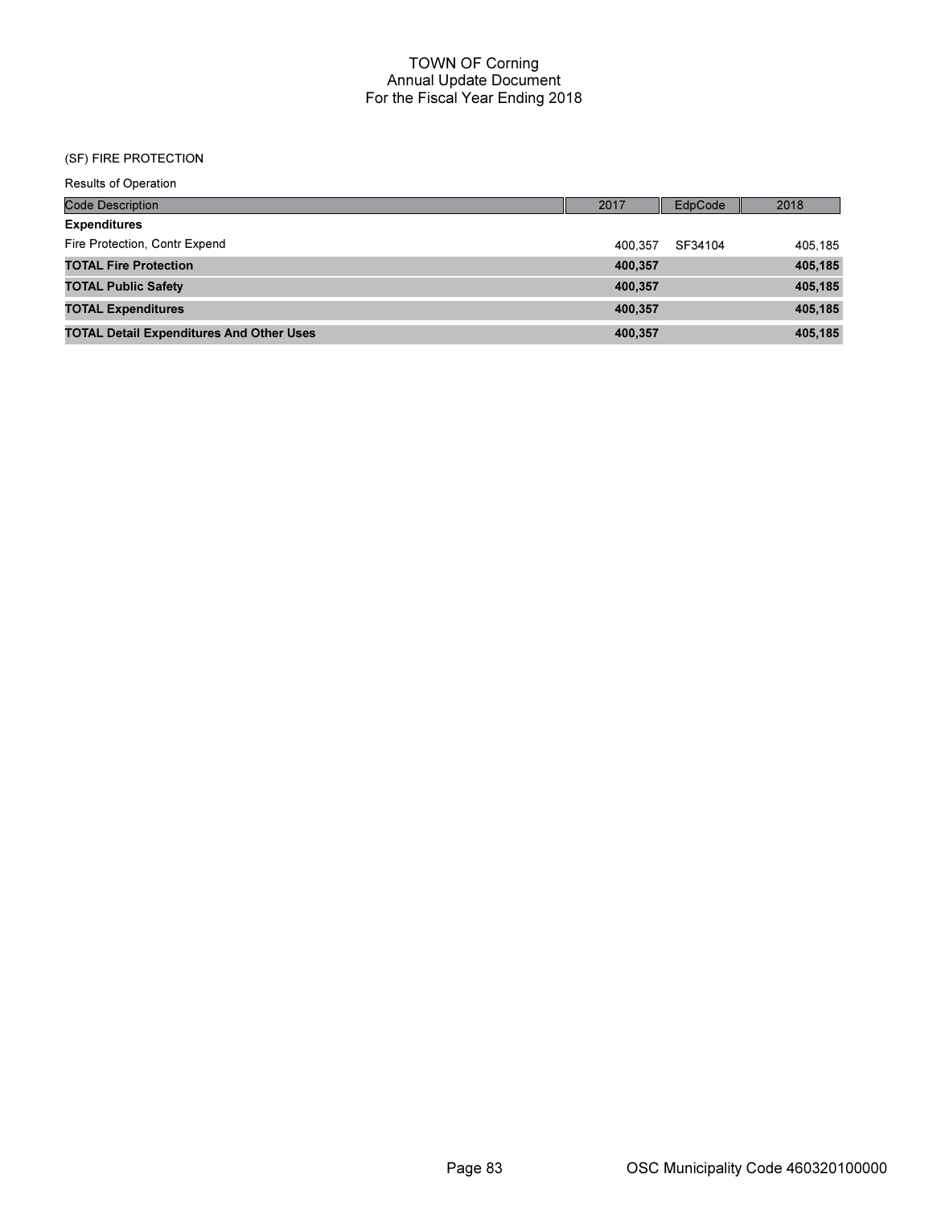# TOWN OF Corning
## Annual Update Document
## For the Fiscal Year Ending 2018

(SF) FIRE PROTECTION

Results of Operation

| Code Description | 2017 | EdpCode | 2018 |
|---|---|---|---|
| **Expenditures** | | | |
| Fire Protection, Contr Expend | 400,357 | SF34104 | 405,185 |
| **TOTAL Fire Protection** | **400,357** | | **405,185** |
| **TOTAL Public Safety** | **400,357** | | **405,185** |
| **TOTAL Expenditures** | **400,357** | | **405,185** |
| **TOTAL Detail Expenditures And Other Uses** | **400,357** | | **405,185** |

OSC Municipality Code 460320100000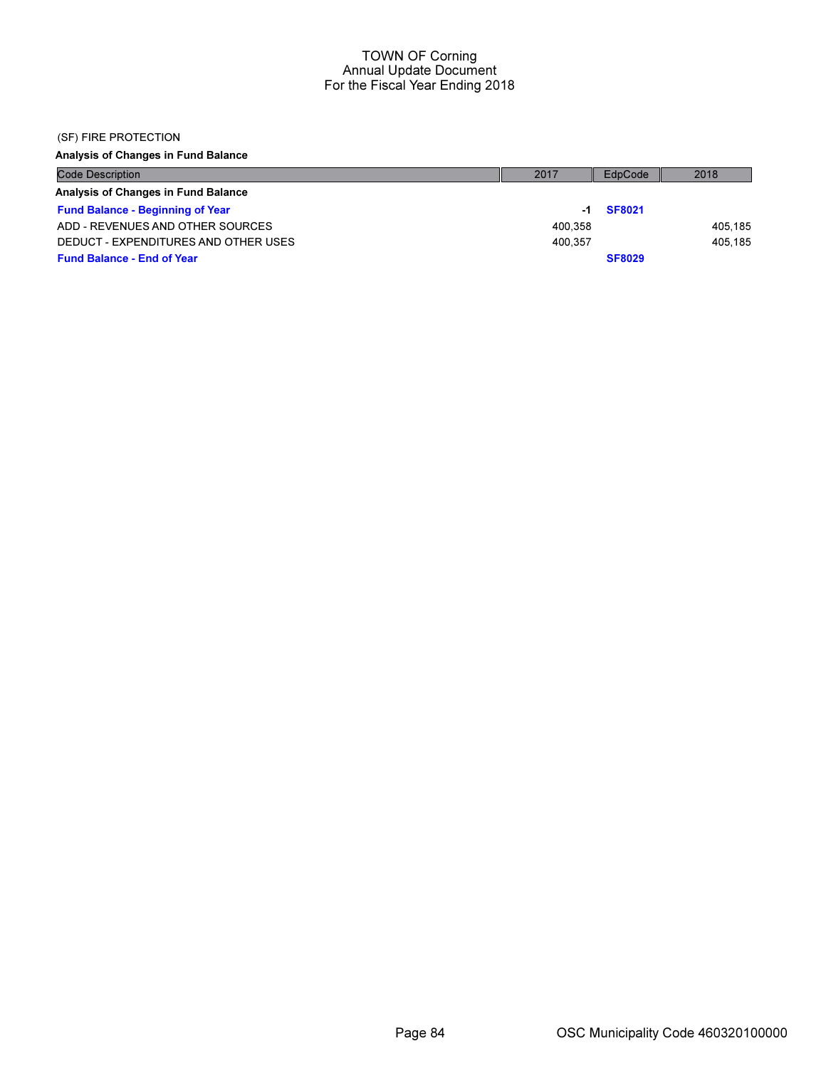# TOWN OF Corning
## Annual Update Document
## For the Fiscal Year Ending 2018

(SF) FIRE PROTECTION

**Analysis of Changes in Fund Balance**

| Code Description | 2017 | EdpCode | 2018 |
|---|---|---|---|
| **Analysis of Changes in Fund Balance** | | | |
| **Fund Balance - Beginning of Year** | **-1** | **SF8021** | |
| ADD - REVENUES AND OTHER SOURCES | 400,358 | | 405,185 |
| DEDUCT - EXPENDITURES AND OTHER USES | 400,357 | | 405,185 |
| **Fund Balance - End of Year** | | **SF8029** | |

OSC Municipality Code 460320100000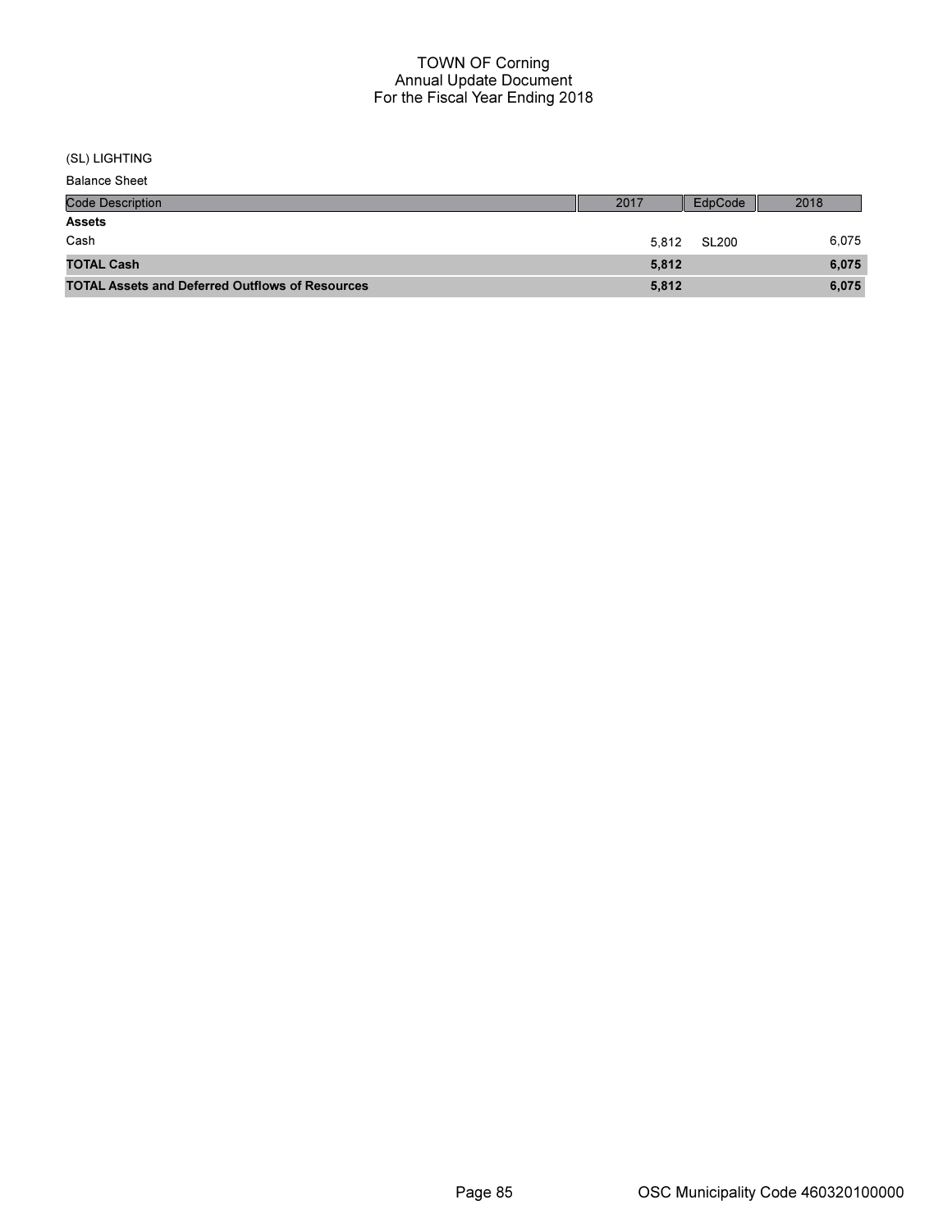# TOWN OF Corning
## Annual Update Document
## For the Fiscal Year Ending 2018

(SL) LIGHTING

Balance Sheet

| Code Description | 2017 | EdpCode | 2018 |
|---|---|---|---|
| **Assets** | | | |
| Cash | 5,812 | SL200 | 6,075 |
| **TOTAL Cash** | **5,812** | | **6,075** |
| **TOTAL Assets and Deferred Outflows of Resources** | **5,812** | | **6,075** |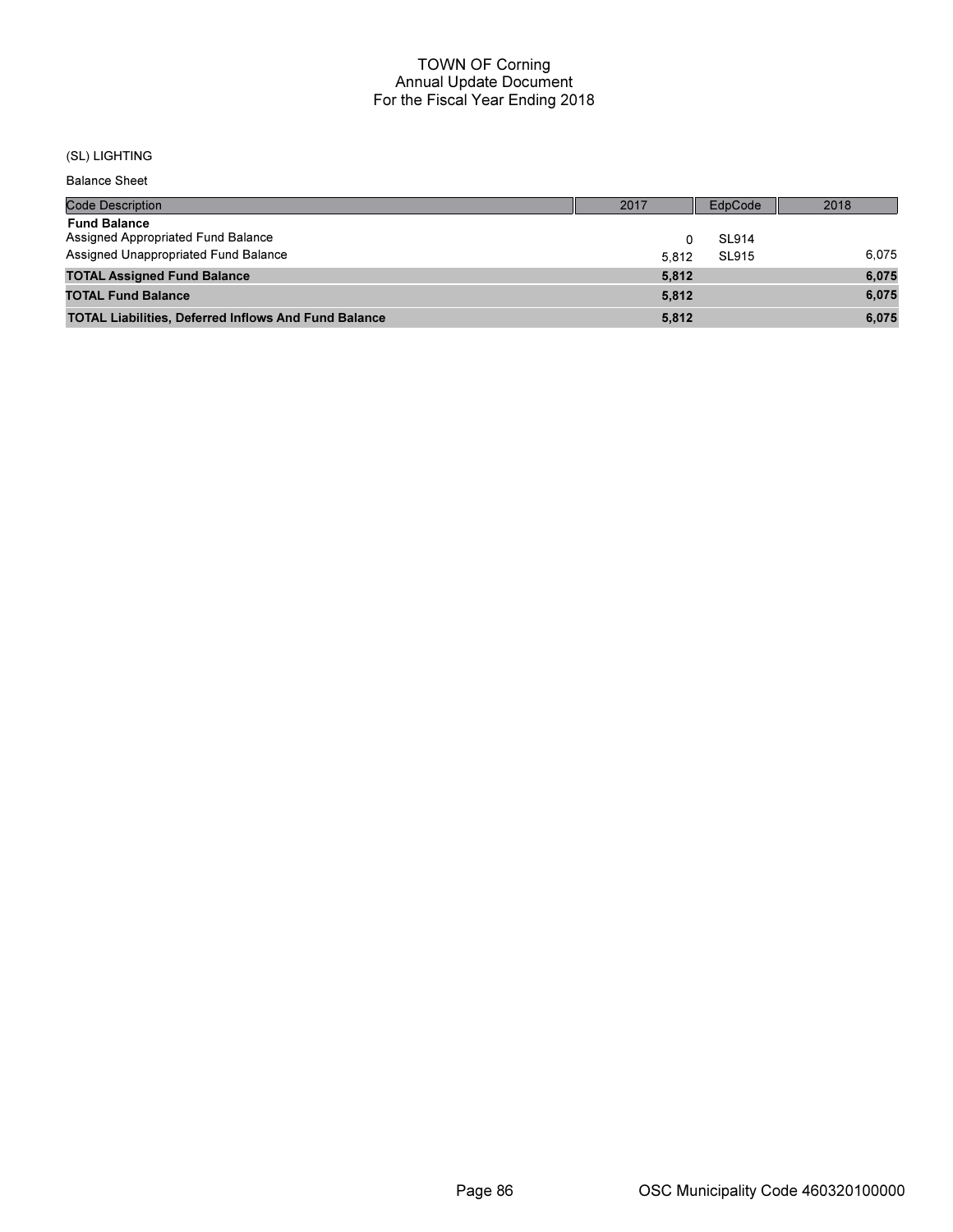# TOWN OF Corning
## Annual Update Document
## For the Fiscal Year Ending 2018

(SL) LIGHTING

Balance Sheet

| Code Description | 2017 | EdpCode | 2018 |
|---|---|---|---|
| **Fund Balance** | | | |
| Assigned Appropriated Fund Balance | 0 | SL914 | |
| Assigned Unappropriated Fund Balance | 5,812 | SL915 | 6,075 |
| **TOTAL Assigned Fund Balance** | **5,812** | | **6,075** |
| **TOTAL Fund Balance** | **5,812** | | **6,075** |
| **TOTAL Liabilities, Deferred Inflows And Fund Balance** | **5,812** | | **6,075** |

OSC Municipality Code 460320100000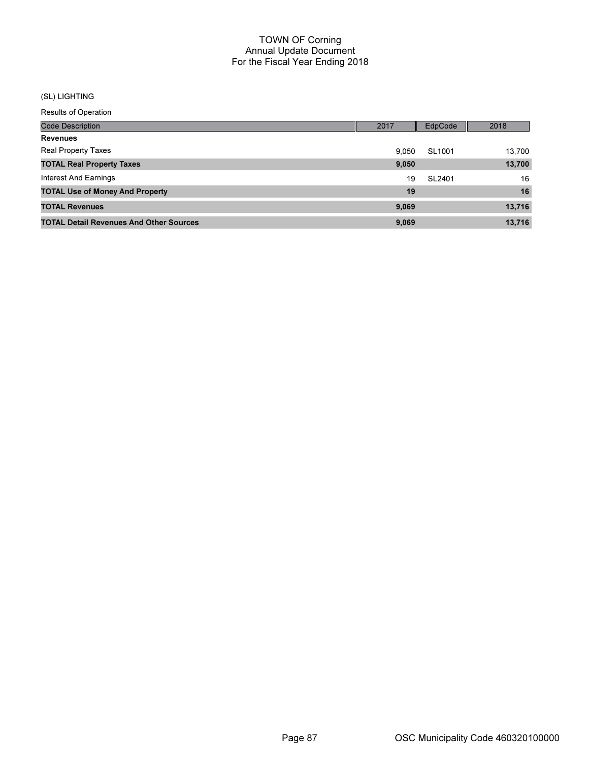# TOWN OF Corning
## Annual Update Document
## For the Fiscal Year Ending 2018

(SL) LIGHTING

Results of Operation

| Code Description | 2017 | EdpCode | 2018 |
|---|---|---|---|
| **Revenues** | | | |
| Real Property Taxes | 9,050 | SL1001 | 13,700 |
| **TOTAL Real Property Taxes** | **9,050** | | **13,700** |
| Interest And Earnings | 19 | SL2401 | 16 |
| **TOTAL Use of Money And Property** | **19** | | **16** |
| **TOTAL Revenues** | **9,069** | | **13,716** |
| **TOTAL Detail Revenues And Other Sources** | **9,069** | | **13,716** |

OSC Municipality Code 460320100000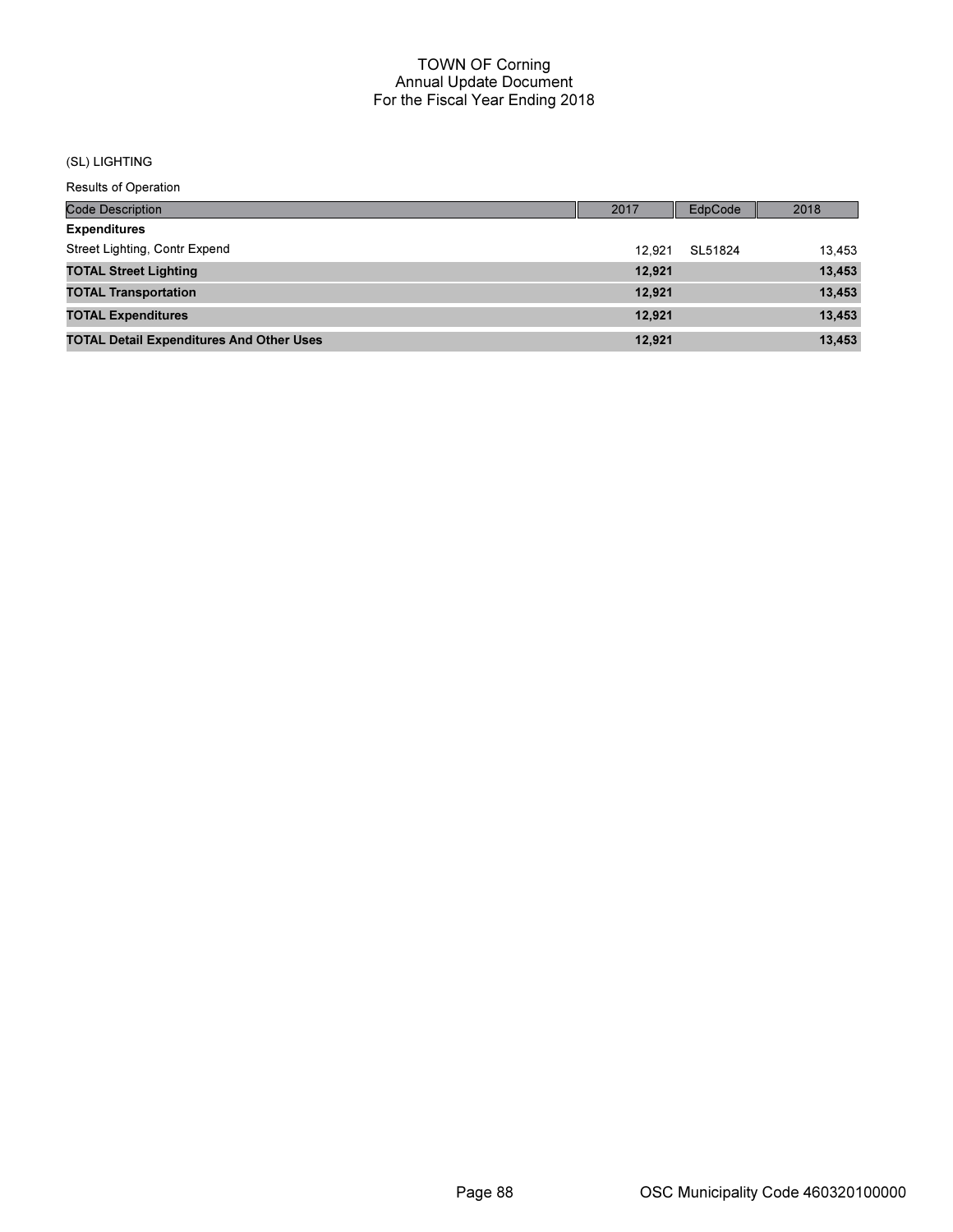# TOWN OF Corning
## Annual Update Document
## For the Fiscal Year Ending 2018

(SL) LIGHTING

Results of Operation

| Code Description | 2017 | EdpCode | 2018 |
|---|---|---|---|
| **Expenditures** | | | |
| Street Lighting, Contr Expend | 12,921 | SL51824 | 13,453 |
| **TOTAL Street Lighting** | **12,921** | | **13,453** |
| **TOTAL Transportation** | **12,921** | | **13,453** |
| **TOTAL Expenditures** | **12,921** | | **13,453** |
| **TOTAL Detail Expenditures And Other Uses** | **12,921** | | **13,453** |

OSC Municipality Code 460320100000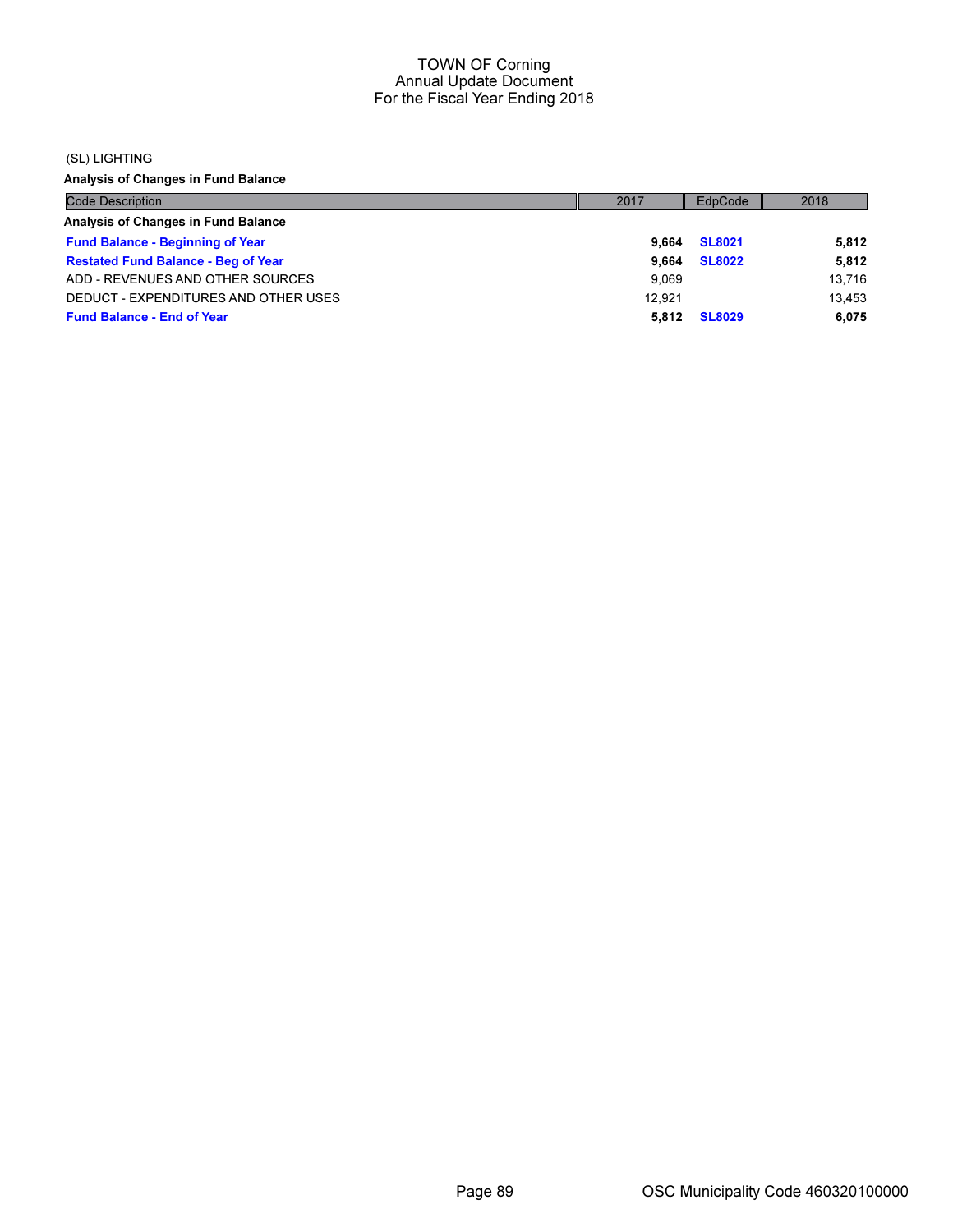# TOWN OF Corning
## Annual Update Document
## For the Fiscal Year Ending 2018

(SL) LIGHTING

**Analysis of Changes in Fund Balance**

| Code Description | 2017 | EdpCode | 2018 |
|---|---|---|---|
| **Analysis of Changes in Fund Balance** | | | |
| **Fund Balance - Beginning of Year** | **9,664** | **SL8021** | **5,812** |
| **Restated Fund Balance - Beg of Year** | **9,664** | **SL8022** | **5,812** |
| ADD - REVENUES AND OTHER SOURCES | 9,069 | | 13,716 |
| DEDUCT - EXPENDITURES AND OTHER USES | 12,921 | | 13,453 |
| **Fund Balance - End of Year** | **5,812** | **SL8029** | **6,075** |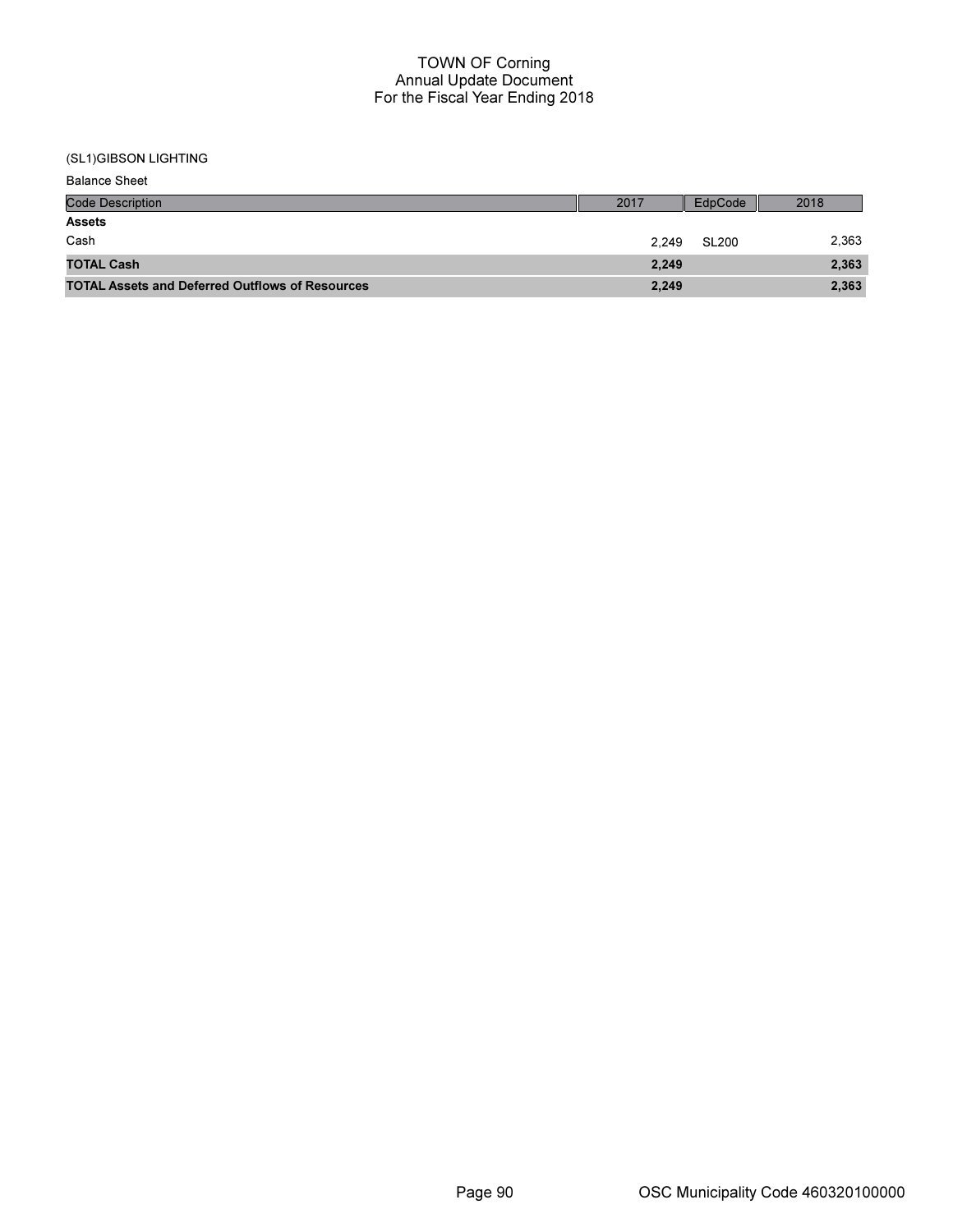# TOWN OF Corning
## Annual Update Document
## For the Fiscal Year Ending 2018

(SL1)GIBSON LIGHTING

Balance Sheet

| Code Description | 2017 | EdpCode | 2018 |
|---|---|---|---|
| **Assets** | | | |
| Cash | 2,249 | SL200 | 2,363 |
| **TOTAL Cash** | **2,249** | | **2,363** |
| **TOTAL Assets and Deferred Outflows of Resources** | **2,249** | | **2,363** |

OSC Municipality Code 460320100000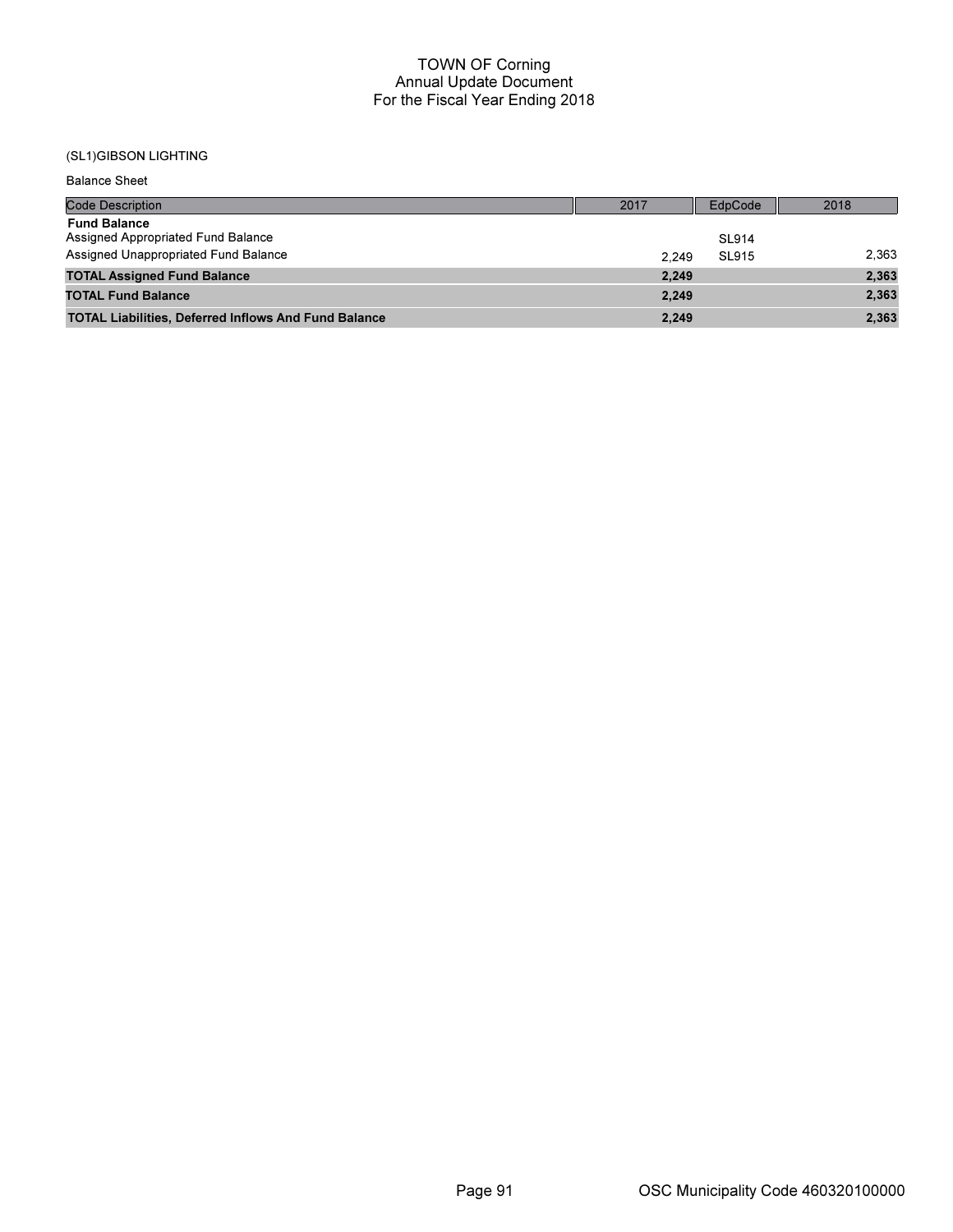# TOWN OF Corning
## Annual Update Document
## For the Fiscal Year Ending 2018

(SL1)GIBSON LIGHTING

Balance Sheet

| Code Description | 2017 | EdpCode | 2018 |
|---|---|---|---|
| **Fund Balance** | | | |
| Assigned Appropriated Fund Balance | | SL914 | |
| Assigned Unappropriated Fund Balance | 2,249 | SL915 | 2,363 |
| **TOTAL Assigned Fund Balance** | **2,249** | | **2,363** |
| **TOTAL Fund Balance** | **2,249** | | **2,363** |
| **TOTAL Liabilities, Deferred Inflows And Fund Balance** | **2,249** | | **2,363** |

OSC Municipality Code 460320100000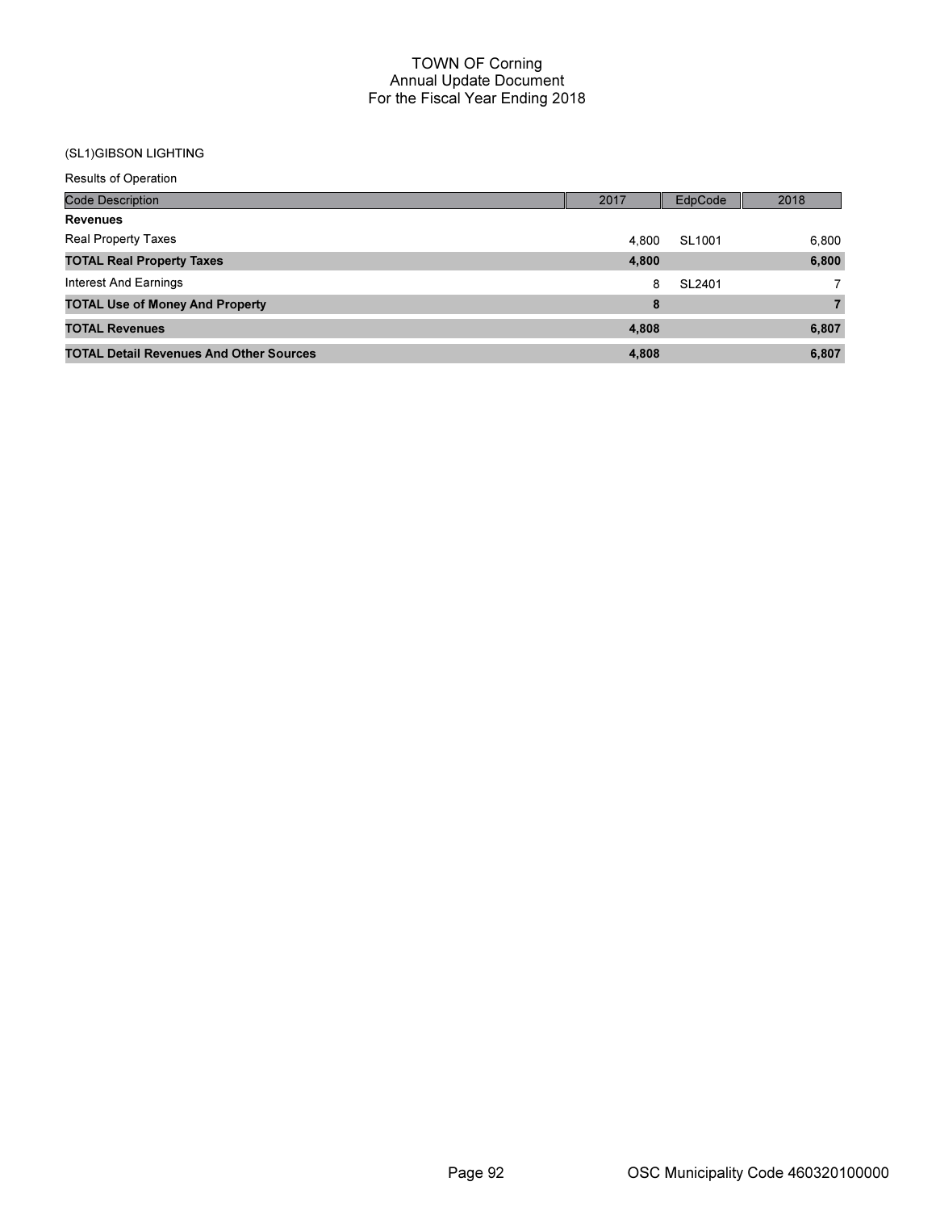# TOWN OF Corning
## Annual Update Document
## For the Fiscal Year Ending 2018

(SL1)GIBSON LIGHTING

Results of Operation

| Code Description | 2017 | EdpCode | 2018 |
|---|---|---|---|
| **Revenues** | | | |
| Real Property Taxes | 4,800 | SL1001 | 6,800 |
| **TOTAL Real Property Taxes** | **4,800** | | **6,800** |
| Interest And Earnings | 8 | SL2401 | 7 |
| **TOTAL Use of Money And Property** | **8** | | **7** |
| **TOTAL Revenues** | **4,808** | | **6,807** |
| **TOTAL Detail Revenues And Other Sources** | **4,808** | | **6,807** |

OSC Municipality Code 460320100000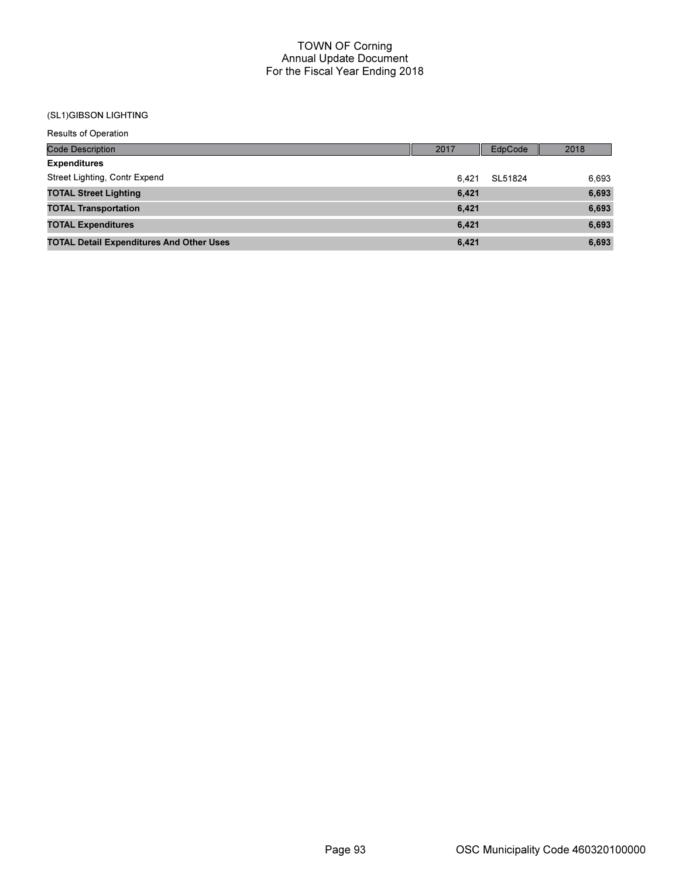# TOWN OF Corning
## Annual Update Document
### For the Fiscal Year Ending 2018

(SL1)GIBSON LIGHTING

Results of Operation

| Code Description | 2017 | EdpCode | 2018 |
|---|---|---|---|
| **Expenditures** | | | |
| Street Lighting, Contr Expend | 6,421 | SL51824 | 6,693 |
| **TOTAL Street Lighting** | **6,421** | | **6,693** |
| **TOTAL Transportation** | **6,421** | | **6,693** |
| **TOTAL Expenditures** | **6,421** | | **6,693** |
| **TOTAL Detail Expenditures And Other Uses** | **6,421** | | **6,693** |

OSC Municipality Code 460320100000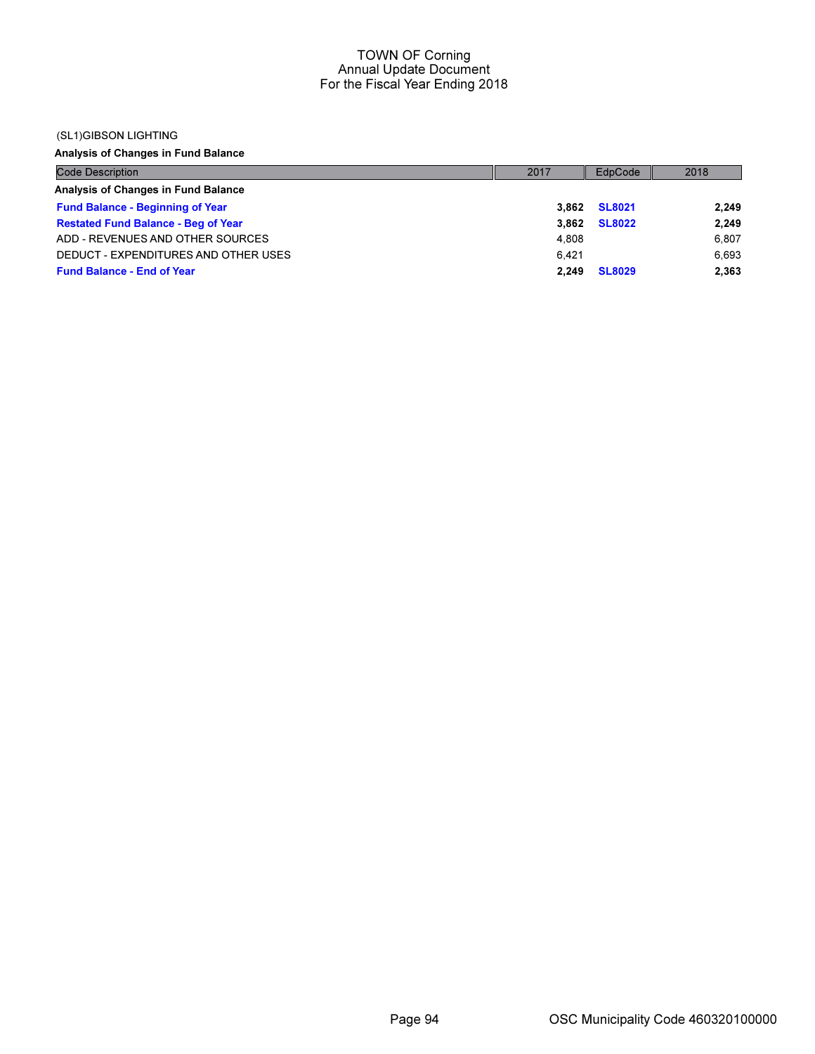TOWN OF Corning
Annual Update Document
For the Fiscal Year Ending 2018

(SL1)GIBSON LIGHTING

**Analysis of Changes in Fund Balance**

| Code Description | 2017 | EdpCode | 2018 |
|---|---|---|---|
| **Analysis of Changes in Fund Balance** | | | |
| **Fund Balance - Beginning of Year** | **3,862** | **SL8021** | **2,249** |
| **Restated Fund Balance - Beg of Year** | **3,862** | **SL8022** | **2,249** |
| ADD - REVENUES AND OTHER SOURCES | 4,808 | | 6,807 |
| DEDUCT - EXPENDITURES AND OTHER USES | 6,421 | | 6,693 |
| **Fund Balance - End of Year** | **2,249** | **SL8029** | **2,363** |

OSC Municipality Code 460320100000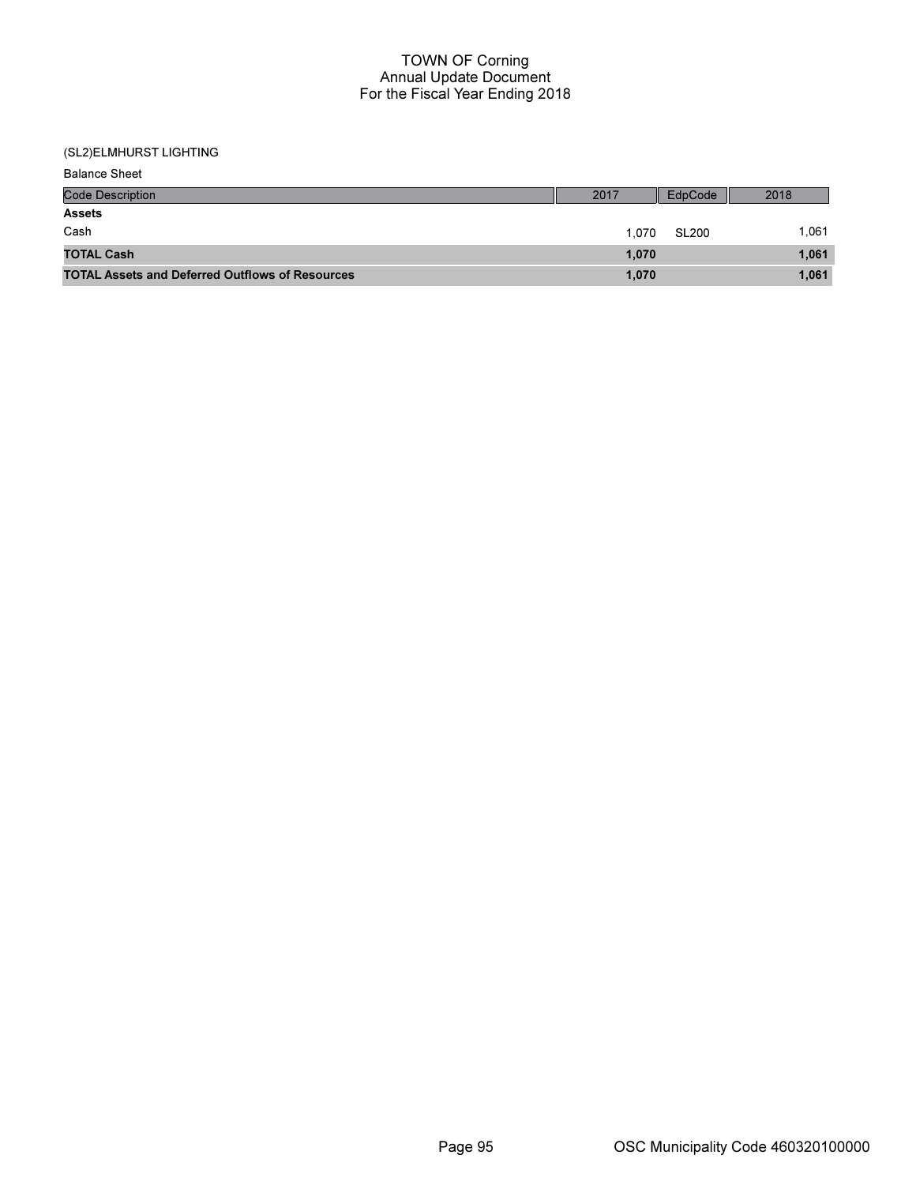# TOWN OF Corning
## Annual Update Document
## For the Fiscal Year Ending 2018

(SL2)ELMHURST LIGHTING

Balance Sheet

| Code Description | 2017 | EdpCode | 2018 |
|---|---|---|---|
| **Assets** | | | |
| Cash | 1,070 | SL200 | 1,061 |
| **TOTAL Cash** | **1,070** | | **1,061** |
| **TOTAL Assets and Deferred Outflows of Resources** | **1,070** | | **1,061** |

OSC Municipality Code 460320100000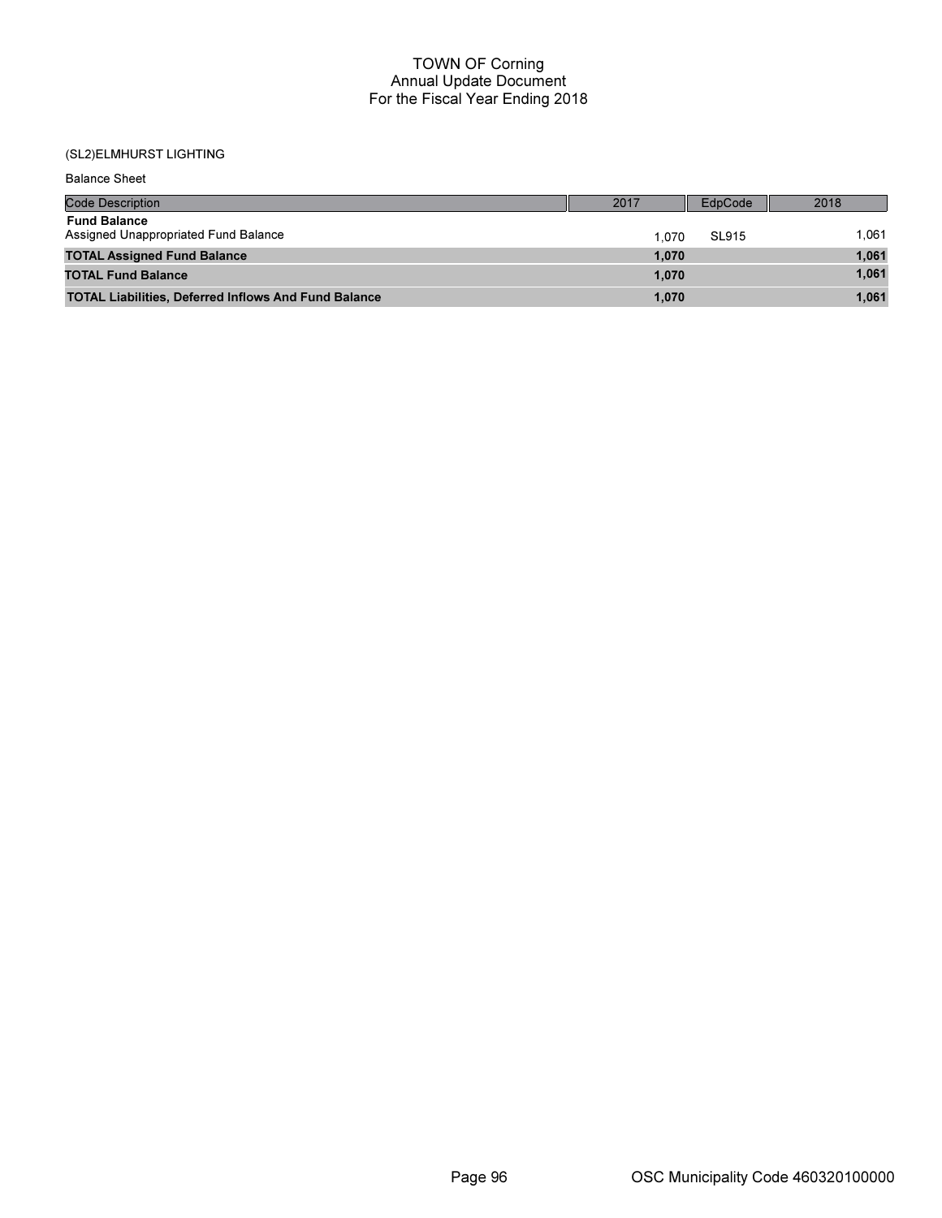# TOWN OF Corning
## Annual Update Document
## For the Fiscal Year Ending 2018

(SL2)ELMHURST LIGHTING

Balance Sheet

| Code Description | 2017 | EdpCode | 2018 |
|---|---|---|---|
| **Fund Balance** | | | |
| Assigned Unappropriated Fund Balance | 1,070 | SL915 | 1,061 |
| **TOTAL Assigned Fund Balance** | **1,070** | | **1,061** |
| **TOTAL Fund Balance** | **1,070** | | **1,061** |
| **TOTAL Liabilities, Deferred Inflows And Fund Balance** | **1,070** | | **1,061** |

OSC Municipality Code 460320100000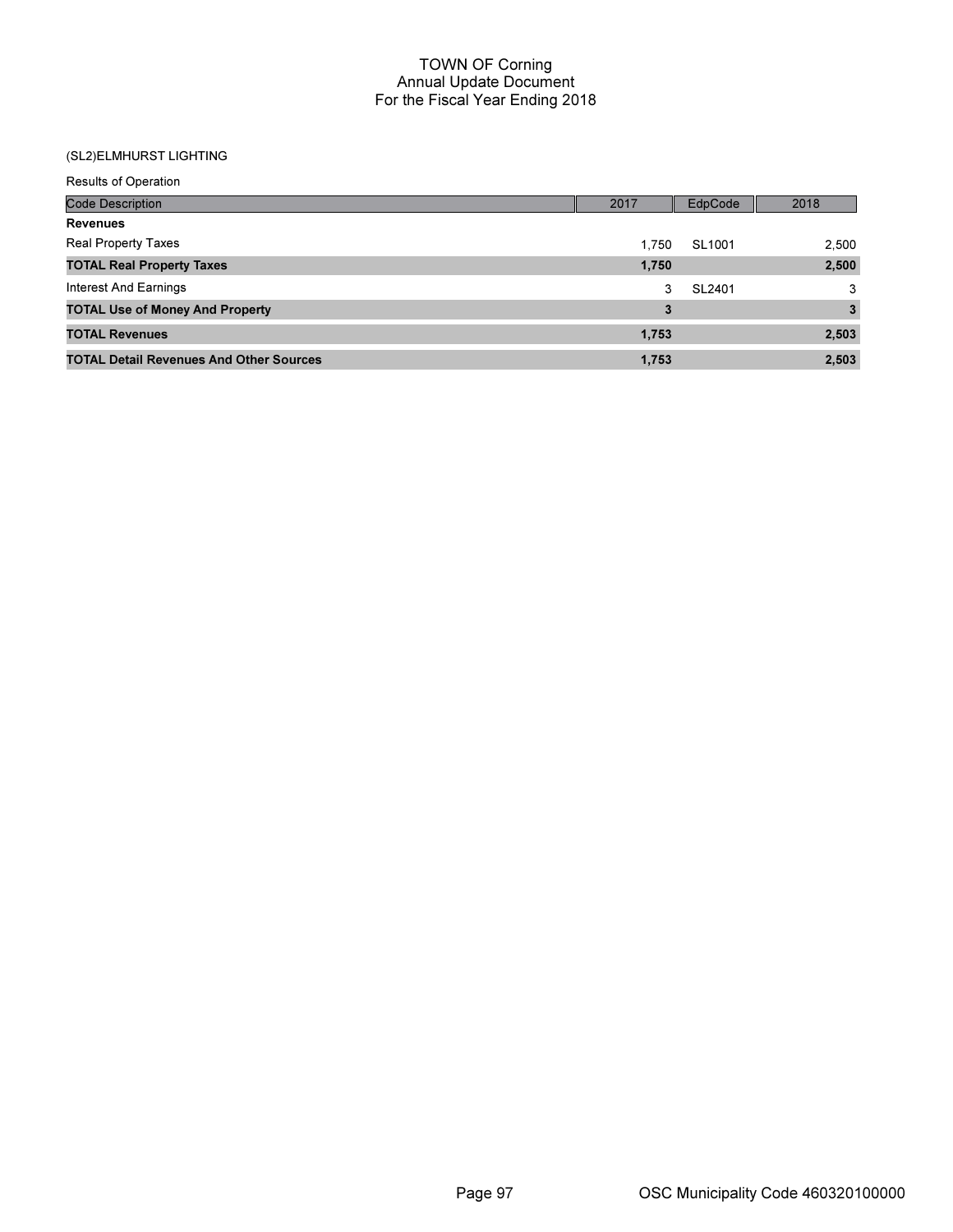# TOWN OF Corning
## Annual Update Document
## For the Fiscal Year Ending 2018

(SL2)ELMHURST LIGHTING

Results of Operation

| Code Description | 2017 | EdpCode | 2018 |
|---|---|---|---|
| **Revenues** | | | |
| Real Property Taxes | 1,750 | SL1001 | 2,500 |
| **TOTAL Real Property Taxes** | **1,750** | | **2,500** |
| Interest And Earnings | 3 | SL2401 | 3 |
| **TOTAL Use of Money And Property** | **3** | | **3** |
| **TOTAL Revenues** | **1,753** | | **2,503** |
| **TOTAL Detail Revenues And Other Sources** | **1,753** | | **2,503** |

OSC Municipality Code 460320100000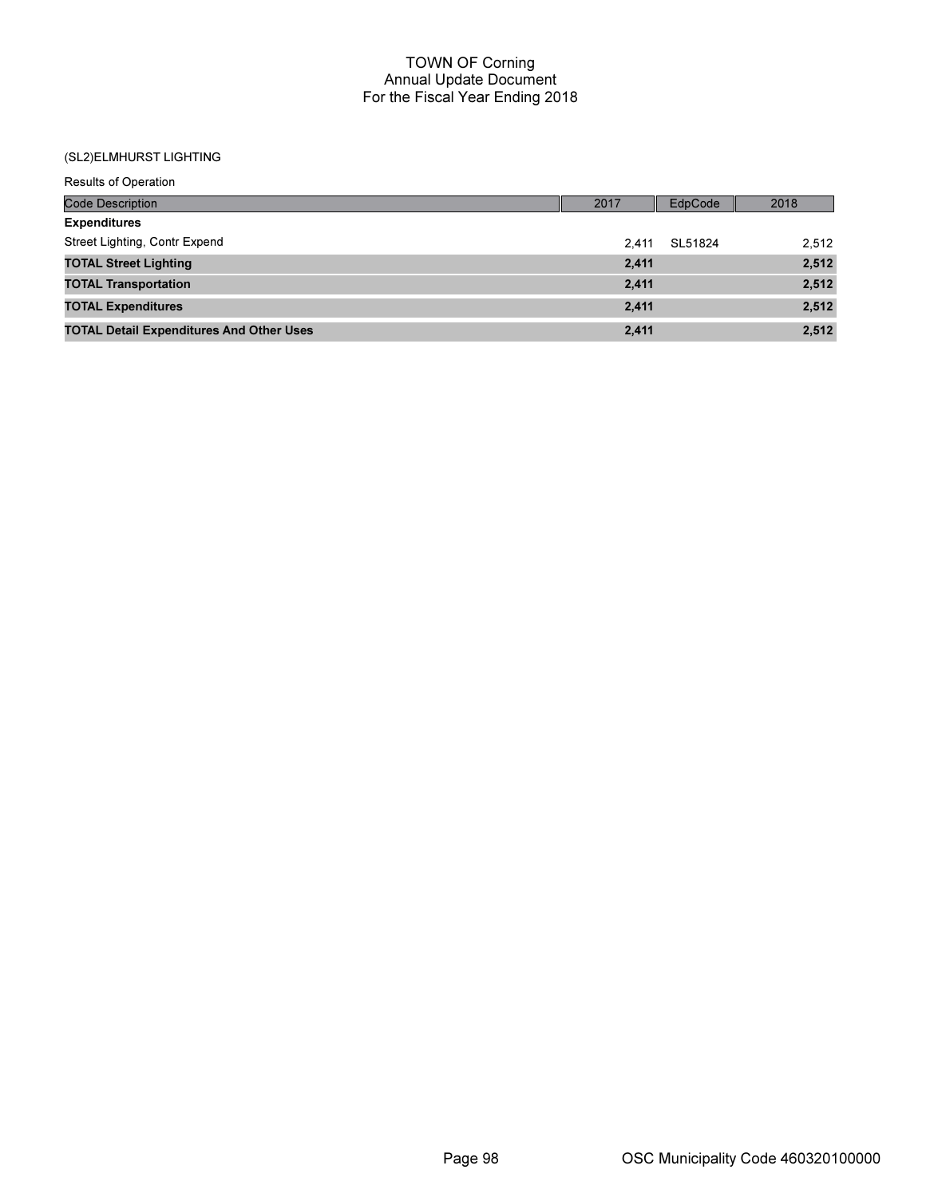# TOWN OF Corning
## Annual Update Document
## For the Fiscal Year Ending 2018

(SL2)ELMHURST LIGHTING

Results of Operation

| Code Description | 2017 | EdpCode | 2018 |
|---|---|---|---|
| **Expenditures** | | | |
| Street Lighting, Contr Expend | 2,411 | SL51824 | 2,512 |
| **TOTAL Street Lighting** | **2,411** | | **2,512** |
| **TOTAL Transportation** | **2,411** | | **2,512** |
| **TOTAL Expenditures** | **2,411** | | **2,512** |
| **TOTAL Detail Expenditures And Other Uses** | **2,411** | | **2,512** |

OSC Municipality Code 460320100000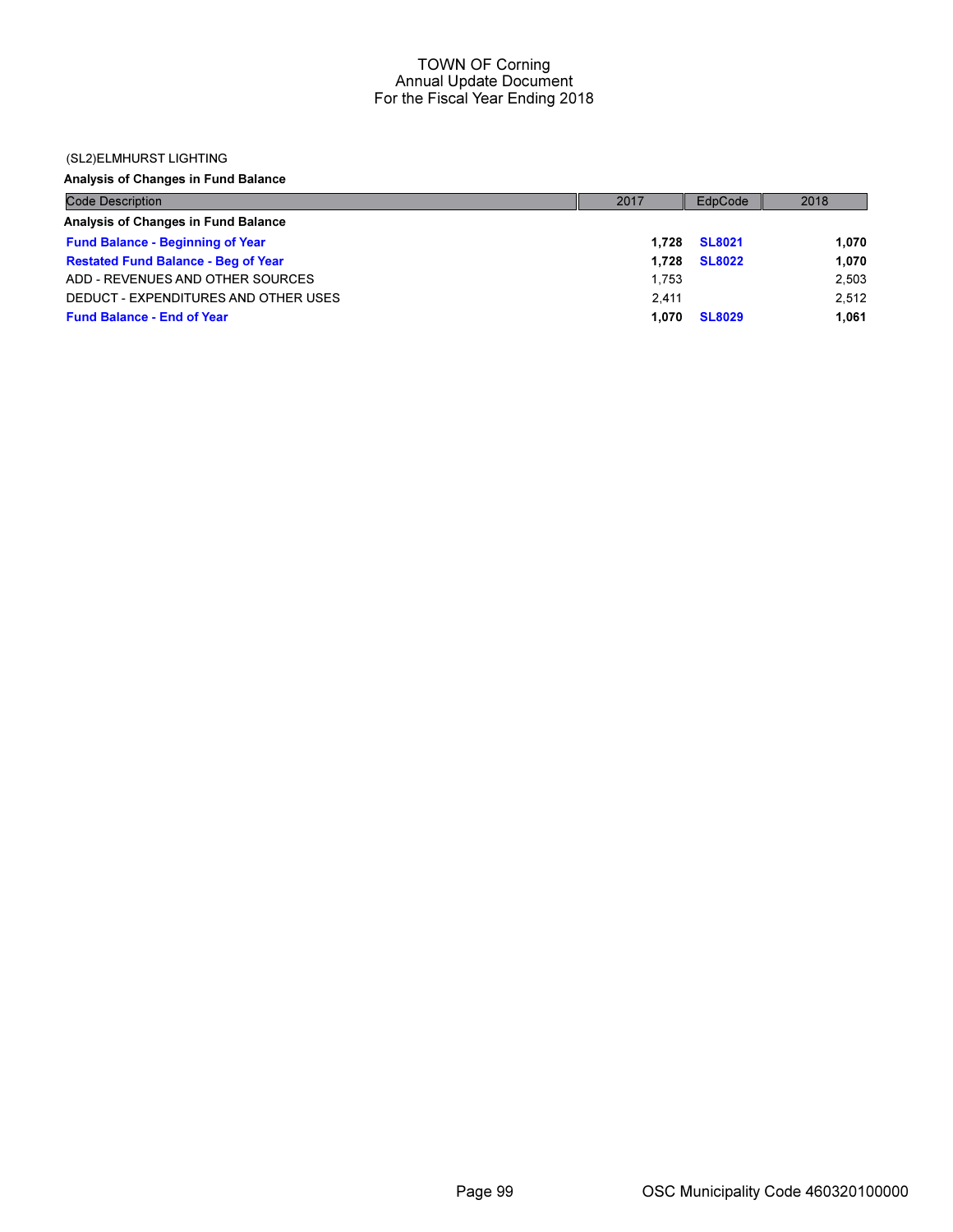(SL2)ELMHURST LIGHTING

**Analysis of Changes in Fund Balance**

| Code Description | 2017 | EdpCode | 2018 |
|---|---|---|---|
| **Analysis of Changes in Fund Balance** | | | |
| **Fund Balance - Beginning of Year** | **1,728** | **SL8021** | **1,070** |
| **Restated Fund Balance - Beg of Year** | **1,728** | **SL8022** | **1,070** |
| ADD - REVENUES AND OTHER SOURCES | 1,753 | | 2,503 |
| DEDUCT - EXPENDITURES AND OTHER USES | 2,411 | | 2,512 |
| **Fund Balance - End of Year** | **1,070** | **SL8029** | **1,061** |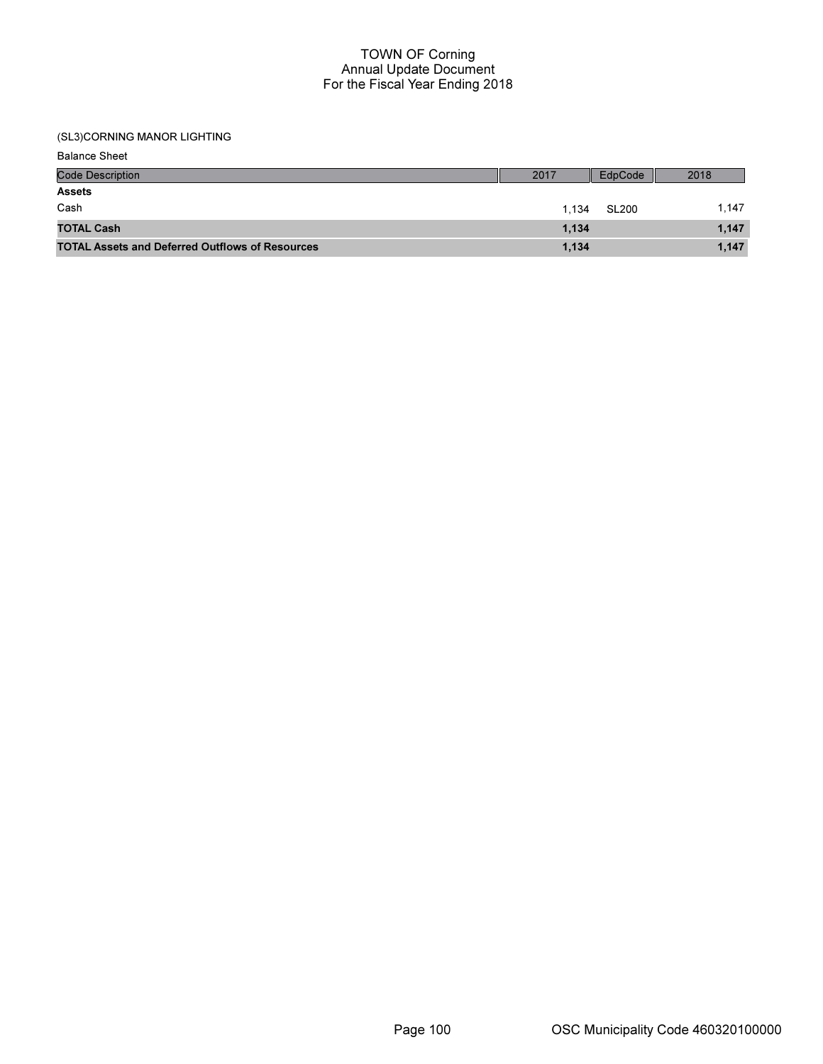TOWN OF Corning
Annual Update Document
For the Fiscal Year Ending 2018

(SL3)CORNING MANOR LIGHTING

Balance Sheet

| Code Description | 2017 | EdpCode | 2018 |
|---|---|---|---|
| **Assets** | | | |
| Cash | 1,134 | SL200 | 1,147 |
| **TOTAL Cash** | **1,134** | | **1,147** |
| **TOTAL Assets and Deferred Outflows of Resources** | **1,134** | | **1,147** |

OSC Municipality Code 460320100000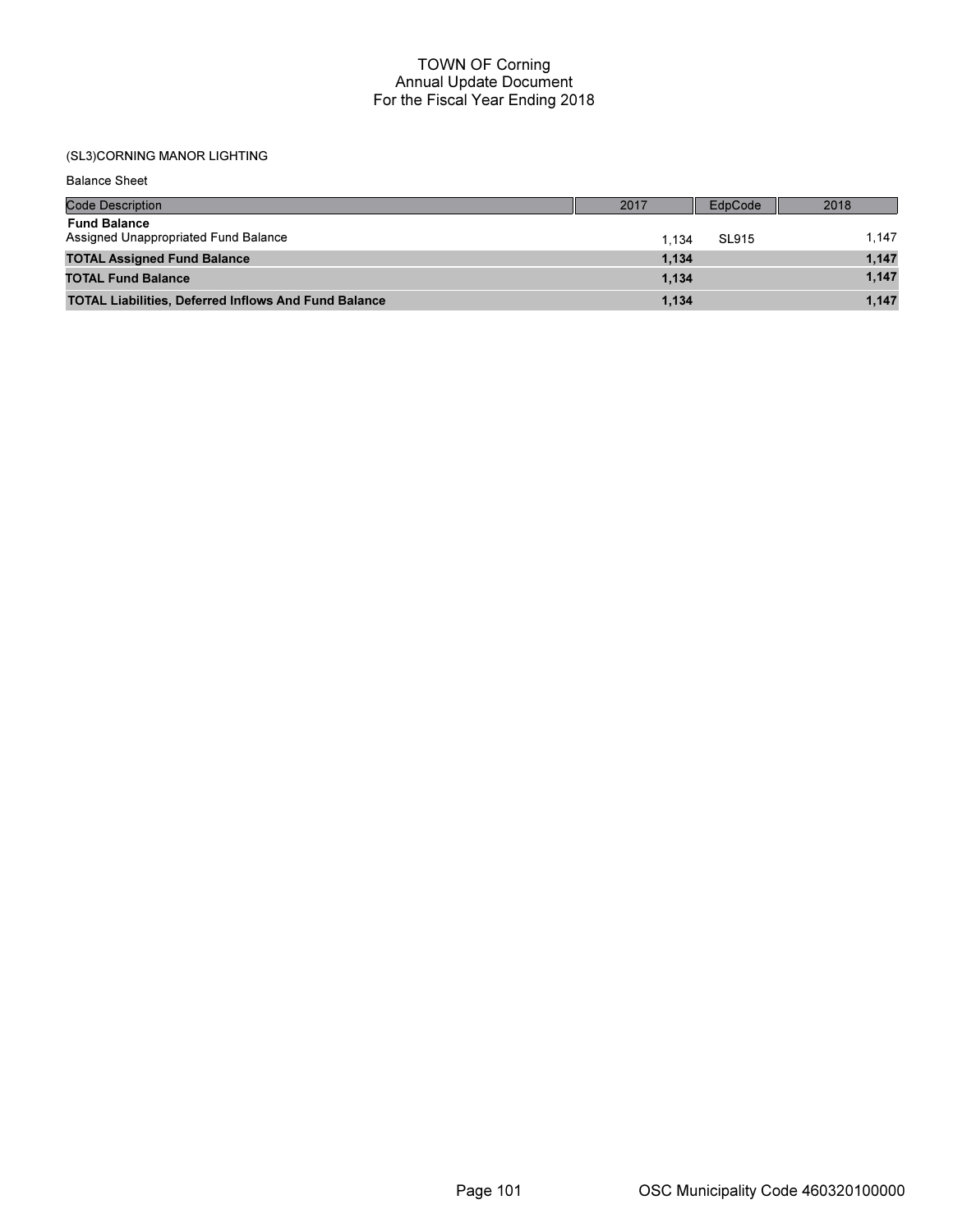# TOWN OF Corning
## Annual Update Document
## For the Fiscal Year Ending 2018

(SL3)CORNING MANOR LIGHTING

Balance Sheet

| Code Description | 2017 | EdpCode | 2018 |
|---|---|---|---|
| **Fund Balance** | | | |
| Assigned Unappropriated Fund Balance | 1,134 | SL915 | 1,147 |
| **TOTAL Assigned Fund Balance** | **1,134** | | **1,147** |
| **TOTAL Fund Balance** | **1,134** | | **1,147** |
| **TOTAL Liabilities, Deferred Inflows And Fund Balance** | **1,134** | | **1,147** |

OSC Municipality Code 460320100000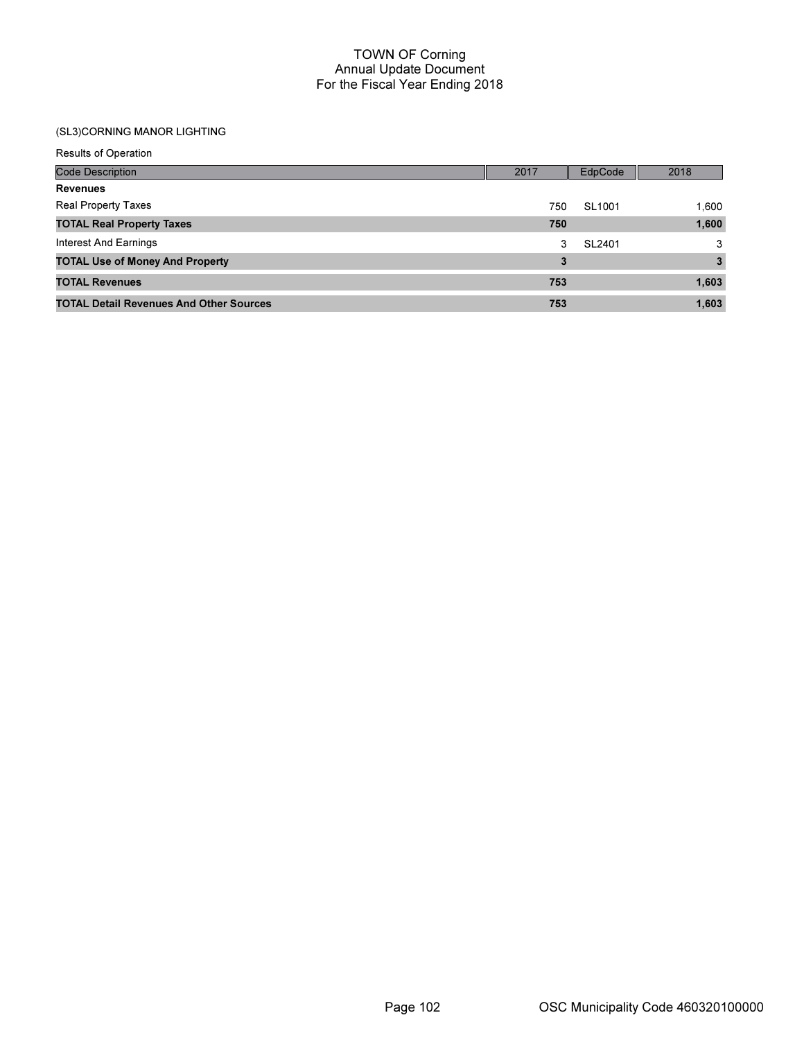# TOWN OF Corning
## Annual Update Document
## For the Fiscal Year Ending 2018

(SL3)CORNING MANOR LIGHTING

Results of Operation

| Code Description | 2017 | EdpCode | 2018 |
|---|---|---|---|
| **Revenues** | | | |
| Real Property Taxes | 750 | SL1001 | 1,600 |
| **TOTAL Real Property Taxes** | **750** | | **1,600** |
| Interest And Earnings | 3 | SL2401 | 3 |
| **TOTAL Use of Money And Property** | **3** | | **3** |
| **TOTAL Revenues** | **753** | | **1,603** |
| **TOTAL Detail Revenues And Other Sources** | **753** | | **1,603** |

OSC Municipality Code 460320100000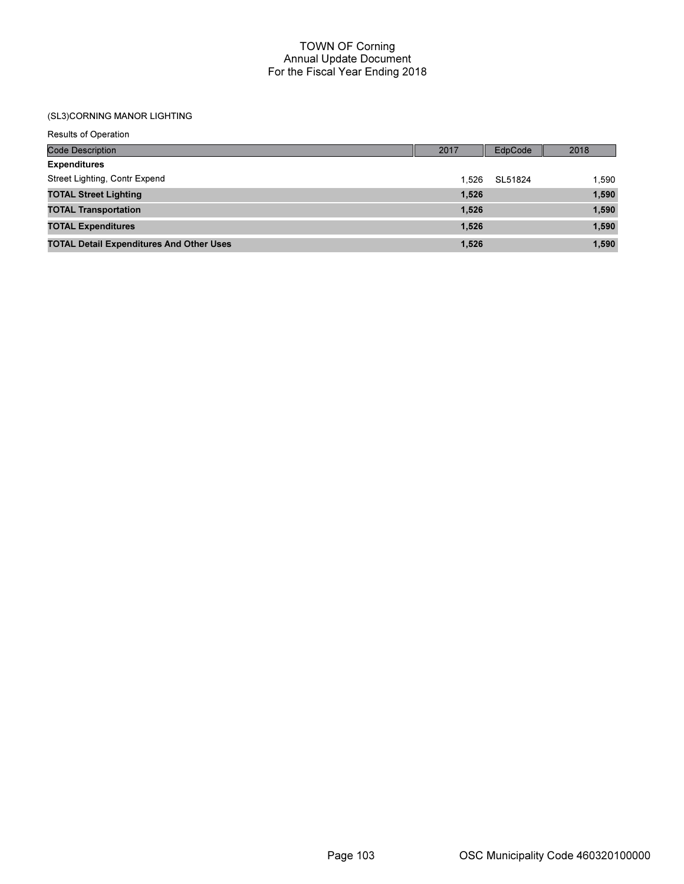# TOWN OF Corning
## Annual Update Document
## For the Fiscal Year Ending 2018

(SL3)CORNING MANOR LIGHTING

Results of Operation

| Code Description | 2017 | EdpCode | 2018 |
|---|---|---|---|
| **Expenditures** | | | |
| Street Lighting, Contr Expend | 1,526 | SL51824 | 1,590 |
| **TOTAL Street Lighting** | **1,526** | | **1,590** |
| **TOTAL Transportation** | **1,526** | | **1,590** |
| **TOTAL Expenditures** | **1,526** | | **1,590** |
| **TOTAL Detail Expenditures And Other Uses** | **1,526** | | **1,590** |

OSC Municipality Code 460320100000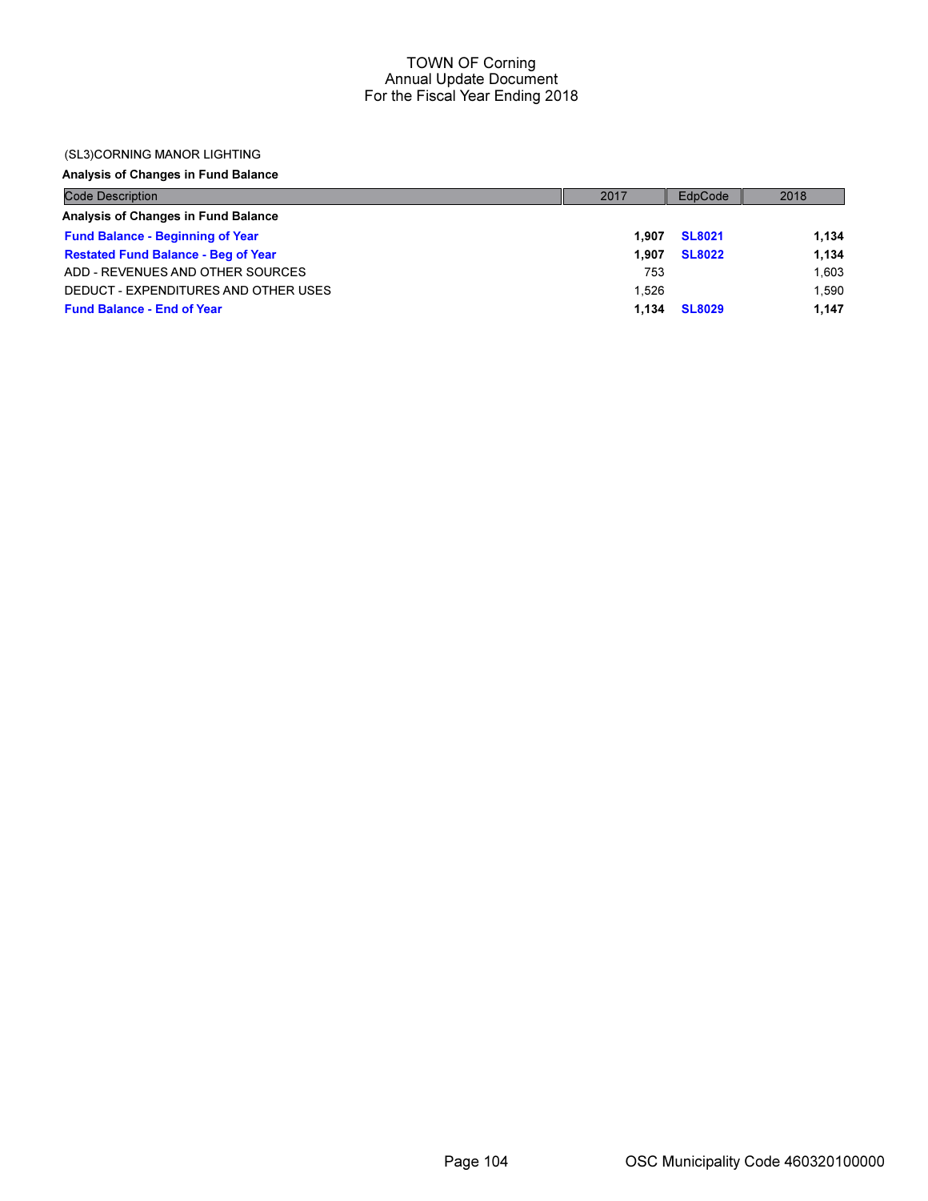# TOWN OF Corning
## Annual Update Document
## For the Fiscal Year Ending 2018

(SL3)CORNING MANOR LIGHTING

**Analysis of Changes in Fund Balance**

| Code Description | 2017 | EdpCode | 2018 |
|---|---|---|---|
| **Analysis of Changes in Fund Balance** | | | |
| **Fund Balance - Beginning of Year** | **1,907** | **SL8021** | **1,134** |
| **Restated Fund Balance - Beg of Year** | **1,907** | **SL8022** | **1,134** |
| ADD - REVENUES AND OTHER SOURCES | 753 | | 1,603 |
| DEDUCT - EXPENDITURES AND OTHER USES | 1,526 | | 1,590 |
| **Fund Balance - End of Year** | **1,134** | **SL8029** | **1,147** |

OSC Municipality Code 460320100000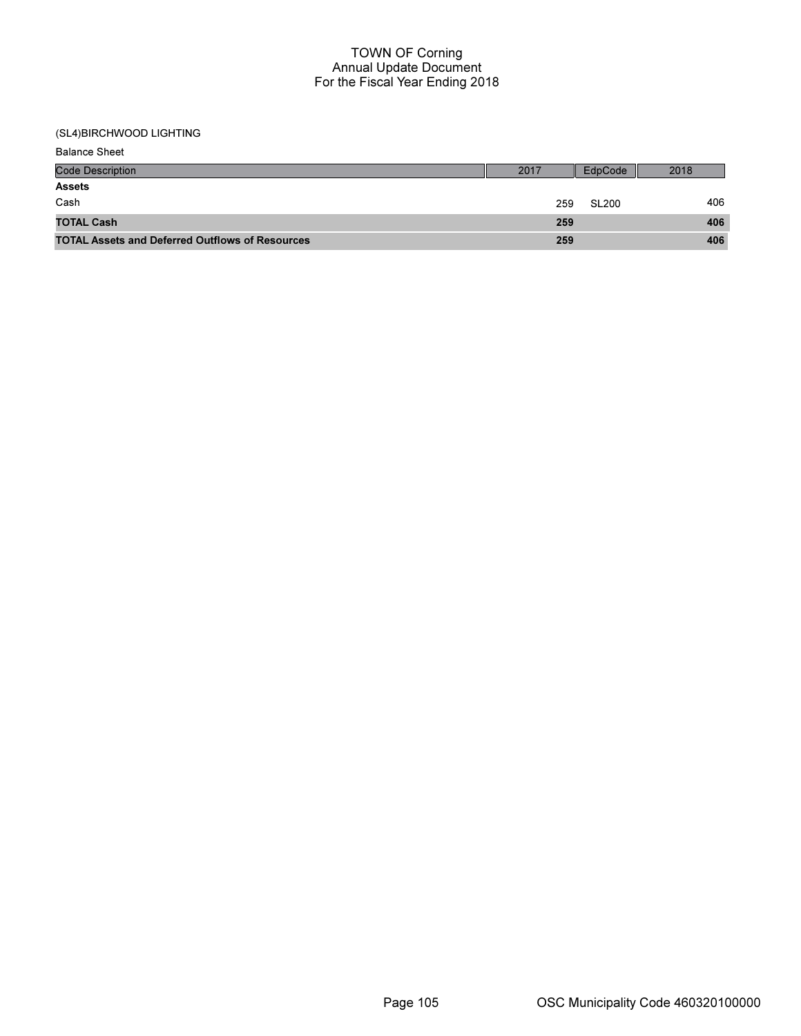(SL4)BIRCHWOOD LIGHTING

Balance Sheet

| Code Description | 2017 | EdpCode | 2018 |
|---|---|---|---|
| **Assets** | | | |
| Cash | 259 | SL200 | 406 |
| **TOTAL Cash** | **259** | | **406** |
| **TOTAL Assets and Deferred Outflows of Resources** | **259** | | **406** |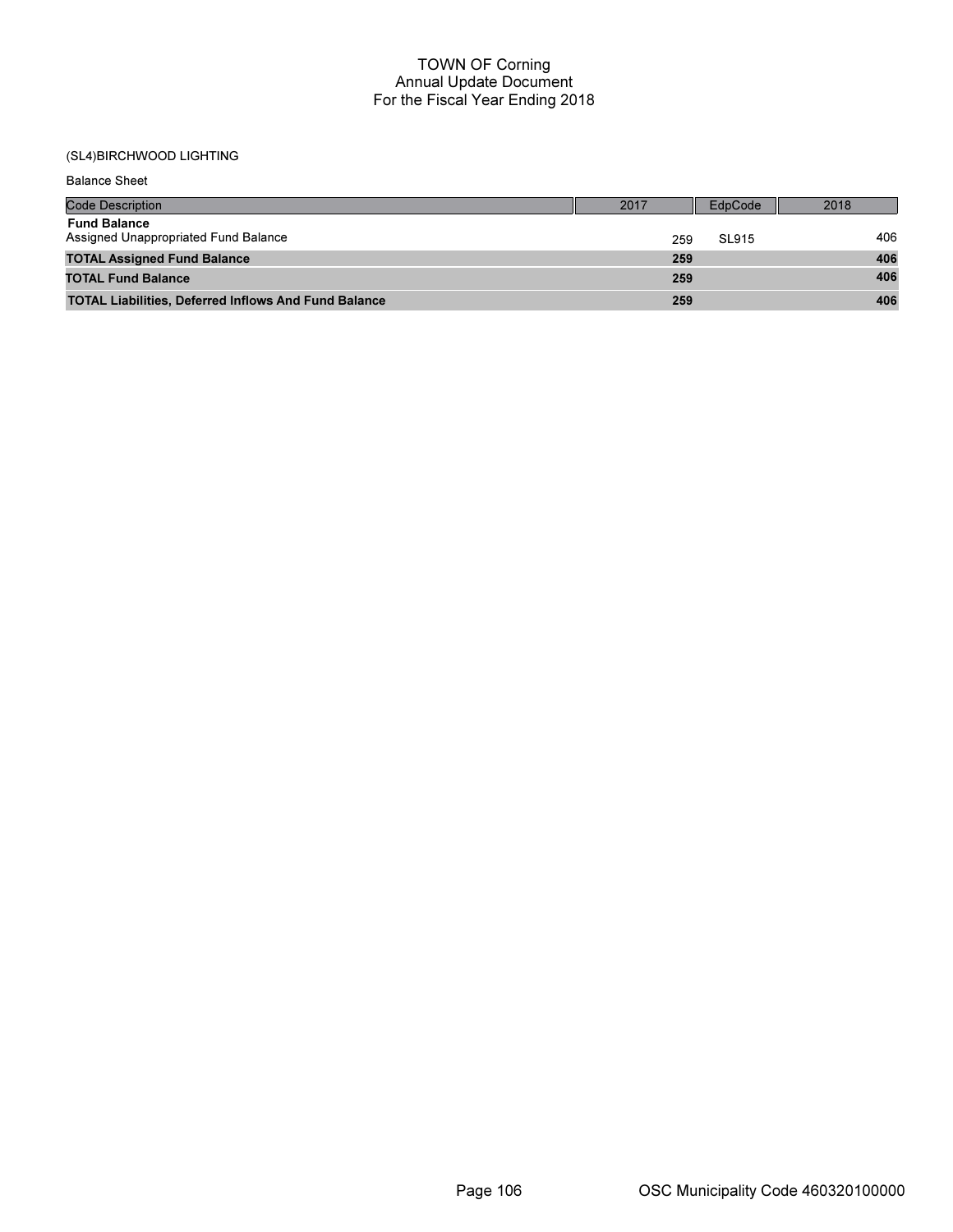TOWN OF Corning
Annual Update Document
For the Fiscal Year Ending 2018

(SL4)BIRCHWOOD LIGHTING

Balance Sheet

| Code Description | 2017 | EdpCode | 2018 |
|---|---|---|---|
| **Fund Balance** | | | |
| Assigned Unappropriated Fund Balance | 259 | SL915 | 406 |
| **TOTAL Assigned Fund Balance** | **259** | | **406** |
| **TOTAL Fund Balance** | **259** | | **406** |
| **TOTAL Liabilities, Deferred Inflows And Fund Balance** | **259** | | **406** |

OSC Municipality Code 460320100000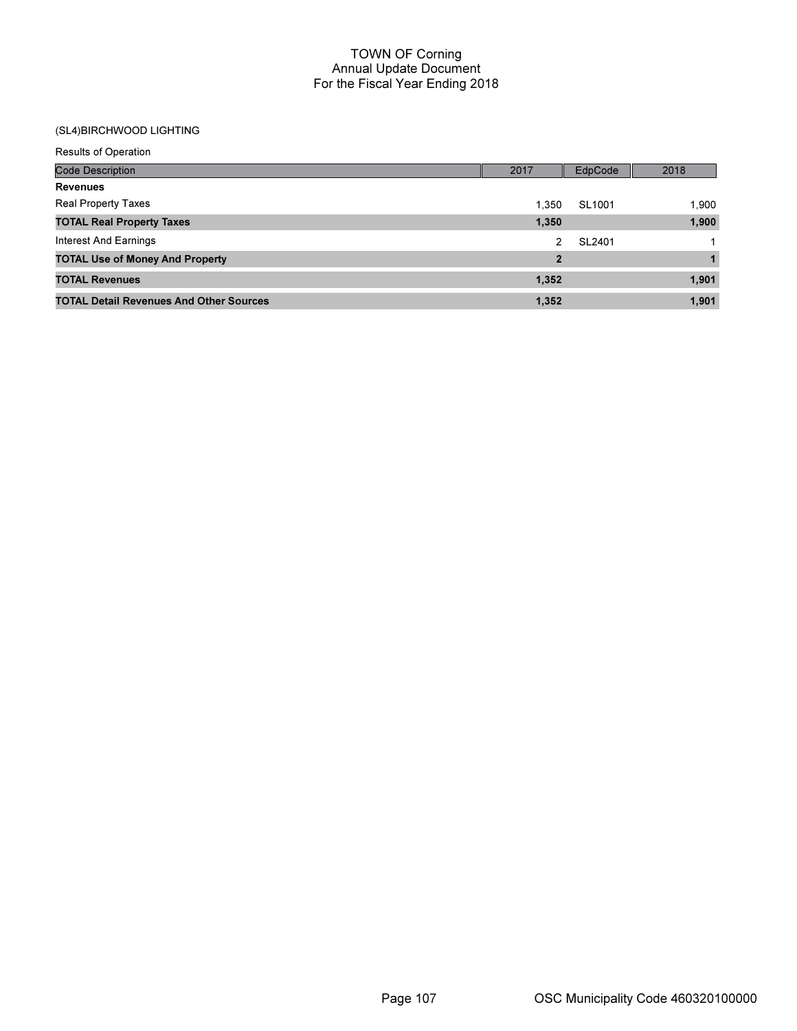# TOWN OF Corning
## Annual Update Document
## For the Fiscal Year Ending 2018

(SL4)BIRCHWOOD LIGHTING

Results of Operation

| Code Description | 2017 | EdpCode | 2018 |
|---|---|---|---|
| **Revenues** | | | |
| Real Property Taxes | 1,350 | SL1001 | 1,900 |
| **TOTAL Real Property Taxes** | **1,350** | | **1,900** |
| Interest And Earnings | 2 | SL2401 | 1 |
| **TOTAL Use of Money And Property** | **2** | | **1** |
| **TOTAL Revenues** | **1,352** | | **1,901** |
| **TOTAL Detail Revenues And Other Sources** | **1,352** | | **1,901** |

OSC Municipality Code 460320100000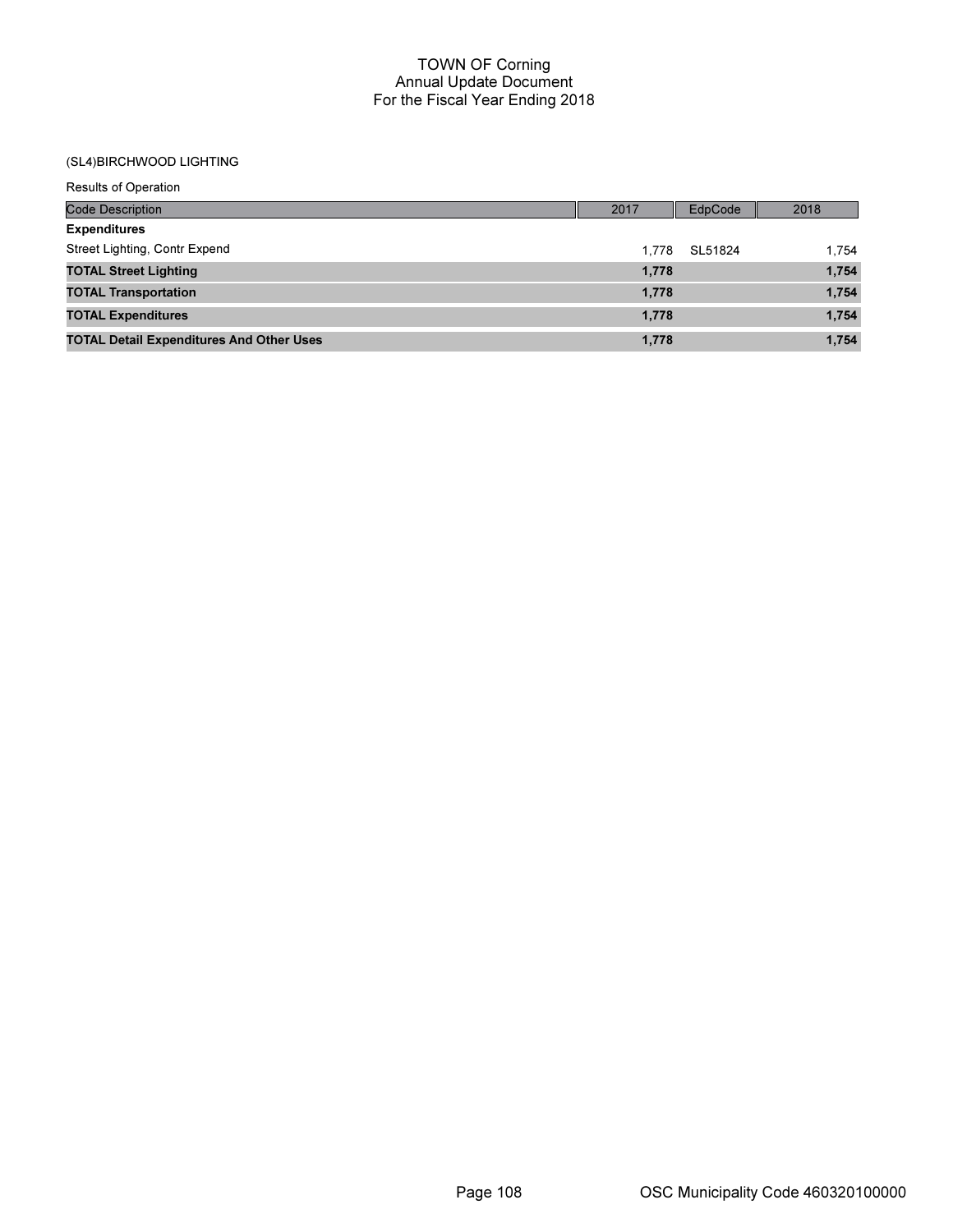# TOWN OF Corning
## Annual Update Document
## For the Fiscal Year Ending 2018

(SL4)BIRCHWOOD LIGHTING

Results of Operation

| Code Description | 2017 | EdpCode | 2018 |
|---|---|---|---|
| **Expenditures** | | | |
| Street Lighting, Contr Expend | 1,778 | SL51824 | 1,754 |
| **TOTAL Street Lighting** | **1,778** | | **1,754** |
| **TOTAL Transportation** | **1,778** | | **1,754** |
| **TOTAL Expenditures** | **1,778** | | **1,754** |
| **TOTAL Detail Expenditures And Other Uses** | **1,778** | | **1,754** |

OSC Municipality Code 460320100000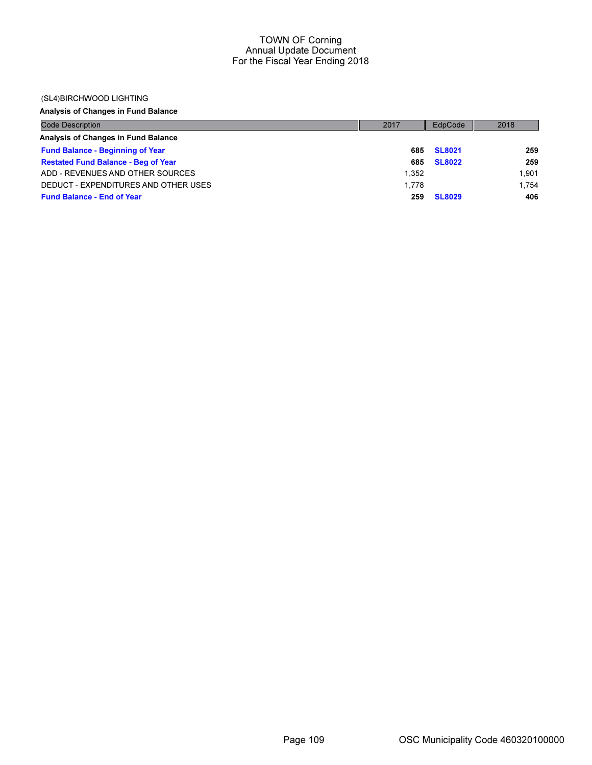TOWN OF Corning
Annual Update Document
For the Fiscal Year Ending 2018

(SL4)BIRCHWOOD LIGHTING

**Analysis of Changes in Fund Balance**

| Code Description | 2017 | EdpCode | 2018 |
|---|---|---|---|
| **Analysis of Changes in Fund Balance** | | | |
| **Fund Balance - Beginning of Year** | **685** | **SL8021** | **259** |
| **Restated Fund Balance - Beg of Year** | **685** | **SL8022** | **259** |
| ADD - REVENUES AND OTHER SOURCES | 1,352 | | 1,901 |
| DEDUCT - EXPENDITURES AND OTHER USES | 1,778 | | 1,754 |
| **Fund Balance - End of Year** | **259** | **SL8029** | **406** |

OSC Municipality Code 460320100000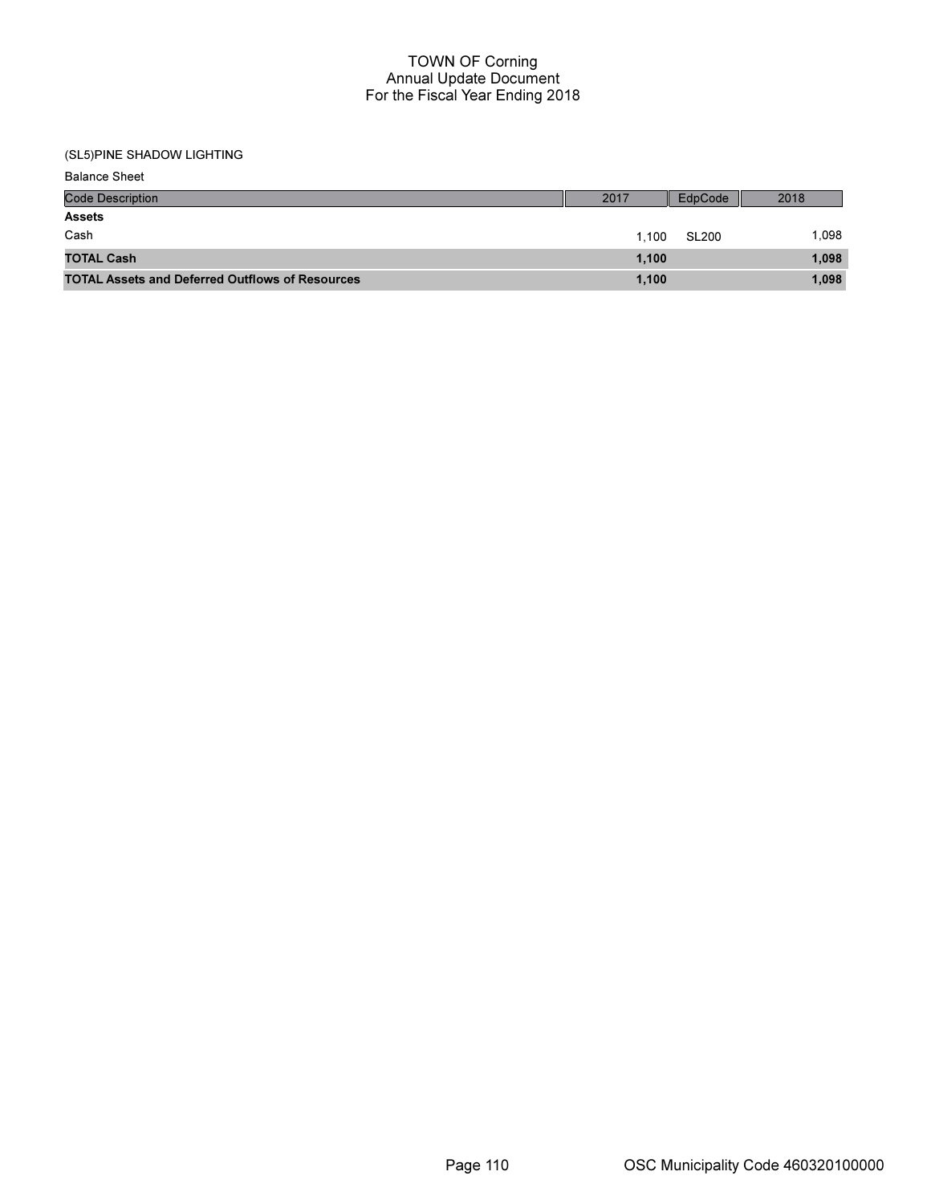# TOWN OF Corning
## Annual Update Document
## For the Fiscal Year Ending 2018

(SL5)PINE SHADOW LIGHTING

Balance Sheet

| Code Description | 2017 | EdpCode | 2018 |
|---|---|---|---|
| **Assets** | | | |
| Cash | 1,100 | SL200 | 1,098 |
| **TOTAL Cash** | **1,100** | | **1,098** |
| **TOTAL Assets and Deferred Outflows of Resources** | **1,100** | | **1,098** |

OSC Municipality Code 460320100000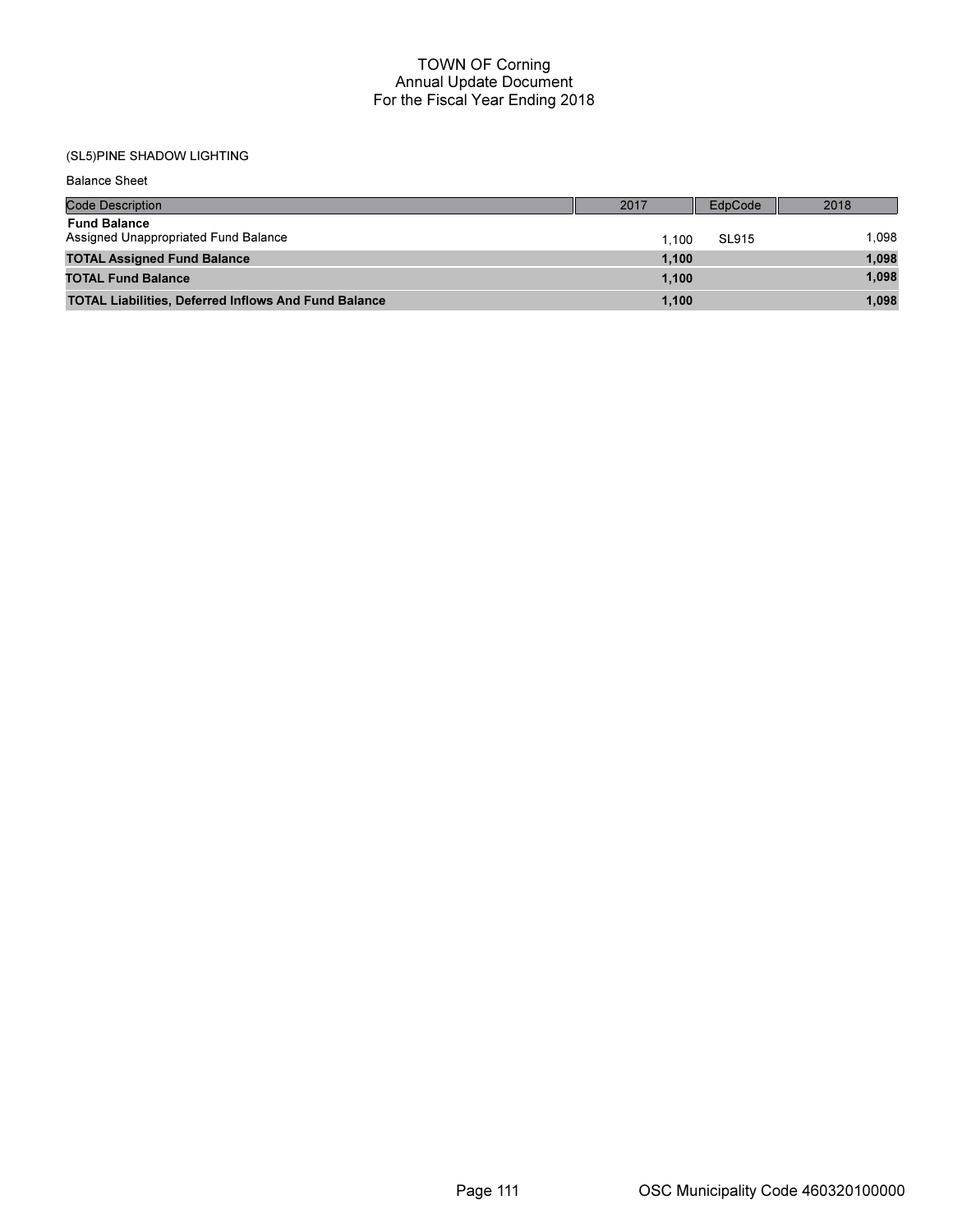# TOWN OF Corning
## Annual Update Document
## For the Fiscal Year Ending 2018

(SL5)PINE SHADOW LIGHTING

Balance Sheet

| Code Description | 2017 | EdpCode | 2018 |
|---|---|---|---|
| **Fund Balance** | | | |
| Assigned Unappropriated Fund Balance | 1,100 | SL915 | 1,098 |
| **TOTAL Assigned Fund Balance** | **1,100** | | **1,098** |
| **TOTAL Fund Balance** | **1,100** | | **1,098** |
| **TOTAL Liabilities, Deferred Inflows And Fund Balance** | **1,100** | | **1,098** |

OSC Municipality Code 460320100000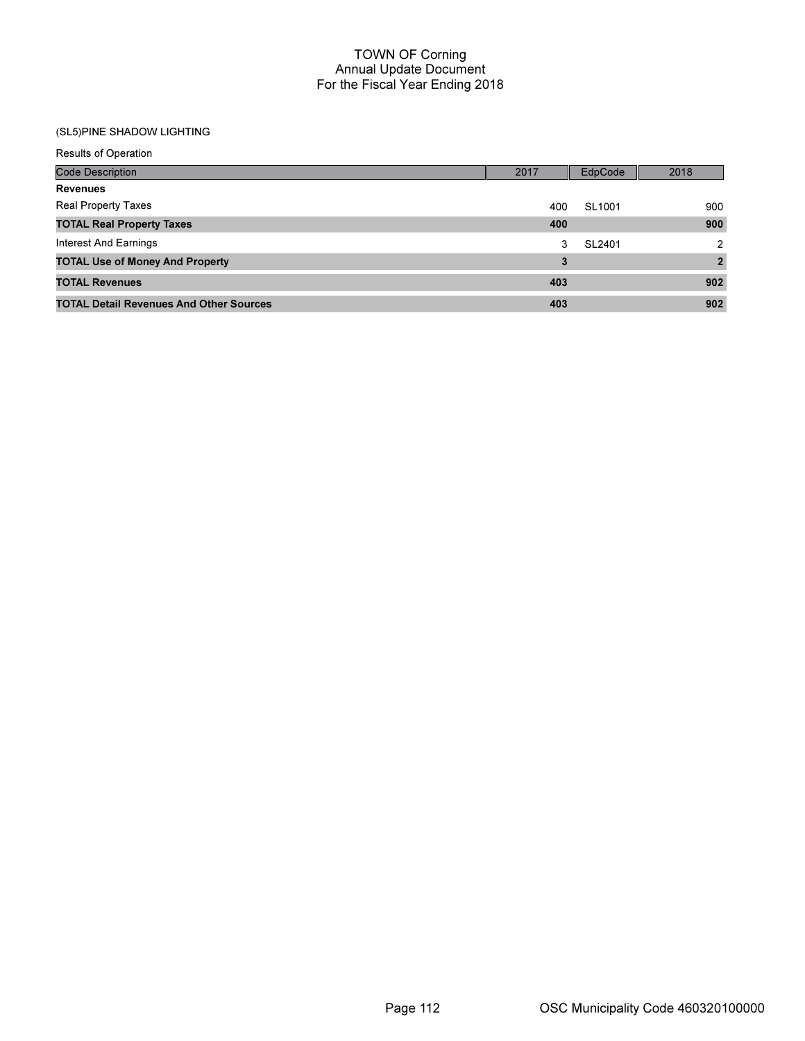# TOWN OF Corning
## Annual Update Document
## For the Fiscal Year Ending 2018

(SL5)PINE SHADOW LIGHTING

Results of Operation

| Code Description | 2017 | EdpCode | 2018 |
|---|---|---|---|
| **Revenues** | | | |
| Real Property Taxes | 400 | SL1001 | 900 |
| **TOTAL Real Property Taxes** | **400** | | **900** |
| Interest And Earnings | 3 | SL2401 | 2 |
| **TOTAL Use of Money And Property** | **3** | | **2** |
| **TOTAL Revenues** | **403** | | **902** |
| **TOTAL Detail Revenues And Other Sources** | **403** | | **902** |

OSC Municipality Code 460320100000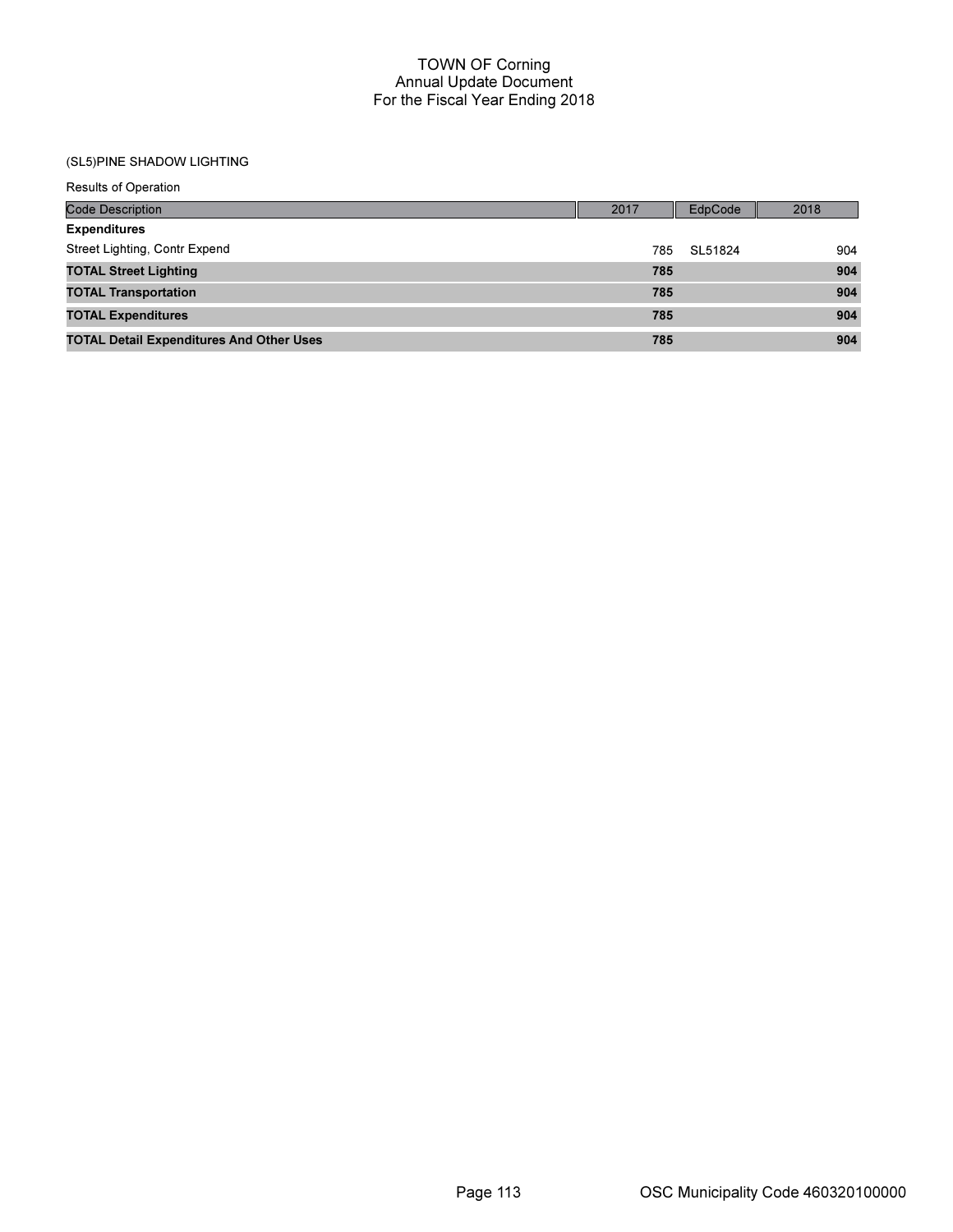# TOWN OF Corning
## Annual Update Document
## For the Fiscal Year Ending 2018

(SL5)PINE SHADOW LIGHTING

Results of Operation

| Code Description | 2017 | EdpCode | 2018 |
|---|---|---|---|
| **Expenditures** | | | |
| Street Lighting, Contr Expend | 785 | SL51824 | 904 |
| **TOTAL Street Lighting** | **785** | | **904** |
| **TOTAL Transportation** | **785** | | **904** |
| **TOTAL Expenditures** | **785** | | **904** |
| **TOTAL Detail Expenditures And Other Uses** | **785** | | **904** |

OSC Municipality Code 460320100000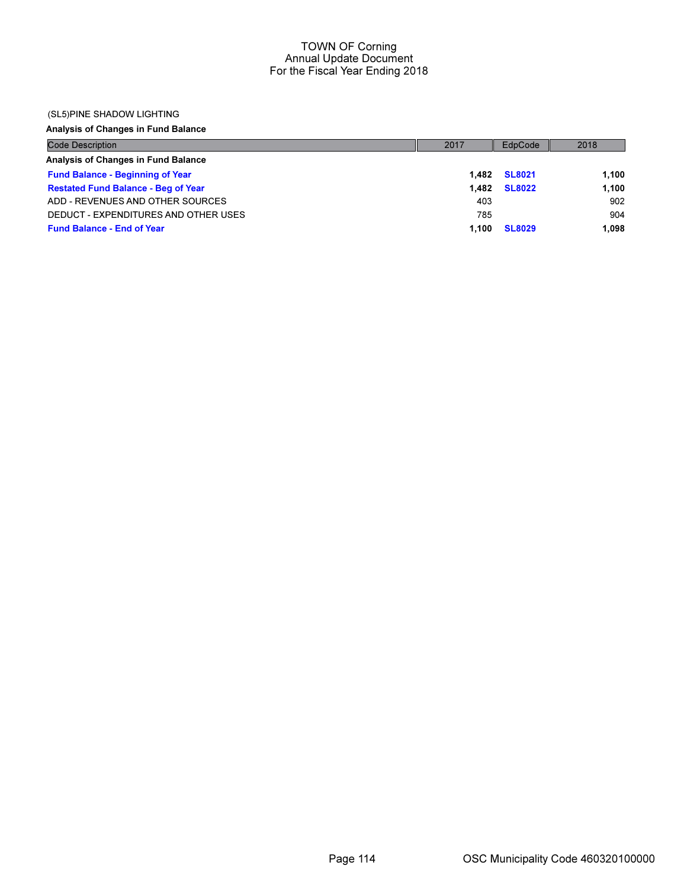# TOWN OF Corning
## Annual Update Document
## For the Fiscal Year Ending 2018

(SL5)PINE SHADOW LIGHTING

**Analysis of Changes in Fund Balance**

| Code Description | 2017 | EdpCode | 2018 |
|---|---|---|---|
| **Analysis of Changes in Fund Balance** | | | |
| **Fund Balance - Beginning of Year** | **1,482** | **SL8021** | **1,100** |
| **Restated Fund Balance - Beg of Year** | **1,482** | **SL8022** | **1,100** |
| ADD - REVENUES AND OTHER SOURCES | 403 | | 902 |
| DEDUCT - EXPENDITURES AND OTHER USES | 785 | | 904 |
| **Fund Balance - End of Year** | **1,100** | **SL8029** | **1,098** |

OSC Municipality Code 460320100000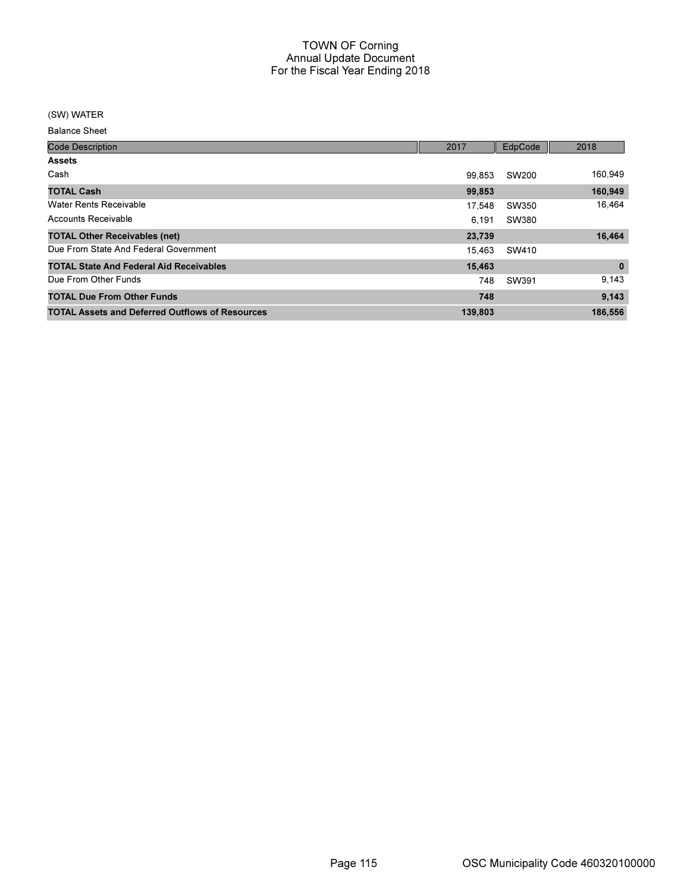# TOWN OF Corning
## Annual Update Document
## For the Fiscal Year Ending 2018

(SW) WATER

Balance Sheet

| Code Description | 2017 | EdpCode | 2018 |
|---|---|---|---|
| **Assets** | | | |
| Cash | 99,853 | SW200 | 160,949 |
| **TOTAL Cash** | **99,853** | | **160,949** |
| Water Rents Receivable | 17,548 | SW350 | 16,464 |
| Accounts Receivable | 6,191 | SW380 | |
| **TOTAL Other Receivables (net)** | **23,739** | | **16,464** |
| Due From State And Federal Government | 15,463 | SW410 | |
| **TOTAL State And Federal Aid Receivables** | **15,463** | | **0** |
| Due From Other Funds | 748 | SW391 | 9,143 |
| **TOTAL Due From Other Funds** | **748** | | **9,143** |
| **TOTAL Assets and Deferred Outflows of Resources** | **139,803** | | **186,556** |

OSC Municipality Code 460320100000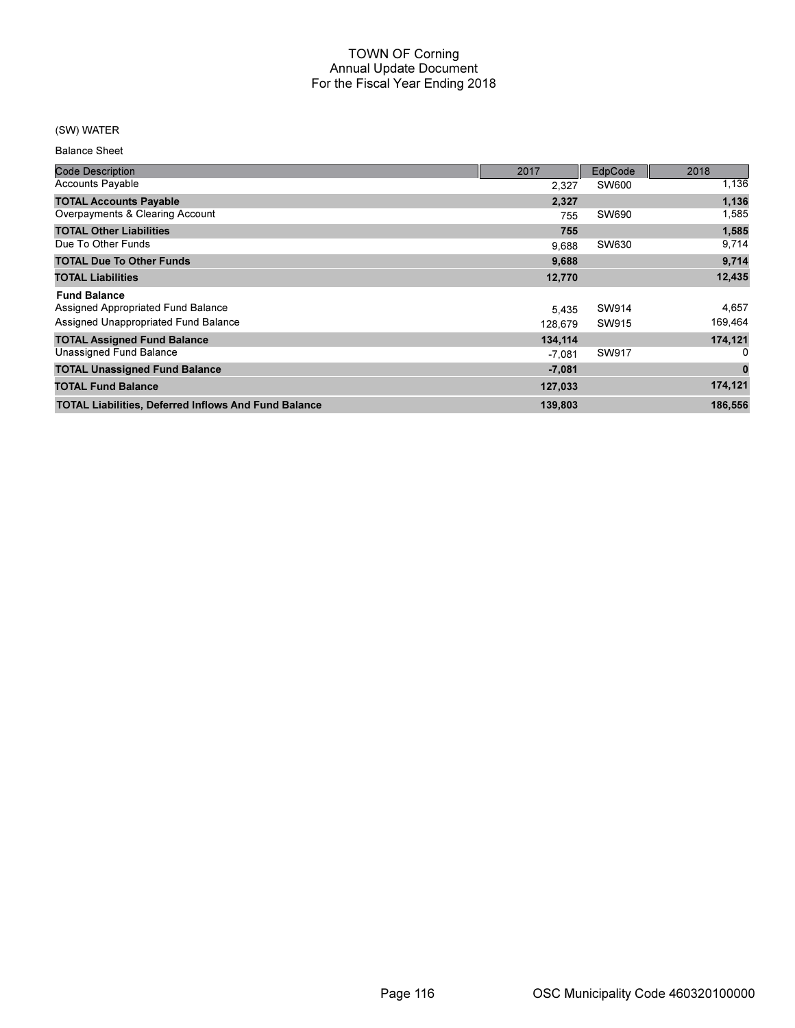# TOWN OF Corning
## Annual Update Document
## For the Fiscal Year Ending 2018

(SW) WATER

Balance Sheet

| Code Description | 2017 | EdpCode | 2018 |
|---|---|---|---|
| Accounts Payable | 2,327 | SW600 | 1,136 |
| **TOTAL Accounts Payable** | **2,327** | | **1,136** |
| Overpayments & Clearing Account | 755 | SW690 | 1,585 |
| **TOTAL Other Liabilities** | **755** | | **1,585** |
| Due To Other Funds | 9,688 | SW630 | 9,714 |
| **TOTAL Due To Other Funds** | **9,688** | | **9,714** |
| **TOTAL Liabilities** | **12,770** | | **12,435** |
| **Fund Balance** | | | |
| Assigned Appropriated Fund Balance | 5,435 | SW914 | 4,657 |
| Assigned Unappropriated Fund Balance | 128,679 | SW915 | 169,464 |
| **TOTAL Assigned Fund Balance** | **134,114** | | **174,121** |
| Unassigned Fund Balance | -7,081 | SW917 | 0 |
| **TOTAL Unassigned Fund Balance** | **-7,081** | | **0** |
| **TOTAL Fund Balance** | **127,033** | | **174,121** |
| **TOTAL Liabilities, Deferred Inflows And Fund Balance** | **139,803** | | **186,556** |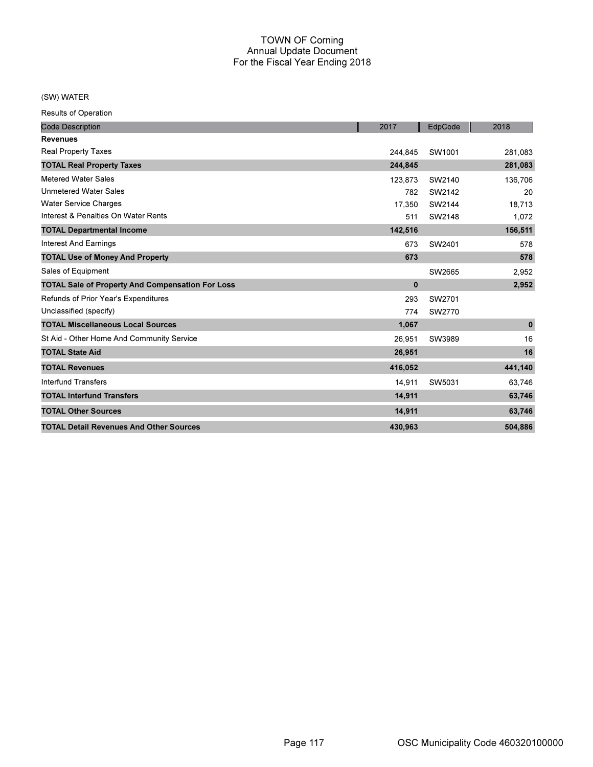# TOWN OF Corning
## Annual Update Document
## For the Fiscal Year Ending 2018

(SW) WATER

Results of Operation

| Code Description | 2017 | EdpCode | 2018 |
|---|---|---|---|
| **Revenues** | | | |
| Real Property Taxes | 244,845 | SW1001 | 281,083 |
| **TOTAL Real Property Taxes** | **244,845** | | **281,083** |
| Metered Water Sales | 123,873 | SW2140 | 136,706 |
| Unmetered Water Sales | 782 | SW2142 | 20 |
| Water Service Charges | 17,350 | SW2144 | 18,713 |
| Interest & Penalties On Water Rents | 511 | SW2148 | 1,072 |
| **TOTAL Departmental Income** | **142,516** | | **156,511** |
| Interest And Earnings | 673 | SW2401 | 578 |
| **TOTAL Use of Money And Property** | **673** | | **578** |
| Sales of Equipment | | SW2665 | 2,952 |
| **TOTAL Sale of Property And Compensation For Loss** | **0** | | **2,952** |
| Refunds of Prior Year's Expenditures | 293 | SW2701 | |
| Unclassified (specify) | 774 | SW2770 | |
| **TOTAL Miscellaneous Local Sources** | **1,067** | | **0** |
| St Aid - Other Home And Community Service | 26,951 | SW3989 | 16 |
| **TOTAL State Aid** | **26,951** | | **16** |
| **TOTAL Revenues** | **416,052** | | **441,140** |
| Interfund Transfers | 14,911 | SW5031 | 63,746 |
| **TOTAL Interfund Transfers** | **14,911** | | **63,746** |
| **TOTAL Other Sources** | **14,911** | | **63,746** |
| **TOTAL Detail Revenues And Other Sources** | **430,963** | | **504,886** |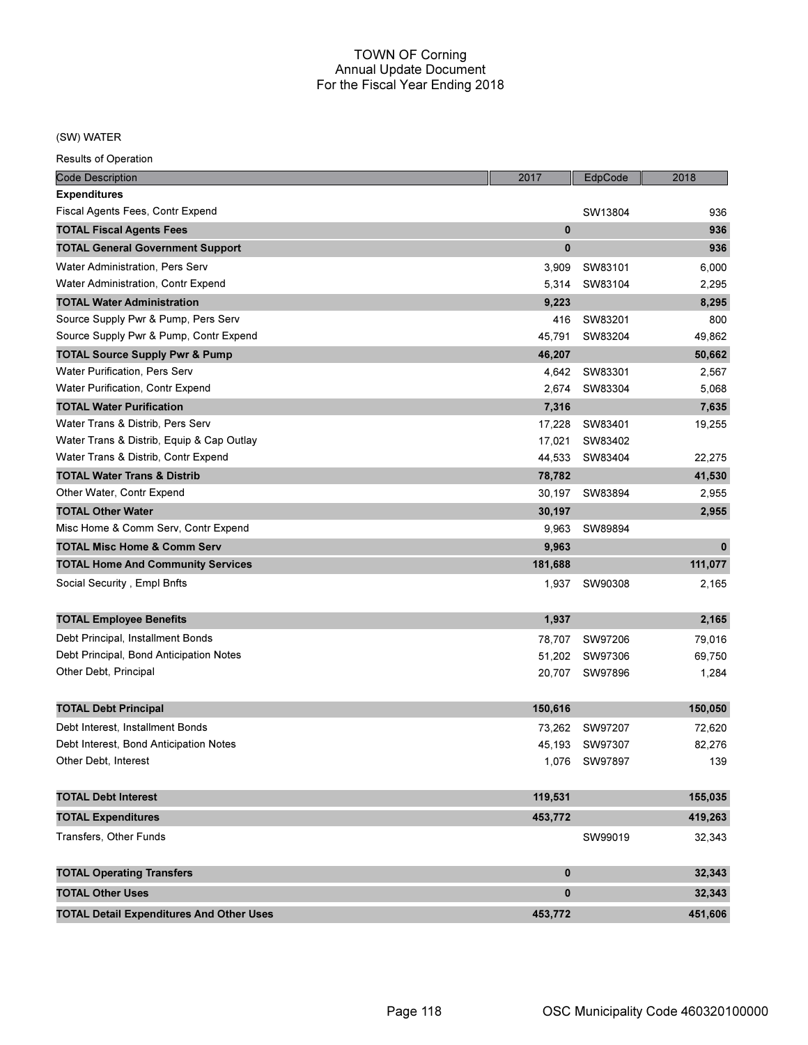# TOWN OF Corning
## Annual Update Document
## For the Fiscal Year Ending 2018

(SW) WATER

Results of Operation

| Code Description | 2017 | EdpCode | 2018 |
|---|---|---|---|
| **Expenditures** | | | |
| Fiscal Agents Fees, Contr Expend | | SW13804 | 936 |
| **TOTAL Fiscal Agents Fees** | **0** | | **936** |
| **TOTAL General Government Support** | **0** | | **936** |
| Water Administration, Pers Serv | 3,909 | SW83101 | 6,000 |
| Water Administration, Contr Expend | 5,314 | SW83104 | 2,295 |
| **TOTAL Water Administration** | **9,223** | | **8,295** |
| Source Supply Pwr & Pump, Pers Serv | 416 | SW83201 | 800 |
| Source Supply Pwr & Pump, Contr Expend | 45,791 | SW83204 | 49,862 |
| **TOTAL Source Supply Pwr & Pump** | **46,207** | | **50,662** |
| Water Purification, Pers Serv | 4,642 | SW83301 | 2,567 |
| Water Purification, Contr Expend | 2,674 | SW83304 | 5,068 |
| **TOTAL Water Purification** | **7,316** | | **7,635** |
| Water Trans & Distrib, Pers Serv | 17,228 | SW83401 | 19,255 |
| Water Trans & Distrib, Equip & Cap Outlay | 17,021 | SW83402 | |
| Water Trans & Distrib, Contr Expend | 44,533 | SW83404 | 22,275 |
| **TOTAL Water Trans & Distrib** | **78,782** | | **41,530** |
| Other Water, Contr Expend | 30,197 | SW83894 | 2,955 |
| **TOTAL Other Water** | **30,197** | | **2,955** |
| Misc Home & Comm Serv, Contr Expend | 9,963 | SW89894 | |
| **TOTAL Misc Home & Comm Serv** | **9,963** | | **0** |
| **TOTAL Home And Community Services** | **181,688** | | **111,077** |
| Social Security , Empl Bnfts | 1,937 | SW90308 | 2,165 |
| **TOTAL Employee Benefits** | **1,937** | | **2,165** |
| Debt Principal, Installment Bonds | 78,707 | SW97206 | 79,016 |
| Debt Principal, Bond Anticipation Notes | 51,202 | SW97306 | 69,750 |
| Other Debt, Principal | 20,707 | SW97896 | 1,284 |
| **TOTAL Debt Principal** | **150,616** | | **150,050** |
| Debt Interest, Installment Bonds | 73,262 | SW97207 | 72,620 |
| Debt Interest, Bond Anticipation Notes | 45,193 | SW97307 | 82,276 |
| Other Debt, Interest | 1,076 | SW97897 | 139 |
| **TOTAL Debt Interest** | **119,531** | | **155,035** |
| **TOTAL Expenditures** | **453,772** | | **419,263** |
| Transfers, Other Funds | | SW99019 | 32,343 |
| **TOTAL Operating Transfers** | **0** | | **32,343** |
| **TOTAL Other Uses** | **0** | | **32,343** |
| **TOTAL Detail Expenditures And Other Uses** | **453,772** | | **451,606** |

OSC Municipality Code 460320100000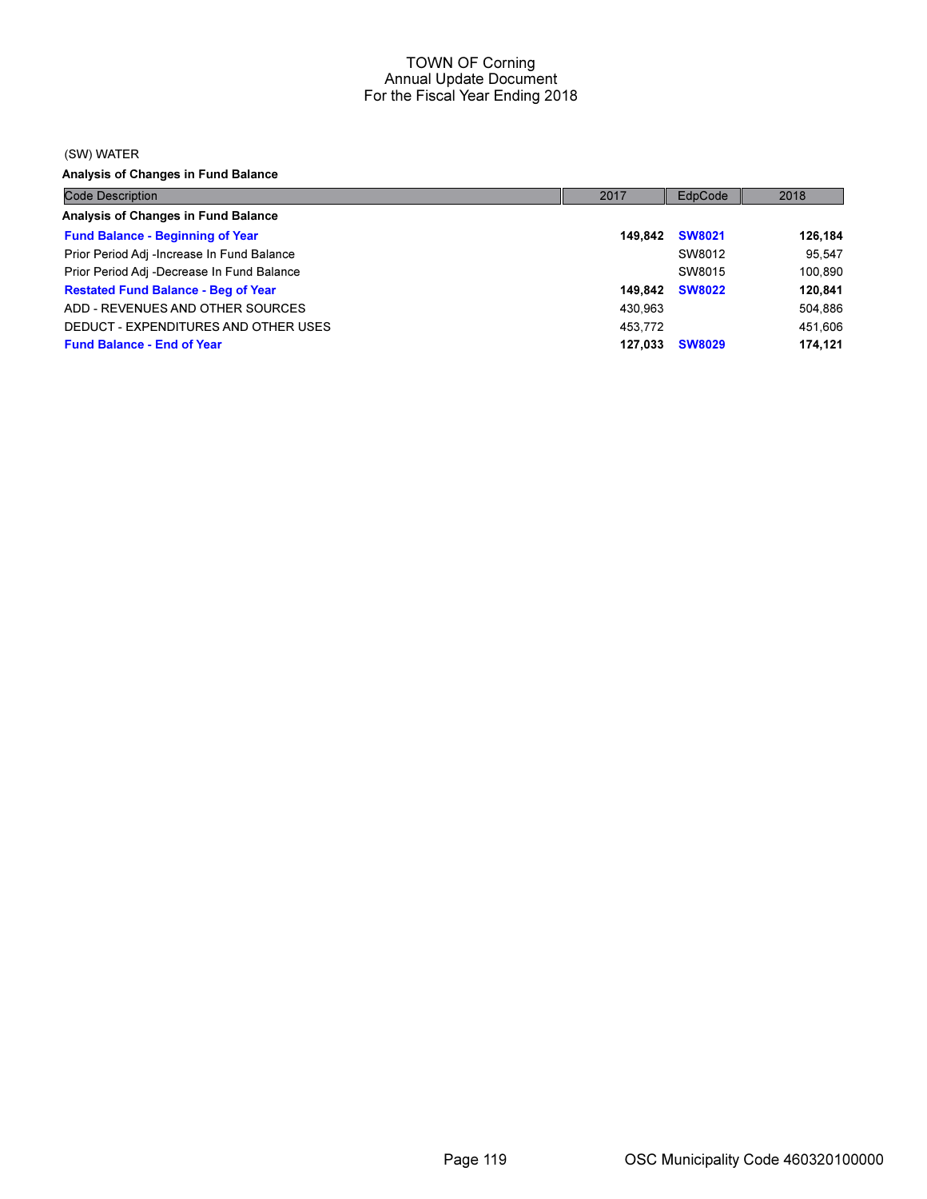# TOWN OF Corning
## Annual Update Document
## For the Fiscal Year Ending 2018

(SW) WATER

**Analysis of Changes in Fund Balance**

| Code Description | 2017 | EdpCode | 2018 |
|---|---|---|---|
| **Analysis of Changes in Fund Balance** | | | |
| **Fund Balance - Beginning of Year** | **149,842** | **SW8021** | **126,184** |
| Prior Period Adj -Increase In Fund Balance | | SW8012 | 95,547 |
| Prior Period Adj -Decrease In Fund Balance | | SW8015 | 100,890 |
| **Restated Fund Balance - Beg of Year** | **149,842** | **SW8022** | **120,841** |
| ADD - REVENUES AND OTHER SOURCES | 430,963 | | 504,886 |
| DEDUCT - EXPENDITURES AND OTHER USES | 453,772 | | 451,606 |
| **Fund Balance - End of Year** | **127,033** | **SW8029** | **174,121** |

OSC Municipality Code 460320100000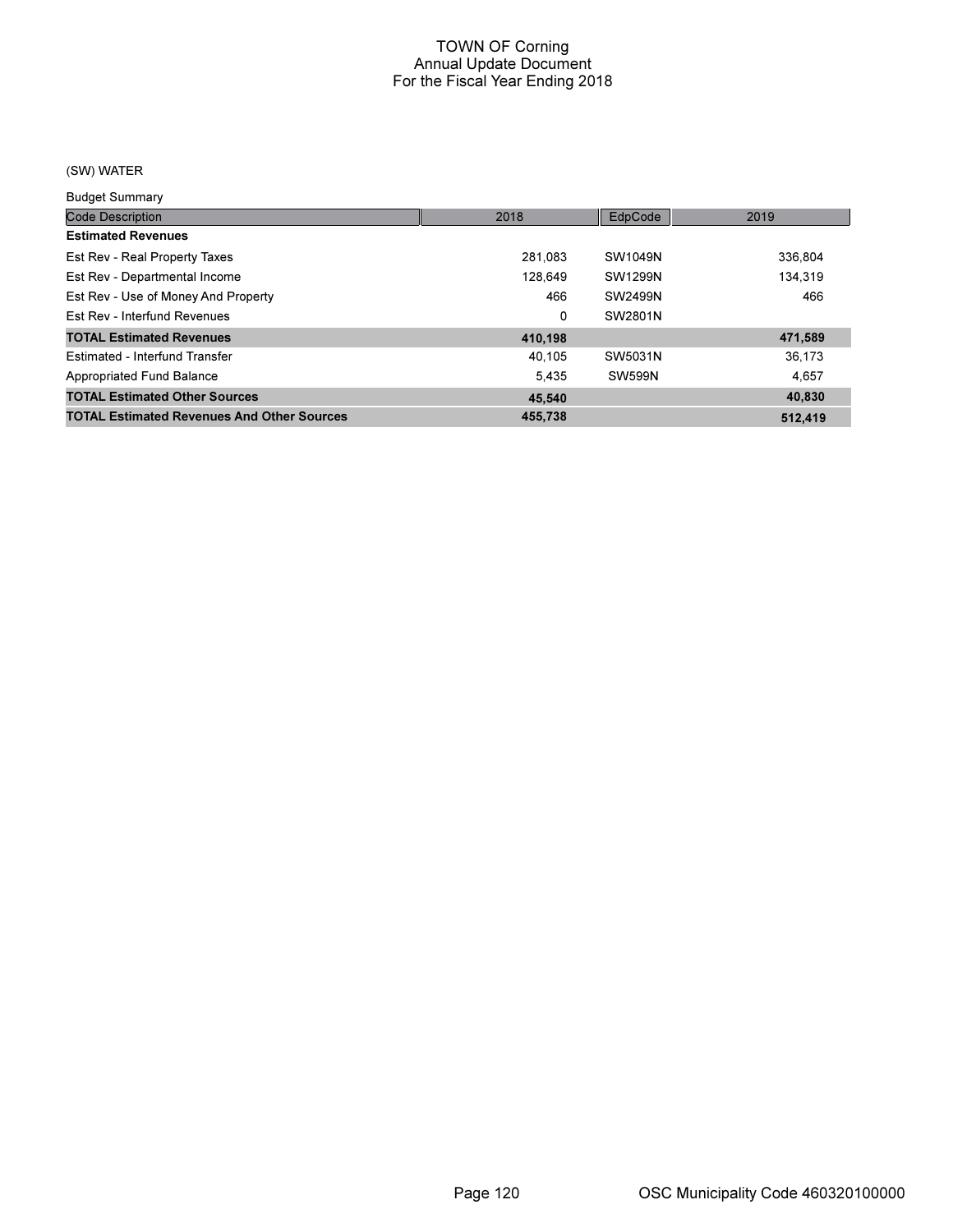# TOWN OF Corning
## Annual Update Document
## For the Fiscal Year Ending 2018

### (SW) WATER

Budget Summary

| Code Description | 2018 | EdpCode | 2019 |
|---|---|---|---|
| **Estimated Revenues** | | | |
| Est Rev - Real Property Taxes | 281,083 | SW1049N | 336,804 |
| Est Rev - Departmental Income | 128,649 | SW1299N | 134,319 |
| Est Rev - Use of Money And Property | 466 | SW2499N | 466 |
| Est Rev - Interfund Revenues | 0 | SW2801N | |
| **TOTAL Estimated Revenues** | **410,198** | | **471,589** |
| Estimated - Interfund Transfer | 40,105 | SW5031N | 36,173 |
| Appropriated Fund Balance | 5,435 | SW599N | 4,657 |
| **TOTAL Estimated Other Sources** | **45,540** | | **40,830** |
| **TOTAL Estimated Revenues And Other Sources** | **455,738** | | **512,419** |

OSC Municipality Code 460320100000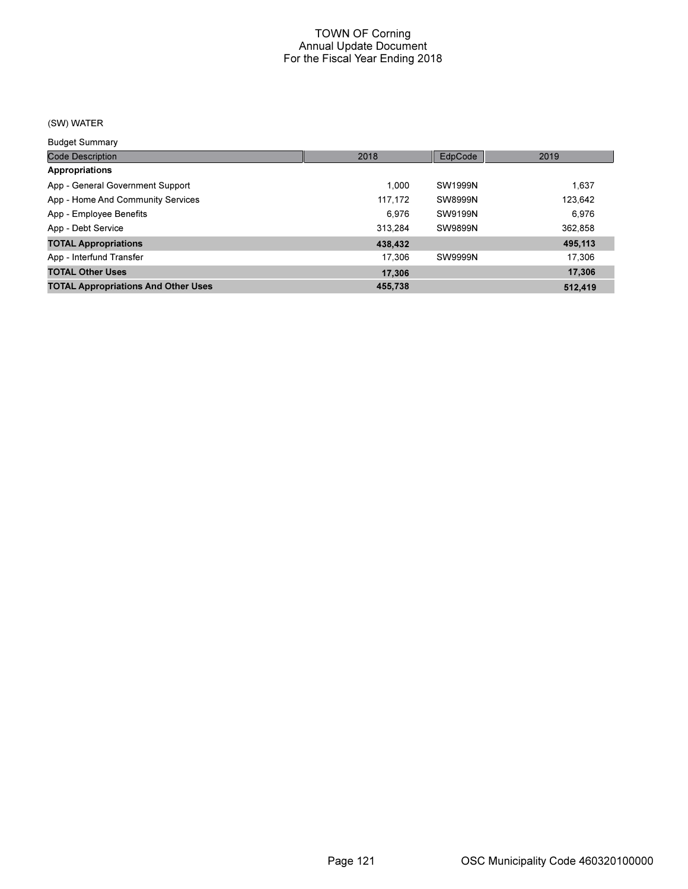# TOWN OF Corning
## Annual Update Document
## For the Fiscal Year Ending 2018

(SW) WATER

Budget Summary

| Code Description | 2018 | EdpCode | 2019 |
|---|---|---|---|
| **Appropriations** | | | |
| App - General Government Support | 1,000 | SW1999N | 1,637 |
| App - Home And Community Services | 117,172 | SW8999N | 123,642 |
| App - Employee Benefits | 6,976 | SW9199N | 6,976 |
| App - Debt Service | 313,284 | SW9899N | 362,858 |
| **TOTAL Appropriations** | **438,432** | | **495,113** |
| App - Interfund Transfer | 17,306 | SW9999N | 17,306 |
| **TOTAL Other Uses** | **17,306** | | **17,306** |
| **TOTAL Appropriations And Other Uses** | **455,738** | | **512,419** |

OSC Municipality Code 460320100000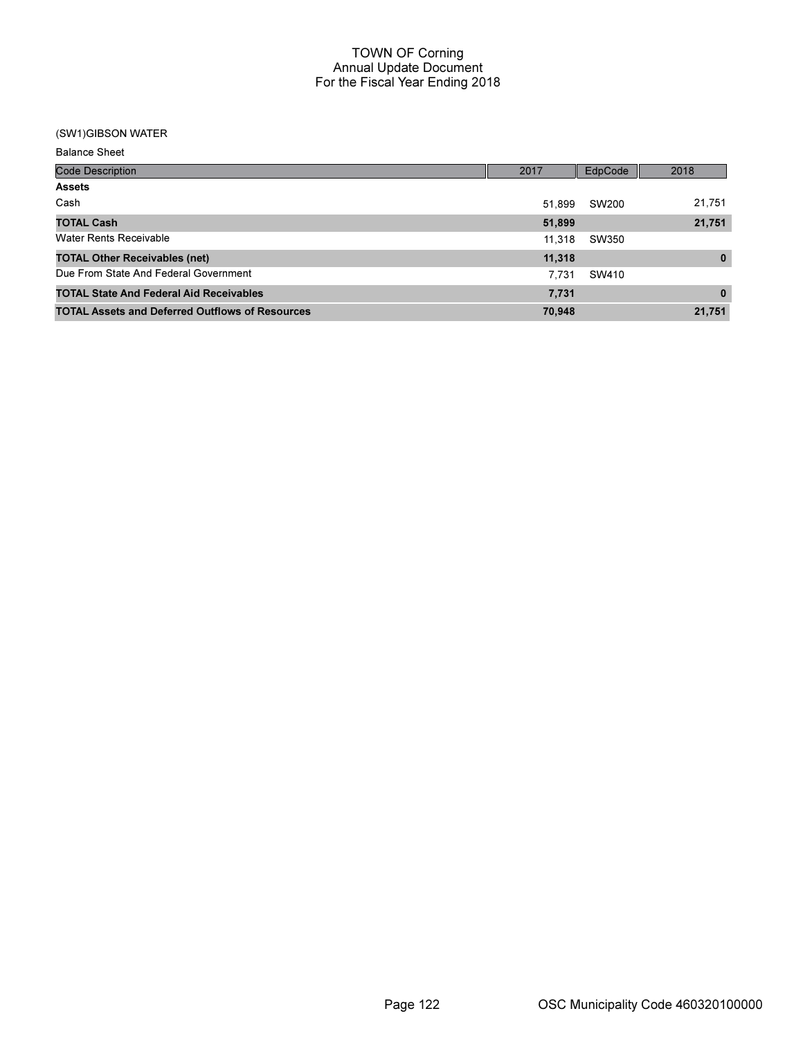# TOWN OF Corning
## Annual Update Document
## For the Fiscal Year Ending 2018

(SW1)GIBSON WATER

Balance Sheet

| Code Description | 2017 | EdpCode | 2018 |
|---|---|---|---|
| **Assets** | | | |
| Cash | 51,899 | SW200 | 21,751 |
| **TOTAL Cash** | **51,899** | | **21,751** |
| Water Rents Receivable | 11,318 | SW350 | |
| **TOTAL Other Receivables (net)** | **11,318** | | **0** |
| Due From State And Federal Government | 7,731 | SW410 | |
| **TOTAL State And Federal Aid Receivables** | **7,731** | | **0** |
| **TOTAL Assets and Deferred Outflows of Resources** | **70,948** | | **21,751** |

OSC Municipality Code 460320100000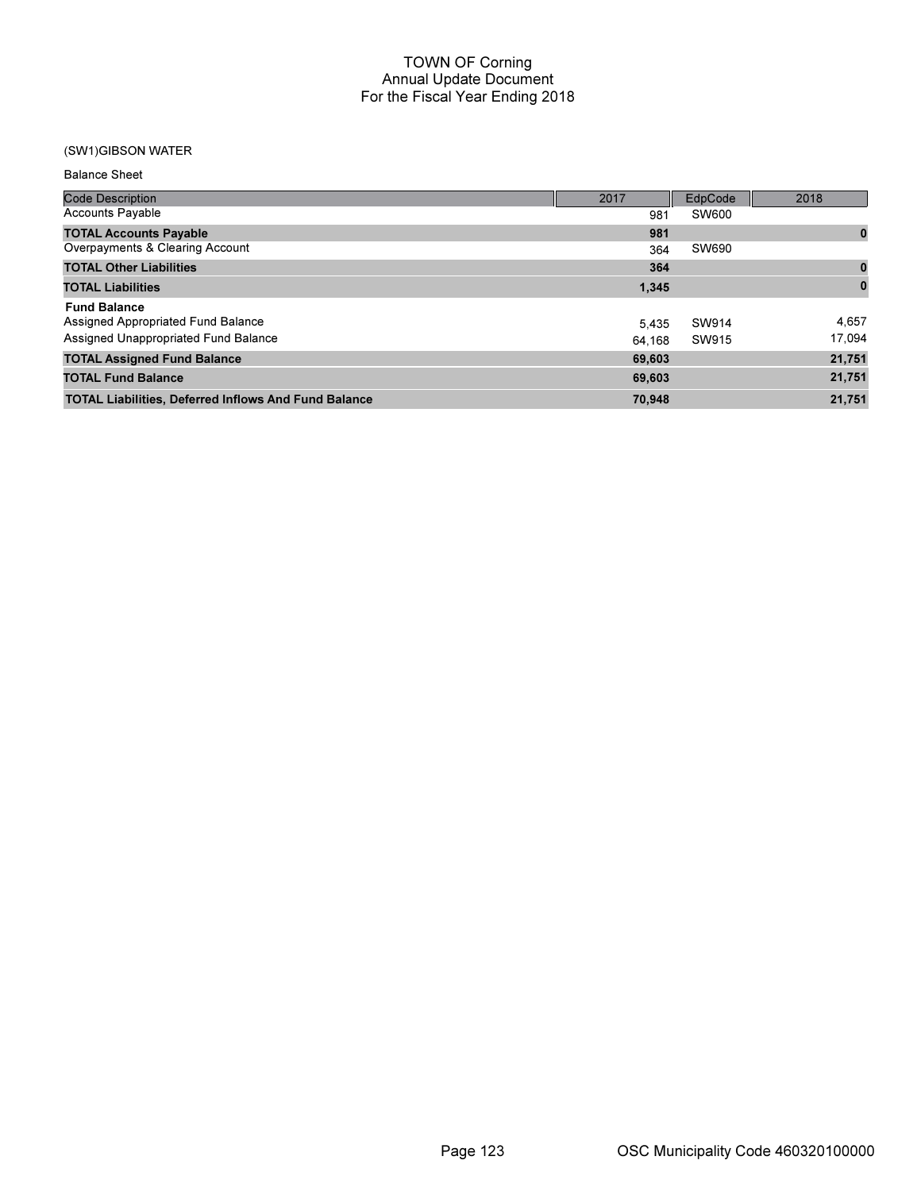# TOWN OF Corning
## Annual Update Document
## For the Fiscal Year Ending 2018

(SW1)GIBSON WATER

Balance Sheet

| Code Description | 2017 | EdpCode | 2018 |
|---|---|---|---|
| Accounts Payable | 981 | SW600 | |
| **TOTAL Accounts Payable** | **981** | | **0** |
| Overpayments & Clearing Account | 364 | SW690 | |
| **TOTAL Other Liabilities** | **364** | | **0** |
| **TOTAL Liabilities** | **1,345** | | **0** |
| **Fund Balance** | | | |
| Assigned Appropriated Fund Balance | 5,435 | SW914 | 4,657 |
| Assigned Unappropriated Fund Balance | 64,168 | SW915 | 17,094 |
| **TOTAL Assigned Fund Balance** | **69,603** | | **21,751** |
| **TOTAL Fund Balance** | **69,603** | | **21,751** |
| **TOTAL Liabilities, Deferred Inflows And Fund Balance** | **70,948** | | **21,751** |

OSC Municipality Code 460320100000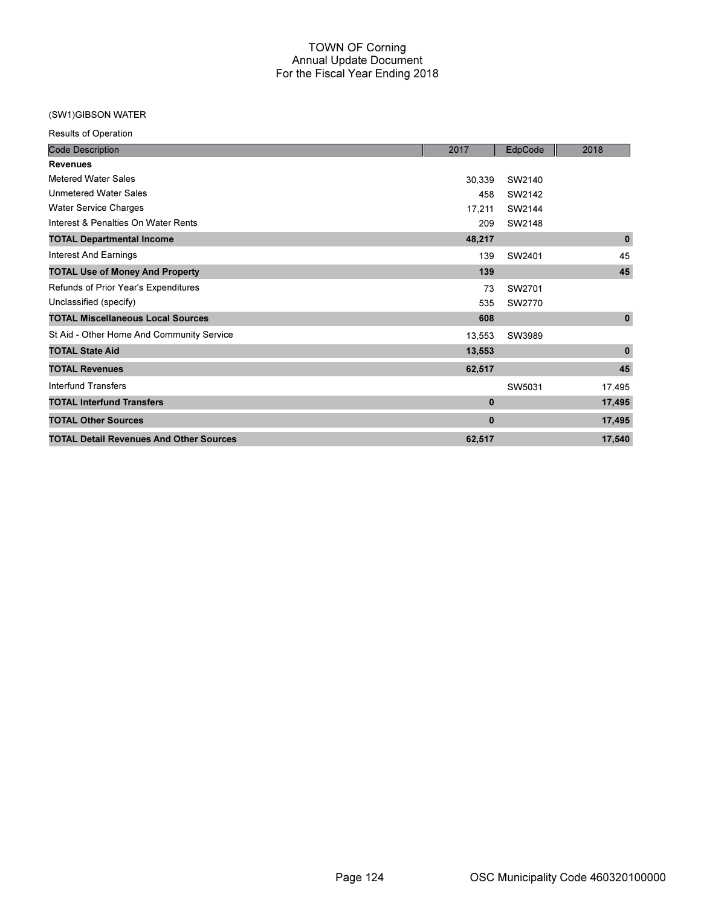# TOWN OF Corning
## Annual Update Document
## For the Fiscal Year Ending 2018

(SW1)GIBSON WATER

Results of Operation

| Code Description | 2017 | EdpCode | 2018 |
|---|---|---|---|
| **Revenues** | | | |
| Metered Water Sales | 30,339 | SW2140 | |
| Unmetered Water Sales | 458 | SW2142 | |
| Water Service Charges | 17,211 | SW2144 | |
| Interest & Penalties On Water Rents | 209 | SW2148 | |
| **TOTAL Departmental Income** | **48,217** | | **0** |
| Interest And Earnings | 139 | SW2401 | 45 |
| **TOTAL Use of Money And Property** | **139** | | **45** |
| Refunds of Prior Year's Expenditures | 73 | SW2701 | |
| Unclassified (specify) | 535 | SW2770 | |
| **TOTAL Miscellaneous Local Sources** | **608** | | **0** |
| St Aid - Other Home And Community Service | 13,553 | SW3989 | |
| **TOTAL State Aid** | **13,553** | | **0** |
| **TOTAL Revenues** | **62,517** | | **45** |
| Interfund Transfers | | SW5031 | 17,495 |
| **TOTAL Interfund Transfers** | **0** | | **17,495** |
| **TOTAL Other Sources** | **0** | | **17,495** |
| **TOTAL Detail Revenues And Other Sources** | **62,517** | | **17,540** |

OSC Municipality Code 460320100000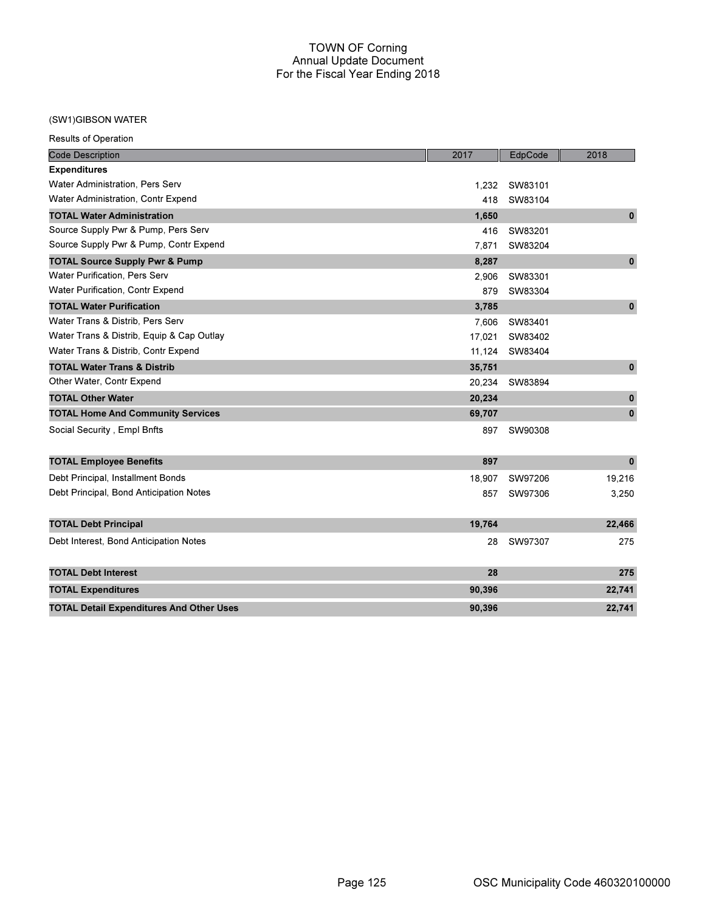# TOWN OF Corning
## Annual Update Document
## For the Fiscal Year Ending 2018

### (SW1)GIBSON WATER

Results of Operation

| Code Description | 2017 | EdpCode | 2018 |
|---|---|---|---|
| **Expenditures** | | | |
| Water Administration, Pers Serv | 1,232 | SW83101 | |
| Water Administration, Contr Expend | 418 | SW83104 | |
| **TOTAL Water Administration** | **1,650** | | **0** |
| Source Supply Pwr & Pump, Pers Serv | 416 | SW83201 | |
| Source Supply Pwr & Pump, Contr Expend | 7,871 | SW83204 | |
| **TOTAL Source Supply Pwr & Pump** | **8,287** | | **0** |
| Water Purification, Pers Serv | 2,906 | SW83301 | |
| Water Purification, Contr Expend | 879 | SW83304 | |
| **TOTAL Water Purification** | **3,785** | | **0** |
| Water Trans & Distrib, Pers Serv | 7,606 | SW83401 | |
| Water Trans & Distrib, Equip & Cap Outlay | 17,021 | SW83402 | |
| Water Trans & Distrib, Contr Expend | 11,124 | SW83404 | |
| **TOTAL Water Trans & Distrib** | **35,751** | | **0** |
| Other Water, Contr Expend | 20,234 | SW83894 | |
| **TOTAL Other Water** | **20,234** | | **0** |
| **TOTAL Home And Community Services** | **69,707** | | **0** |
| Social Security , Empl Bnfts | 897 | SW90308 | |
| **TOTAL Employee Benefits** | **897** | | **0** |
| Debt Principal, Installment Bonds | 18,907 | SW97206 | 19,216 |
| Debt Principal, Bond Anticipation Notes | 857 | SW97306 | 3,250 |
| **TOTAL Debt Principal** | **19,764** | | **22,466** |
| Debt Interest, Bond Anticipation Notes | 28 | SW97307 | 275 |
| **TOTAL Debt Interest** | **28** | | **275** |
| **TOTAL Expenditures** | **90,396** | | **22,741** |
| **TOTAL Detail Expenditures And Other Uses** | **90,396** | | **22,741** |

OSC Municipality Code 460320100000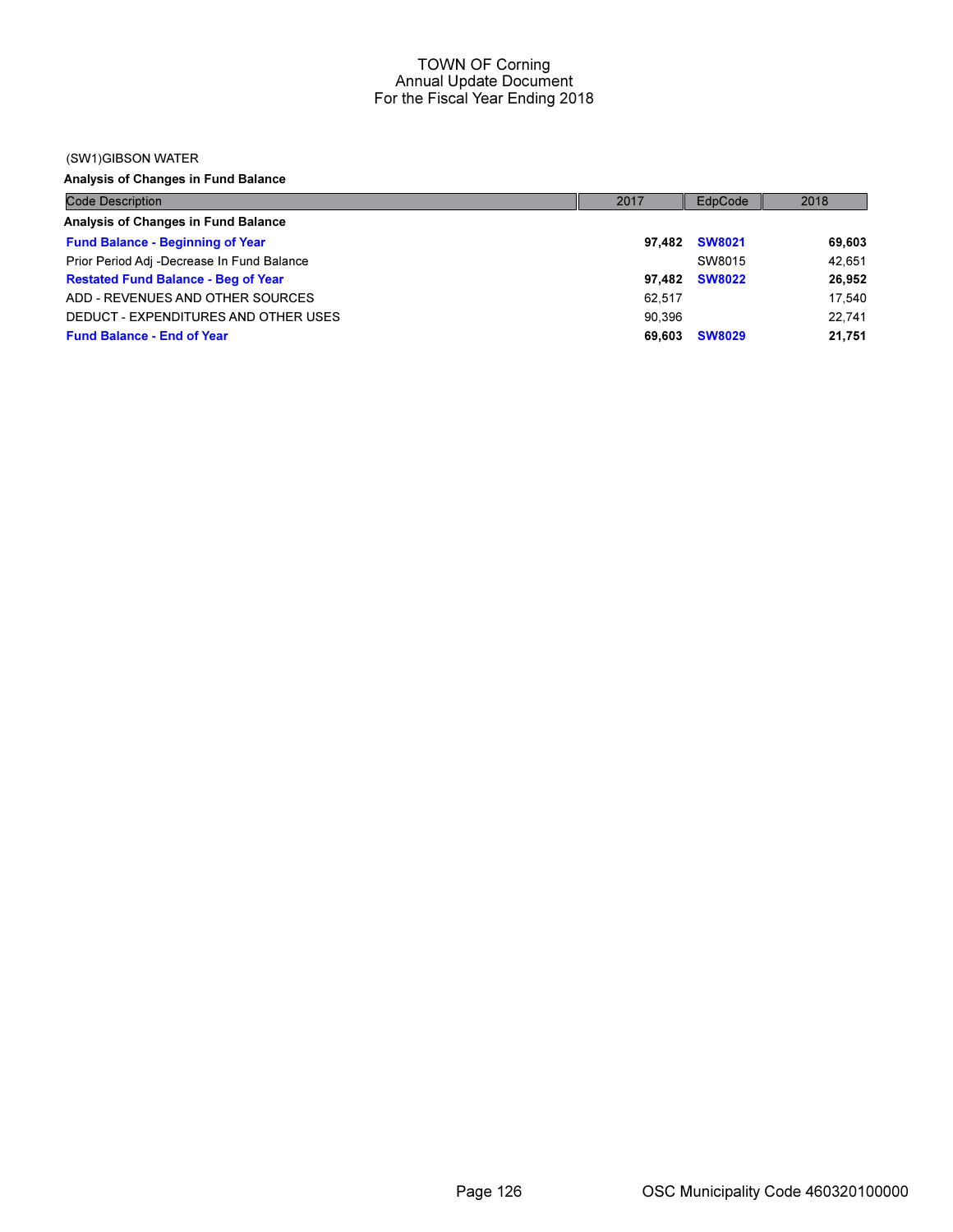# TOWN OF Corning
## Annual Update Document
## For the Fiscal Year Ending 2018

(SW1)GIBSON WATER

**Analysis of Changes in Fund Balance**

| Code Description | 2017 | EdpCode | 2018 |
|---|---|---|---|
| **Analysis of Changes in Fund Balance** | | | |
| **Fund Balance - Beginning of Year** | **97,482** | **SW8021** | **69,603** |
| Prior Period Adj -Decrease In Fund Balance | | SW8015 | 42,651 |
| **Restated Fund Balance - Beg of Year** | **97,482** | **SW8022** | **26,952** |
| ADD - REVENUES AND OTHER SOURCES | 62,517 | | 17,540 |
| DEDUCT - EXPENDITURES AND OTHER USES | 90,396 | | 22,741 |
| **Fund Balance - End of Year** | **69,603** | **SW8029** | **21,751** |

OSC Municipality Code 460320100000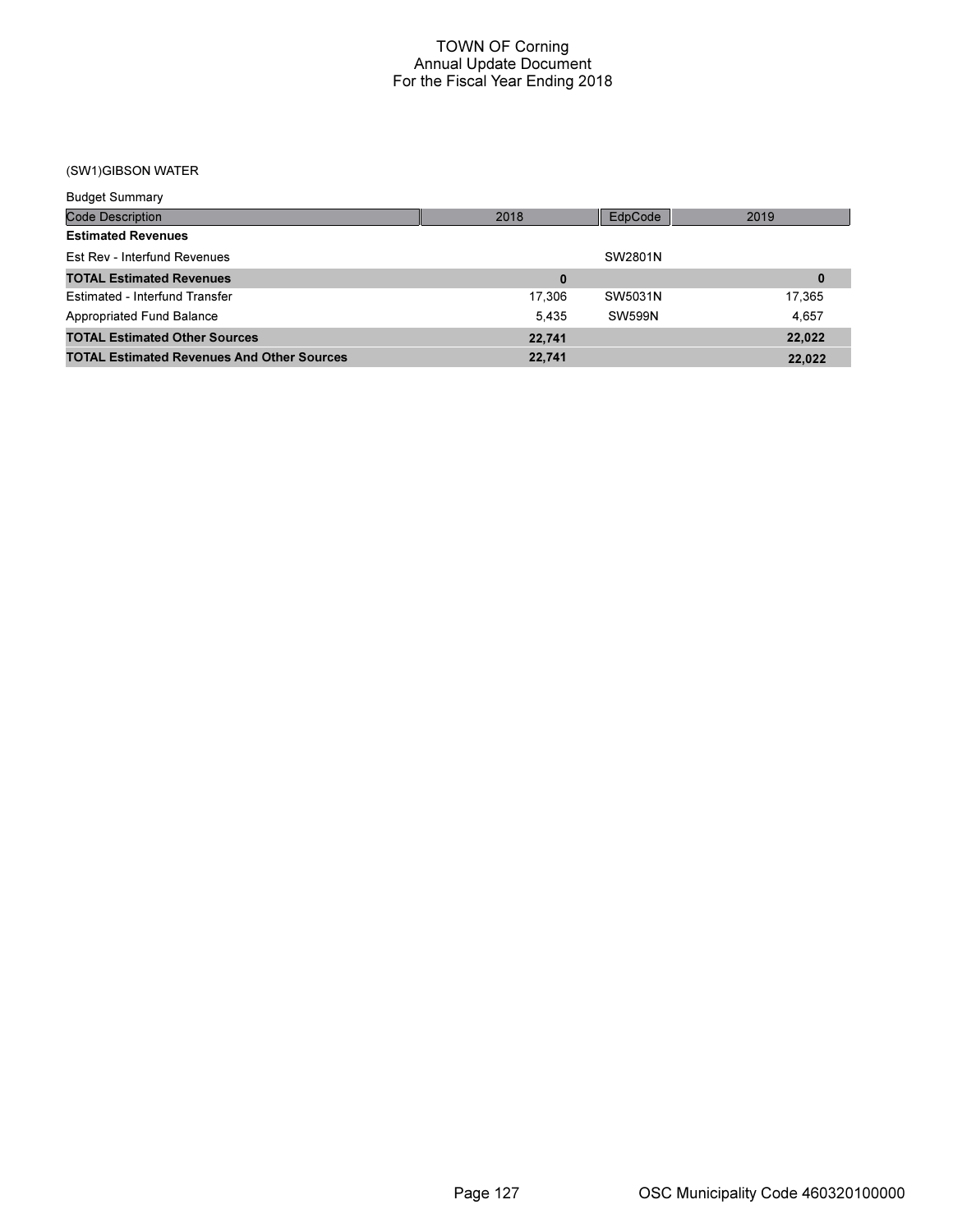# TOWN OF Corning
## Annual Update Document
### For the Fiscal Year Ending 2018

(SW1)GIBSON WATER

Budget Summary

| Code Description | 2018 | EdpCode | 2019 |
|---|---|---|---|
| **Estimated Revenues** | | | |
| Est Rev - Interfund Revenues | | SW2801N | |
| **TOTAL Estimated Revenues** | **0** | | **0** |
| Estimated - Interfund Transfer | 17,306 | SW5031N | 17,365 |
| Appropriated Fund Balance | 5,435 | SW599N | 4,657 |
| **TOTAL Estimated Other Sources** | **22,741** | | **22,022** |
| **TOTAL Estimated Revenues And Other Sources** | **22,741** | | **22,022** |

OSC Municipality Code 460320100000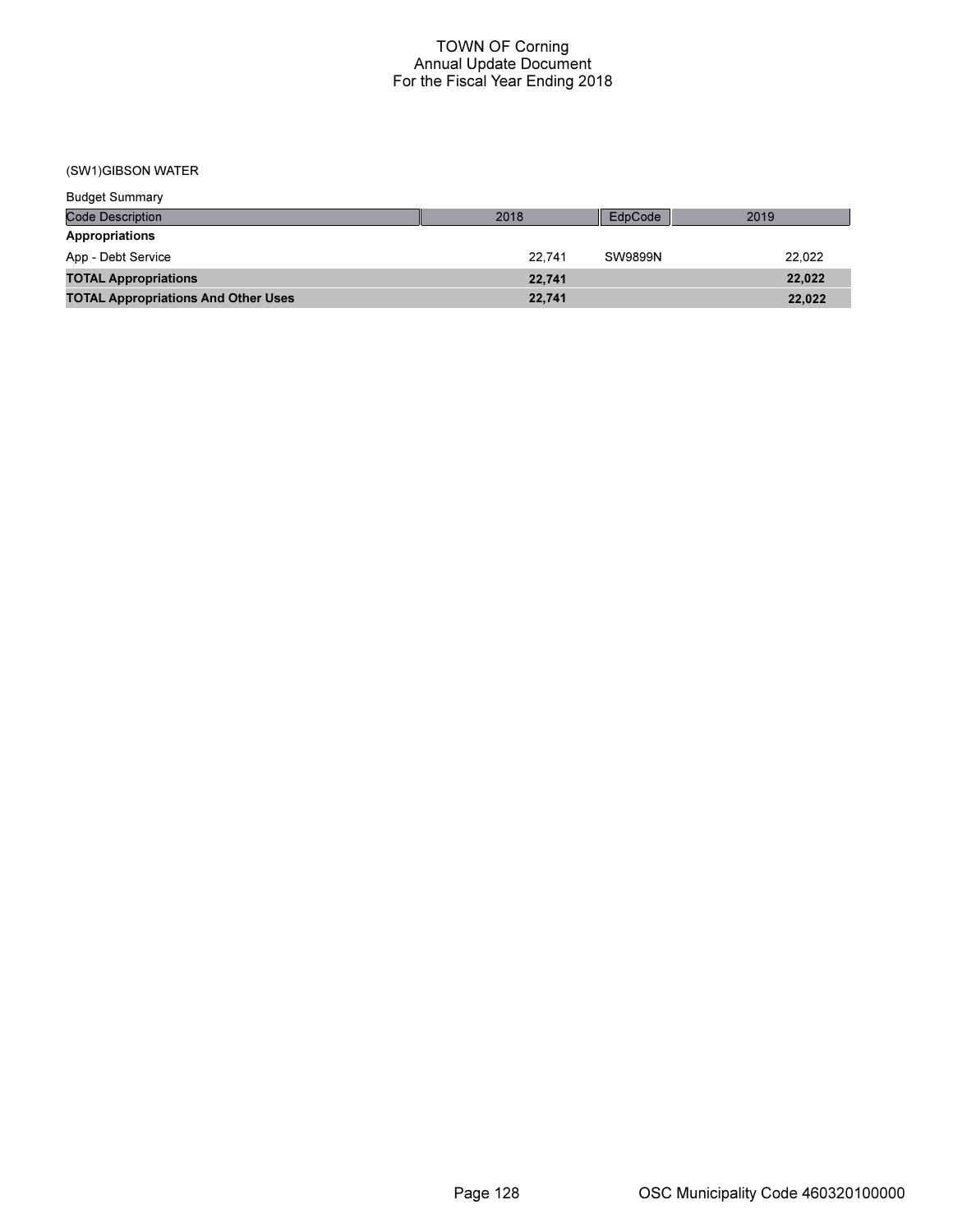# TOWN OF Corning
## Annual Update Document
## For the Fiscal Year Ending 2018

(SW1)GIBSON WATER

Budget Summary

| Code Description | 2018 | EdpCode | 2019 |
|---|---|---|---|
| **Appropriations** | | | |
| App - Debt Service | 22,741 | SW9899N | 22,022 |
| **TOTAL Appropriations** | **22,741** | | **22,022** |
| **TOTAL Appropriations And Other Uses** | **22,741** | | **22,022** |

OSC Municipality Code 460320100000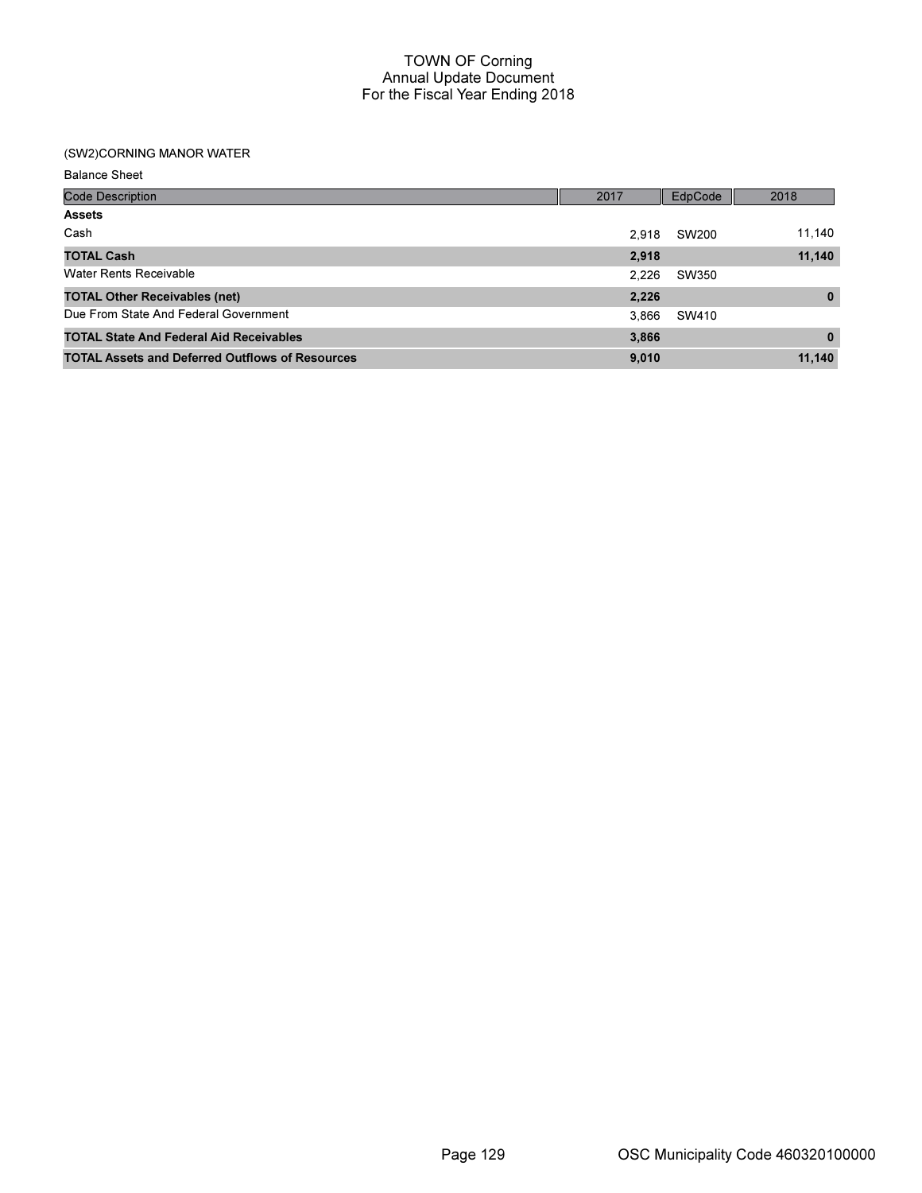# TOWN OF Corning
## Annual Update Document
## For the Fiscal Year Ending 2018

### (SW2)CORNING MANOR WATER

Balance Sheet

| Code Description | 2017 | EdpCode | 2018 |
|---|---|---|---|
| **Assets** | | | |
| Cash | 2,918 | SW200 | 11,140 |
| **TOTAL Cash** | **2,918** | | **11,140** |
| Water Rents Receivable | 2,226 | SW350 | |
| **TOTAL Other Receivables (net)** | **2,226** | | **0** |
| Due From State And Federal Government | 3,866 | SW410 | |
| **TOTAL State And Federal Aid Receivables** | **3,866** | | **0** |
| **TOTAL Assets and Deferred Outflows of Resources** | **9,010** | | **11,140** |

OSC Municipality Code 460320100000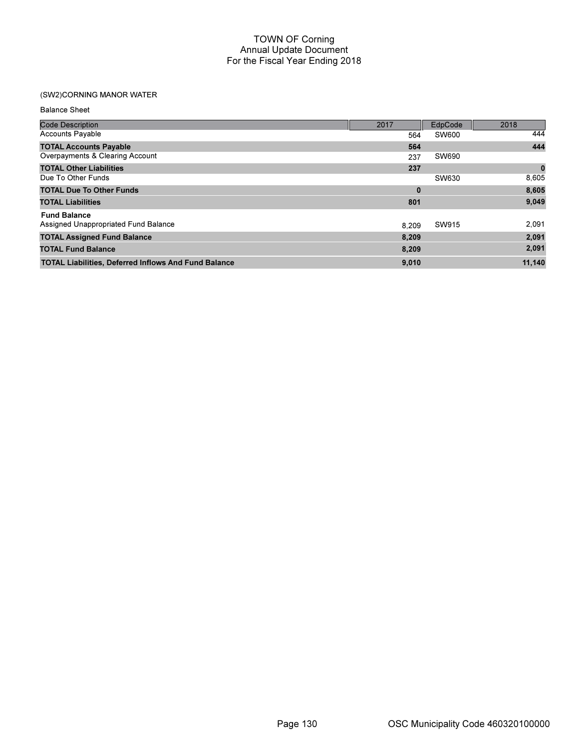# TOWN OF Corning
## Annual Update Document
## For the Fiscal Year Ending 2018

(SW2)CORNING MANOR WATER

Balance Sheet

| Code Description | 2017 | EdpCode | 2018 |
|---|---|---|---|
| Accounts Payable | 564 | SW600 | 444 |
| **TOTAL Accounts Payable** | **564** | | **444** |
| Overpayments & Clearing Account | 237 | SW690 | |
| **TOTAL Other Liabilities** | **237** | | **0** |
| Due To Other Funds | | SW630 | 8,605 |
| **TOTAL Due To Other Funds** | **0** | | **8,605** |
| **TOTAL Liabilities** | **801** | | **9,049** |
| **Fund Balance** | | | |
| Assigned Unappropriated Fund Balance | 8,209 | SW915 | 2,091 |
| **TOTAL Assigned Fund Balance** | **8,209** | | **2,091** |
| **TOTAL Fund Balance** | **8,209** | | **2,091** |
| **TOTAL Liabilities, Deferred Inflows And Fund Balance** | **9,010** | | **11,140** |

OSC Municipality Code 460320100000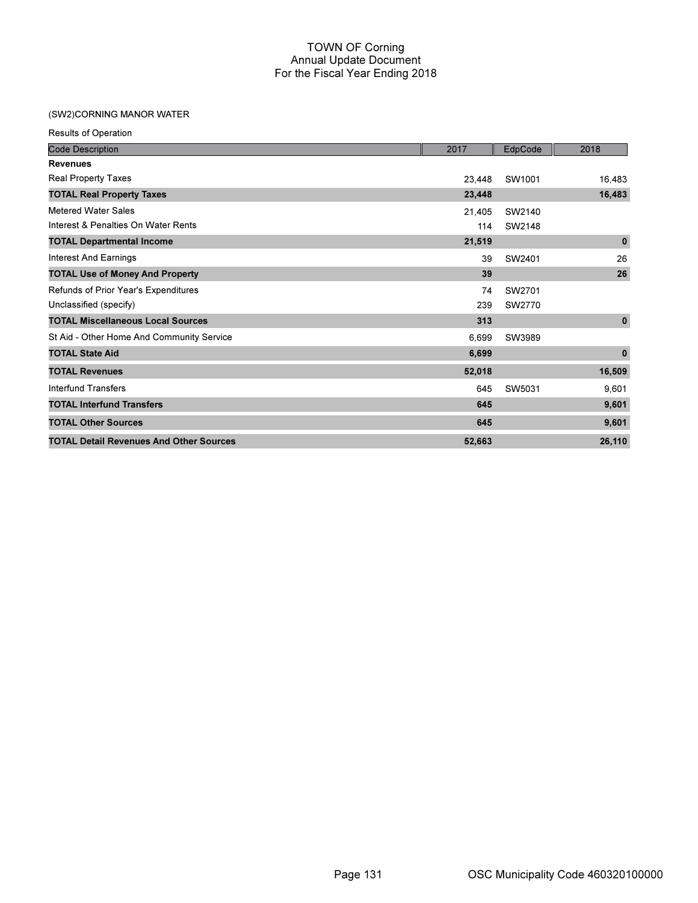# TOWN OF Corning
## Annual Update Document
## For the Fiscal Year Ending 2018

(SW2)CORNING MANOR WATER

Results of Operation

| Code Description | 2017 | EdpCode | 2018 |
|---|---|---|---|
| **Revenues** | | | |
| Real Property Taxes | 23,448 | SW1001 | 16,483 |
| **TOTAL Real Property Taxes** | **23,448** | | **16,483** |
| Metered Water Sales | 21,405 | SW2140 | |
| Interest & Penalties On Water Rents | 114 | SW2148 | |
| **TOTAL Departmental Income** | **21,519** | | **0** |
| Interest And Earnings | 39 | SW2401 | 26 |
| **TOTAL Use of Money And Property** | **39** | | **26** |
| Refunds of Prior Year's Expenditures | 74 | SW2701 | |
| Unclassified (specify) | 239 | SW2770 | |
| **TOTAL Miscellaneous Local Sources** | **313** | | **0** |
| St Aid - Other Home And Community Service | 6,699 | SW3989 | |
| **TOTAL State Aid** | **6,699** | | **0** |
| **TOTAL Revenues** | **52,018** | | **16,509** |
| Interfund Transfers | 645 | SW5031 | 9,601 |
| **TOTAL Interfund Transfers** | **645** | | **9,601** |
| **TOTAL Other Sources** | **645** | | **9,601** |
| **TOTAL Detail Revenues And Other Sources** | **52,663** | | **26,110** |

OSC Municipality Code 460320100000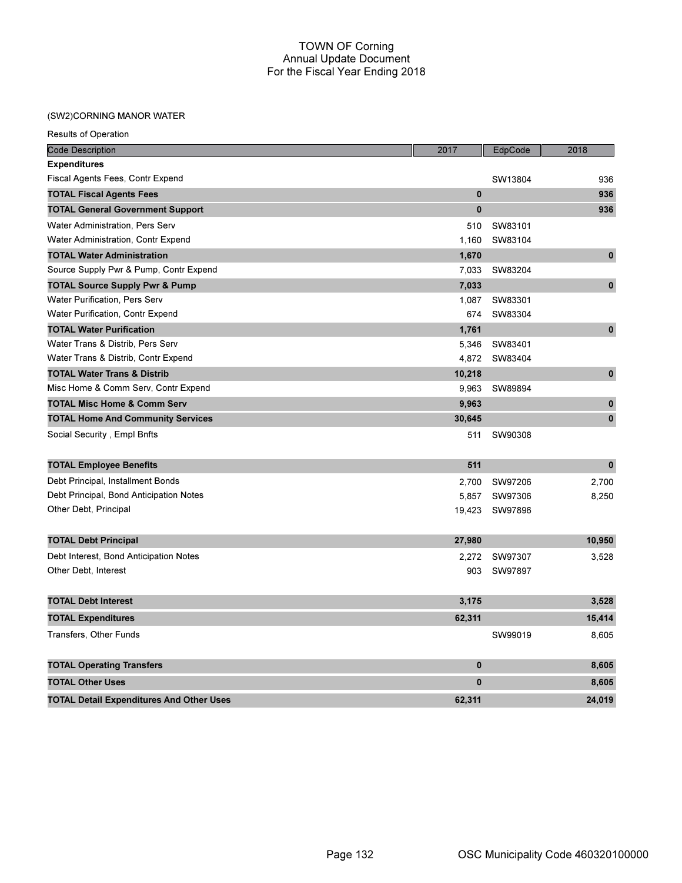# TOWN OF Corning
## Annual Update Document
## For the Fiscal Year Ending 2018

### (SW2)CORNING MANOR WATER

Results of Operation

| Code Description | 2017 | EdpCode | 2018 |
|---|---|---|---|
| **Expenditures** | | | |
| Fiscal Agents Fees, Contr Expend | | SW13804 | 936 |
| **TOTAL Fiscal Agents Fees** | **0** | | **936** |
| **TOTAL General Government Support** | **0** | | **936** |
| Water Administration, Pers Serv | 510 | SW83101 | |
| Water Administration, Contr Expend | 1,160 | SW83104 | |
| **TOTAL Water Administration** | **1,670** | | **0** |
| Source Supply Pwr & Pump, Contr Expend | 7,033 | SW83204 | |
| **TOTAL Source Supply Pwr & Pump** | **7,033** | | **0** |
| Water Purification, Pers Serv | 1,087 | SW83301 | |
| Water Purification, Contr Expend | 674 | SW83304 | |
| **TOTAL Water Purification** | **1,761** | | **0** |
| Water Trans & Distrib, Pers Serv | 5,346 | SW83401 | |
| Water Trans & Distrib, Contr Expend | 4,872 | SW83404 | |
| **TOTAL Water Trans & Distrib** | **10,218** | | **0** |
| Misc Home & Comm Serv, Contr Expend | 9,963 | SW89894 | |
| **TOTAL Misc Home & Comm Serv** | **9,963** | | **0** |
| **TOTAL Home And Community Services** | **30,645** | | **0** |
| Social Security , Empl Bnfts | 511 | SW90308 | |
| **TOTAL Employee Benefits** | **511** | | **0** |
| Debt Principal, Installment Bonds | 2,700 | SW97206 | 2,700 |
| Debt Principal, Bond Anticipation Notes | 5,857 | SW97306 | 8,250 |
| Other Debt, Principal | 19,423 | SW97896 | |
| **TOTAL Debt Principal** | **27,980** | | **10,950** |
| Debt Interest, Bond Anticipation Notes | 2,272 | SW97307 | 3,528 |
| Other Debt, Interest | 903 | SW97897 | |
| **TOTAL Debt Interest** | **3,175** | | **3,528** |
| **TOTAL Expenditures** | **62,311** | | **15,414** |
| Transfers, Other Funds | | SW99019 | 8,605 |
| **TOTAL Operating Transfers** | **0** | | **8,605** |
| **TOTAL Other Uses** | **0** | | **8,605** |
| **TOTAL Detail Expenditures And Other Uses** | **62,311** | | **24,019** |

OSC Municipality Code 460320100000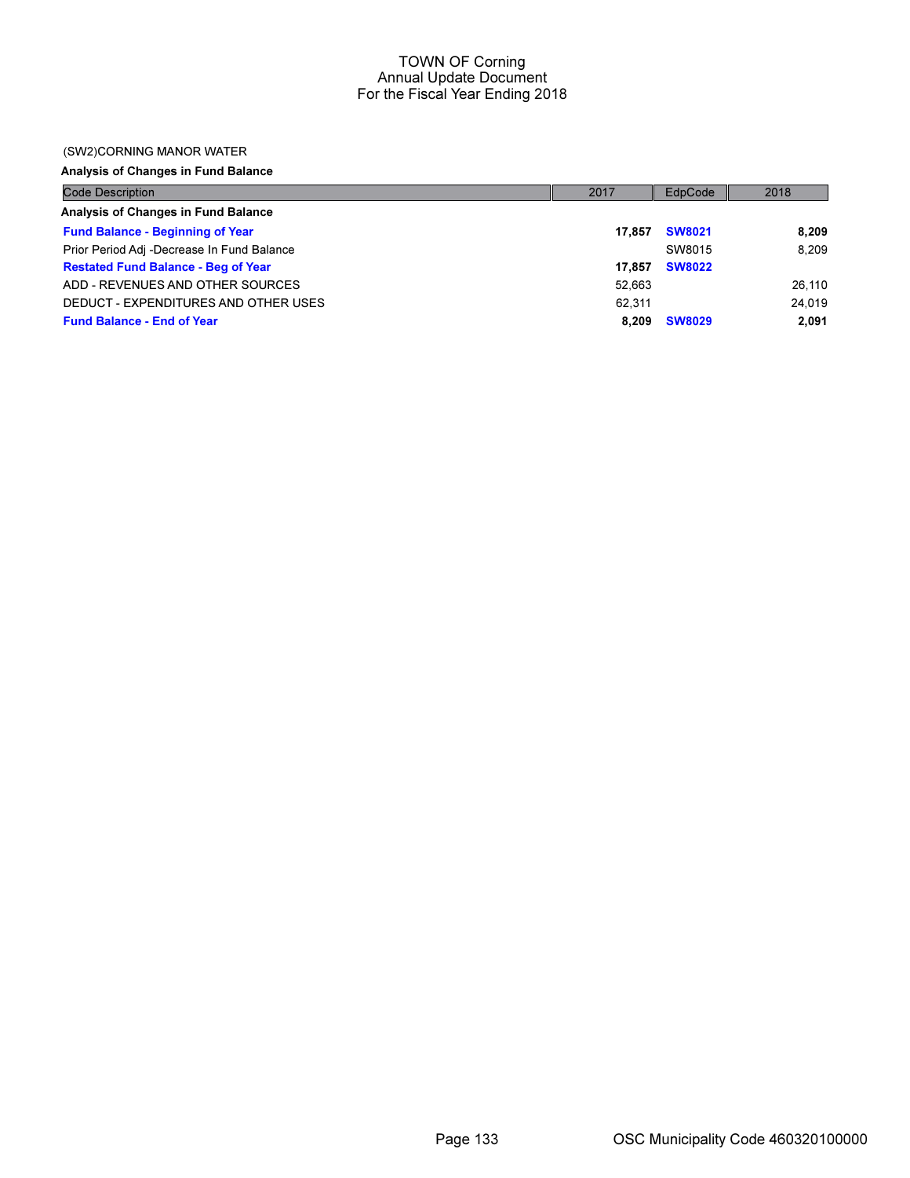# TOWN OF Corning
## Annual Update Document
## For the Fiscal Year Ending 2018

(SW2)CORNING MANOR WATER

**Analysis of Changes in Fund Balance**

| Code Description | 2017 | EdpCode | 2018 |
|---|---|---|---|
| **Analysis of Changes in Fund Balance** | | | |
| **Fund Balance - Beginning of Year** | **17,857** | **SW8021** | **8,209** |
| Prior Period Adj -Decrease In Fund Balance | | SW8015 | 8,209 |
| **Restated Fund Balance - Beg of Year** | **17,857** | **SW8022** | |
| ADD - REVENUES AND OTHER SOURCES | 52,663 | | 26,110 |
| DEDUCT - EXPENDITURES AND OTHER USES | 62,311 | | 24,019 |
| **Fund Balance - End of Year** | **8,209** | **SW8029** | **2,091** |

OSC Municipality Code 460320100000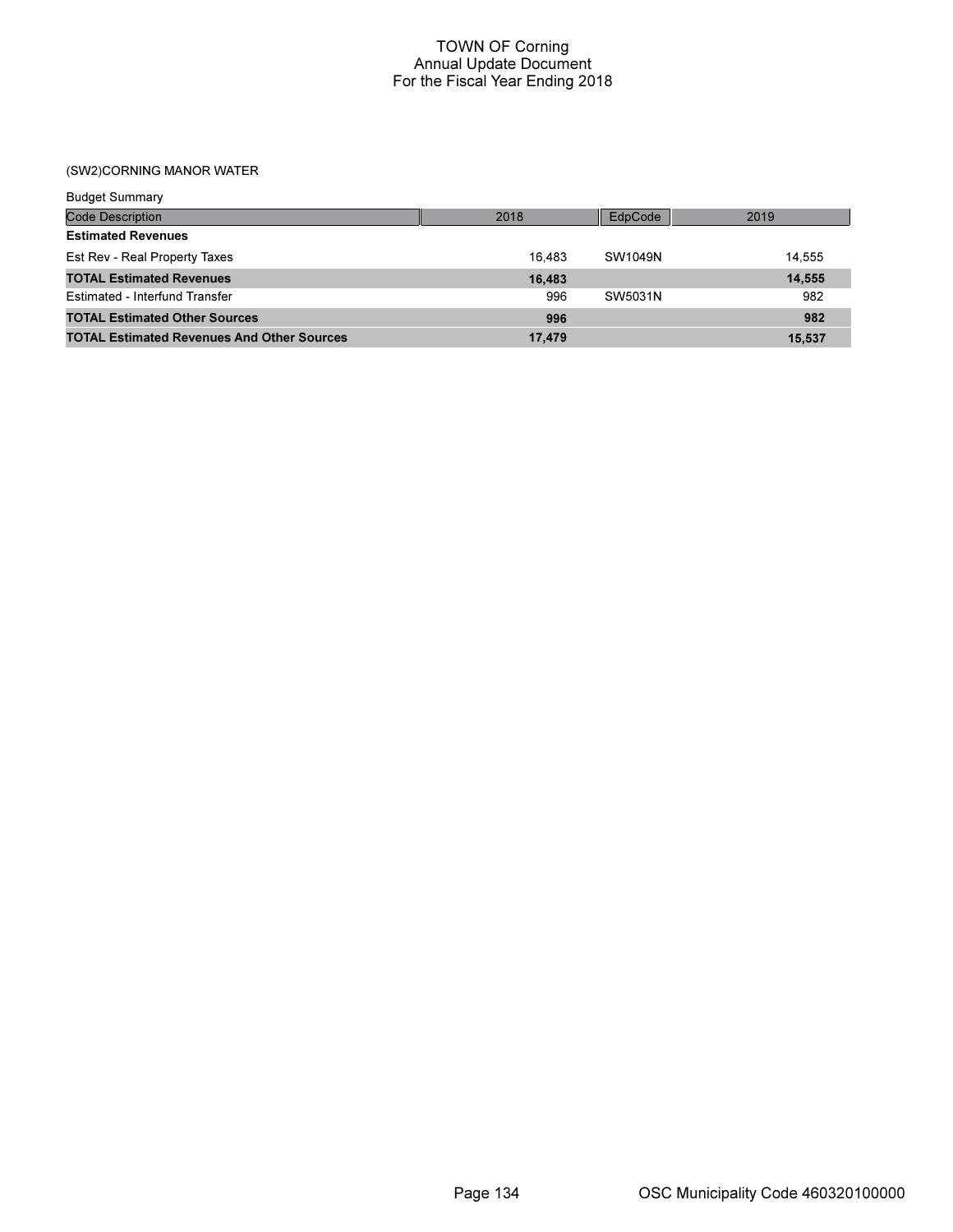# TOWN OF Corning
## Annual Update Document
## For the Fiscal Year Ending 2018

### (SW2)CORNING MANOR WATER

Budget Summary

| Code Description | 2018 | EdpCode | 2019 |
|---|---|---|---|
| **Estimated Revenues** | | | |
| Est Rev - Real Property Taxes | 16,483 | SW1049N | 14,555 |
| **TOTAL Estimated Revenues** | **16,483** | | **14,555** |
| Estimated - Interfund Transfer | 996 | SW5031N | 982 |
| **TOTAL Estimated Other Sources** | **996** | | **982** |
| **TOTAL Estimated Revenues And Other Sources** | **17,479** | | **15,537** |

OSC Municipality Code 460320100000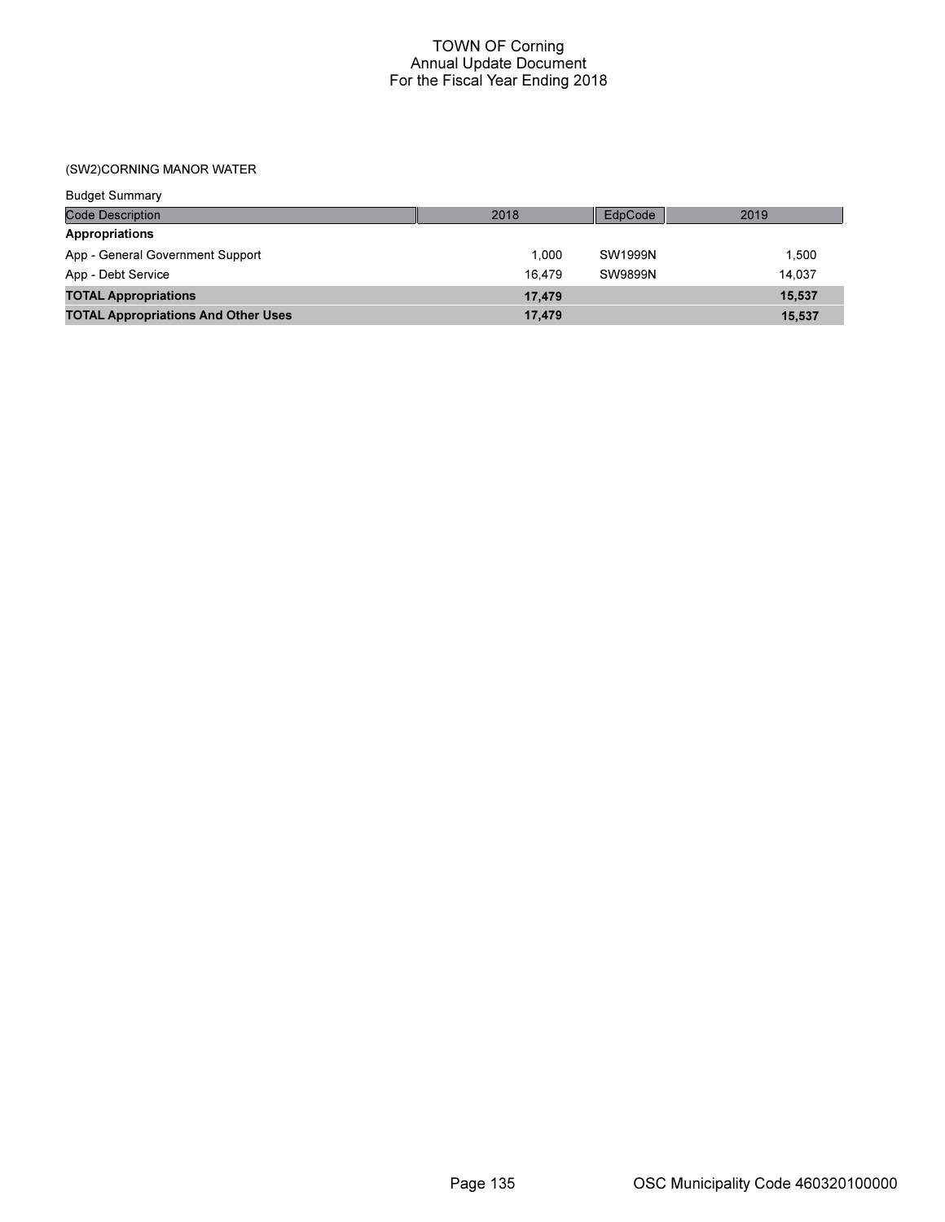# TOWN OF Corning
## Annual Update Document
## For the Fiscal Year Ending 2018

(SW2)CORNING MANOR WATER

Budget Summary

| Code Description | 2018 | EdpCode | 2019 |
|---|---|---|---|
| **Appropriations** | | | |
| App - General Government Support | 1,000 | SW1999N | 1,500 |
| App - Debt Service | 16,479 | SW9899N | 14,037 |
| **TOTAL Appropriations** | **17,479** | | **15,537** |
| **TOTAL Appropriations And Other Uses** | **17,479** | | **15,537** |

OSC Municipality Code 460320100000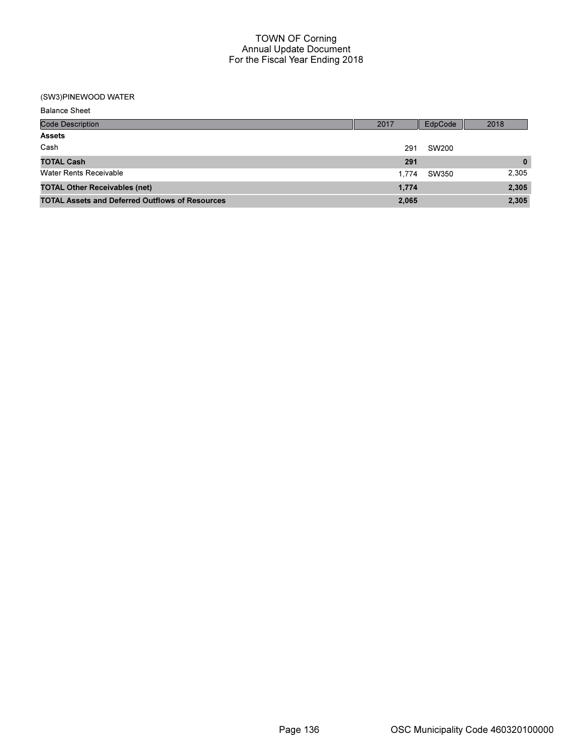# TOWN OF Corning
## Annual Update Document
## For the Fiscal Year Ending 2018

(SW3)PINEWOOD WATER

Balance Sheet

| Code Description | 2017 | EdpCode | 2018 |
|---|---|---|---|
| **Assets** | | | |
| Cash | 291 | SW200 | |
| **TOTAL Cash** | **291** | | **0** |
| Water Rents Receivable | 1,774 | SW350 | 2,305 |
| **TOTAL Other Receivables (net)** | **1,774** | | **2,305** |
| **TOTAL Assets and Deferred Outflows of Resources** | **2,065** | | **2,305** |

OSC Municipality Code 460320100000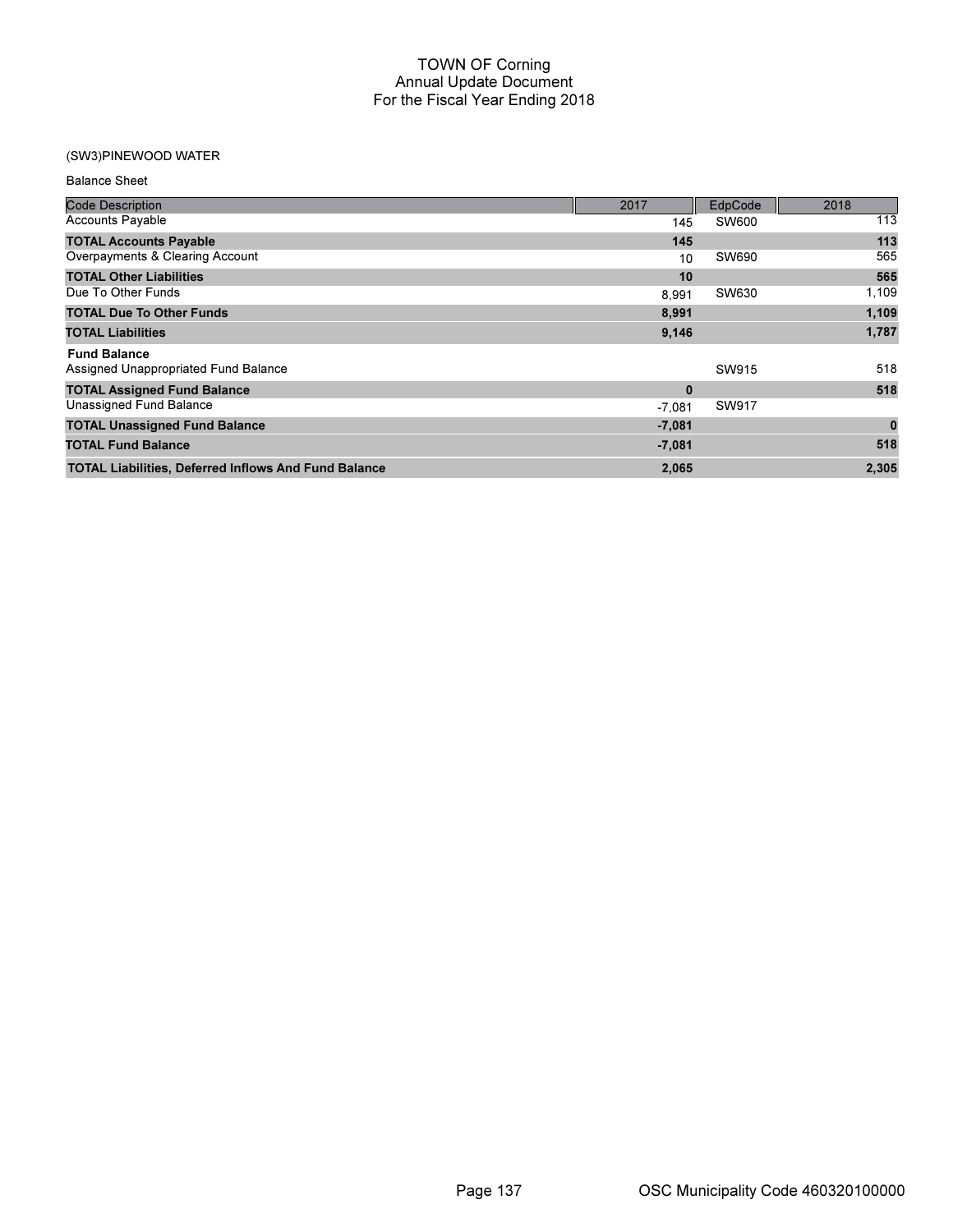# TOWN OF Corning
## Annual Update Document
## For the Fiscal Year Ending 2018

(SW3)PINEWOOD WATER

Balance Sheet

| Code Description | 2017 | EdpCode | 2018 |
|---|---|---|---|
| Accounts Payable | 145 | SW600 | 113 |
| **TOTAL Accounts Payable** | **145** | | **113** |
| Overpayments & Clearing Account | 10 | SW690 | 565 |
| **TOTAL Other Liabilities** | **10** | | **565** |
| Due To Other Funds | 8,991 | SW630 | 1,109 |
| **TOTAL Due To Other Funds** | **8,991** | | **1,109** |
| **TOTAL Liabilities** | **9,146** | | **1,787** |
| **Fund Balance** | | | |
| Assigned Unappropriated Fund Balance | | SW915 | 518 |
| **TOTAL Assigned Fund Balance** | **0** | | **518** |
| Unassigned Fund Balance | -7,081 | SW917 | |
| **TOTAL Unassigned Fund Balance** | **-7,081** | | **0** |
| **TOTAL Fund Balance** | **-7,081** | | **518** |
| **TOTAL Liabilities, Deferred Inflows And Fund Balance** | **2,065** | | **2,305** |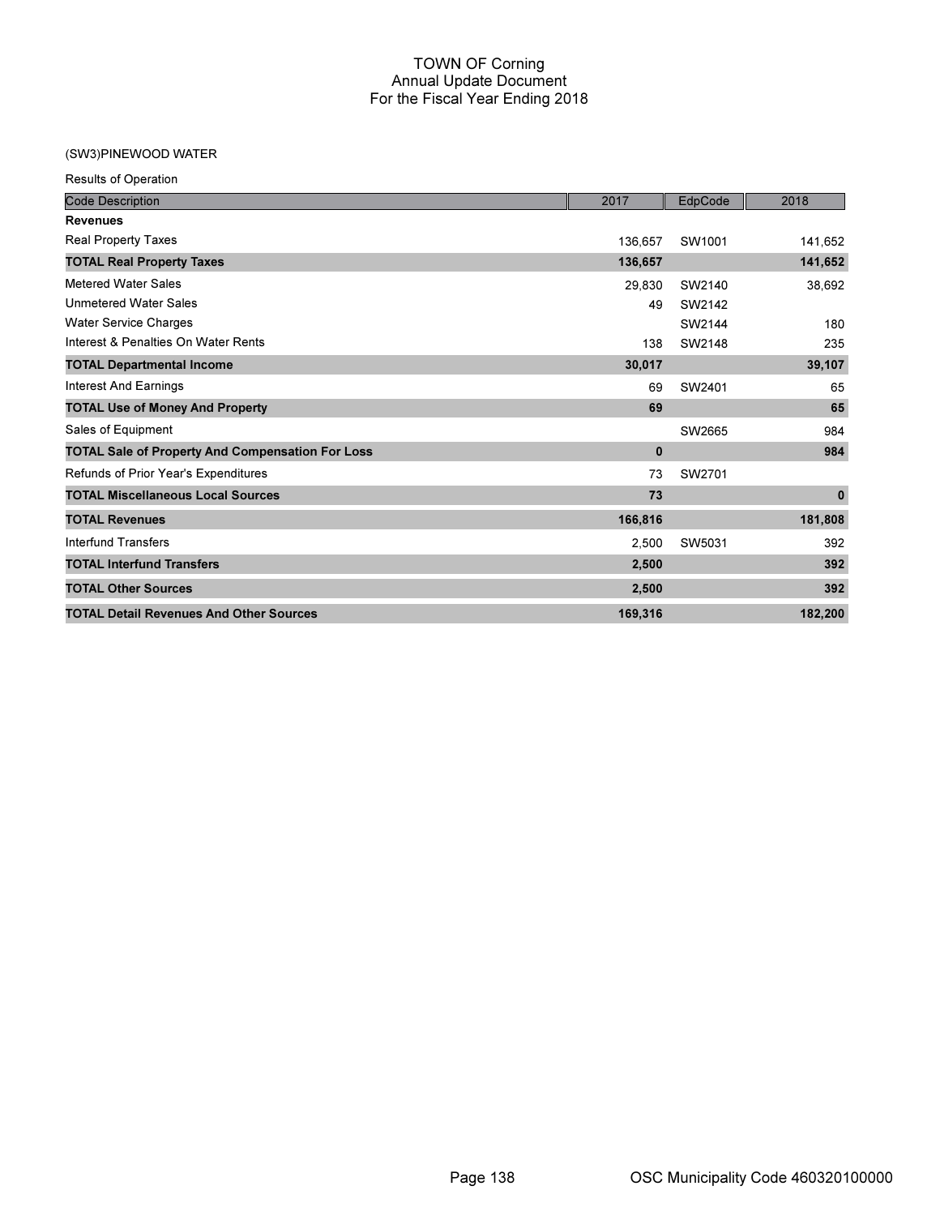# TOWN OF Corning
## Annual Update Document
## For the Fiscal Year Ending 2018

(SW3)PINEWOOD WATER

Results of Operation

| Code Description | 2017 | EdpCode | 2018 |
|---|---|---|---|
| **Revenues** | | | |
| Real Property Taxes | 136,657 | SW1001 | 141,652 |
| **TOTAL Real Property Taxes** | **136,657** | | **141,652** |
| Metered Water Sales | 29,830 | SW2140 | 38,692 |
| Unmetered Water Sales | 49 | SW2142 | |
| Water Service Charges | | SW2144 | 180 |
| Interest & Penalties On Water Rents | 138 | SW2148 | 235 |
| **TOTAL Departmental Income** | **30,017** | | **39,107** |
| Interest And Earnings | 69 | SW2401 | 65 |
| **TOTAL Use of Money And Property** | **69** | | **65** |
| Sales of Equipment | | SW2665 | 984 |
| **TOTAL Sale of Property And Compensation For Loss** | **0** | | **984** |
| Refunds of Prior Year's Expenditures | 73 | SW2701 | |
| **TOTAL Miscellaneous Local Sources** | **73** | | **0** |
| **TOTAL Revenues** | **166,816** | | **181,808** |
| Interfund Transfers | 2,500 | SW5031 | 392 |
| **TOTAL Interfund Transfers** | **2,500** | | **392** |
| **TOTAL Other Sources** | **2,500** | | **392** |
| **TOTAL Detail Revenues And Other Sources** | **169,316** | | **182,200** |

OSC Municipality Code 460320100000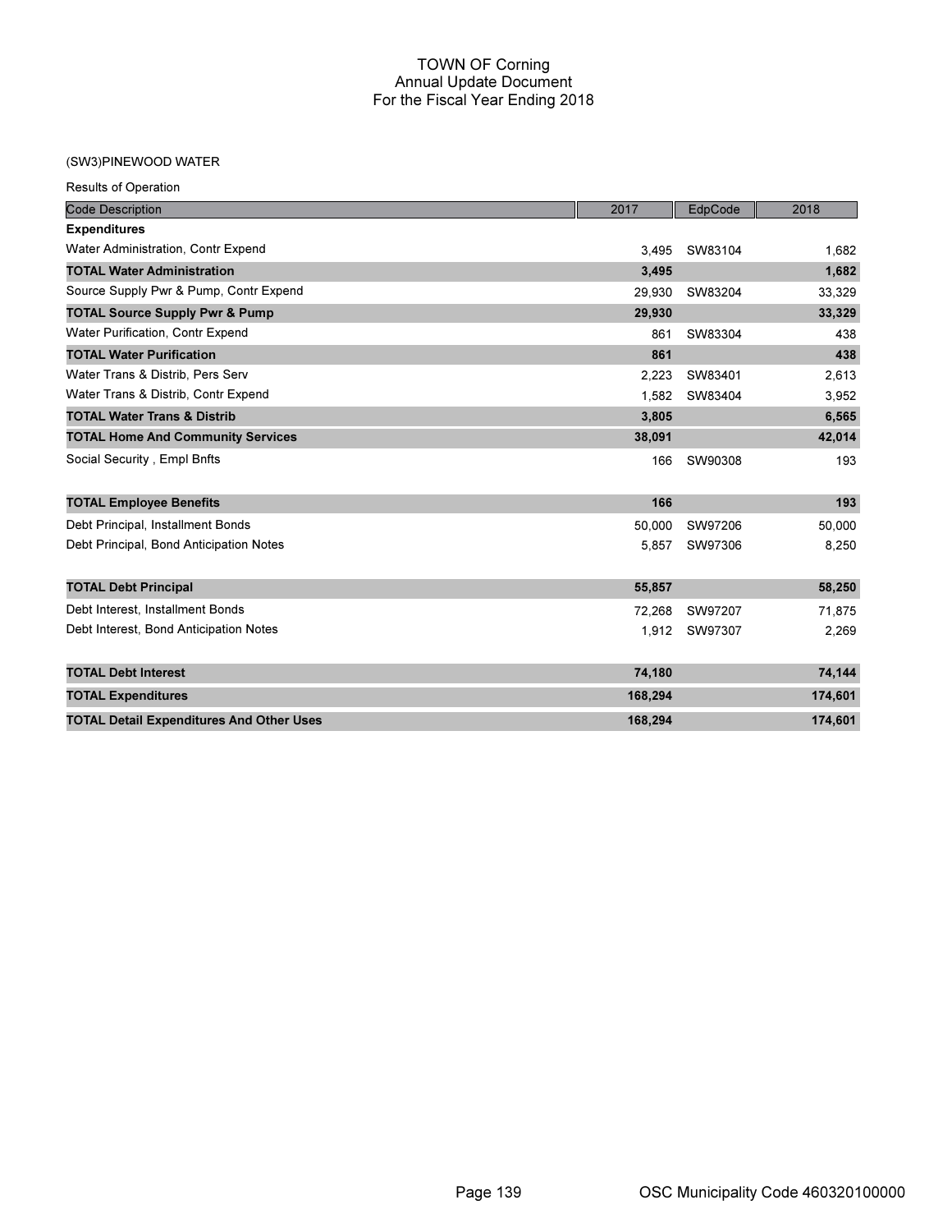# TOWN OF Corning
## Annual Update Document
## For the Fiscal Year Ending 2018

(SW3)PINEWOOD WATER

Results of Operation

| Code Description | 2017 | EdpCode | 2018 |
|---|---|---|---|
| **Expenditures** | | | |
| Water Administration, Contr Expend | 3,495 | SW83104 | 1,682 |
| **TOTAL Water Administration** | **3,495** | | **1,682** |
| Source Supply Pwr & Pump, Contr Expend | 29,930 | SW83204 | 33,329 |
| **TOTAL Source Supply Pwr & Pump** | **29,930** | | **33,329** |
| Water Purification, Contr Expend | 861 | SW83304 | 438 |
| **TOTAL Water Purification** | **861** | | **438** |
| Water Trans & Distrib, Pers Serv | 2,223 | SW83401 | 2,613 |
| Water Trans & Distrib, Contr Expend | 1,582 | SW83404 | 3,952 |
| **TOTAL Water Trans & Distrib** | **3,805** | | **6,565** |
| **TOTAL Home And Community Services** | **38,091** | | **42,014** |
| Social Security , Empl Bnfts | 166 | SW90308 | 193 |
| **TOTAL Employee Benefits** | **166** | | **193** |
| Debt Principal, Installment Bonds | 50,000 | SW97206 | 50,000 |
| Debt Principal, Bond Anticipation Notes | 5,857 | SW97306 | 8,250 |
| **TOTAL Debt Principal** | **55,857** | | **58,250** |
| Debt Interest, Installment Bonds | 72,268 | SW97207 | 71,875 |
| Debt Interest, Bond Anticipation Notes | 1,912 | SW97307 | 2,269 |
| **TOTAL Debt Interest** | **74,180** | | **74,144** |
| **TOTAL Expenditures** | **168,294** | | **174,601** |
| **TOTAL Detail Expenditures And Other Uses** | **168,294** | | **174,601** |

OSC Municipality Code 460320100000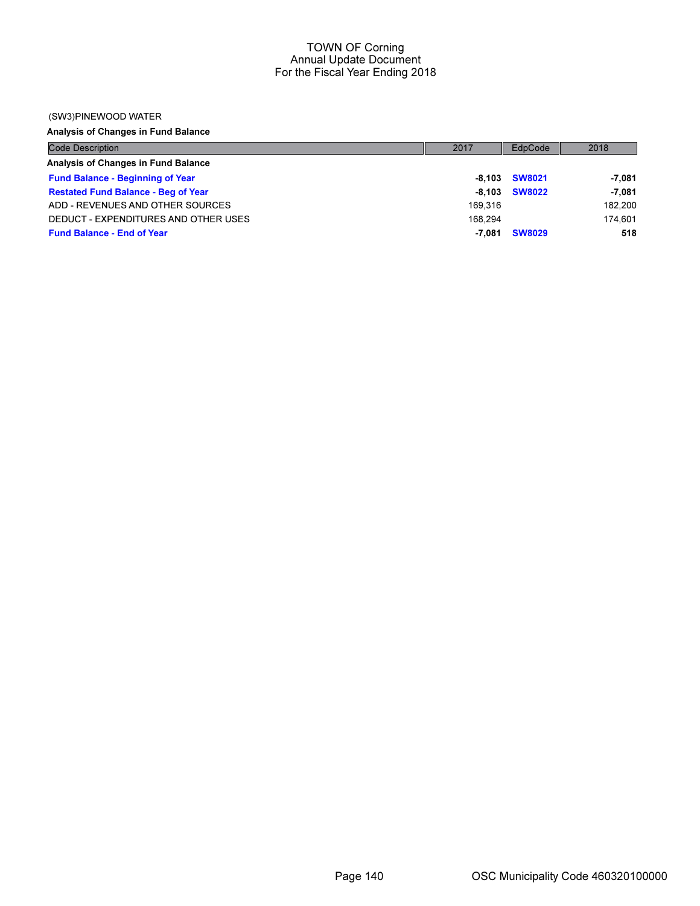# TOWN OF Corning
## Annual Update Document
### For the Fiscal Year Ending 2018

(SW3)PINEWOOD WATER

**Analysis of Changes in Fund Balance**

| Code Description | 2017 | EdpCode | 2018 |
|---|---|---|---|
| **Analysis of Changes in Fund Balance** | | | |
| **Fund Balance - Beginning of Year** | **-8,103** | **SW8021** | **-7,081** |
| **Restated Fund Balance - Beg of Year** | **-8,103** | **SW8022** | **-7,081** |
| ADD - REVENUES AND OTHER SOURCES | 169,316 | | 182,200 |
| DEDUCT - EXPENDITURES AND OTHER USES | 168,294 | | 174,601 |
| **Fund Balance - End of Year** | **-7,081** | **SW8029** | **518** |

OSC Municipality Code 460320100000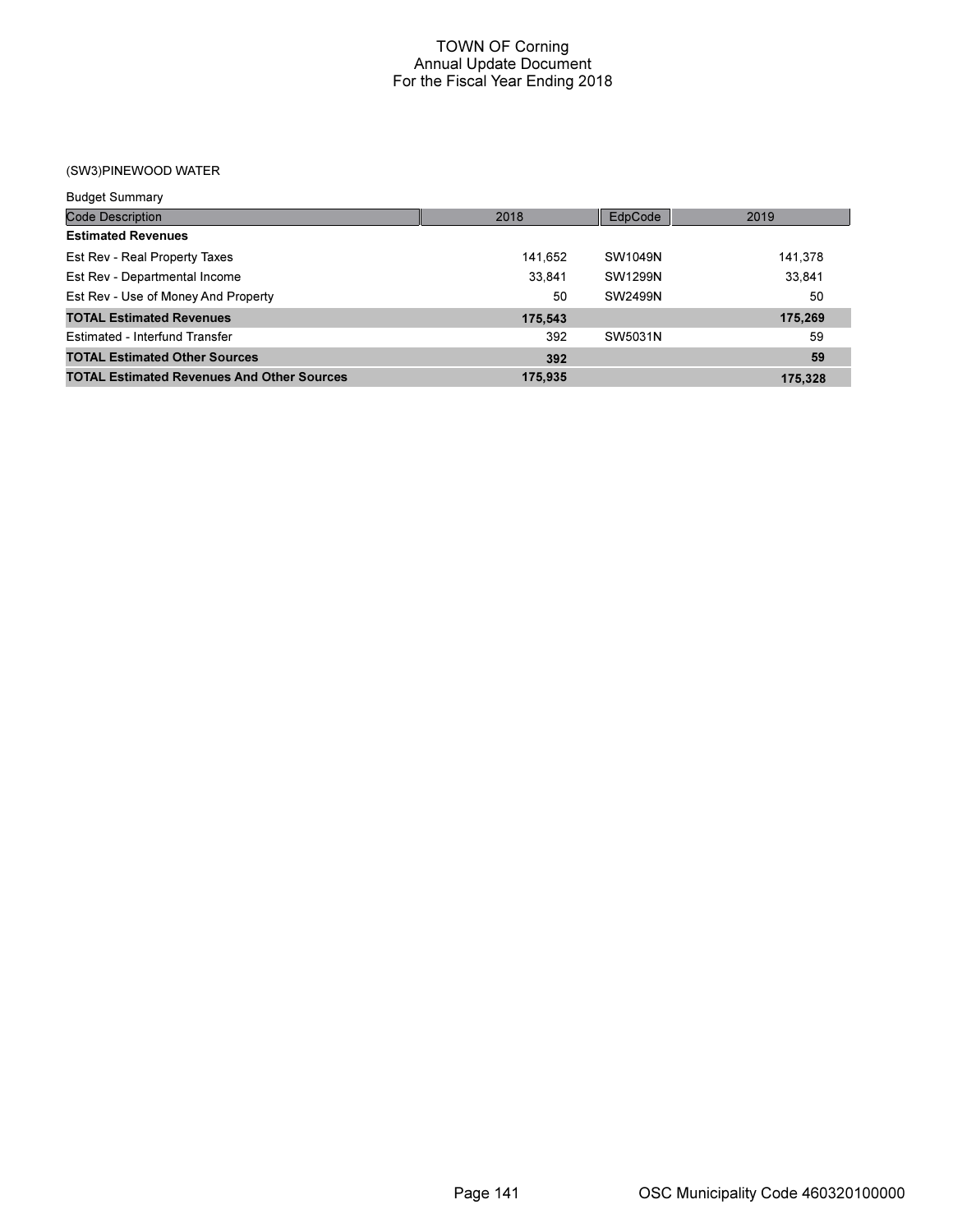# TOWN OF Corning
## Annual Update Document
## For the Fiscal Year Ending 2018

(SW3)PINEWOOD WATER

Budget Summary

| Code Description | 2018 | EdpCode | 2019 |
|---|---|---|---|
| **Estimated Revenues** | | | |
| Est Rev - Real Property Taxes | 141,652 | SW1049N | 141,378 |
| Est Rev - Departmental Income | 33,841 | SW1299N | 33,841 |
| Est Rev - Use of Money And Property | 50 | SW2499N | 50 |
| **TOTAL Estimated Revenues** | **175,543** | | **175,269** |
| Estimated - Interfund Transfer | 392 | SW5031N | 59 |
| **TOTAL Estimated Other Sources** | **392** | | **59** |
| **TOTAL Estimated Revenues And Other Sources** | **175,935** | | **175,328** |

OSC Municipality Code 460320100000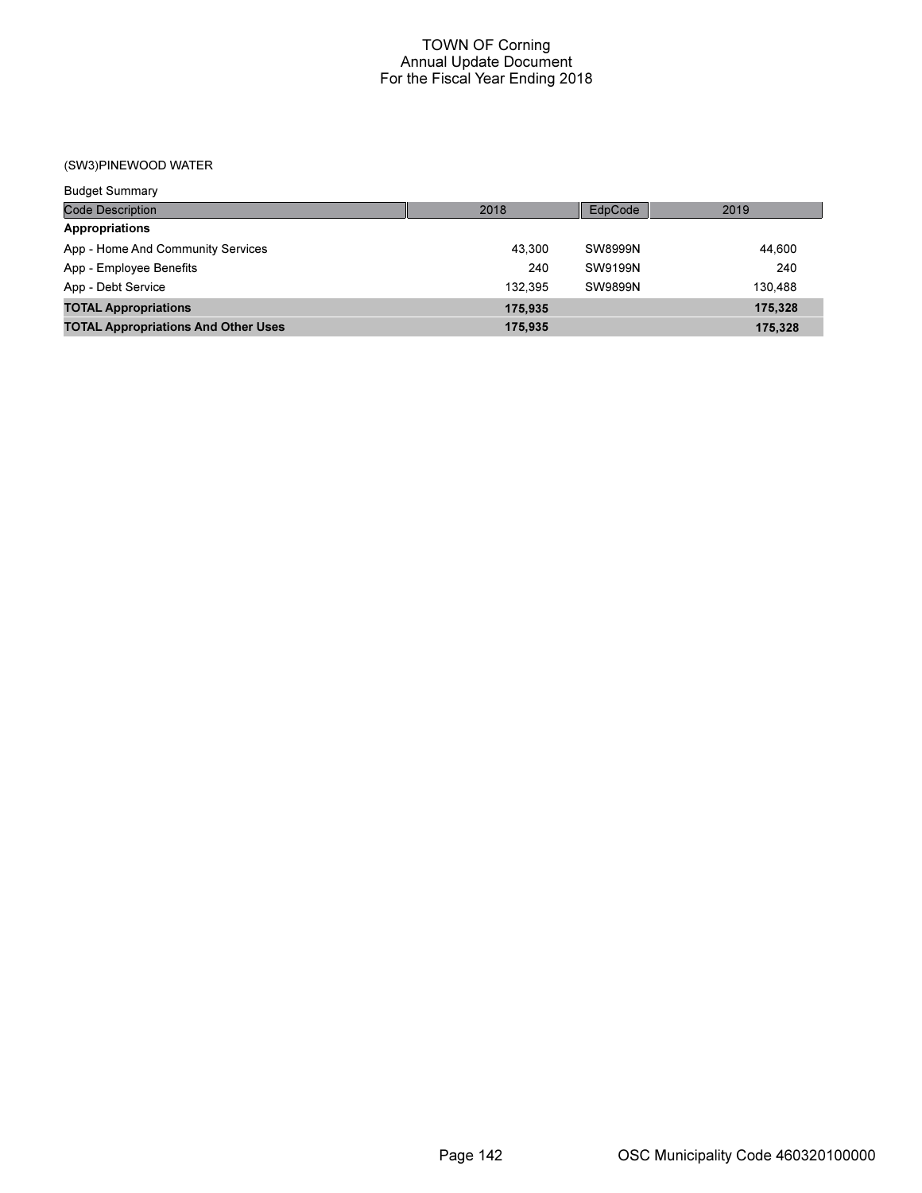# TOWN OF Corning
## Annual Update Document
## For the Fiscal Year Ending 2018

### (SW3)PINEWOOD WATER

Budget Summary

| Code Description | 2018 | EdpCode | 2019 |
|---|---|---|---|
| **Appropriations** | | | |
| App - Home And Community Services | 43,300 | SW8999N | 44,600 |
| App - Employee Benefits | 240 | SW9199N | 240 |
| App - Debt Service | 132,395 | SW9899N | 130,488 |
| **TOTAL Appropriations** | **175,935** | | **175,328** |
| **TOTAL Appropriations And Other Uses** | **175,935** | | **175,328** |

OSC Municipality Code 460320100000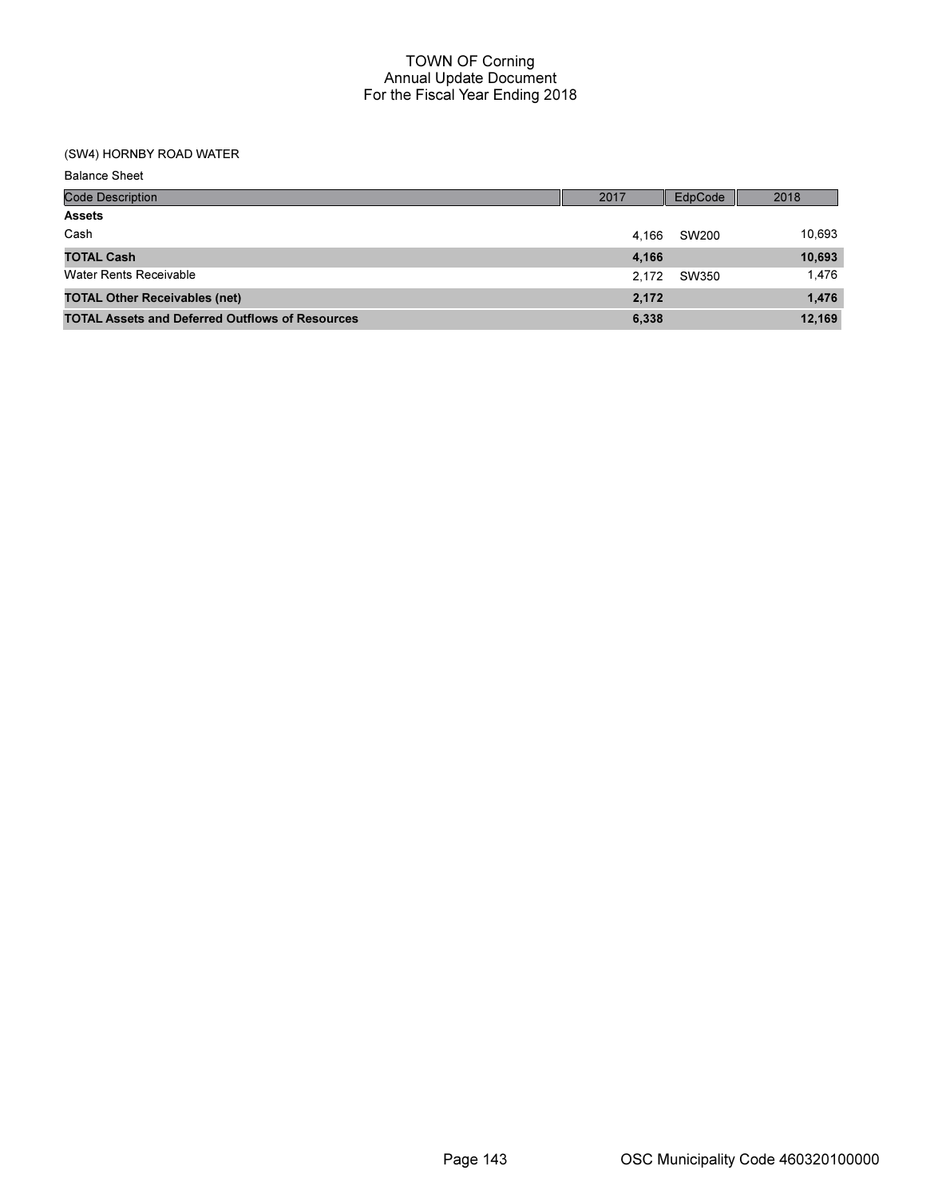# TOWN OF Corning
## Annual Update Document
## For the Fiscal Year Ending 2018

(SW4) HORNBY ROAD WATER

Balance Sheet

| Code Description | 2017 | EdpCode | 2018 |
|---|---|---|---|
| **Assets** | | | |
| Cash | 4,166 | SW200 | 10,693 |
| **TOTAL Cash** | **4,166** | | **10,693** |
| Water Rents Receivable | 2,172 | SW350 | 1,476 |
| **TOTAL Other Receivables (net)** | **2,172** | | **1,476** |
| **TOTAL Assets and Deferred Outflows of Resources** | **6,338** | | **12,169** |

OSC Municipality Code 460320100000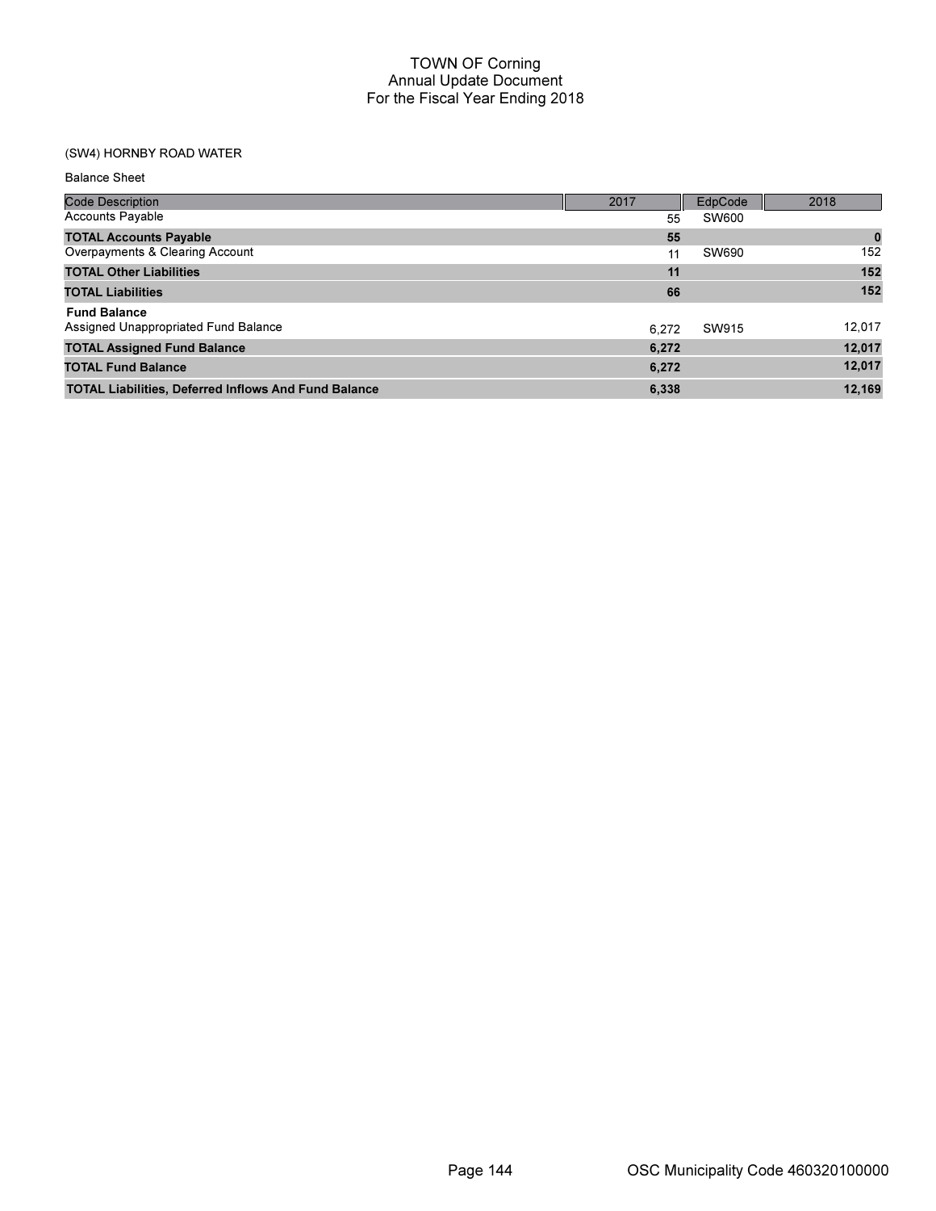# TOWN OF Corning
## Annual Update Document
### For the Fiscal Year Ending 2018

(SW4) HORNBY ROAD WATER

Balance Sheet

| Code Description | 2017 | EdpCode | 2018 |
|---|---|---|---|
| Accounts Payable | 55 | SW600 | |
| **TOTAL Accounts Payable** | **55** | | **0** |
| Overpayments & Clearing Account | 11 | SW690 | 152 |
| **TOTAL Other Liabilities** | **11** | | **152** |
| **TOTAL Liabilities** | **66** | | **152** |
| **Fund Balance** | | | |
| Assigned Unappropriated Fund Balance | 6,272 | SW915 | 12,017 |
| **TOTAL Assigned Fund Balance** | **6,272** | | **12,017** |
| **TOTAL Fund Balance** | **6,272** | | **12,017** |
| **TOTAL Liabilities, Deferred Inflows And Fund Balance** | **6,338** | | **12,169** |

OSC Municipality Code 460320100000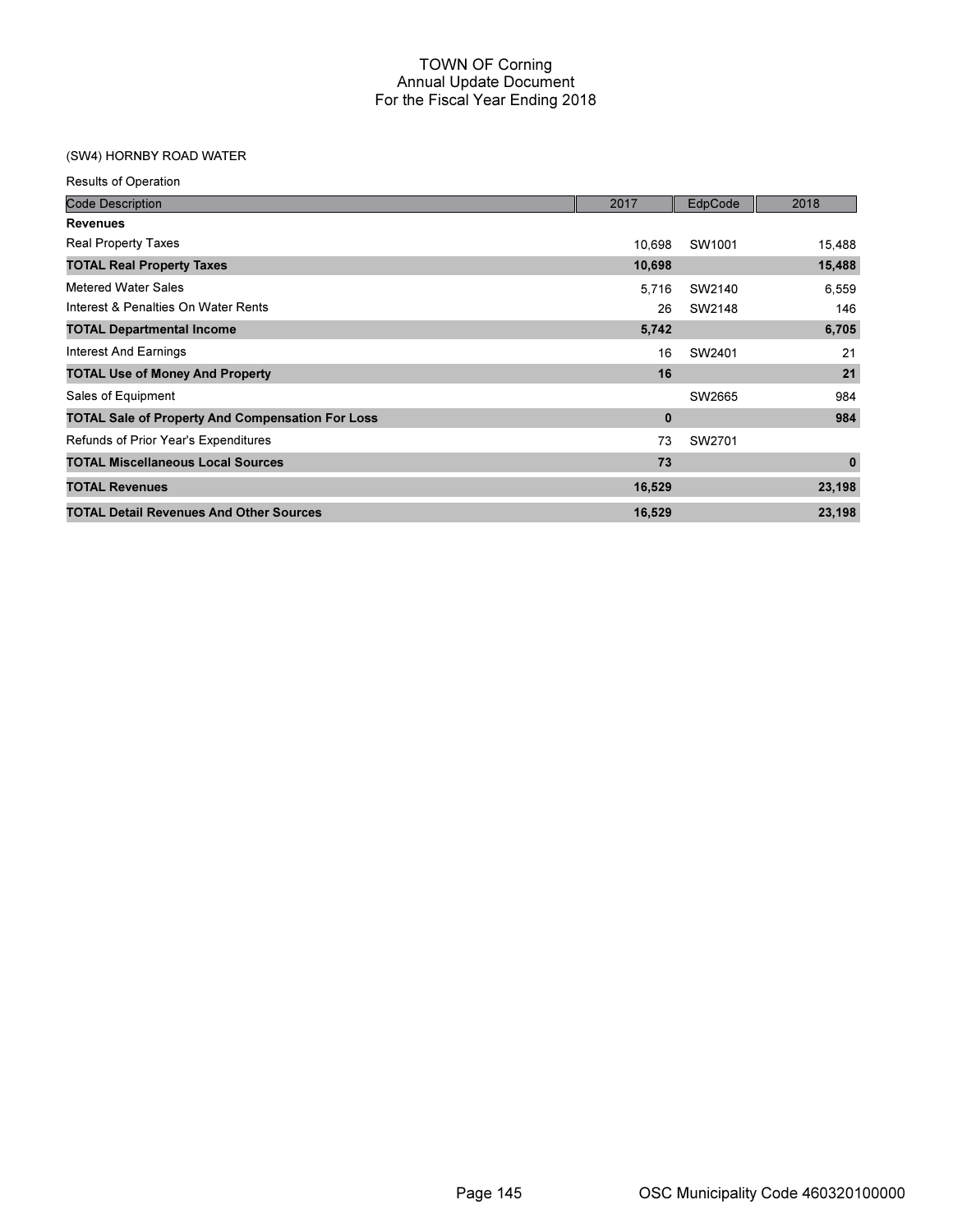# TOWN OF Corning
## Annual Update Document
## For the Fiscal Year Ending 2018

(SW4) HORNBY ROAD WATER

Results of Operation

| Code Description | 2017 | EdpCode | 2018 |
|---|---|---|---|
| **Revenues** | | | |
| Real Property Taxes | 10,698 | SW1001 | 15,488 |
| **TOTAL Real Property Taxes** | **10,698** | | **15,488** |
| Metered Water Sales | 5,716 | SW2140 | 6,559 |
| Interest & Penalties On Water Rents | 26 | SW2148 | 146 |
| **TOTAL Departmental Income** | **5,742** | | **6,705** |
| Interest And Earnings | 16 | SW2401 | 21 |
| **TOTAL Use of Money And Property** | **16** | | **21** |
| Sales of Equipment | | SW2665 | 984 |
| **TOTAL Sale of Property And Compensation For Loss** | **0** | | **984** |
| Refunds of Prior Year's Expenditures | 73 | SW2701 | |
| **TOTAL Miscellaneous Local Sources** | **73** | | **0** |
| **TOTAL Revenues** | **16,529** | | **23,198** |
| **TOTAL Detail Revenues And Other Sources** | **16,529** | | **23,198** |

OSC Municipality Code 460320100000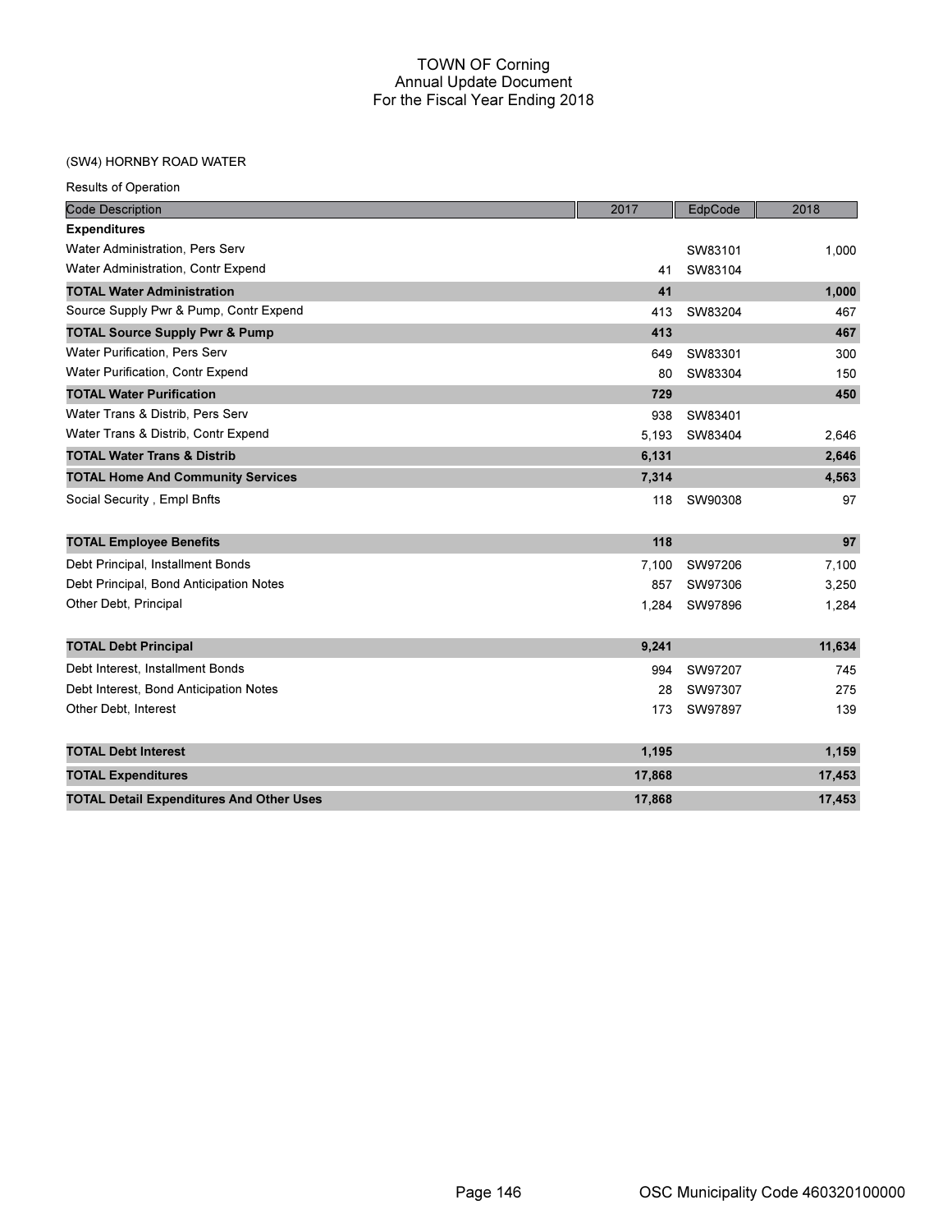# TOWN OF Corning
## Annual Update Document
## For the Fiscal Year Ending 2018

(SW4) HORNBY ROAD WATER

Results of Operation

| Code Description | 2017 | EdpCode | 2018 |
|---|---|---|---|
| **Expenditures** | | | |
| Water Administration, Pers Serv | | SW83101 | 1,000 |
| Water Administration, Contr Expend | 41 | SW83104 | |
| **TOTAL Water Administration** | **41** | | **1,000** |
| Source Supply Pwr & Pump, Contr Expend | 413 | SW83204 | 467 |
| **TOTAL Source Supply Pwr & Pump** | **413** | | **467** |
| Water Purification, Pers Serv | 649 | SW83301 | 300 |
| Water Purification, Contr Expend | 80 | SW83304 | 150 |
| **TOTAL Water Purification** | **729** | | **450** |
| Water Trans & Distrib, Pers Serv | 938 | SW83401 | |
| Water Trans & Distrib, Contr Expend | 5,193 | SW83404 | 2,646 |
| **TOTAL Water Trans & Distrib** | **6,131** | | **2,646** |
| **TOTAL Home And Community Services** | **7,314** | | **4,563** |
| Social Security , Empl Bnfts | 118 | SW90308 | 97 |
| **TOTAL Employee Benefits** | **118** | | **97** |
| Debt Principal, Installment Bonds | 7,100 | SW97206 | 7,100 |
| Debt Principal, Bond Anticipation Notes | 857 | SW97306 | 3,250 |
| Other Debt, Principal | 1,284 | SW97896 | 1,284 |
| **TOTAL Debt Principal** | **9,241** | | **11,634** |
| Debt Interest, Installment Bonds | 994 | SW97207 | 745 |
| Debt Interest, Bond Anticipation Notes | 28 | SW97307 | 275 |
| Other Debt, Interest | 173 | SW97897 | 139 |
| **TOTAL Debt Interest** | **1,195** | | **1,159** |
| **TOTAL Expenditures** | **17,868** | | **17,453** |
| **TOTAL Detail Expenditures And Other Uses** | **17,868** | | **17,453** |

OSC Municipality Code 460320100000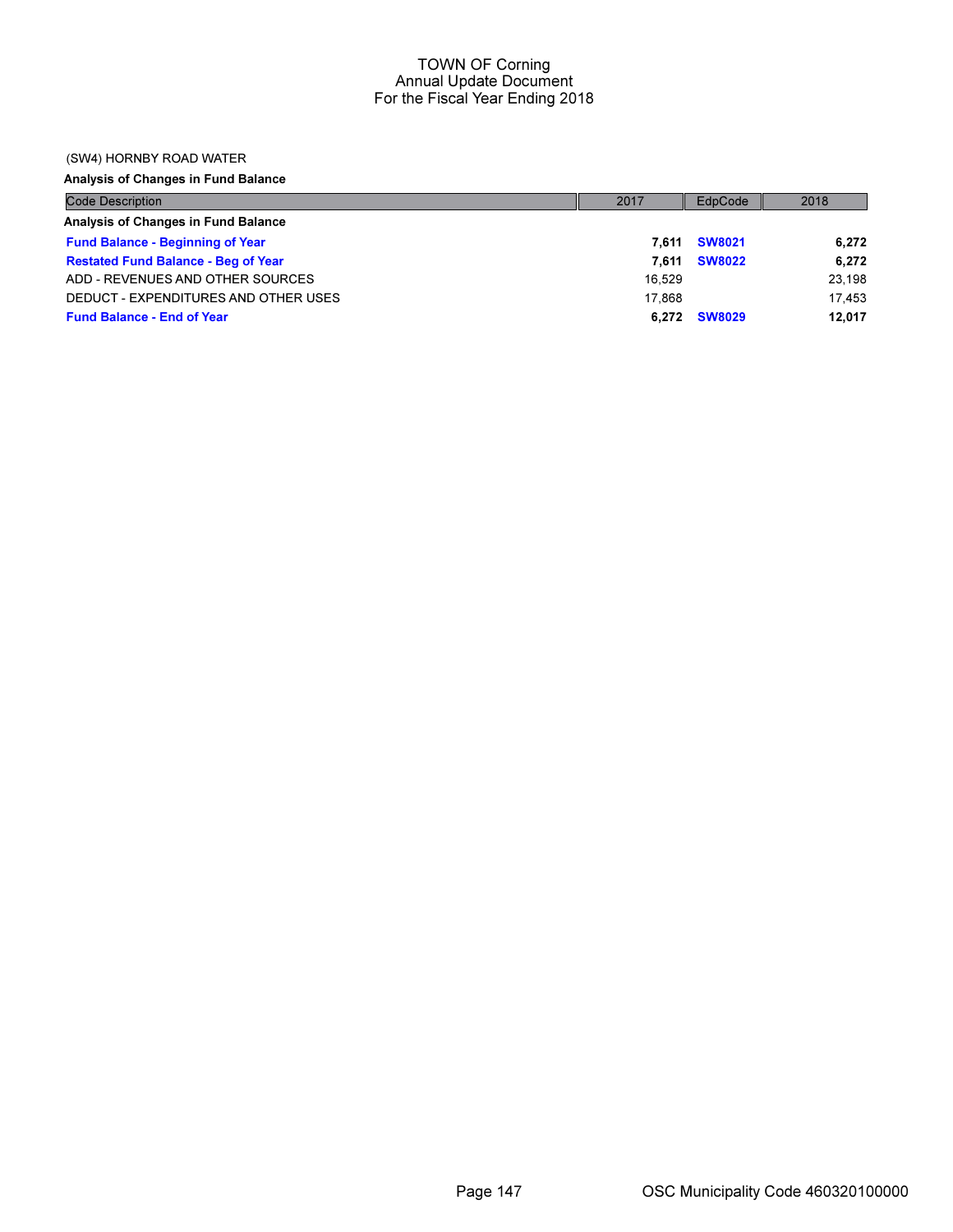# TOWN OF Corning
## Annual Update Document
## For the Fiscal Year Ending 2018

(SW4) HORNBY ROAD WATER

**Analysis of Changes in Fund Balance**

| Code Description | 2017 | EdpCode | 2018 |
|---|---|---|---|
| **Analysis of Changes in Fund Balance** | | | |
| **Fund Balance - Beginning of Year** | **7,611** | **SW8021** | **6,272** |
| **Restated Fund Balance - Beg of Year** | **7,611** | **SW8022** | **6,272** |
| ADD - REVENUES AND OTHER SOURCES | 16,529 | | 23,198 |
| DEDUCT - EXPENDITURES AND OTHER USES | 17,868 | | 17,453 |
| **Fund Balance - End of Year** | **6,272** | **SW8029** | **12,017** |

OSC Municipality Code 460320100000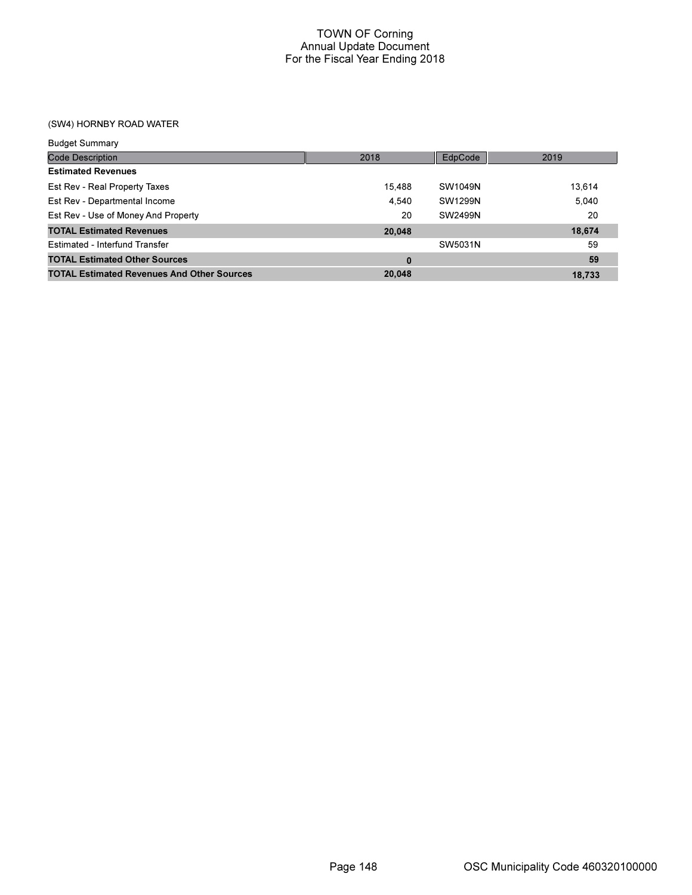# TOWN OF Corning
## Annual Update Document
## For the Fiscal Year Ending 2018

### (SW4) HORNBY ROAD WATER

Budget Summary

| Code Description | 2018 | EdpCode | 2019 |
|---|---|---|---|
| **Estimated Revenues** | | | |
| Est Rev - Real Property Taxes | 15,488 | SW1049N | 13,614 |
| Est Rev - Departmental Income | 4,540 | SW1299N | 5,040 |
| Est Rev - Use of Money And Property | 20 | SW2499N | 20 |
| **TOTAL Estimated Revenues** | **20,048** | | **18,674** |
| Estimated - Interfund Transfer | | SW5031N | 59 |
| **TOTAL Estimated Other Sources** | **0** | | **59** |
| **TOTAL Estimated Revenues And Other Sources** | **20,048** | | **18,733** |

OSC Municipality Code 460320100000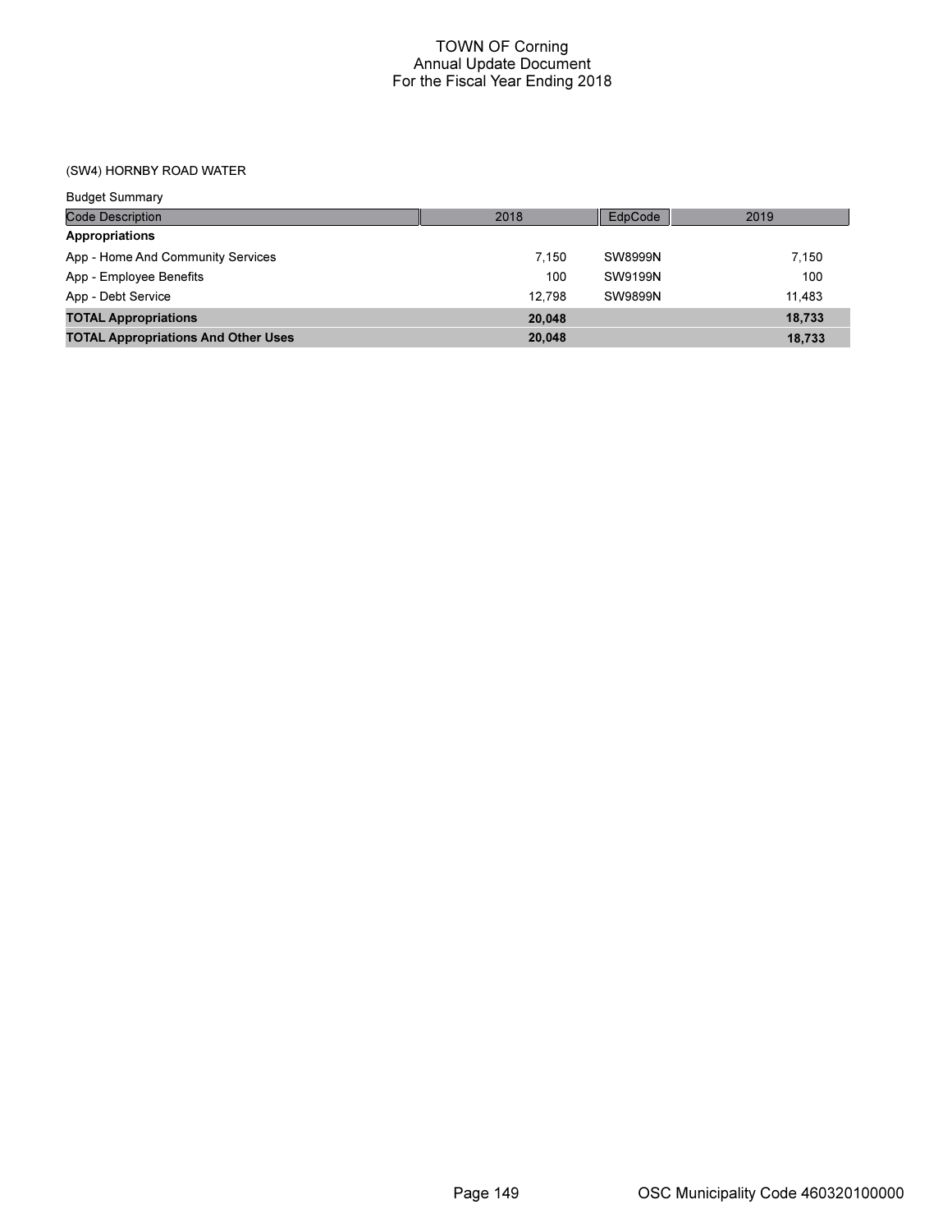# TOWN OF Corning
## Annual Update Document
## For the Fiscal Year Ending 2018

(SW4) HORNBY ROAD WATER

Budget Summary

| Code Description | 2018 | EdpCode | 2019 |
|---|---|---|---|
| **Appropriations** | | | |
| App - Home And Community Services | 7,150 | SW8999N | 7,150 |
| App - Employee Benefits | 100 | SW9199N | 100 |
| App - Debt Service | 12,798 | SW9899N | 11,483 |
| **TOTAL Appropriations** | **20,048** | | **18,733** |
| **TOTAL Appropriations And Other Uses** | **20,048** | | **18,733** |

OSC Municipality Code 460320100000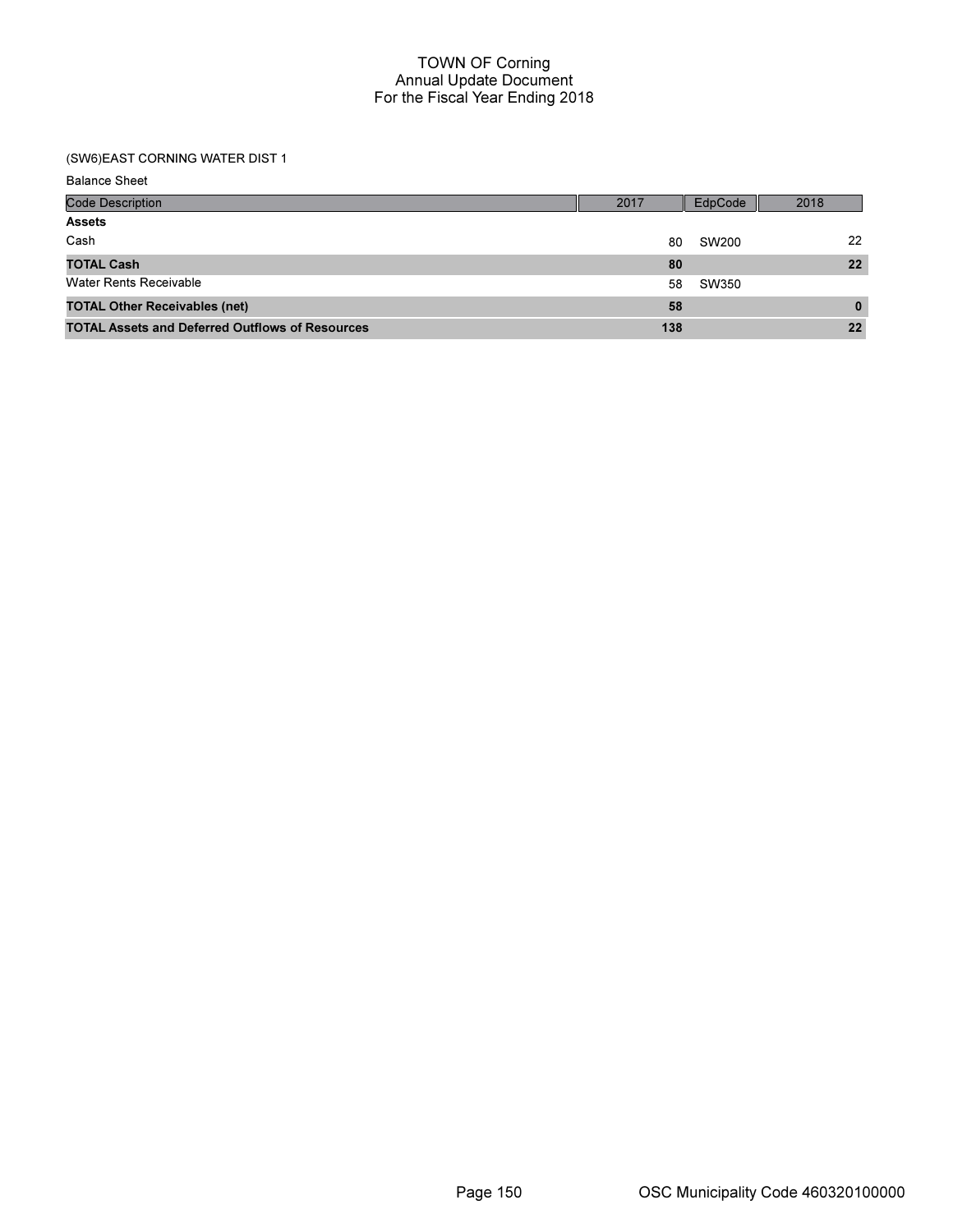# TOWN OF Corning
## Annual Update Document
## For the Fiscal Year Ending 2018

(SW6)EAST CORNING WATER DIST 1

Balance Sheet

| Code Description | 2017 | EdpCode | 2018 |
|---|---|---|---|
| **Assets** | | | |
| Cash | 80 | SW200 | 22 |
| **TOTAL Cash** | **80** | | **22** |
| Water Rents Receivable | 58 | SW350 | |
| **TOTAL Other Receivables (net)** | **58** | | **0** |
| **TOTAL Assets and Deferred Outflows of Resources** | **138** | | **22** |

OSC Municipality Code 460320100000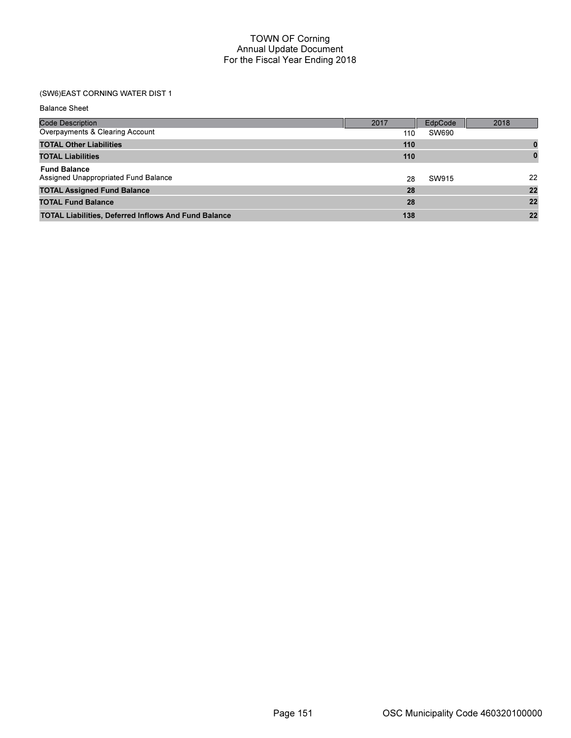# TOWN OF Corning
## Annual Update Document
## For the Fiscal Year Ending 2018

(SW6)EAST CORNING WATER DIST 1

Balance Sheet

| Code Description | 2017 | EdpCode | 2018 |
|---|---|---|---|
| Overpayments & Clearing Account | 110 | SW690 | |
| **TOTAL Other Liabilities** | **110** | | **0** |
| **TOTAL Liabilities** | **110** | | **0** |
| **Fund Balance** | | | |
| Assigned Unappropriated Fund Balance | 28 | SW915 | 22 |
| **TOTAL Assigned Fund Balance** | **28** | | **22** |
| **TOTAL Fund Balance** | **28** | | **22** |
| **TOTAL Liabilities, Deferred Inflows And Fund Balance** | **138** | | **22** |

OSC Municipality Code 460320100000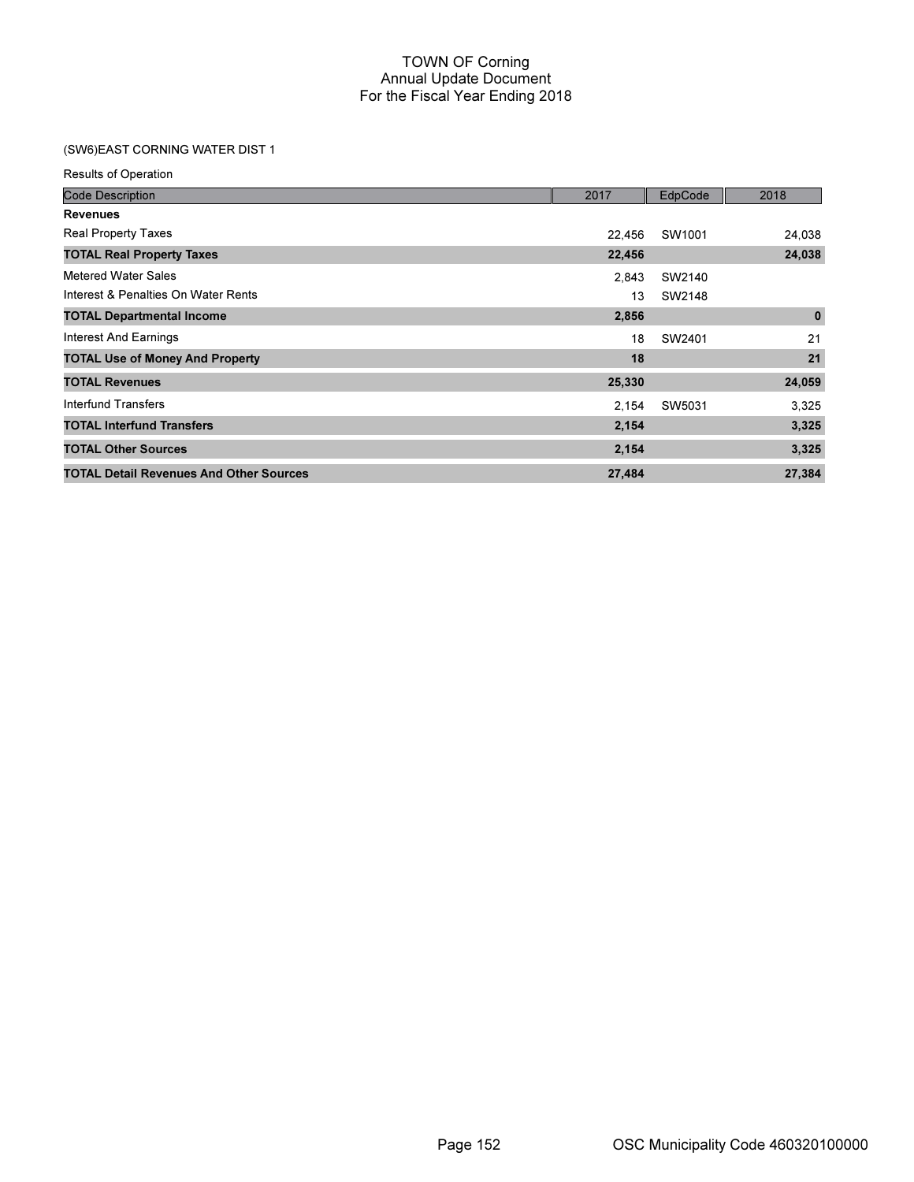# TOWN OF Corning
## Annual Update Document
## For the Fiscal Year Ending 2018

(SW6)EAST CORNING WATER DIST 1

Results of Operation

| Code Description | 2017 | EdpCode | 2018 |
|---|---|---|---|
| **Revenues** | | | |
| Real Property Taxes | 22,456 | SW1001 | 24,038 |
| **TOTAL Real Property Taxes** | **22,456** | | **24,038** |
| Metered Water Sales | 2,843 | SW2140 | |
| Interest & Penalties On Water Rents | 13 | SW2148 | |
| **TOTAL Departmental Income** | **2,856** | | **0** |
| Interest And Earnings | 18 | SW2401 | 21 |
| **TOTAL Use of Money And Property** | **18** | | **21** |
| **TOTAL Revenues** | **25,330** | | **24,059** |
| Interfund Transfers | 2,154 | SW5031 | 3,325 |
| **TOTAL Interfund Transfers** | **2,154** | | **3,325** |
| **TOTAL Other Sources** | **2,154** | | **3,325** |
| **TOTAL Detail Revenues And Other Sources** | **27,484** | | **27,384** |

OSC Municipality Code 460320100000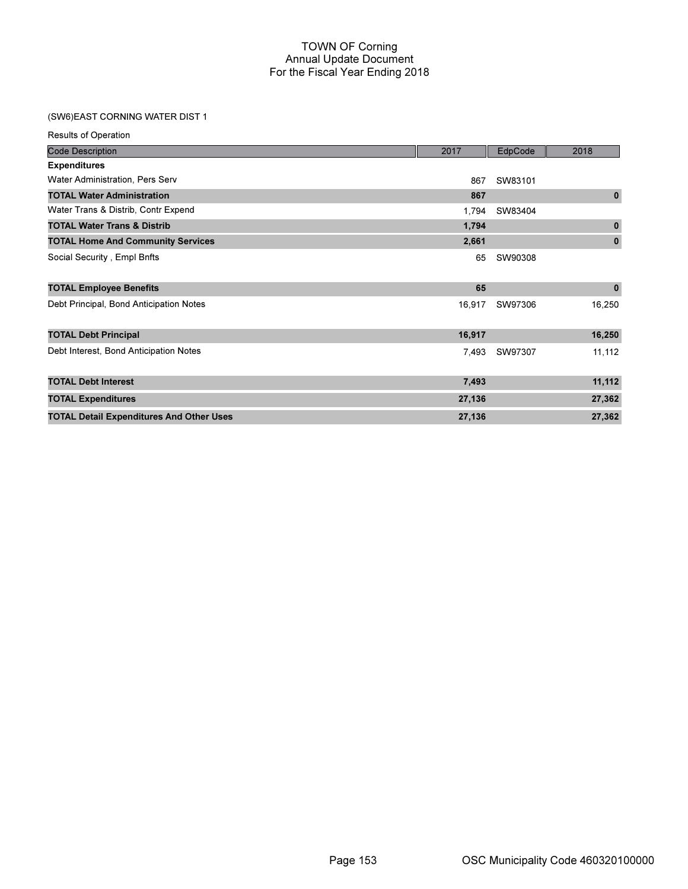# TOWN OF Corning
## Annual Update Document
## For the Fiscal Year Ending 2018

(SW6)EAST CORNING WATER DIST 1

Results of Operation

| Code Description | 2017 | EdpCode | 2018 |
|---|---|---|---|
| **Expenditures** | | | |
| Water Administration, Pers Serv | 867 | SW83101 | |
| **TOTAL Water Administration** | **867** | | **0** |
| Water Trans & Distrib, Contr Expend | 1,794 | SW83404 | |
| **TOTAL Water Trans & Distrib** | **1,794** | | **0** |
| **TOTAL Home And Community Services** | **2,661** | | **0** |
| Social Security , Empl Bnfts | 65 | SW90308 | |
| **TOTAL Employee Benefits** | **65** | | **0** |
| Debt Principal, Bond Anticipation Notes | 16,917 | SW97306 | 16,250 |
| **TOTAL Debt Principal** | **16,917** | | **16,250** |
| Debt Interest, Bond Anticipation Notes | 7,493 | SW97307 | 11,112 |
| **TOTAL Debt Interest** | **7,493** | | **11,112** |
| **TOTAL Expenditures** | **27,136** | | **27,362** |
| **TOTAL Detail Expenditures And Other Uses** | **27,136** | | **27,362** |

OSC Municipality Code 460320100000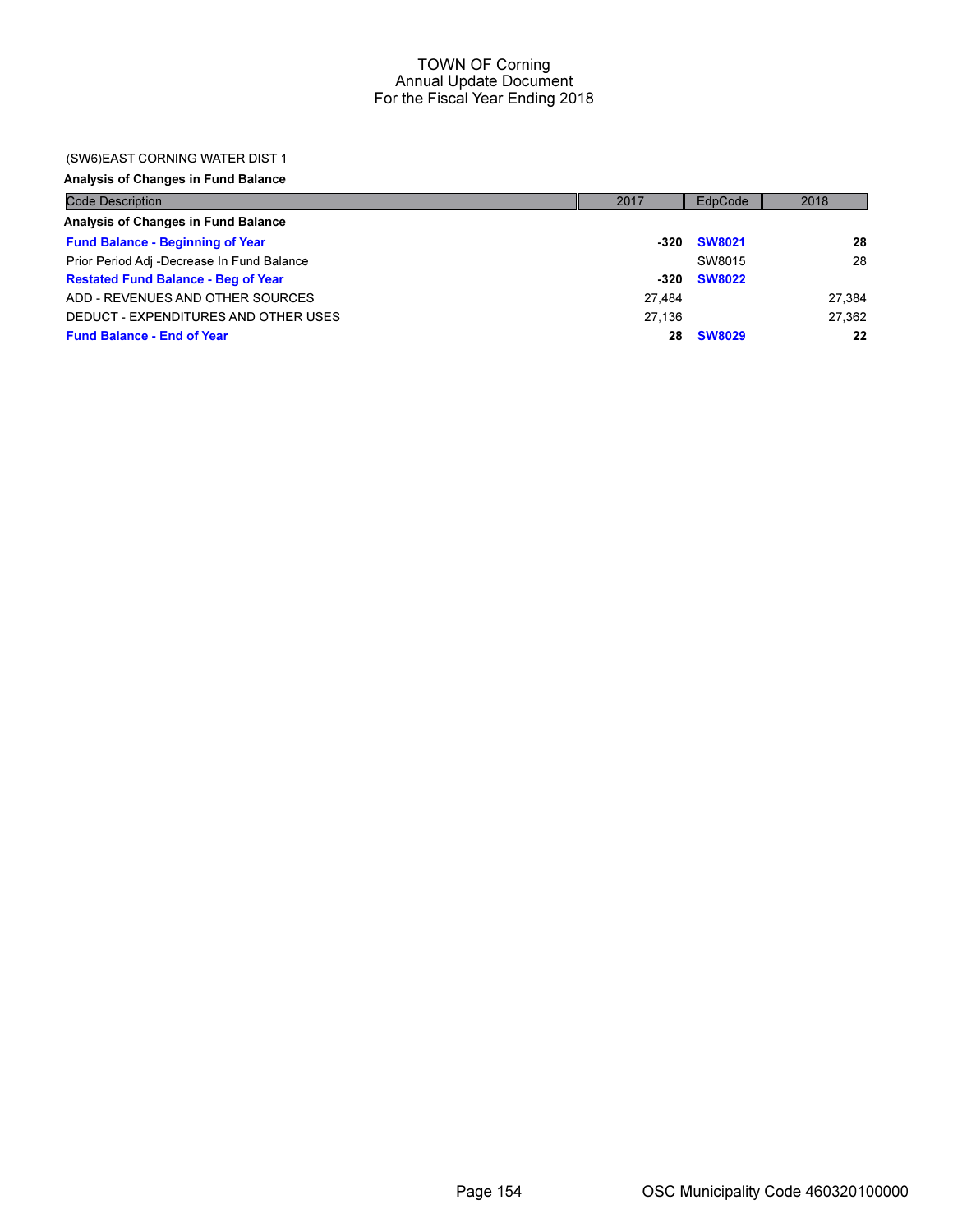# TOWN OF Corning
## Annual Update Document
## For the Fiscal Year Ending 2018

(SW6)EAST CORNING WATER DIST 1

**Analysis of Changes in Fund Balance**

| Code Description | 2017 | EdpCode | 2018 |
|---|---|---|---|
| **Analysis of Changes in Fund Balance** | | | |
| **Fund Balance - Beginning of Year** | **-320** | **SW8021** | **28** |
| Prior Period Adj -Decrease In Fund Balance | | SW8015 | 28 |
| **Restated Fund Balance - Beg of Year** | **-320** | **SW8022** | |
| ADD - REVENUES AND OTHER SOURCES | 27,484 | | 27,384 |
| DEDUCT - EXPENDITURES AND OTHER USES | 27,136 | | 27,362 |
| **Fund Balance - End of Year** | **28** | **SW8029** | **22** |

OSC Municipality Code 460320100000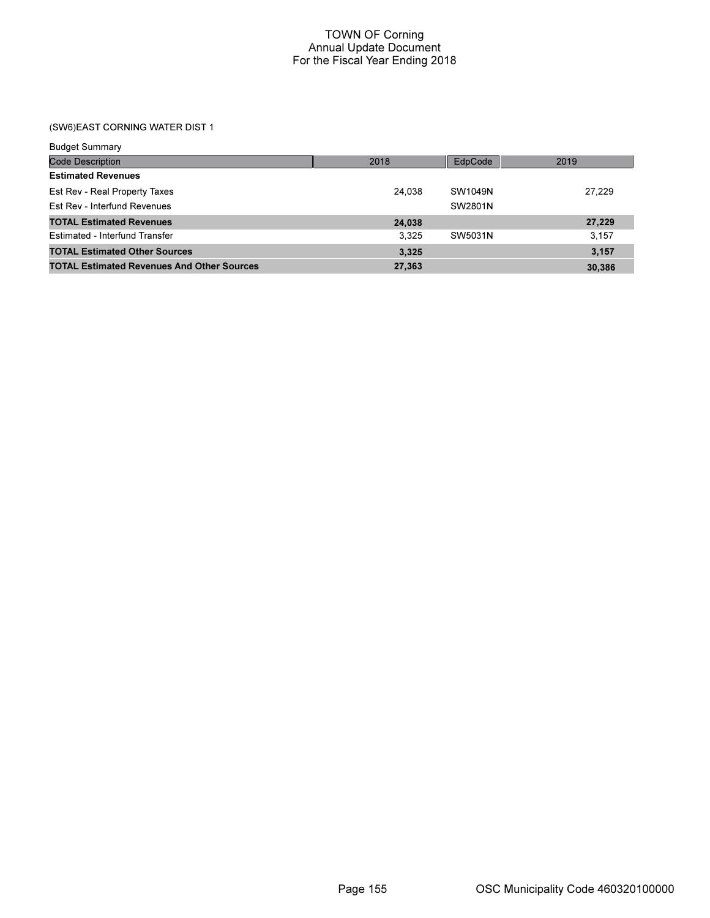# TOWN OF Corning
## Annual Update Document
## For the Fiscal Year Ending 2018

### (SW6)EAST CORNING WATER DIST 1

Budget Summary

| Code Description | 2018 | EdpCode | 2019 |
|---|---|---|---|
| **Estimated Revenues** | | | |
| Est Rev - Real Property Taxes | 24,038 | SW1049N | 27,229 |
| Est Rev - Interfund Revenues | | SW2801N | |
| **TOTAL Estimated Revenues** | **24,038** | | **27,229** |
| Estimated - Interfund Transfer | 3,325 | SW5031N | 3,157 |
| **TOTAL Estimated Other Sources** | **3,325** | | **3,157** |
| **TOTAL Estimated Revenues And Other Sources** | **27,363** | | **30,386** |

OSC Municipality Code 460320100000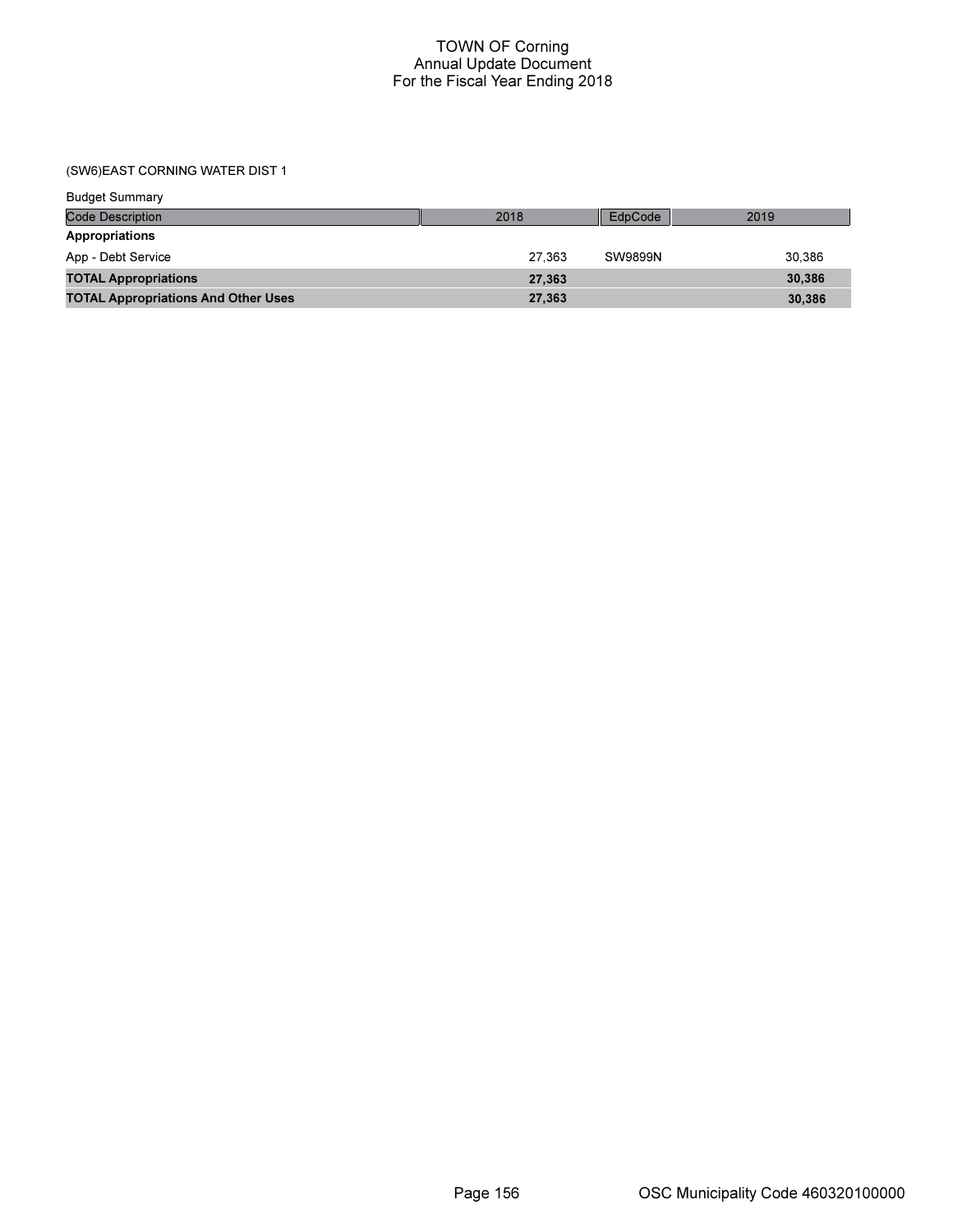# TOWN OF Corning
## Annual Update Document
## For the Fiscal Year Ending 2018

### (SW6)EAST CORNING WATER DIST 1

Budget Summary

| Code Description | 2018 | EdpCode | 2019 |
|---|---|---|---|
| **Appropriations** | | | |
| App - Debt Service | 27,363 | SW9899N | 30,386 |
| **TOTAL Appropriations** | **27,363** | | **30,386** |
| **TOTAL Appropriations And Other Uses** | **27,363** | | **30,386** |

OSC Municipality Code 460320100000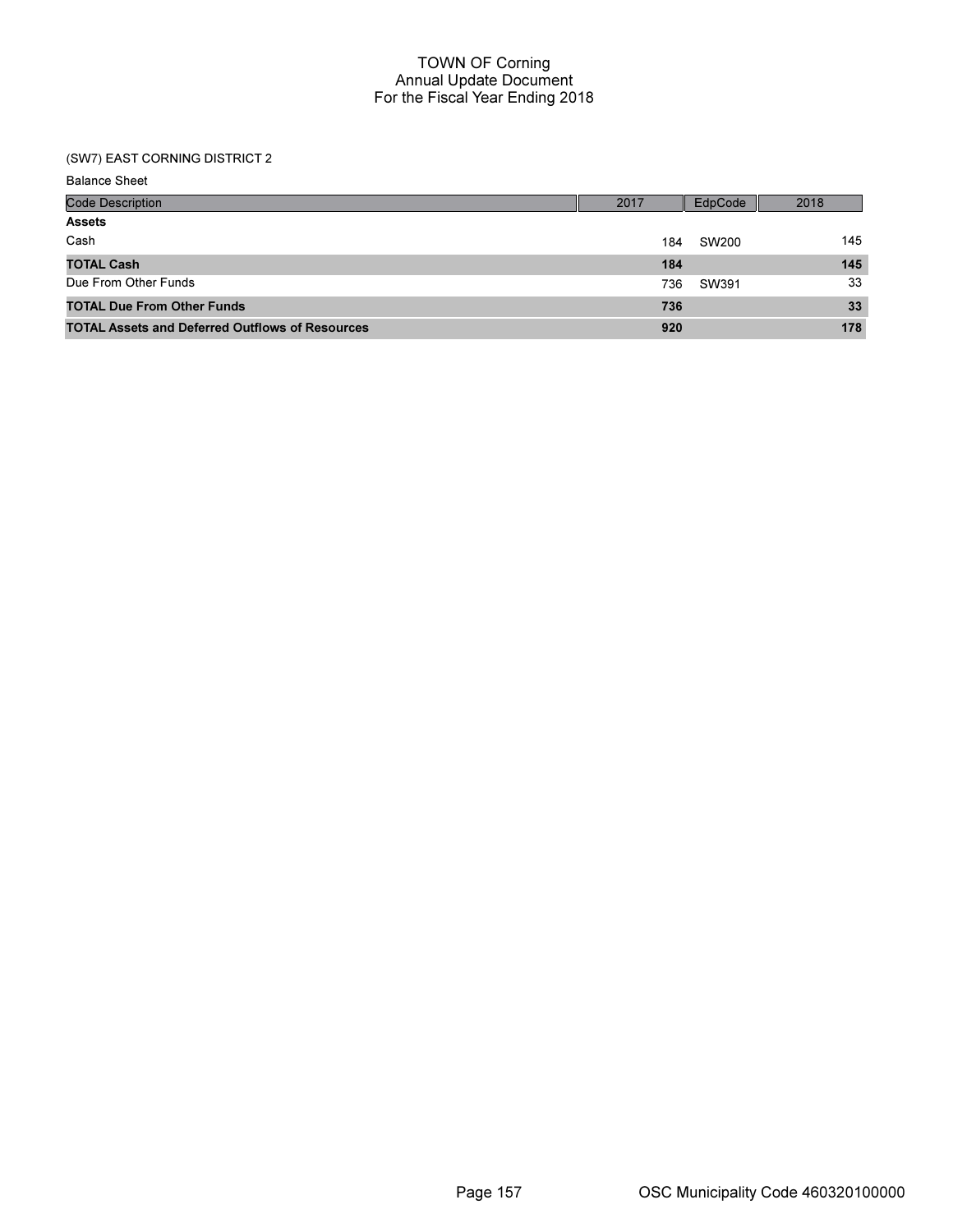# TOWN OF Corning
## Annual Update Document
## For the Fiscal Year Ending 2018

(SW7) EAST CORNING DISTRICT 2

Balance Sheet

| Code Description | 2017 | EdpCode | 2018 |
|---|---|---|---|
| **Assets** | | | |
| Cash | 184 | SW200 | 145 |
| **TOTAL Cash** | **184** | | **145** |
| Due From Other Funds | 736 | SW391 | 33 |
| **TOTAL Due From Other Funds** | **736** | | **33** |
| **TOTAL Assets and Deferred Outflows of Resources** | **920** | | **178** |

OSC Municipality Code 460320100000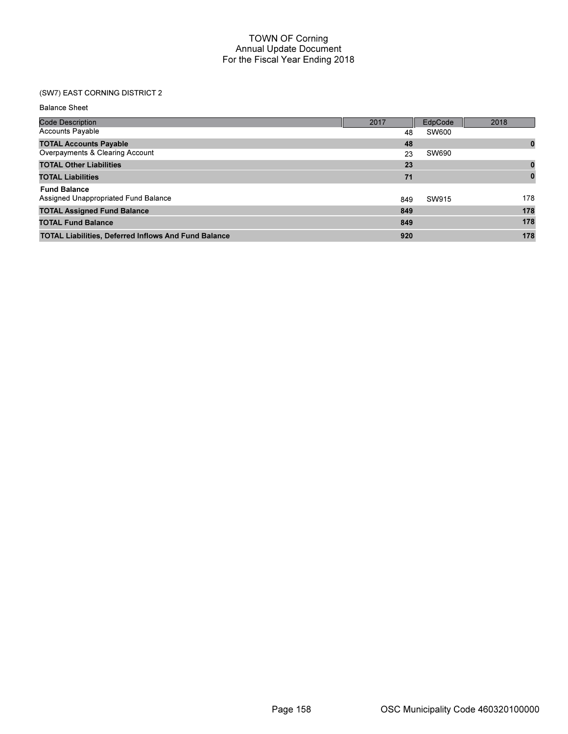# TOWN OF Corning
## Annual Update Document
## For the Fiscal Year Ending 2018

(SW7) EAST CORNING DISTRICT 2

Balance Sheet

| Code Description | 2017 | EdpCode | 2018 |
|---|---|---|---|
| Accounts Payable | 48 | SW600 | |
| **TOTAL Accounts Payable** | **48** | | **0** |
| Overpayments & Clearing Account | 23 | SW690 | |
| **TOTAL Other Liabilities** | **23** | | **0** |
| **TOTAL Liabilities** | **71** | | **0** |
| **Fund Balance** | | | |
| Assigned Unappropriated Fund Balance | 849 | SW915 | 178 |
| **TOTAL Assigned Fund Balance** | **849** | | **178** |
| **TOTAL Fund Balance** | **849** | | **178** |
| **TOTAL Liabilities, Deferred Inflows And Fund Balance** | **920** | | **178** |

OSC Municipality Code 460320100000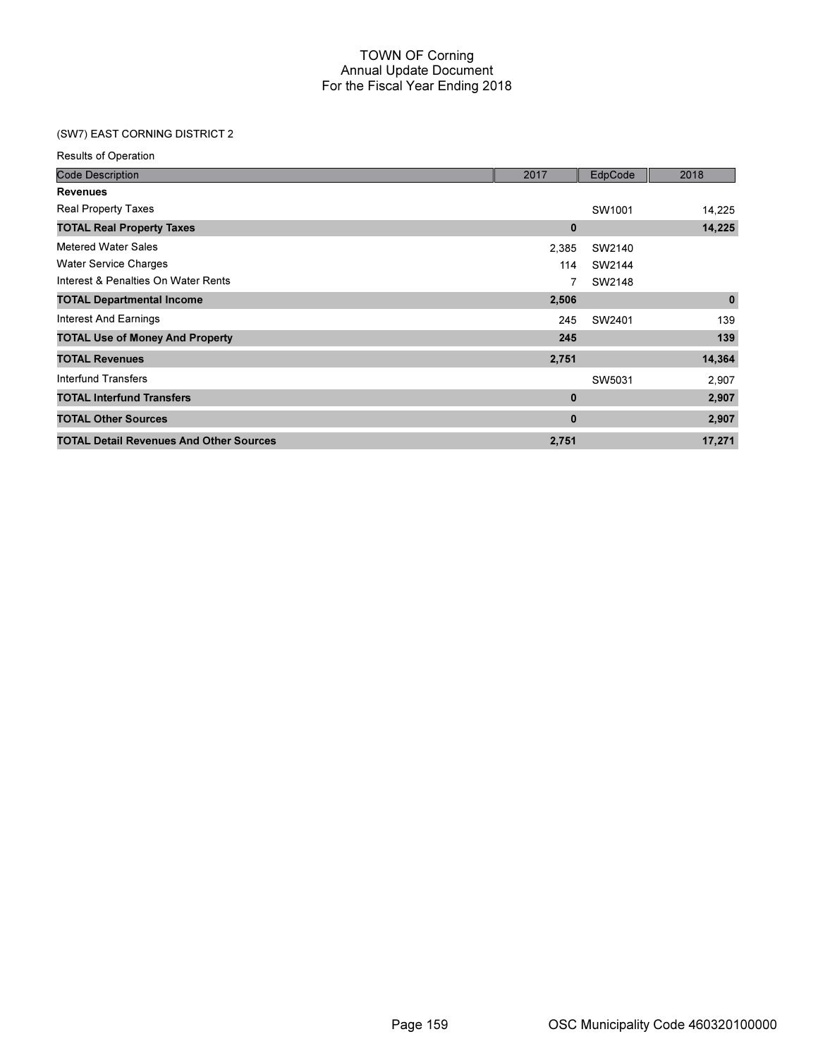# TOWN OF Corning
## Annual Update Document
## For the Fiscal Year Ending 2018

(SW7) EAST CORNING DISTRICT 2

Results of Operation

| Code Description | 2017 | EdpCode | 2018 |
|---|---|---|---|
| **Revenues** | | | |
| Real Property Taxes | | SW1001 | 14,225 |
| **TOTAL Real Property Taxes** | **0** | | **14,225** |
| Metered Water Sales | 2,385 | SW2140 | |
| Water Service Charges | 114 | SW2144 | |
| Interest & Penalties On Water Rents | 7 | SW2148 | |
| **TOTAL Departmental Income** | **2,506** | | **0** |
| Interest And Earnings | 245 | SW2401 | 139 |
| **TOTAL Use of Money And Property** | **245** | | **139** |
| **TOTAL Revenues** | **2,751** | | **14,364** |
| Interfund Transfers | | SW5031 | 2,907 |
| **TOTAL Interfund Transfers** | **0** | | **2,907** |
| **TOTAL Other Sources** | **0** | | **2,907** |
| **TOTAL Detail Revenues And Other Sources** | **2,751** | | **17,271** |

OSC Municipality Code 460320100000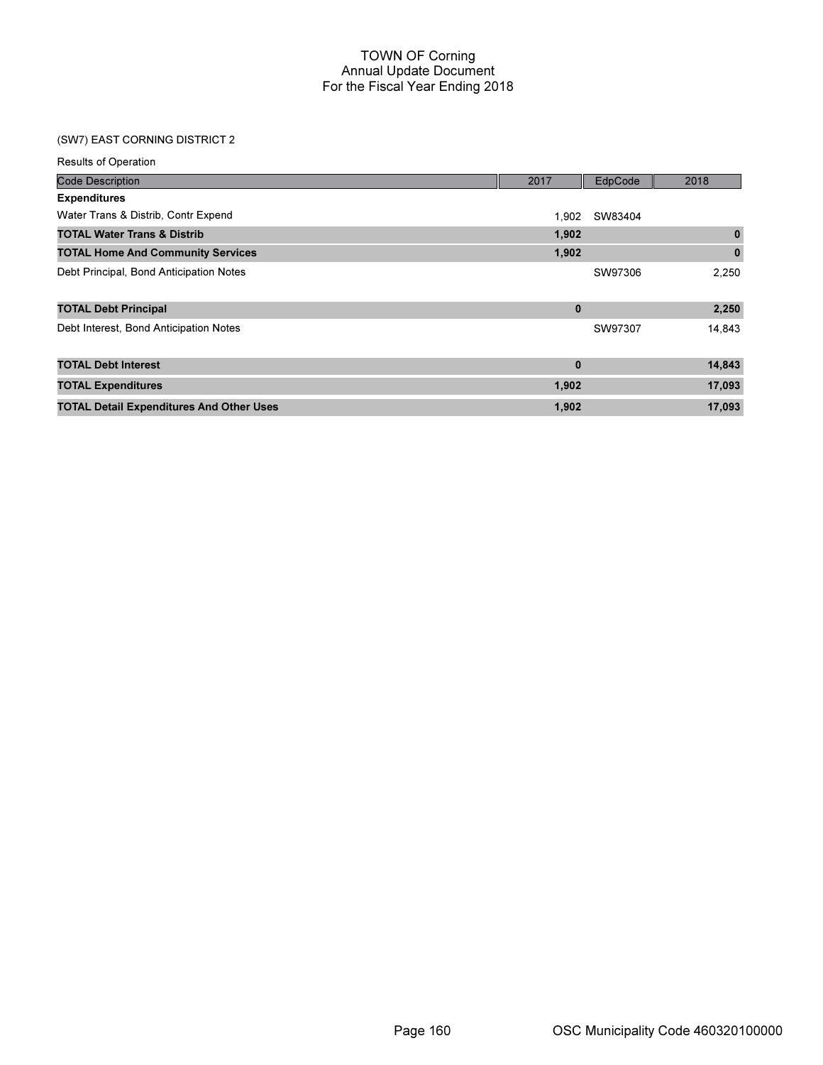# TOWN OF Corning
## Annual Update Document
## For the Fiscal Year Ending 2018

### (SW7) EAST CORNING DISTRICT 2

Results of Operation

| Code Description | 2017 | EdpCode | 2018 |
|---|---|---|---|
| **Expenditures** | | | |
| Water Trans & Distrib, Contr Expend | 1,902 | SW83404 | |
| **TOTAL Water Trans & Distrib** | **1,902** | | **0** |
| **TOTAL Home And Community Services** | **1,902** | | **0** |
| Debt Principal, Bond Anticipation Notes | | SW97306 | 2,250 |
| **TOTAL Debt Principal** | **0** | | **2,250** |
| Debt Interest, Bond Anticipation Notes | | SW97307 | 14,843 |
| **TOTAL Debt Interest** | **0** | | **14,843** |
| **TOTAL Expenditures** | **1,902** | | **17,093** |
| **TOTAL Detail Expenditures And Other Uses** | **1,902** | | **17,093** |

OSC Municipality Code 460320100000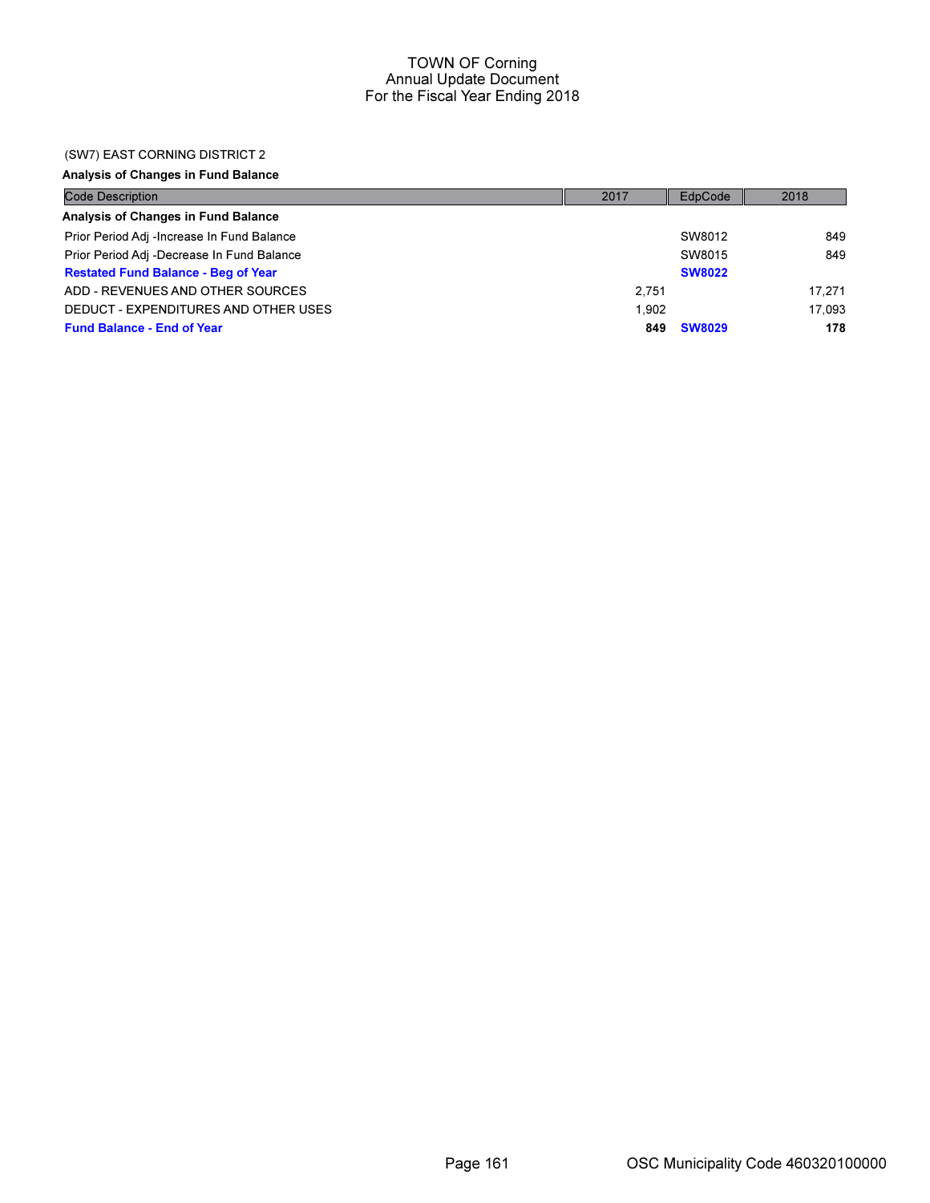# TOWN OF Corning
## Annual Update Document
## For the Fiscal Year Ending 2018

(SW7) EAST CORNING DISTRICT 2

**Analysis of Changes in Fund Balance**

| Code Description | 2017 | EdpCode | 2018 |
|---|---|---|---|
| **Analysis of Changes in Fund Balance** | | | |
| Prior Period Adj -Increase In Fund Balance | | SW8012 | 849 |
| Prior Period Adj -Decrease In Fund Balance | | SW8015 | 849 |
| **Restated Fund Balance - Beg of Year** | | **SW8022** | |
| ADD - REVENUES AND OTHER SOURCES | 2,751 | | 17,271 |
| DEDUCT - EXPENDITURES AND OTHER USES | 1,902 | | 17,093 |
| **Fund Balance - End of Year** | **849** | **SW8029** | **178** |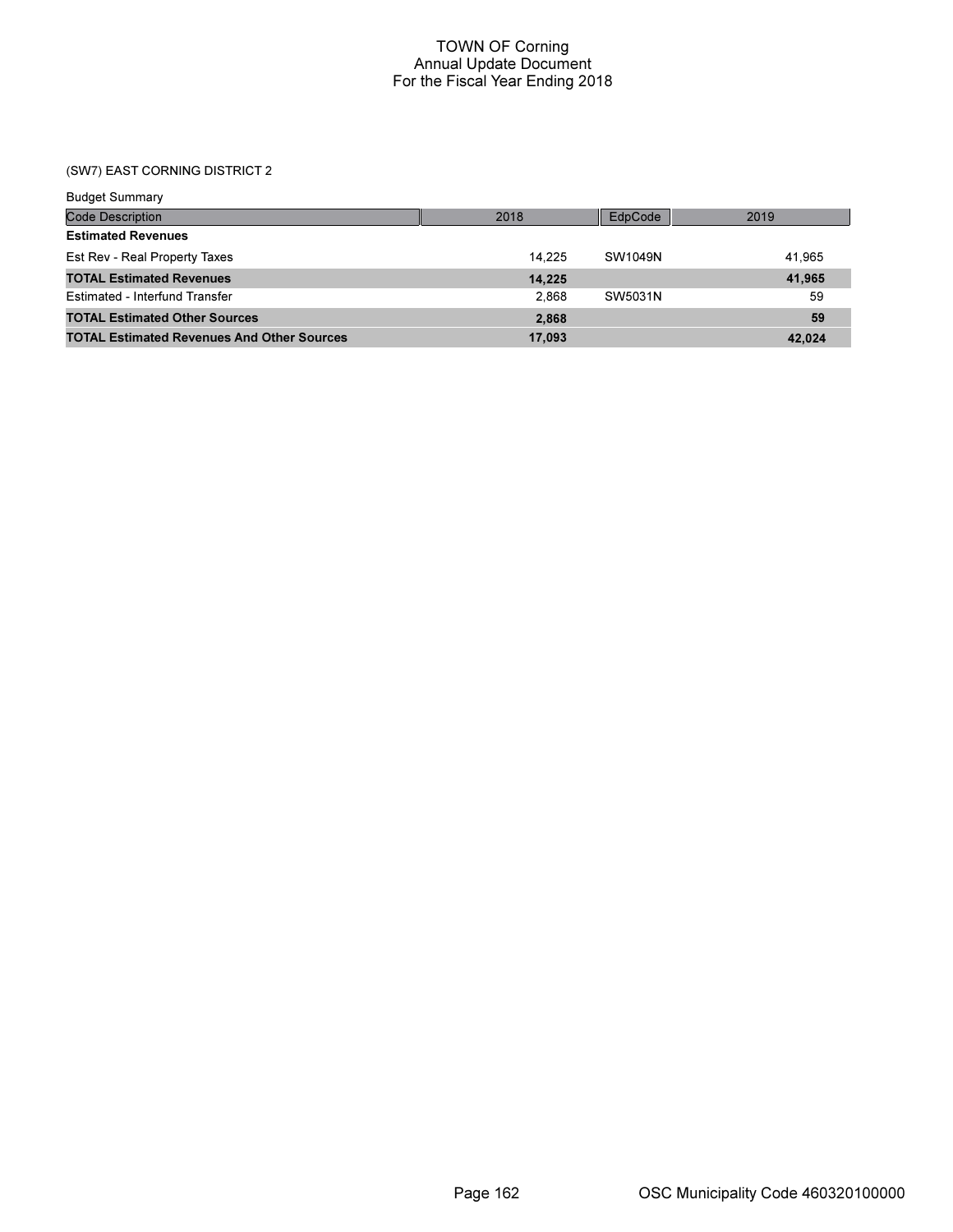# TOWN OF Corning
## Annual Update Document
## For the Fiscal Year Ending 2018

### (SW7) EAST CORNING DISTRICT 2

Budget Summary

| Code Description | 2018 | EdpCode | 2019 |
|---|---|---|---|
| **Estimated Revenues** | | | |
| Est Rev - Real Property Taxes | 14,225 | SW1049N | 41,965 |
| **TOTAL Estimated Revenues** | **14,225** | | **41,965** |
| Estimated - Interfund Transfer | 2,868 | SW5031N | 59 |
| **TOTAL Estimated Other Sources** | **2,868** | | **59** |
| **TOTAL Estimated Revenues And Other Sources** | **17,093** | | **42,024** |

OSC Municipality Code 460320100000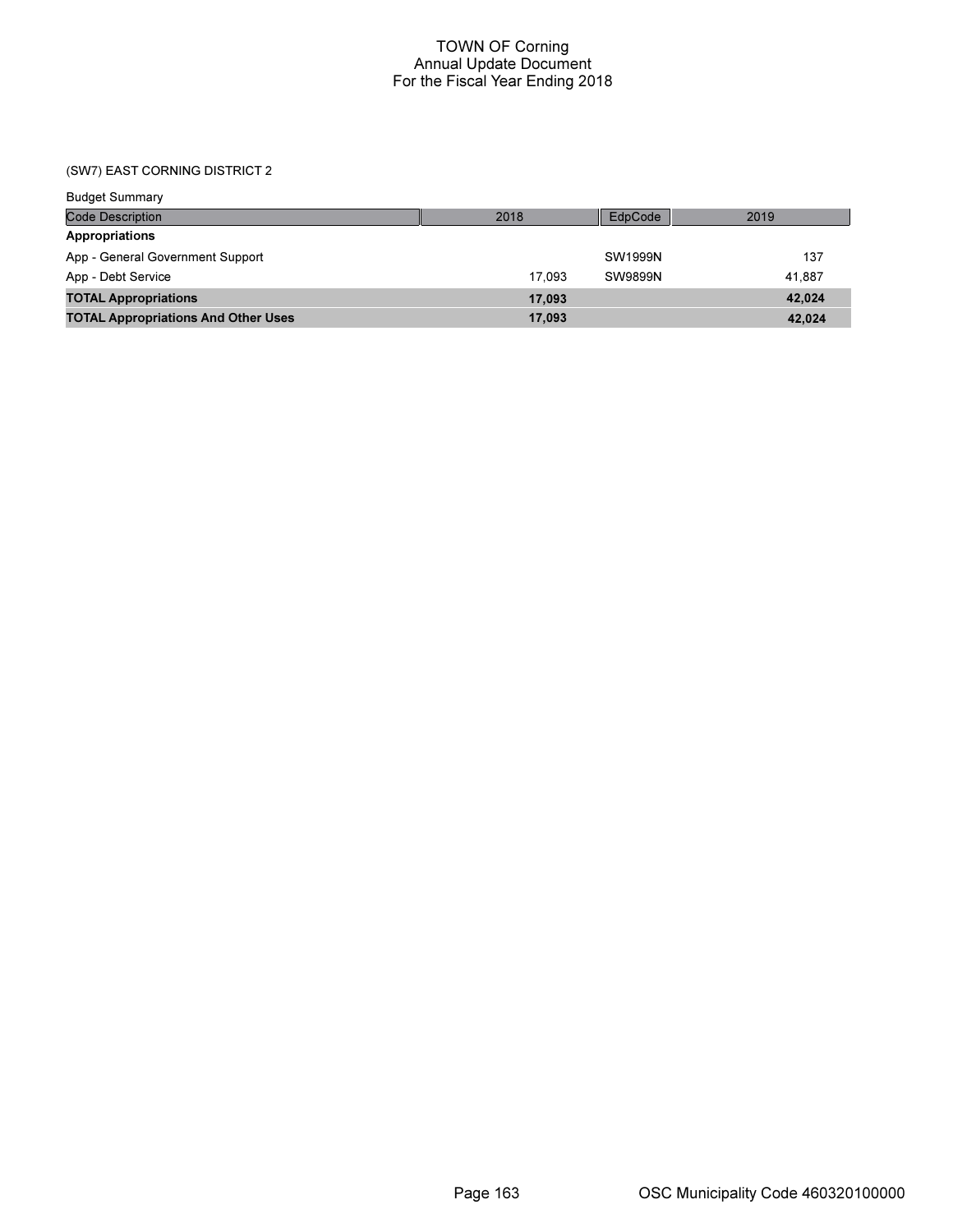# TOWN OF Corning
## Annual Update Document
## For the Fiscal Year Ending 2018

### (SW7) EAST CORNING DISTRICT 2

Budget Summary

| Code Description | 2018 | EdpCode | 2019 |
|---|---|---|---|
| **Appropriations** | | | |
| App - General Government Support | | SW1999N | 137 |
| App - Debt Service | 17,093 | SW9899N | 41,887 |
| **TOTAL Appropriations** | **17,093** | | **42,024** |
| **TOTAL Appropriations And Other Uses** | **17,093** | | **42,024** |

OSC Municipality Code 460320100000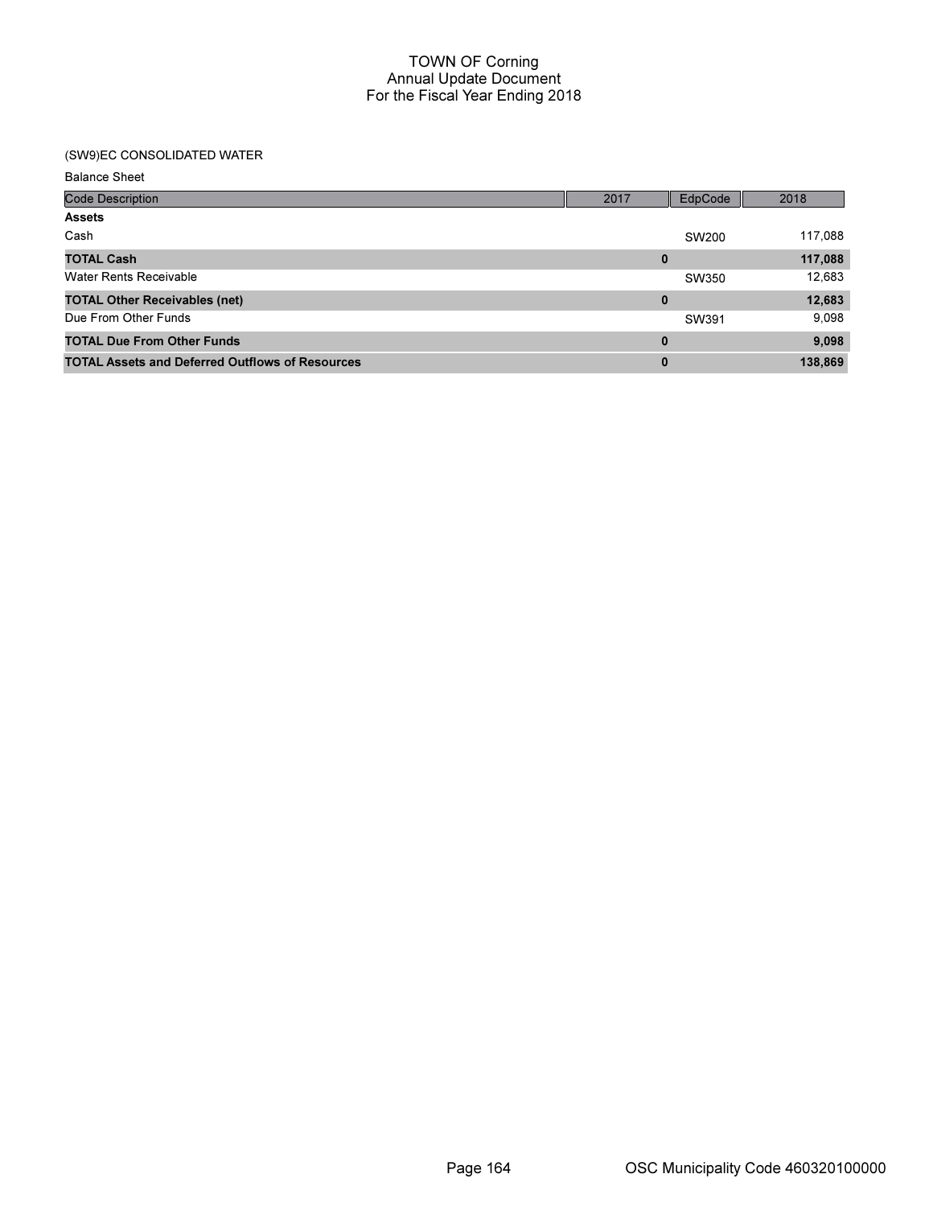# TOWN OF Corning
## Annual Update Document
## For the Fiscal Year Ending 2018

(SW9)EC CONSOLIDATED WATER

Balance Sheet

| Code Description | 2017 | EdpCode | 2018 |
|---|---|---|---|
| **Assets** | | | |
| Cash | | SW200 | 117,088 |
| **TOTAL Cash** | **0** | | **117,088** |
| Water Rents Receivable | | SW350 | 12,683 |
| **TOTAL Other Receivables (net)** | **0** | | **12,683** |
| Due From Other Funds | | SW391 | 9,098 |
| **TOTAL Due From Other Funds** | **0** | | **9,098** |
| **TOTAL Assets and Deferred Outflows of Resources** | **0** | | **138,869** |

OSC Municipality Code 460320100000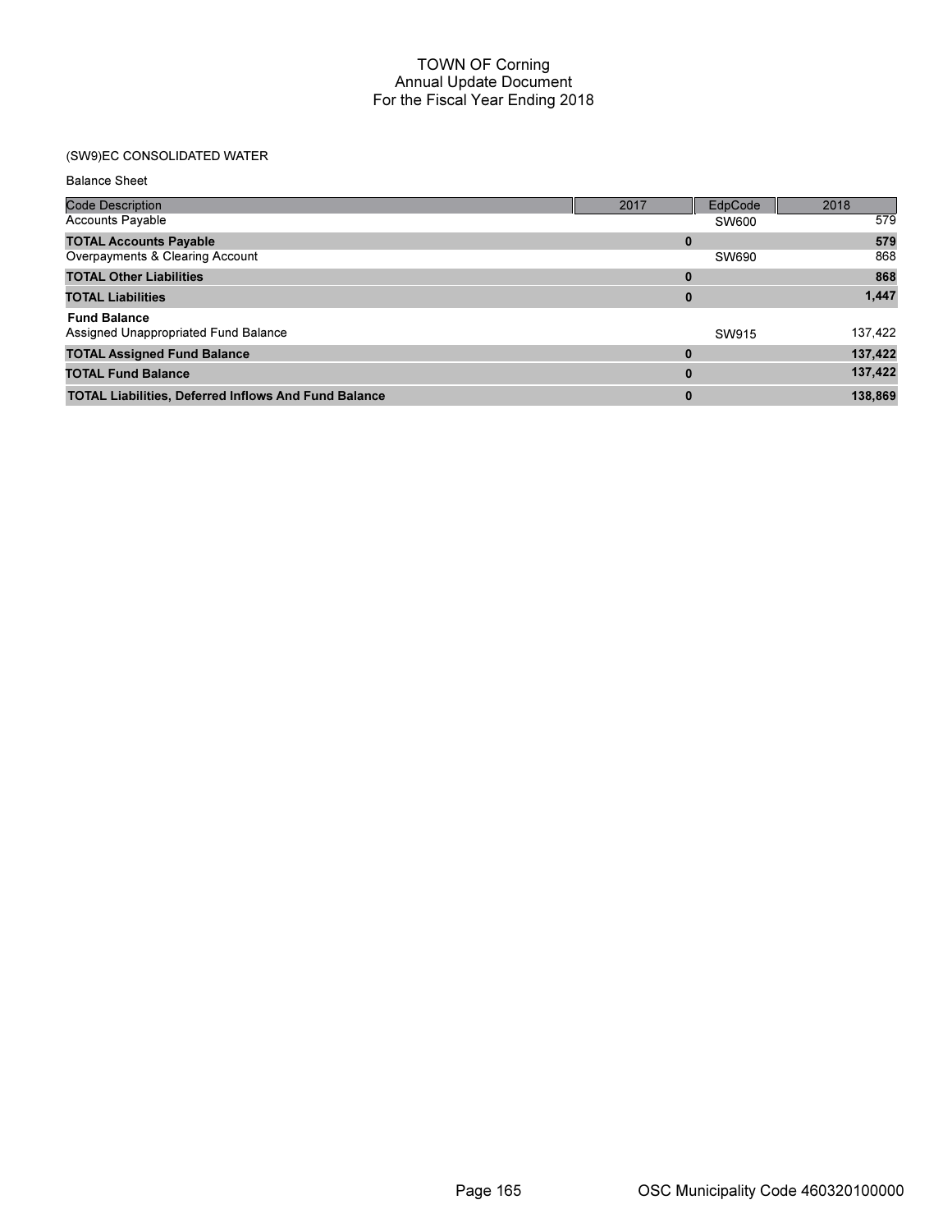# TOWN OF Corning
## Annual Update Document
## For the Fiscal Year Ending 2018

(SW9)EC CONSOLIDATED WATER

Balance Sheet

| Code Description | 2017 | EdpCode | 2018 |
|---|---|---|---|
| Accounts Payable | | SW600 | 579 |
| **TOTAL Accounts Payable** | **0** | | **579** |
| Overpayments & Clearing Account | | SW690 | 868 |
| **TOTAL Other Liabilities** | **0** | | **868** |
| **TOTAL Liabilities** | **0** | | **1,447** |
| **Fund Balance** | | | |
| Assigned Unappropriated Fund Balance | | SW915 | 137,422 |
| **TOTAL Assigned Fund Balance** | **0** | | **137,422** |
| **TOTAL Fund Balance** | **0** | | **137,422** |
| **TOTAL Liabilities, Deferred Inflows And Fund Balance** | **0** | | **138,869** |

OSC Municipality Code 460320100000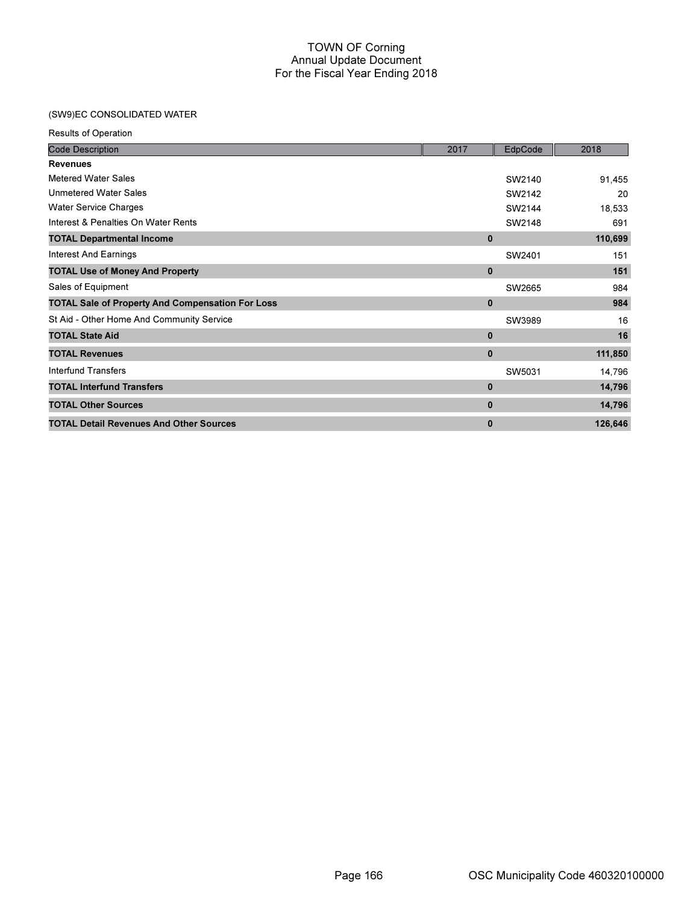# TOWN OF Corning
## Annual Update Document
## For the Fiscal Year Ending 2018

(SW9)EC CONSOLIDATED WATER

Results of Operation

| Code Description | 2017 | EdpCode | 2018 |
|---|---|---|---|
| **Revenues** | | | |
| Metered Water Sales | | SW2140 | 91,455 |
| Unmetered Water Sales | | SW2142 | 20 |
| Water Service Charges | | SW2144 | 18,533 |
| Interest & Penalties On Water Rents | | SW2148 | 691 |
| **TOTAL Departmental Income** | **0** | | **110,699** |
| Interest And Earnings | | SW2401 | 151 |
| **TOTAL Use of Money And Property** | **0** | | **151** |
| Sales of Equipment | | SW2665 | 984 |
| **TOTAL Sale of Property And Compensation For Loss** | **0** | | **984** |
| St Aid - Other Home And Community Service | | SW3989 | 16 |
| **TOTAL State Aid** | **0** | | **16** |
| **TOTAL Revenues** | **0** | | **111,850** |
| Interfund Transfers | | SW5031 | 14,796 |
| **TOTAL Interfund Transfers** | **0** | | **14,796** |
| **TOTAL Other Sources** | **0** | | **14,796** |
| **TOTAL Detail Revenues And Other Sources** | **0** | | **126,646** |

OSC Municipality Code 460320100000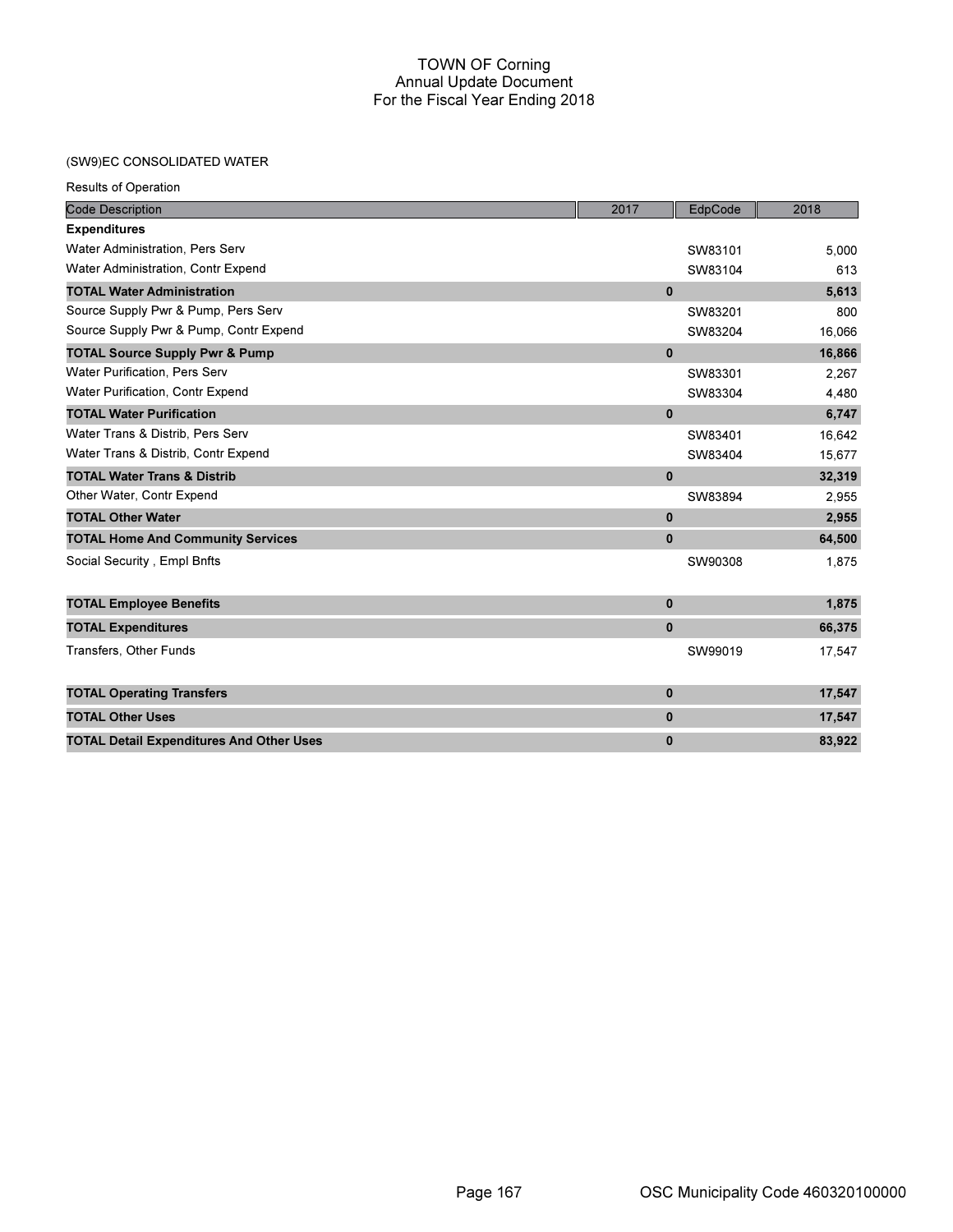# TOWN OF Corning
## Annual Update Document
## For the Fiscal Year Ending 2018

(SW9)EC CONSOLIDATED WATER

Results of Operation

| Code Description | 2017 | EdpCode | 2018 |
|---|---|---|---|
| **Expenditures** | | | |
| Water Administration, Pers Serv | | SW83101 | 5,000 |
| Water Administration, Contr Expend | | SW83104 | 613 |
| **TOTAL Water Administration** | **0** | | **5,613** |
| Source Supply Pwr & Pump, Pers Serv | | SW83201 | 800 |
| Source Supply Pwr & Pump, Contr Expend | | SW83204 | 16,066 |
| **TOTAL Source Supply Pwr & Pump** | **0** | | **16,866** |
| Water Purification, Pers Serv | | SW83301 | 2,267 |
| Water Purification, Contr Expend | | SW83304 | 4,480 |
| **TOTAL Water Purification** | **0** | | **6,747** |
| Water Trans & Distrib, Pers Serv | | SW83401 | 16,642 |
| Water Trans & Distrib, Contr Expend | | SW83404 | 15,677 |
| **TOTAL Water Trans & Distrib** | **0** | | **32,319** |
| Other Water, Contr Expend | | SW83894 | 2,955 |
| **TOTAL Other Water** | **0** | | **2,955** |
| **TOTAL Home And Community Services** | **0** | | **64,500** |
| Social Security , Empl Bnfts | | SW90308 | 1,875 |
| **TOTAL Employee Benefits** | **0** | | **1,875** |
| **TOTAL Expenditures** | **0** | | **66,375** |
| Transfers, Other Funds | | SW99019 | 17,547 |
| **TOTAL Operating Transfers** | **0** | | **17,547** |
| **TOTAL Other Uses** | **0** | | **17,547** |
| **TOTAL Detail Expenditures And Other Uses** | **0** | | **83,922** |

OSC Municipality Code 460320100000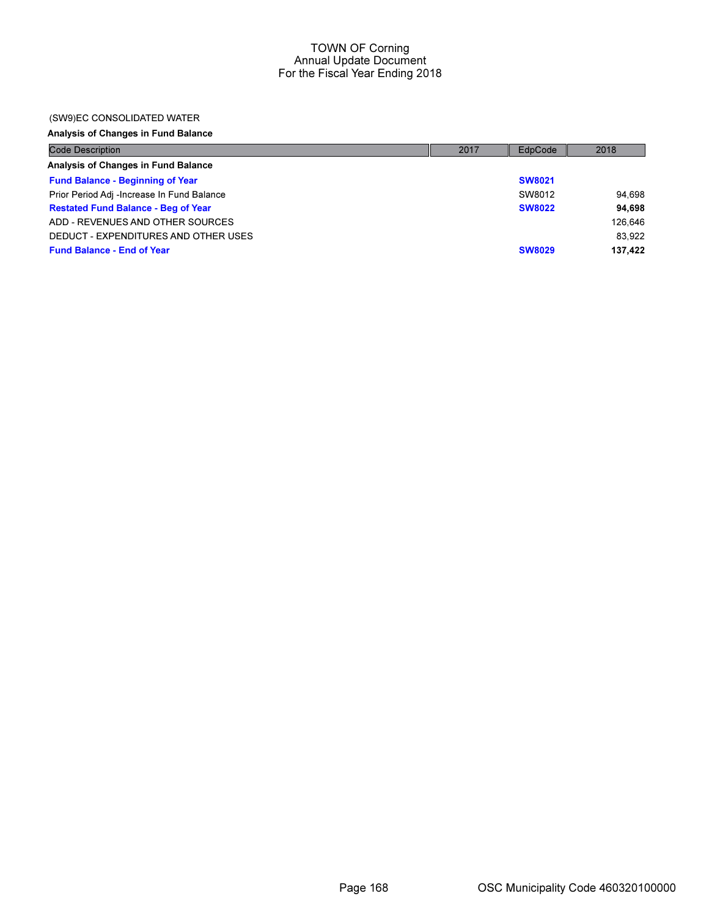# TOWN OF Corning
## Annual Update Document
## For the Fiscal Year Ending 2018

(SW9)EC CONSOLIDATED WATER

**Analysis of Changes in Fund Balance**

| Code Description | 2017 | EdpCode | 2018 |
|---|---|---|---|
| **Analysis of Changes in Fund Balance** | | | |
| **Fund Balance - Beginning of Year** | | **SW8021** | |
| Prior Period Adj -Increase In Fund Balance | | SW8012 | 94,698 |
| **Restated Fund Balance - Beg of Year** | | **SW8022** | **94,698** |
| ADD - REVENUES AND OTHER SOURCES | | | 126,646 |
| DEDUCT - EXPENDITURES AND OTHER USES | | | 83,922 |
| **Fund Balance - End of Year** | | **SW8029** | **137,422** |

OSC Municipality Code 460320100000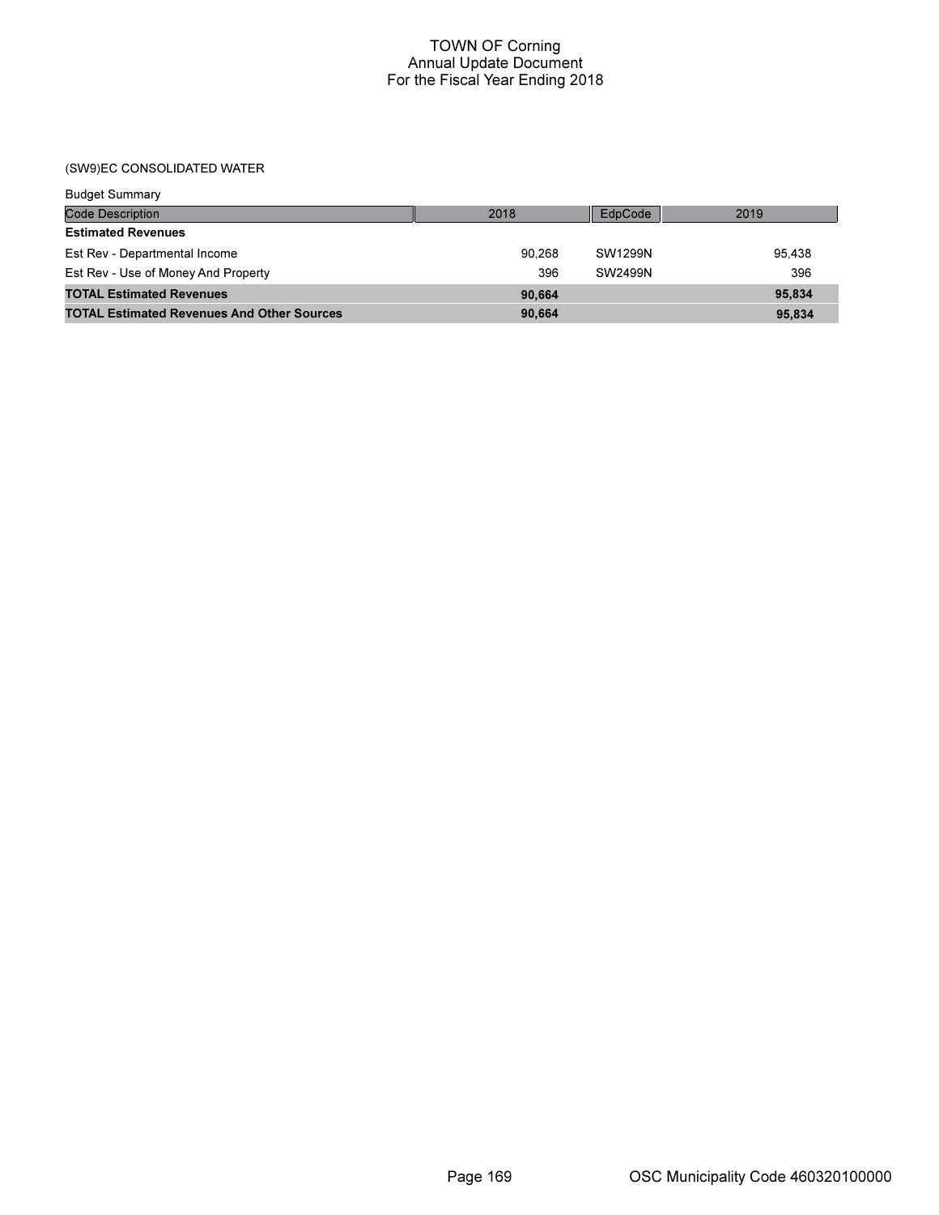# TOWN OF Corning
## Annual Update Document
## For the Fiscal Year Ending 2018

### (SW9)EC CONSOLIDATED WATER

Budget Summary

| Code Description | 2018 | EdpCode | 2019 |
|---|---|---|---|
| **Estimated Revenues** | | | |
| Est Rev - Departmental Income | 90,268 | SW1299N | 95,438 |
| Est Rev - Use of Money And Property | 396 | SW2499N | 396 |
| **TOTAL Estimated Revenues** | **90,664** | | **95,834** |
| **TOTAL Estimated Revenues And Other Sources** | **90,664** | | **95,834** |

OSC Municipality Code 460320100000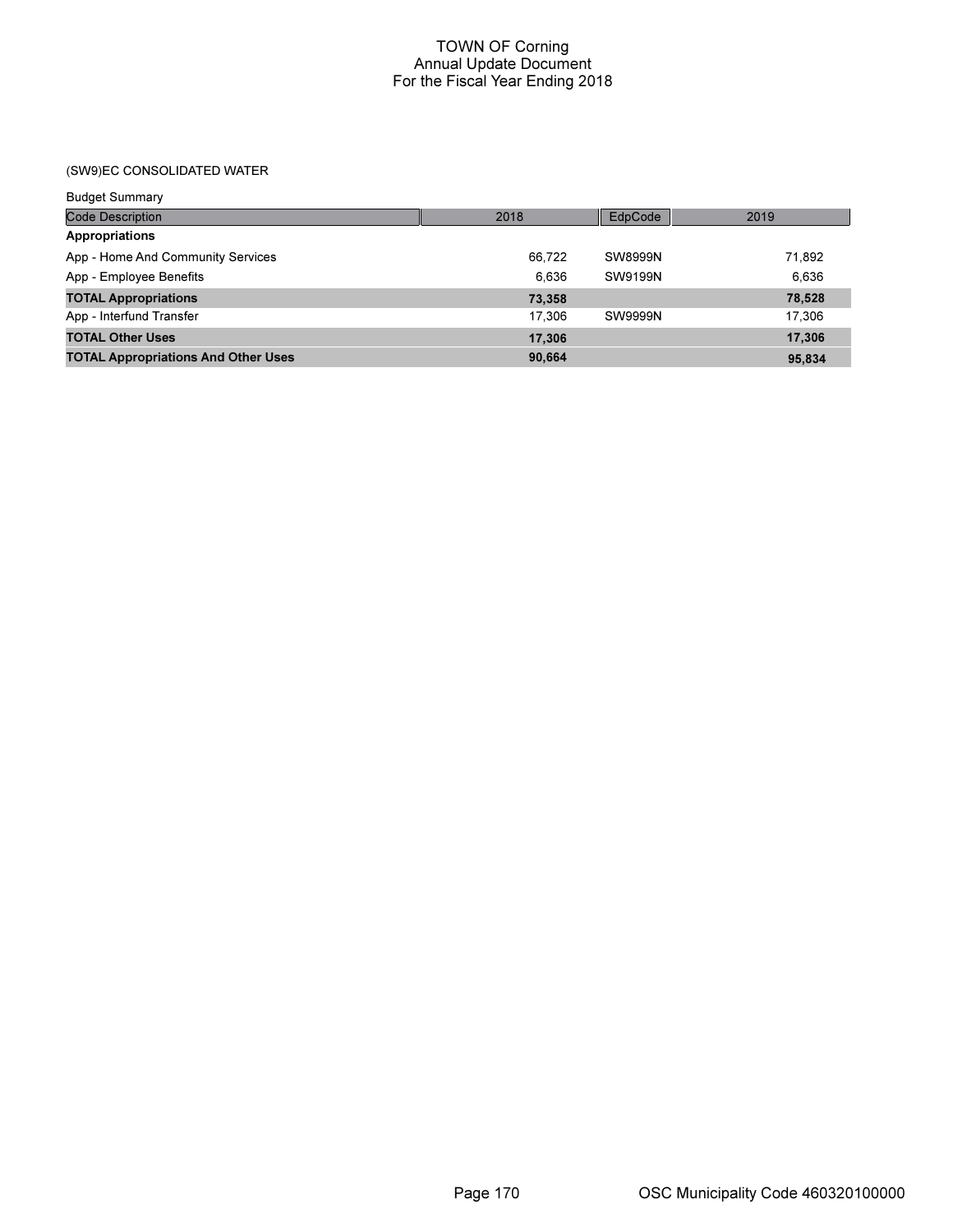# TOWN OF Corning
## Annual Update Document
## For the Fiscal Year Ending 2018

### (SW9)EC CONSOLIDATED WATER

Budget Summary

| Code Description | 2018 | EdpCode | 2019 |
|---|---|---|---|
| **Appropriations** | | | |
| App - Home And Community Services | 66,722 | SW8999N | 71,892 |
| App - Employee Benefits | 6,636 | SW9199N | 6,636 |
| **TOTAL Appropriations** | **73,358** | | **78,528** |
| App - Interfund Transfer | 17,306 | SW9999N | 17,306 |
| **TOTAL Other Uses** | **17,306** | | **17,306** |
| **TOTAL Appropriations And Other Uses** | **90,664** | | **95,834** |

OSC Municipality Code 460320100000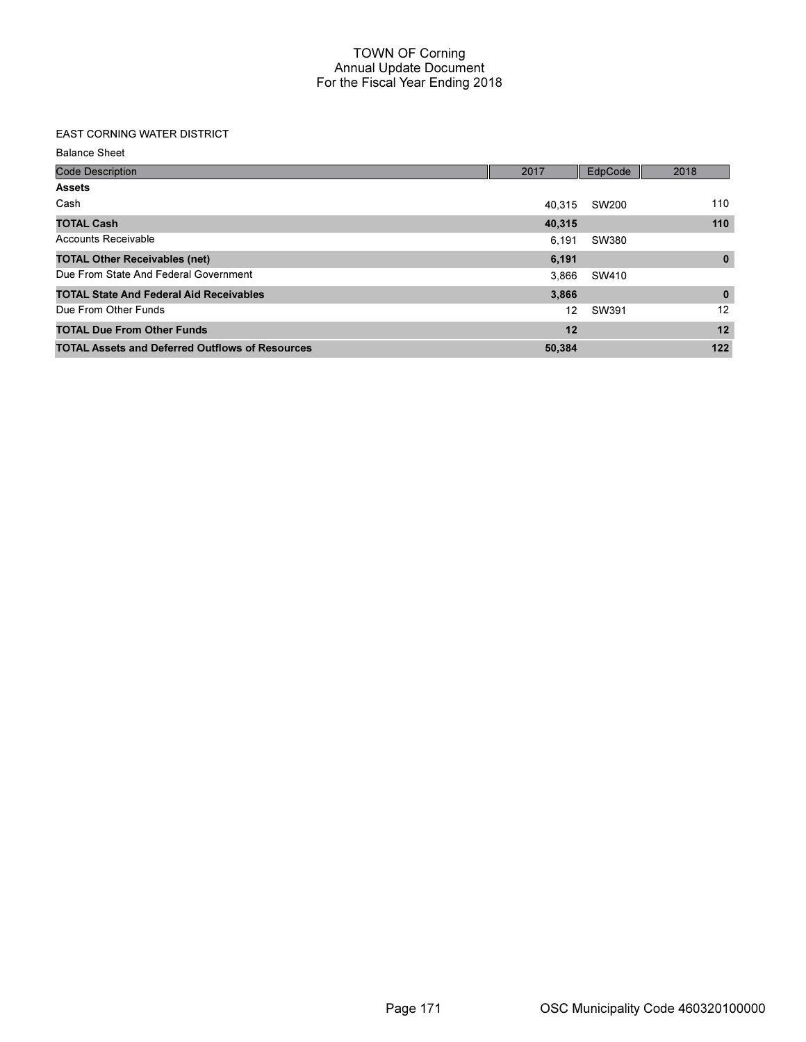# TOWN OF Corning
## Annual Update Document
## For the Fiscal Year Ending 2018

### EAST CORNING WATER DISTRICT

Balance Sheet

| Code Description | 2017 | EdpCode | 2018 |
|---|---|---|---|
| **Assets** | | | |
| Cash | 40,315 | SW200 | 110 |
| **TOTAL Cash** | **40,315** | | **110** |
| Accounts Receivable | 6,191 | SW380 | |
| **TOTAL Other Receivables (net)** | **6,191** | | **0** |
| Due From State And Federal Government | 3,866 | SW410 | |
| **TOTAL State And Federal Aid Receivables** | **3,866** | | **0** |
| Due From Other Funds | 12 | SW391 | 12 |
| **TOTAL Due From Other Funds** | **12** | | **12** |
| **TOTAL Assets and Deferred Outflows of Resources** | **50,384** | | **122** |

OSC Municipality Code 460320100000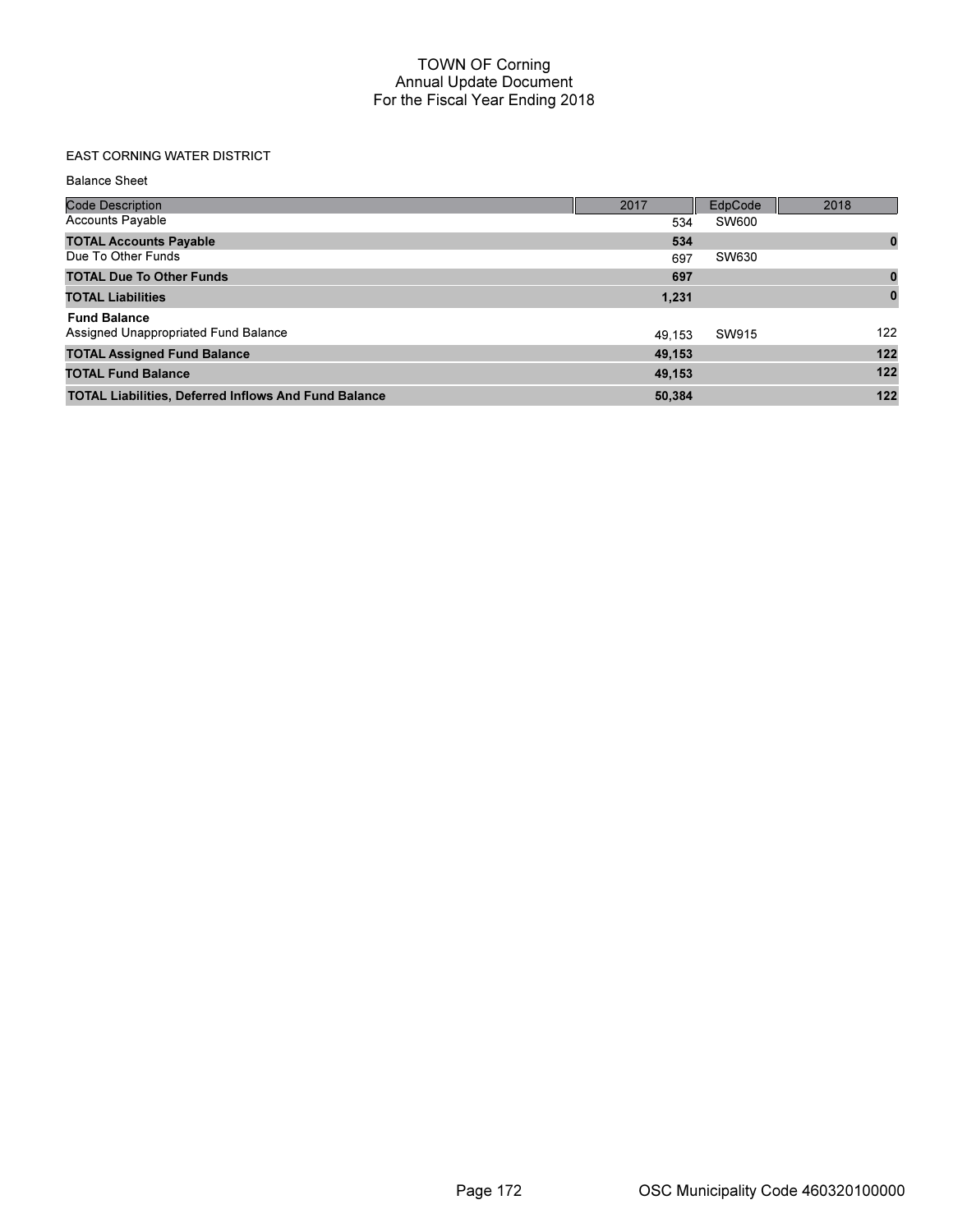# TOWN OF Corning
## Annual Update Document
## For the Fiscal Year Ending 2018

EAST CORNING WATER DISTRICT

Balance Sheet

| Code Description | 2017 | EdpCode | 2018 |
|---|---|---|---|
| Accounts Payable | 534 | SW600 | |
| **TOTAL Accounts Payable** | **534** | | **0** |
| Due To Other Funds | 697 | SW630 | |
| **TOTAL Due To Other Funds** | **697** | | **0** |
| **TOTAL Liabilities** | **1,231** | | **0** |
| **Fund Balance** | | | |
| Assigned Unappropriated Fund Balance | 49,153 | SW915 | 122 |
| **TOTAL Assigned Fund Balance** | **49,153** | | **122** |
| **TOTAL Fund Balance** | **49,153** | | **122** |
| **TOTAL Liabilities, Deferred Inflows And Fund Balance** | **50,384** | | **122** |

OSC Municipality Code 460320100000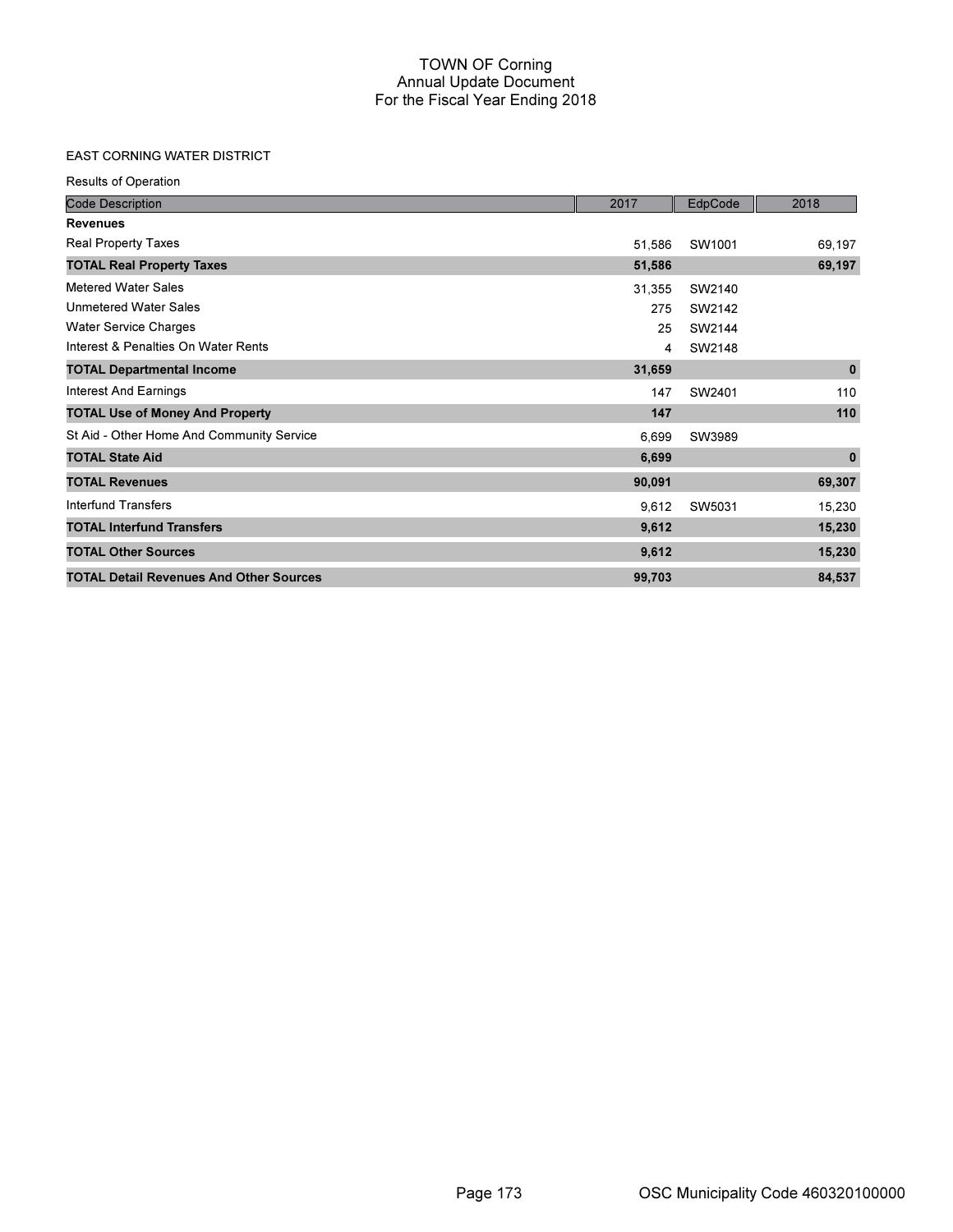# TOWN OF Corning
## Annual Update Document
## For the Fiscal Year Ending 2018

### EAST CORNING WATER DISTRICT

Results of Operation

| Code Description | 2017 | EdpCode | 2018 |
|---|---|---|---|
| **Revenues** | | | |
| Real Property Taxes | 51,586 | SW1001 | 69,197 |
| **TOTAL Real Property Taxes** | **51,586** | | **69,197** |
| Metered Water Sales | 31,355 | SW2140 | |
| Unmetered Water Sales | 275 | SW2142 | |
| Water Service Charges | 25 | SW2144 | |
| Interest & Penalties On Water Rents | 4 | SW2148 | |
| **TOTAL Departmental Income** | **31,659** | | **0** |
| Interest And Earnings | 147 | SW2401 | 110 |
| **TOTAL Use of Money And Property** | **147** | | **110** |
| St Aid - Other Home And Community Service | 6,699 | SW3989 | |
| **TOTAL State Aid** | **6,699** | | **0** |
| **TOTAL Revenues** | **90,091** | | **69,307** |
| Interfund Transfers | 9,612 | SW5031 | 15,230 |
| **TOTAL Interfund Transfers** | **9,612** | | **15,230** |
| **TOTAL Other Sources** | **9,612** | | **15,230** |
| **TOTAL Detail Revenues And Other Sources** | **99,703** | | **84,537** |

OSC Municipality Code 460320100000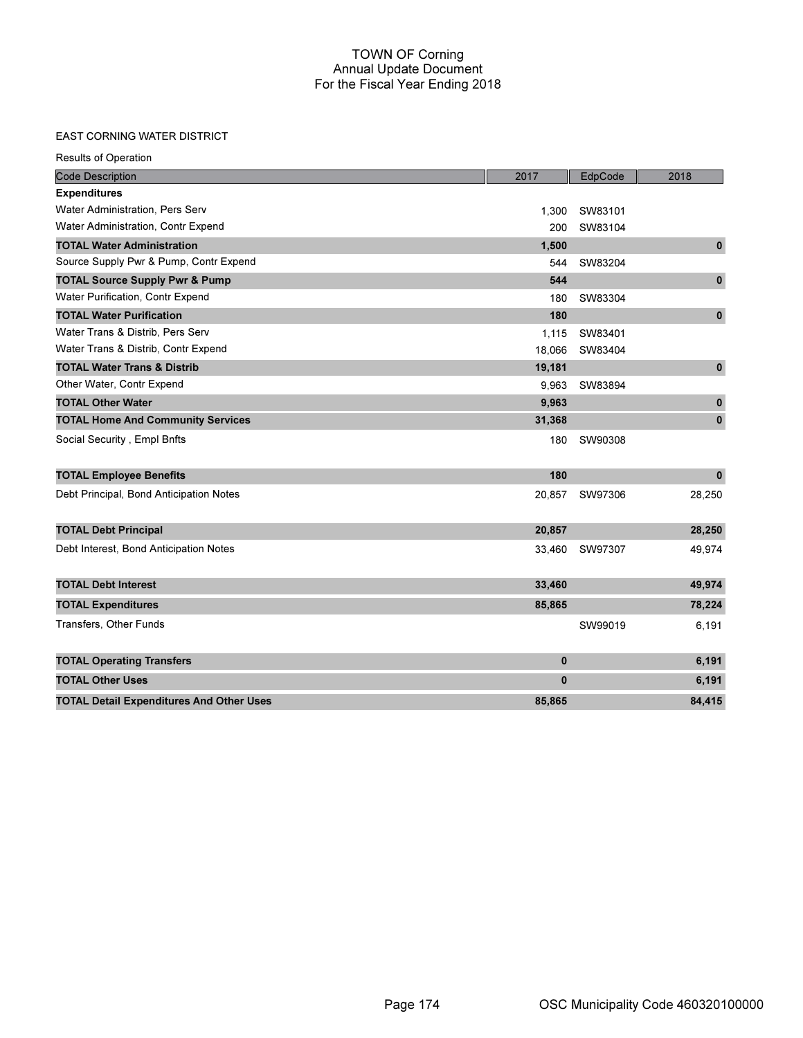# TOWN OF Corning
## Annual Update Document
## For the Fiscal Year Ending 2018

### EAST CORNING WATER DISTRICT

Results of Operation

| Code Description | 2017 | EdpCode | 2018 |
|---|---|---|---|
| **Expenditures** | | | |
| Water Administration, Pers Serv | 1,300 | SW83101 | |
| Water Administration, Contr Expend | 200 | SW83104 | |
| **TOTAL Water Administration** | **1,500** | | **0** |
| Source Supply Pwr & Pump, Contr Expend | 544 | SW83204 | |
| **TOTAL Source Supply Pwr & Pump** | **544** | | **0** |
| Water Purification, Contr Expend | 180 | SW83304 | |
| **TOTAL Water Purification** | **180** | | **0** |
| Water Trans & Distrib, Pers Serv | 1,115 | SW83401 | |
| Water Trans & Distrib, Contr Expend | 18,066 | SW83404 | |
| **TOTAL Water Trans & Distrib** | **19,181** | | **0** |
| Other Water, Contr Expend | 9,963 | SW83894 | |
| **TOTAL Other Water** | **9,963** | | **0** |
| **TOTAL Home And Community Services** | **31,368** | | **0** |
| Social Security , Empl Bnfts | 180 | SW90308 | |
| **TOTAL Employee Benefits** | **180** | | **0** |
| Debt Principal, Bond Anticipation Notes | 20,857 | SW97306 | 28,250 |
| **TOTAL Debt Principal** | **20,857** | | **28,250** |
| Debt Interest, Bond Anticipation Notes | 33,460 | SW97307 | 49,974 |
| **TOTAL Debt Interest** | **33,460** | | **49,974** |
| **TOTAL Expenditures** | **85,865** | | **78,224** |
| Transfers, Other Funds | | SW99019 | 6,191 |
| **TOTAL Operating Transfers** | **0** | | **6,191** |
| **TOTAL Other Uses** | **0** | | **6,191** |
| **TOTAL Detail Expenditures And Other Uses** | **85,865** | | **84,415** |

OSC Municipality Code 460320100000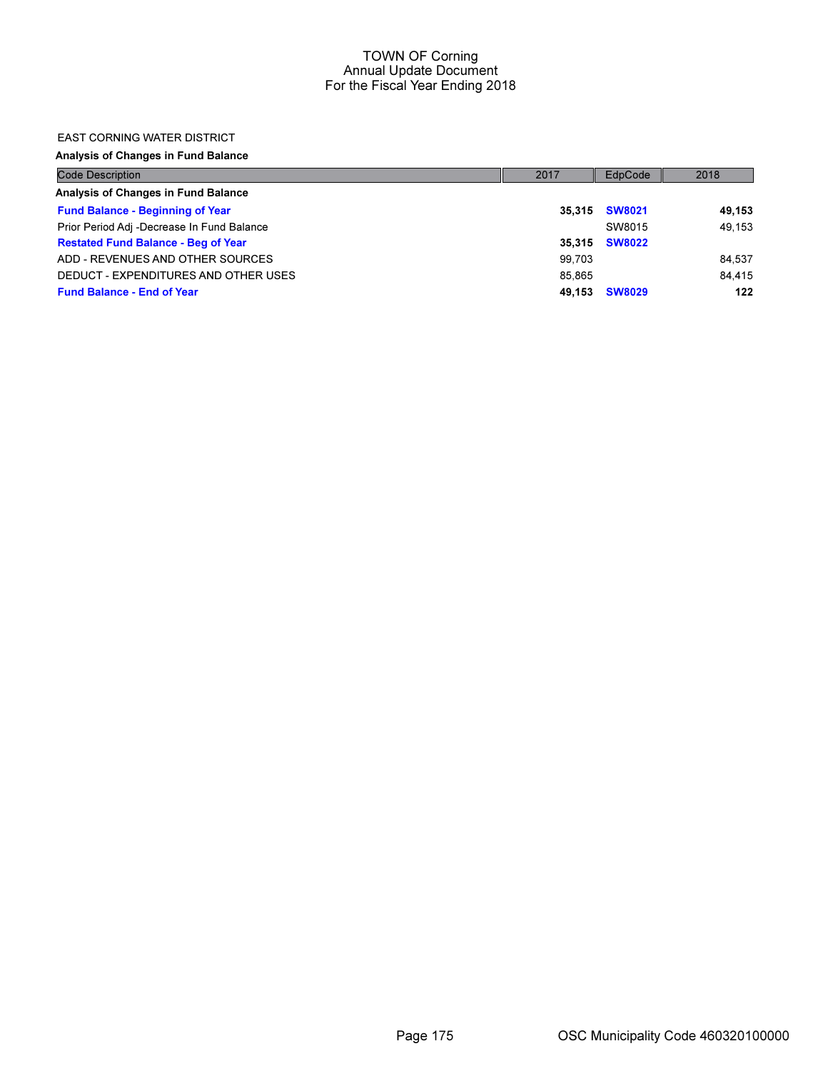# TOWN OF Corning
## Annual Update Document
## For the Fiscal Year Ending 2018

EAST CORNING WATER DISTRICT

**Analysis of Changes in Fund Balance**

| Code Description | 2017 | EdpCode | 2018 |
|---|---|---|---|
| **Analysis of Changes in Fund Balance** | | | |
| **Fund Balance - Beginning of Year** | **35,315** | **SW8021** | **49,153** |
| Prior Period Adj -Decrease In Fund Balance | | SW8015 | 49,153 |
| **Restated Fund Balance - Beg of Year** | **35,315** | **SW8022** | |
| ADD - REVENUES AND OTHER SOURCES | 99,703 | | 84,537 |
| DEDUCT - EXPENDITURES AND OTHER USES | 85,865 | | 84,415 |
| **Fund Balance - End of Year** | **49,153** | **SW8029** | **122** |

OSC Municipality Code 460320100000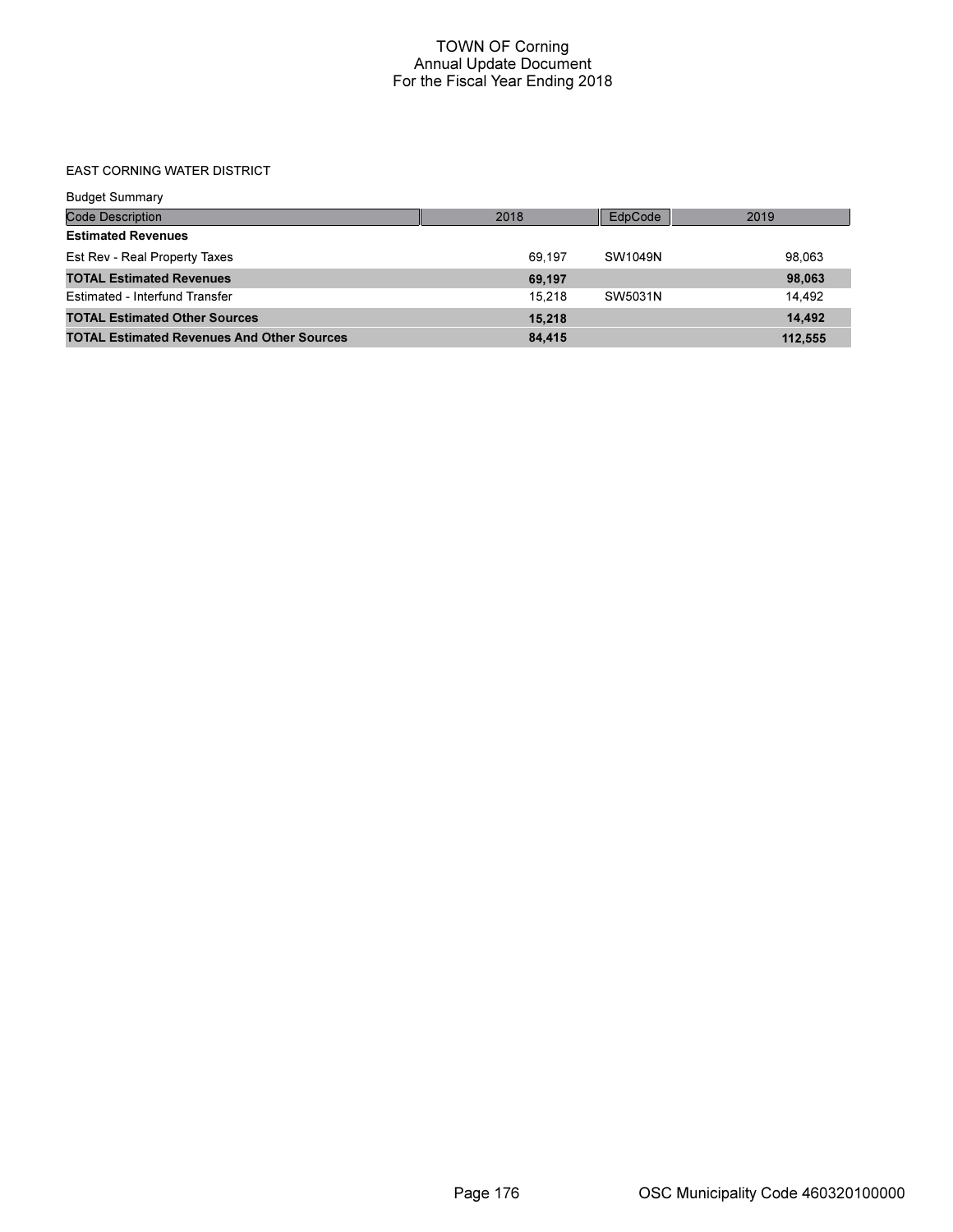# TOWN OF Corning
## Annual Update Document
## For the Fiscal Year Ending 2018

### EAST CORNING WATER DISTRICT

Budget Summary

| Code Description | 2018 | EdpCode | 2019 |
|---|---|---|---|
| **Estimated Revenues** | | | |
| Est Rev - Real Property Taxes | 69,197 | SW1049N | 98,063 |
| **TOTAL Estimated Revenues** | **69,197** | | **98,063** |
| Estimated - Interfund Transfer | 15,218 | SW5031N | 14,492 |
| **TOTAL Estimated Other Sources** | **15,218** | | **14,492** |
| **TOTAL Estimated Revenues And Other Sources** | **84,415** | | **112,555** |

OSC Municipality Code 460320100000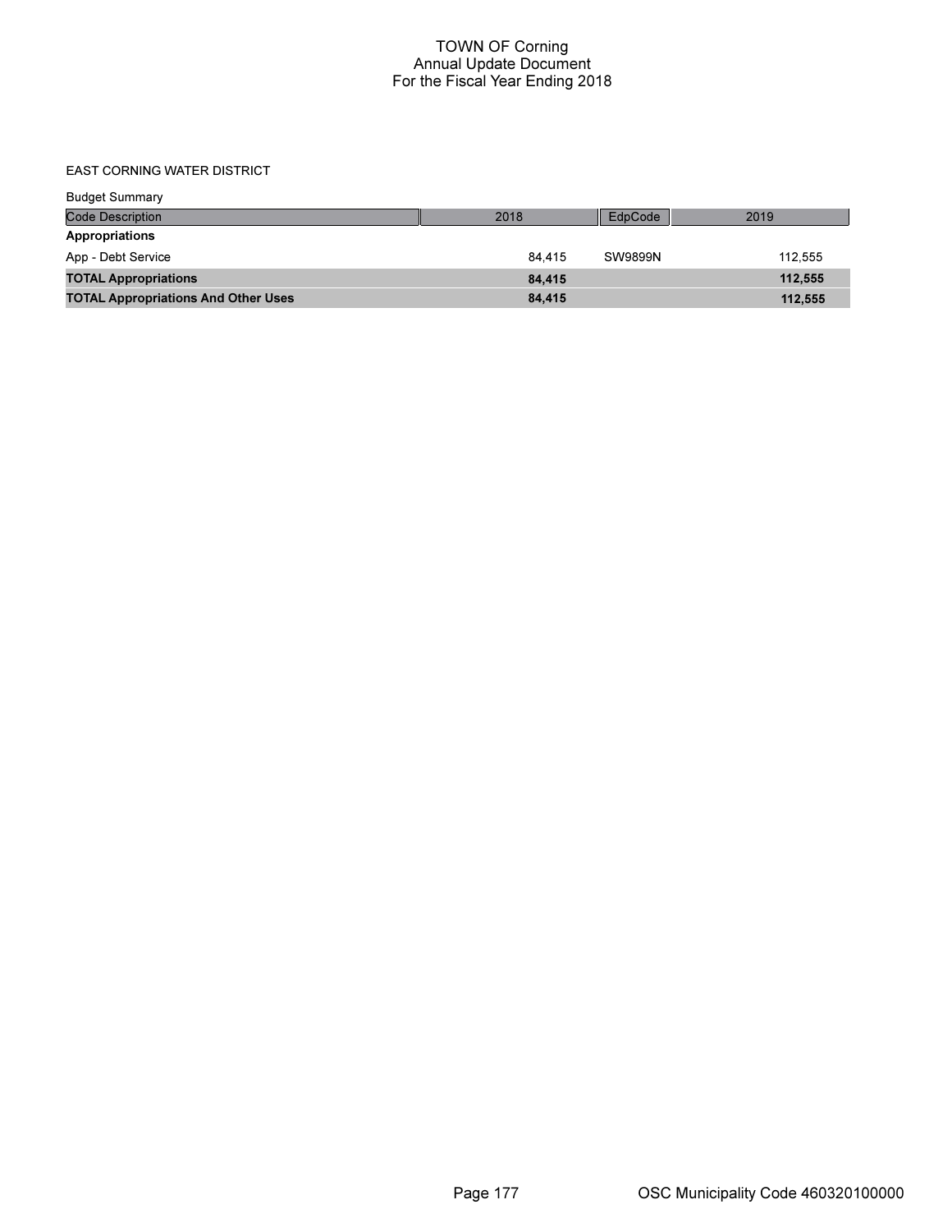# TOWN OF Corning
## Annual Update Document
## For the Fiscal Year Ending 2018

EAST CORNING WATER DISTRICT

Budget Summary

| Code Description | 2018 | EdpCode | 2019 |
|---|---|---|---|
| **Appropriations** | | | |
| App - Debt Service | 84,415 | SW9899N | 112,555 |
| **TOTAL Appropriations** | **84,415** | | **112,555** |
| **TOTAL Appropriations And Other Uses** | **84,415** | | **112,555** |

OSC Municipality Code 460320100000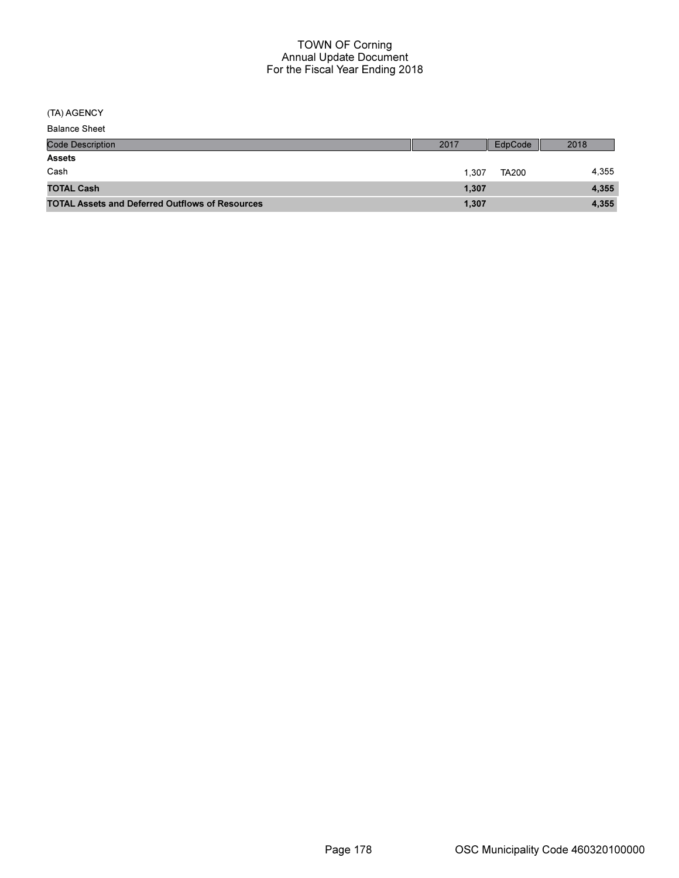# TOWN OF Corning
## Annual Update Document
## For the Fiscal Year Ending 2018

(TA) AGENCY

Balance Sheet

| Code Description | 2017 | EdpCode | 2018 |
|---|---|---|---|
| **Assets** | | | |
| Cash | 1,307 | TA200 | 4,355 |
| **TOTAL Cash** | **1,307** | | **4,355** |
| **TOTAL Assets and Deferred Outflows of Resources** | **1,307** | | **4,355** |

OSC Municipality Code 460320100000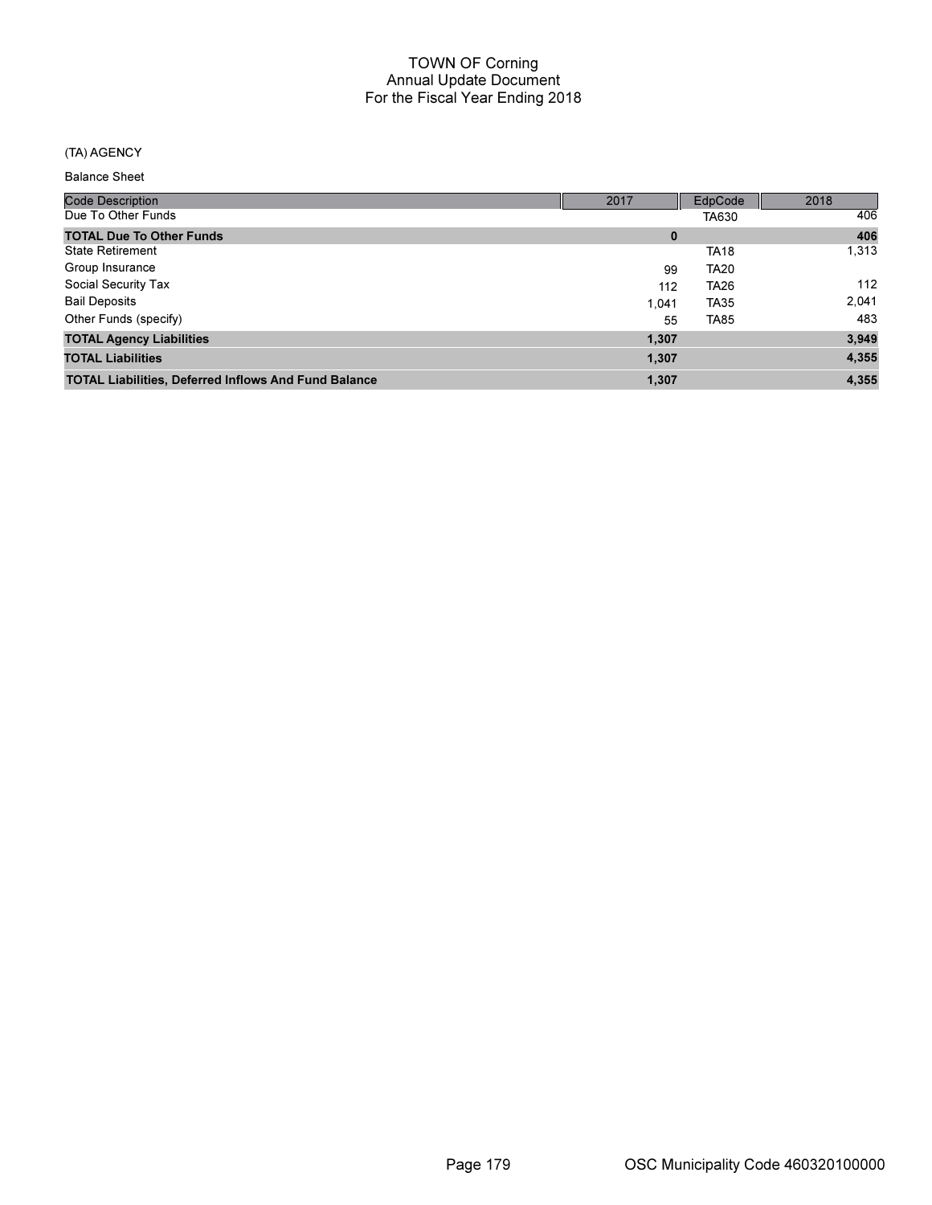TOWN OF Corning
Annual Update Document
For the Fiscal Year Ending 2018

(TA) AGENCY

Balance Sheet

| Code Description | 2017 | EdpCode | 2018 |
|---|---|---|---|
| Due To Other Funds | | TA630 | 406 |
| **TOTAL Due To Other Funds** | **0** | | **406** |
| State Retirement | | TA18 | 1,313 |
| Group Insurance | 99 | TA20 | |
| Social Security Tax | 112 | TA26 | 112 |
| Bail Deposits | 1,041 | TA35 | 2,041 |
| Other Funds (specify) | 55 | TA85 | 483 |
| **TOTAL Agency Liabilities** | **1,307** | | **3,949** |
| **TOTAL Liabilities** | **1,307** | | **4,355** |
| **TOTAL Liabilities, Deferred Inflows And Fund Balance** | **1,307** | | **4,355** |

OSC Municipality Code 460320100000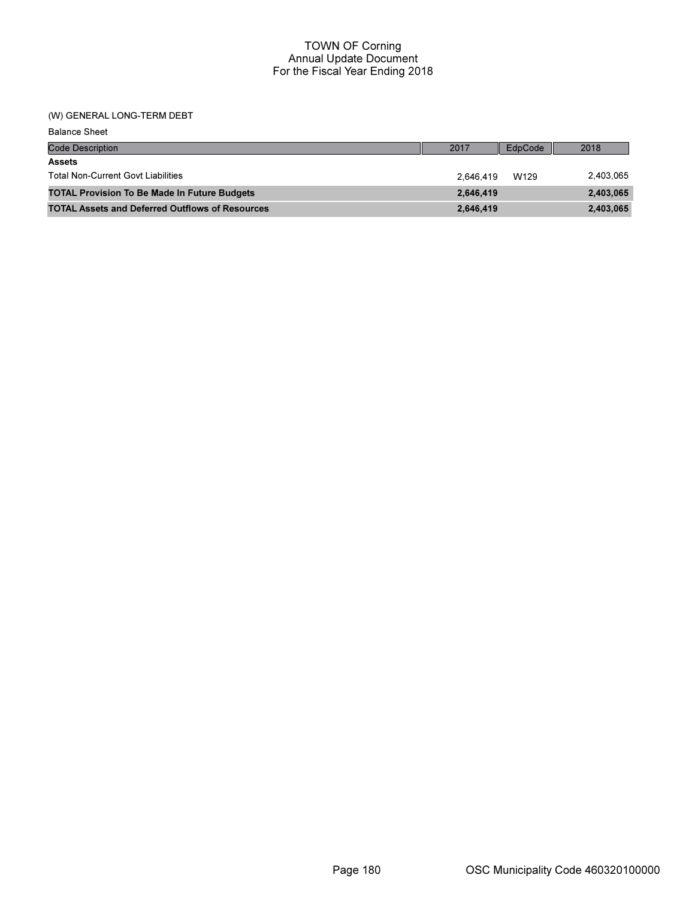(W) GENERAL LONG-TERM DEBT

Balance Sheet

| Code Description | 2017 | EdpCode | 2018 |
|---|---|---|---|
| **Assets** | | | |
| Total Non-Current Govt Liabilities | 2,646,419 | W129 | 2,403,065 |
| **TOTAL Provision To Be Made In Future Budgets** | **2,646,419** | | **2,403,065** |
| **TOTAL Assets and Deferred Outflows of Resources** | **2,646,419** | | **2,403,065** |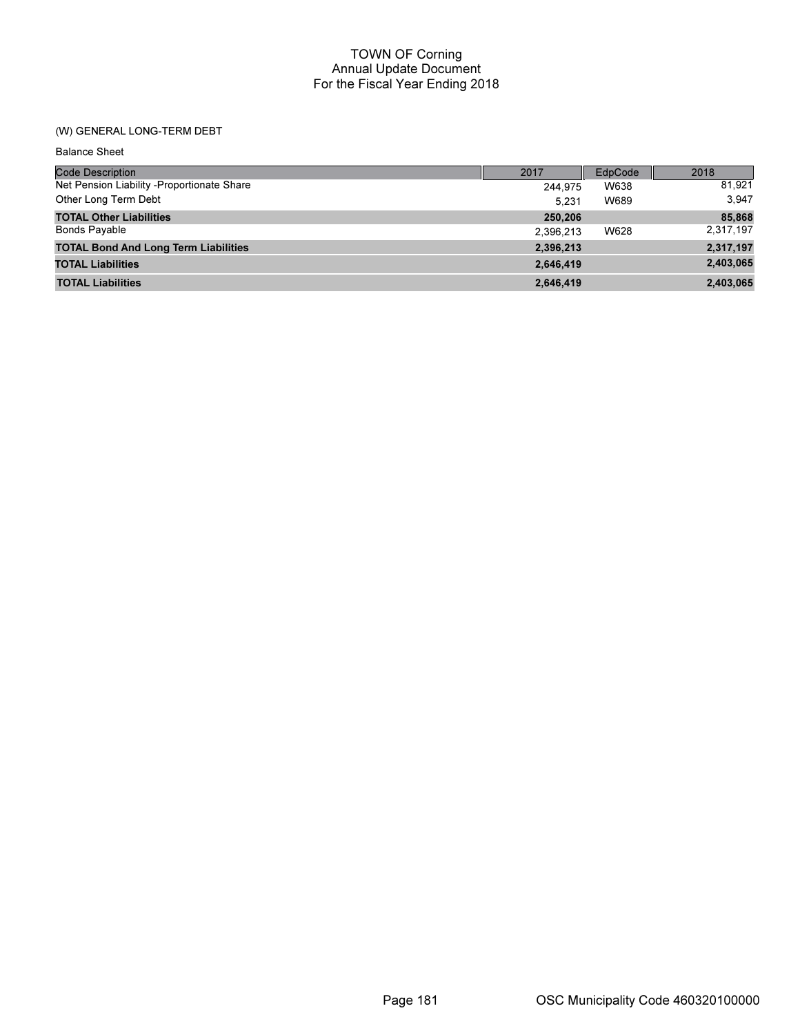# TOWN OF Corning
## Annual Update Document
## For the Fiscal Year Ending 2018

(W) GENERAL LONG-TERM DEBT

Balance Sheet

| Code Description | 2017 | EdpCode | 2018 |
|---|---|---|---|
| Net Pension Liability -Proportionate Share | 244,975 | W638 | 81,921 |
| Other Long Term Debt | 5,231 | W689 | 3,947 |
| **TOTAL Other Liabilities** | **250,206** | | **85,868** |
| Bonds Payable | 2,396,213 | W628 | 2,317,197 |
| **TOTAL Bond And Long Term Liabilities** | **2,396,213** | | **2,317,197** |
| **TOTAL Liabilities** | **2,646,419** | | **2,403,065** |
| **TOTAL Liabilities** | **2,646,419** | | **2,403,065** |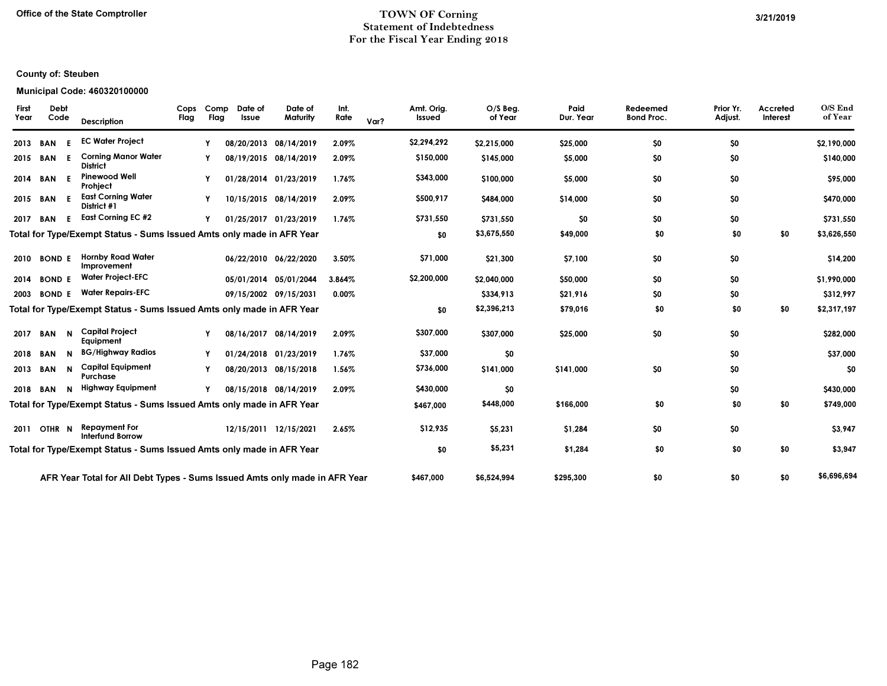Office of the State Comptroller

# TOWN OF Corning
## Statement of Indebtedness
## For the Fiscal Year Ending 2018

3/21/2019

**County of: Steuben**

**Municipal Code: 460320100000**

| First Year | Debt Code | | Description | Cops Flag | Comp Flag | Date of Issue | Date of Maturity | Int. Rate | Var? | Amt. Orig. Issued | O/S Beg. of Year | Paid Dur. Year | Redeemed Bond Proc. | Prior Yr. Adjust. | Accreted Interest | O/S End of Year |
|---|---|---|---|---|---|---|---|---|---|---|---|---|---|---|---|---|
| 2013 | BAN | E | EC Water Project | | Y | 08/20/2013 | 08/14/2019 | 2.09% | | $2,294,292 | $2,215,000 | $25,000 | $0 | $0 | | $2,190,000 |
| 2015 | BAN | E | Corning Manor Water District | | Y | 08/19/2015 | 08/14/2019 | 2.09% | | $150,000 | $145,000 | $5,000 | $0 | $0 | | $140,000 |
| 2014 | BAN | E | Pinewood Well Prohject | | Y | 01/28/2014 | 01/23/2019 | 1.76% | | $343,000 | $100,000 | $5,000 | $0 | $0 | | $95,000 |
| 2015 | BAN | E | East Corning Water District #1 | | Y | 10/15/2015 | 08/14/2019 | 2.09% | | $500,917 | $484,000 | $14,000 | $0 | $0 | | $470,000 |
| 2017 | BAN | E | East Corning EC #2 | | Y | 01/25/2017 | 01/23/2019 | 1.76% | | $731,550 | $731,550 | $0 | $0 | $0 | | $731,550 |
| **Total for Type/Exempt Status - Sums Issued Amts only made in AFR Year** | | | | | | | | | | $0 | $3,675,550 | $49,000 | $0 | $0 | $0 | $3,626,550 |
| 2010 | BOND | E | Hornby Road Water Improvement | | | 06/22/2010 | 06/22/2020 | 3.50% | | $71,000 | $21,300 | $7,100 | $0 | $0 | | $14,200 |
| 2014 | BOND | E | Water Project-EFC | | | 05/01/2014 | 05/01/2044 | 3.864% | | $2,200,000 | $2,040,000 | $50,000 | $0 | $0 | | $1,990,000 |
| 2003 | BOND | E | Water Repairs-EFC | | | 09/15/2002 | 09/15/2031 | 0.00% | | | $334,913 | $21,916 | $0 | $0 | | $312,997 |
| **Total for Type/Exempt Status - Sums Issued Amts only made in AFR Year** | | | | | | | | | | $0 | $2,396,213 | $79,016 | $0 | $0 | $0 | $2,317,197 |
| 2017 | BAN | N | Capital Project Equipment | | Y | 08/16/2017 | 08/14/2019 | 2.09% | | $307,000 | $307,000 | $25,000 | $0 | $0 | | $282,000 |
| 2018 | BAN | N | BG/Highway Radios | | Y | 01/24/2018 | 01/23/2019 | 1.76% | | $37,000 | $0 | | | $0 | | $37,000 |
| 2013 | BAN | N | Capital Equipment Purchase | | Y | 08/20/2013 | 08/15/2018 | 1.56% | | $736,000 | $141,000 | $141,000 | $0 | $0 | | $0 |
| 2018 | BAN | N | Highway Equipment | | Y | 08/15/2018 | 08/14/2019 | 2.09% | | $430,000 | $0 | | | $0 | | $430,000 |
| **Total for Type/Exempt Status - Sums Issued Amts only made in AFR Year** | | | | | | | | | | $467,000 | $448,000 | $166,000 | $0 | $0 | $0 | $749,000 |
| 2011 | OTHR | N | Repayment For Interfund Borrow | | | 12/15/2011 | 12/15/2021 | 2.65% | | $12,935 | $5,231 | $1,284 | $0 | $0 | | $3,947 |
| **Total for Type/Exempt Status - Sums Issued Amts only made in AFR Year** | | | | | | | | | | $0 | $5,231 | $1,284 | $0 | $0 | $0 | $3,947 |
| **AFR Year Total for All Debt Types - Sums Issued Amts only made in AFR Year** | | | | | | | | | | $467,000 | $6,524,994 | $295,300 | $0 | $0 | $0 | $6,696,694 |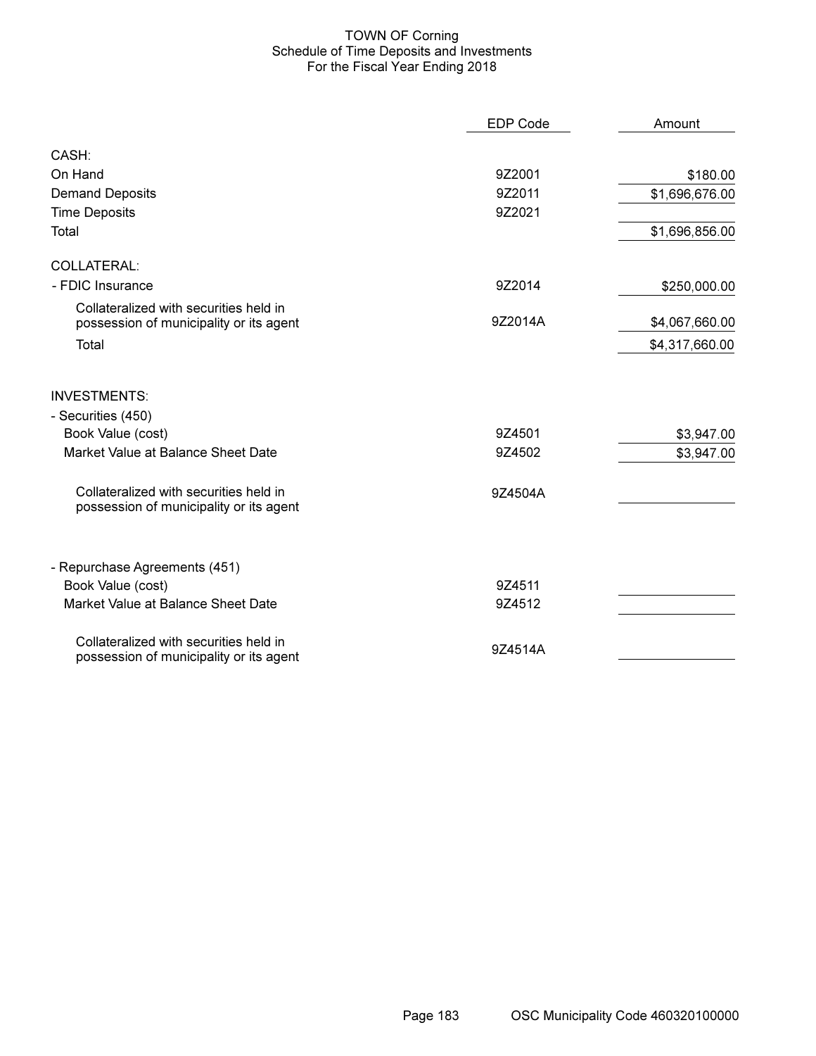# TOWN OF Corning
## Schedule of Time Deposits and Investments
### For the Fiscal Year Ending 2018

| | EDP Code | Amount |
|---|---|---|
| **CASH:** | | |
| On Hand | 9Z2001 | $180.00 |
| Demand Deposits | 9Z2011 | $1,696,676.00 |
| Time Deposits | 9Z2021 | |
| Total | | $1,696,856.00 |
| **COLLATERAL:** | | |
| - FDIC Insurance | 9Z2014 | $250,000.00 |
| Collateralized with securities held in possession of municipality or its agent | 9Z2014A | $4,067,660.00 |
| Total | | $4,317,660.00 |
| **INVESTMENTS:** | | |
| - Securities (450) | | |
| Book Value (cost) | 9Z4501 | $3,947.00 |
| Market Value at Balance Sheet Date | 9Z4502 | $3,947.00 |
| Collateralized with securities held in possession of municipality or its agent | 9Z4504A | |
| - Repurchase Agreements (451) | | |
| Book Value (cost) | 9Z4511 | |
| Market Value at Balance Sheet Date | 9Z4512 | |
| Collateralized with securities held in possession of municipality or its agent | 9Z4514A | |

OSC Municipality Code 460320100000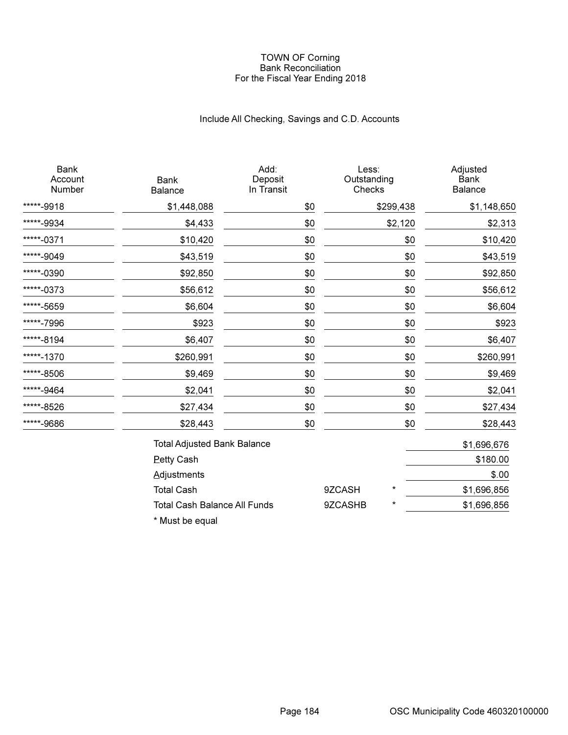# TOWN OF Corning
## Bank Reconciliation
### For the Fiscal Year Ending 2018

Include All Checking, Savings and C.D. Accounts

| Bank Account Number | Bank Balance | Add: Deposit In Transit | Less: Outstanding Checks | Adjusted Bank Balance |
|---|---|---|---|---|
| *****-9918 | $1,448,088 | $0 | $299,438 | $1,148,650 |
| *****-9934 | $4,433 | $0 | $2,120 | $2,313 |
| *****-0371 | $10,420 | $0 | $0 | $10,420 |
| *****-9049 | $43,519 | $0 | $0 | $43,519 |
| *****-0390 | $92,850 | $0 | $0 | $92,850 |
| *****-0373 | $56,612 | $0 | $0 | $56,612 |
| *****-5659 | $6,604 | $0 | $0 | $6,604 |
| *****-7996 | $923 | $0 | $0 | $923 |
| *****-8194 | $6,407 | $0 | $0 | $6,407 |
| *****-1370 | $260,991 | $0 | $0 | $260,991 |
| *****-8506 | $9,469 | $0 | $0 | $9,469 |
| *****-9464 | $2,041 | $0 | $0 | $2,041 |
| *****-8526 | $27,434 | $0 | $0 | $27,434 |
| *****-9686 | $28,443 | $0 | $0 | $28,443 |

| | | | |
|---|---|---|---|
| Total Adjusted Bank Balance | | | $1,696,676 |
| Petty Cash | | | $180.00 |
| Adjustments | | | $.00 |
| Total Cash | 9ZCASH | * | $1,696,856 |
| Total Cash Balance All Funds | 9ZCASHB | * | $1,696,856 |

* Must be equal

OSC Municipality Code 460320100000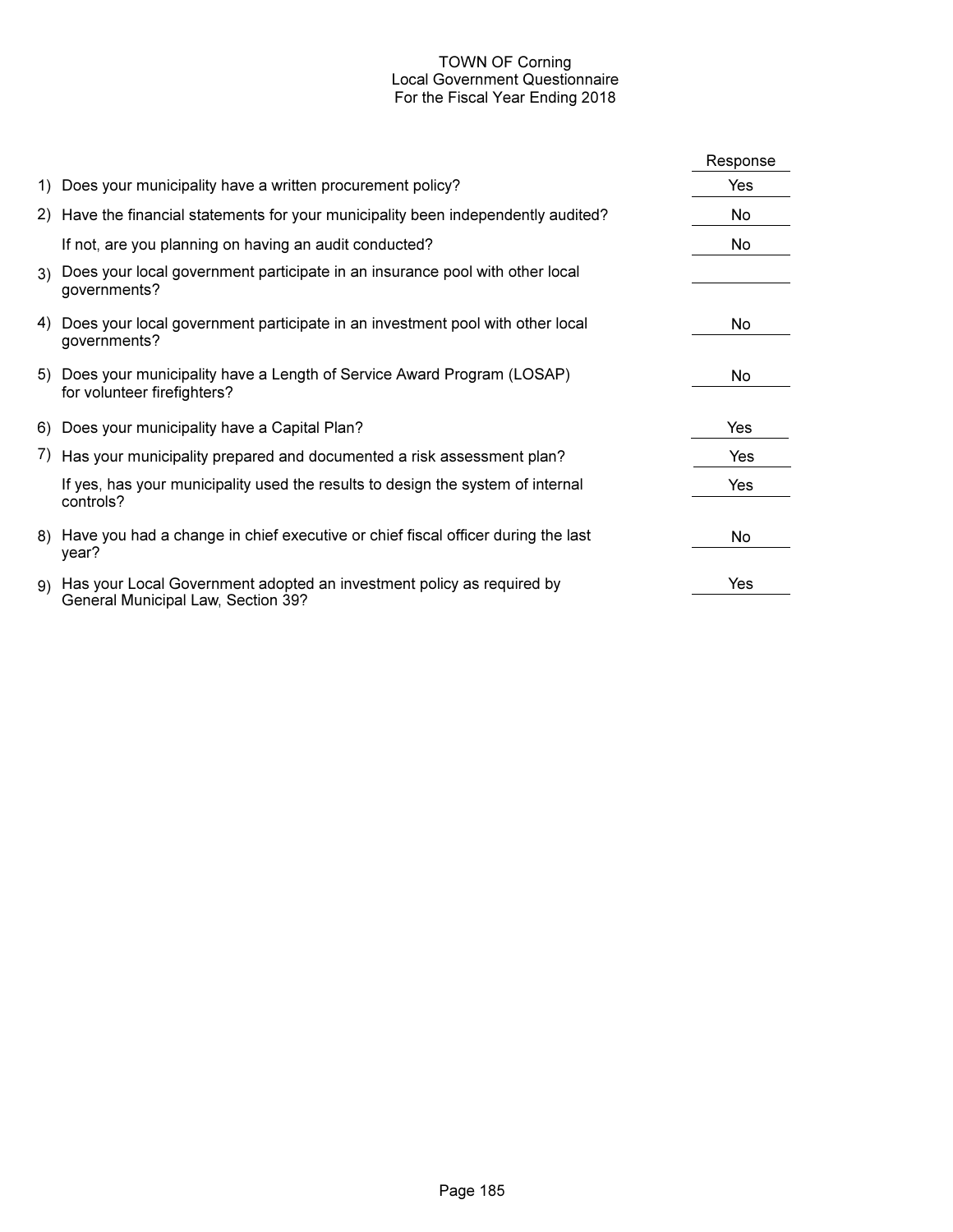# TOWN OF Corning
## Local Government Questionnaire
### For the Fiscal Year Ending 2018

| | Question | Response |
|---|---|---|
| 1) | Does your municipality have a written procurement policy? | Yes |
| 2) | Have the financial statements for your municipality been independently audited? | No |
| | If not, are you planning on having an audit conducted? | No |
| 3) | Does your local government participate in an insurance pool with other local governments? | |
| 4) | Does your local government participate in an investment pool with other local governments? | No |
| 5) | Does your municipality have a Length of Service Award Program (LOSAP) for volunteer firefighters? | No |
| 6) | Does your municipality have a Capital Plan? | Yes |
| 7) | Has your municipality prepared and documented a risk assessment plan? | Yes |
| | If yes, has your municipality used the results to design the system of internal controls? | Yes |
| 8) | Have you had a change in chief executive or chief fiscal officer during the last year? | No |
| 9) | Has your Local Government adopted an investment policy as required by General Municipal Law, Section 39? | Yes |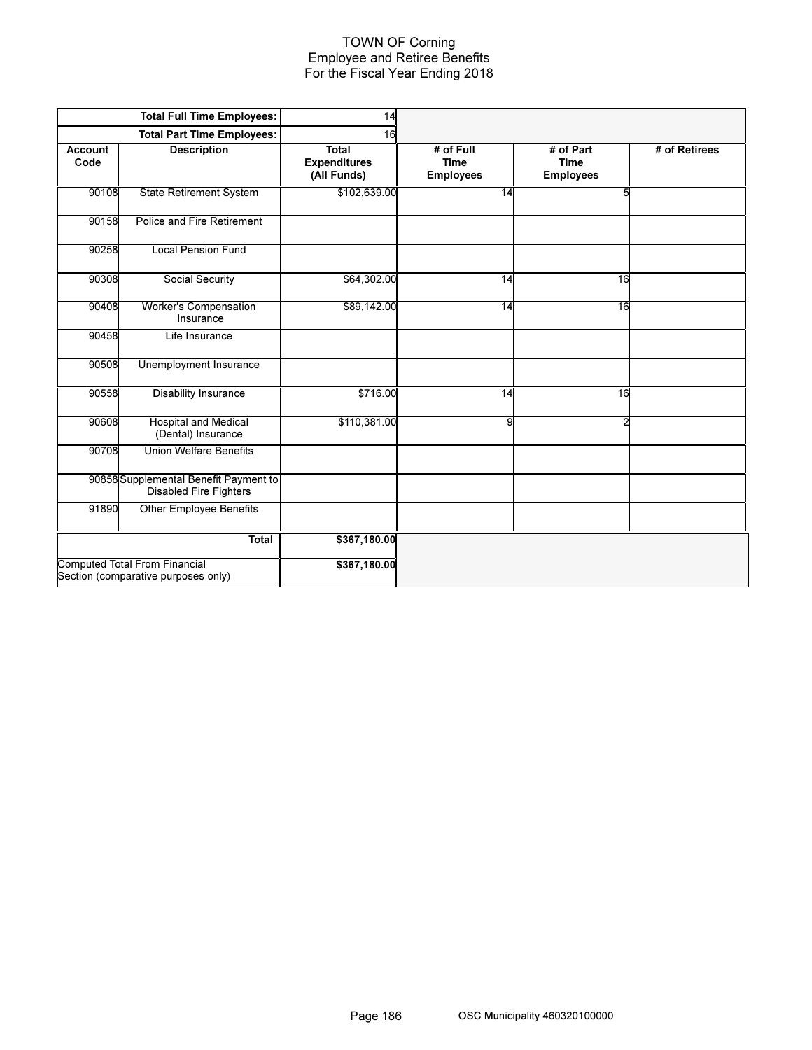# TOWN OF Corning
## Employee and Retiree Benefits
### For the Fiscal Year Ending 2018

| | Total Full Time Employees: | 14 | | | |
|---|---|---|---|---|---|
| | **Total Part Time Employees:** | 16 | | | |
| **Account Code** | **Description** | **Total Expenditures (All Funds)** | **# of Full Time Employees** | **# of Part Time Employees** | **# of Retirees** |
| 90108 | State Retirement System | $102,639.00 | 14 | 5 | |
| 90158 | Police and Fire Retirement | | | | |
| 90258 | Local Pension Fund | | | | |
| 90308 | Social Security | $64,302.00 | 14 | 16 | |
| 90408 | Worker's Compensation Insurance | $89,142.00 | 14 | 16 | |
| 90458 | Life Insurance | | | | |
| 90508 | Unemployment Insurance | | | | |
| 90558 | Disability Insurance | $716.00 | 14 | 16 | |
| 90608 | Hospital and Medical (Dental) Insurance | $110,381.00 | 9 | 2 | |
| 90708 | Union Welfare Benefits | | | | |
| 90858 | Supplemental Benefit Payment to Disabled Fire Fighters | | | | |
| 91890 | Other Employee Benefits | | | | |
| | **Total** | **$367,180.00** | | | |
| Computed Total From Financial Section (comparative purposes only) | | **$367,180.00** | | | |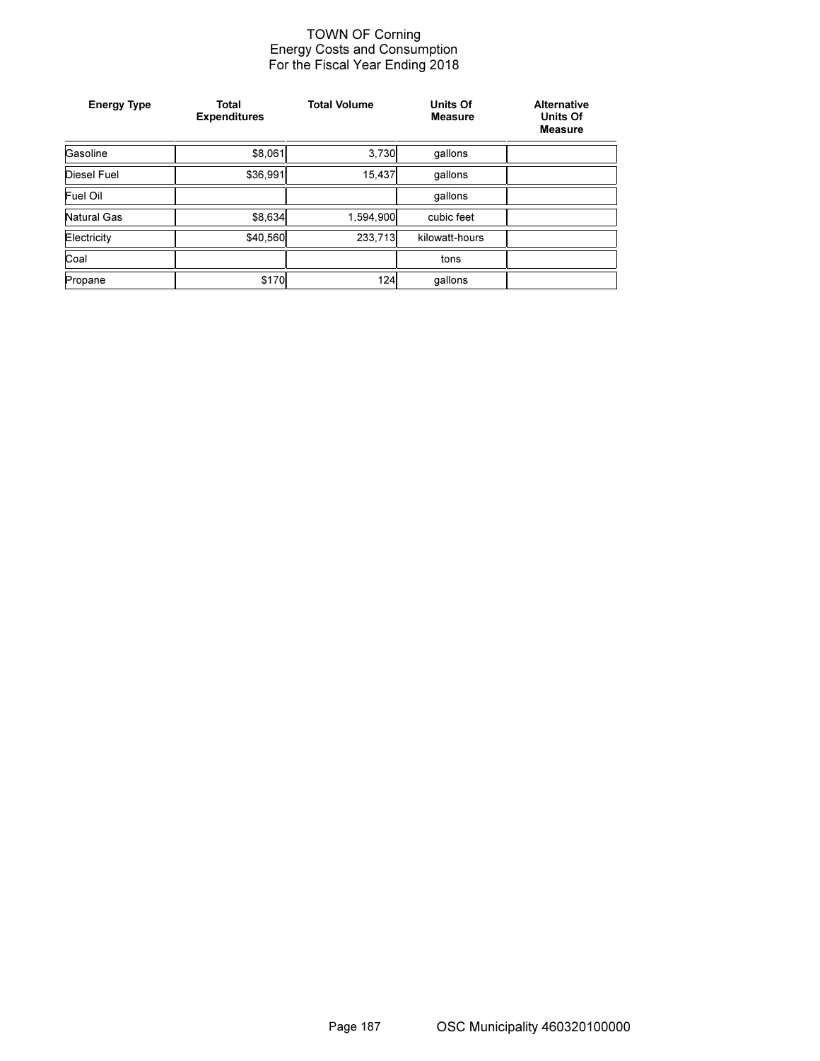# TOWN OF Corning
## Energy Costs and Consumption
## For the Fiscal Year Ending 2018

| Energy Type | Total Expenditures | Total Volume | Units Of Measure | Alternative Units Of Measure |
|---|---|---|---|---|
| Gasoline | $8,061 | 3,730 | gallons | |
| Diesel Fuel | $36,991 | 15,437 | gallons | |
| Fuel Oil | | | gallons | |
| Natural Gas | $8,634 | 1,594,900 | cubic feet | |
| Electricity | $40,560 | 233,713 | kilowatt-hours | |
| Coal | | | tons | |
| Propane | $170 | 124 | gallons | |

OSC Municipality 460320100000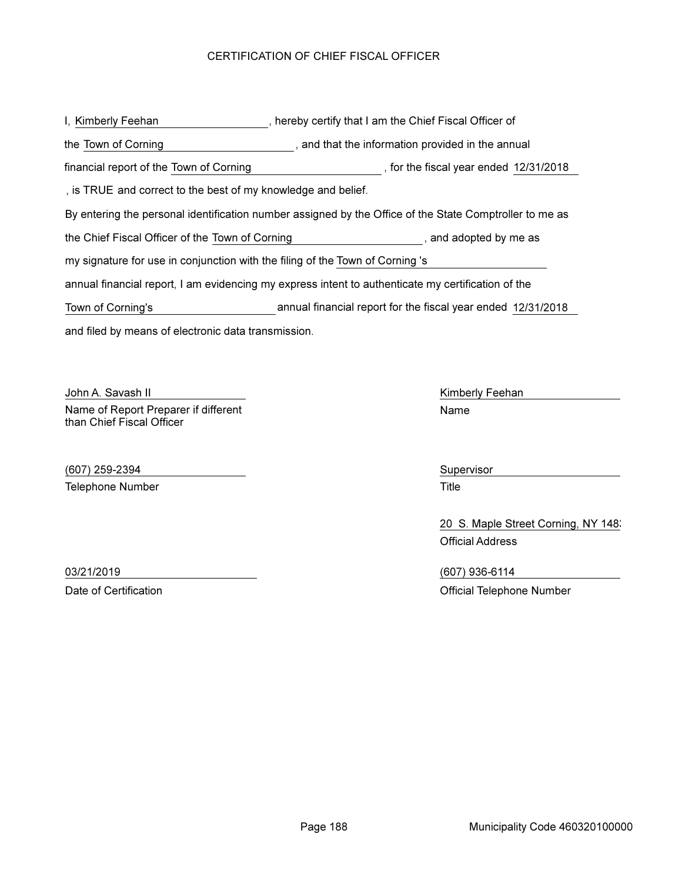# CERTIFICATION OF CHIEF FISCAL OFFICER

I, Kimberly Feehan, hereby certify that I am the Chief Fiscal Officer of the Town of Corning, and that the information provided in the annual financial report of the Town of Corning, for the fiscal year ended 12/31/2018, is TRUE and correct to the best of my knowledge and belief.

By entering the personal identification number assigned by the Office of the State Comptroller to me as the Chief Fiscal Officer of the Town of Corning, and adopted by me as my signature for use in conjunction with the filing of the Town of Corning 's annual financial report, I am evidencing my express intent to authenticate my certification of the Town of Corning's annual financial report for the fiscal year ended 12/31/2018 and filed by means of electronic data transmission.

John A. Savash II
Name of Report Preparer if different than Chief Fiscal Officer

(607) 259-2394
Telephone Number

03/21/2019
Date of Certification

Kimberly Feehan
Name

Supervisor
Title

20 S. Maple Street Corning, NY 148
Official Address

(607) 936-6114
Official Telephone Number

Municipality Code 460320100000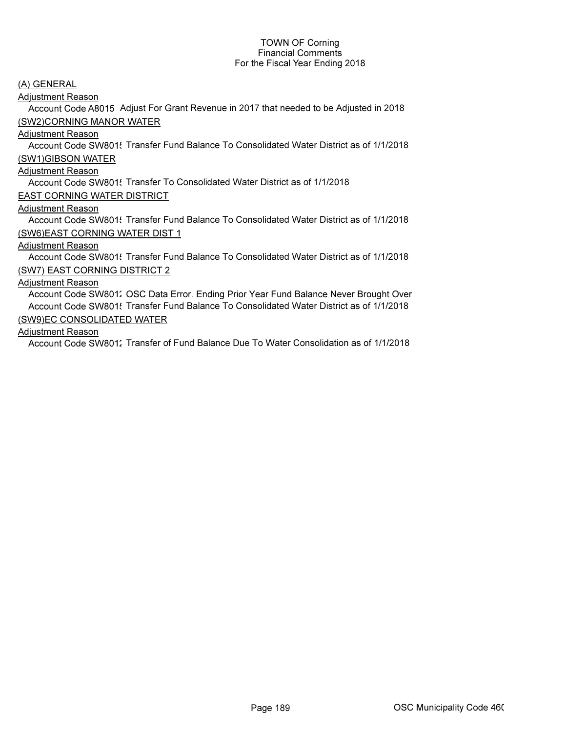TOWN OF Corning
Financial Comments
For the Fiscal Year Ending 2018

(A) GENERAL

Adjustment Reason

Account Code A8015 Adjust For Grant Revenue in 2017 that needed to be Adjusted in 2018

(SW2)CORNING MANOR WATER

Adjustment Reason

Account Code SW801: Transfer Fund Balance To Consolidated Water District as of 1/1/2018

(SW1)GIBSON WATER

Adjustment Reason

Account Code SW801: Transfer To Consolidated Water District as of 1/1/2018

EAST CORNING WATER DISTRICT

Adjustment Reason

Account Code SW801: Transfer Fund Balance To Consolidated Water District as of 1/1/2018

(SW6)EAST CORNING WATER DIST 1

Adjustment Reason

Account Code SW801: Transfer Fund Balance To Consolidated Water District as of 1/1/2018

(SW7) EAST CORNING DISTRICT 2

Adjustment Reason

Account Code SW801: OSC Data Error. Ending Prior Year Fund Balance Never Brought Over

Account Code SW801: Transfer Fund Balance To Consolidated Water District as of 1/1/2018

(SW9)EC CONSOLIDATED WATER

Adjustment Reason

Account Code SW801: Transfer of Fund Balance Due To Water Consolidation as of 1/1/2018

OSC Municipality Code 46(